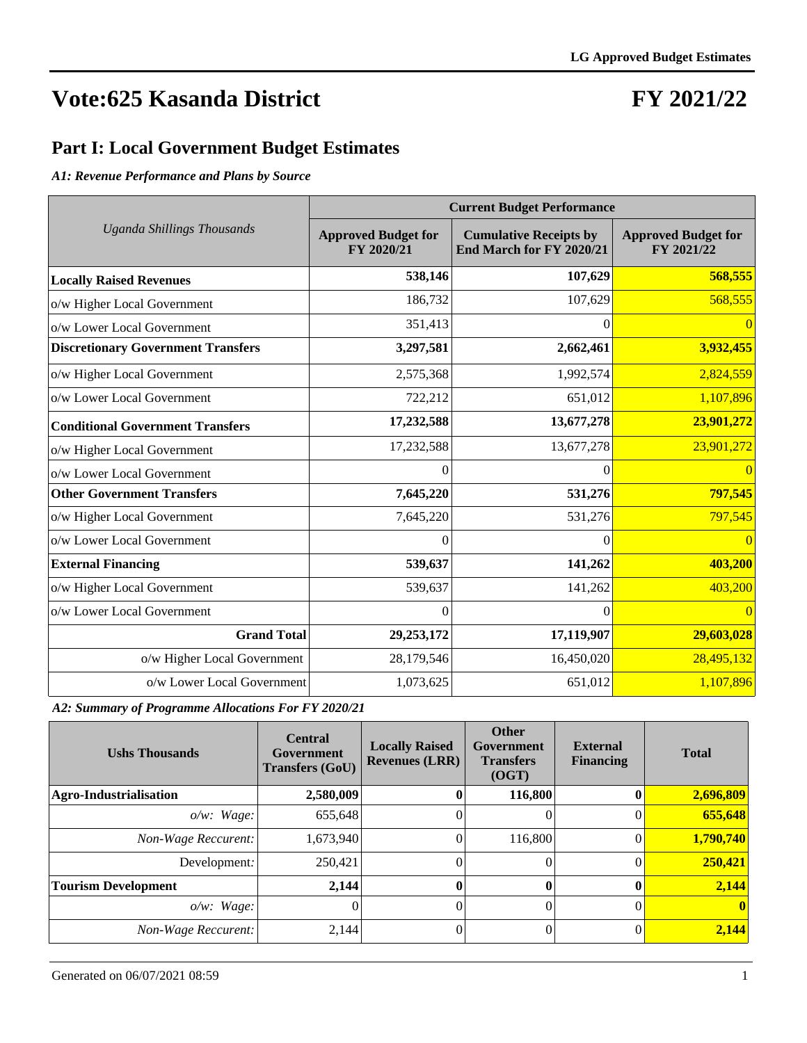# Vote:625 Kasanda District

# FY 2021/22

## Part I: Local Government Budget Estimates

### *A1: Revenue Performance and Plans by Source*

| *Uganda Shillings Thousands* | Current Budget Performance | | |
|---|---|---|---|
| | **Approved Budget for FY 2020/21** | **Cumulative Receipts by End March for FY 2020/21** | **Approved Budget for FY 2021/22** |
| **Locally Raised Revenues** | **538,146** | **107,629** | **568,555** |
| o/w Higher Local Government | 186,732 | 107,629 | 568,555 |
| o/w Lower Local Government | 351,413 | 0 | 0 |
| **Discretionary Government Transfers** | **3,297,581** | **2,662,461** | **3,932,455** |
| o/w Higher Local Government | 2,575,368 | 1,992,574 | 2,824,559 |
| o/w Lower Local Government | 722,212 | 651,012 | 1,107,896 |
| **Conditional Government Transfers** | **17,232,588** | **13,677,278** | **23,901,272** |
| o/w Higher Local Government | 17,232,588 | 13,677,278 | 23,901,272 |
| o/w Lower Local Government | 0 | 0 | 0 |
| **Other Government Transfers** | **7,645,220** | **531,276** | **797,545** |
| o/w Higher Local Government | 7,645,220 | 531,276 | 797,545 |
| o/w Lower Local Government | 0 | 0 | 0 |
| **External Financing** | **539,637** | **141,262** | **403,200** |
| o/w Higher Local Government | 539,637 | 141,262 | 403,200 |
| o/w Lower Local Government | 0 | 0 | 0 |
| **Grand Total** | **29,253,172** | **17,119,907** | **29,603,028** |
| o/w Higher Local Government | 28,179,546 | 16,450,020 | 28,495,132 |
| o/w Lower Local Government | 1,073,625 | 651,012 | 1,107,896 |

### *A2: Summary of Programme Allocations For FY 2020/21*

| Ushs Thousands | Central Government Transfers (GoU) | Locally Raised Revenues (LRR) | Other Government Transfers (OGT) | External Financing | Total |
|---|---|---|---|---|---|
| **Agro-Industrialisation** | **2,580,009** | **0** | **116,800** | **0** | **2,696,809** |
| *o/w: Wage:* | 655,648 | 0 | 0 | 0 | **655,648** |
| *Non-Wage Reccurent:* | 1,673,940 | 0 | 116,800 | 0 | **1,790,740** |
| Development: | 250,421 | 0 | 0 | 0 | **250,421** |
| **Tourism Development** | **2,144** | **0** | **0** | **0** | **2,144** |
| *o/w: Wage:* | 0 | 0 | 0 | 0 | **0** |
| *Non-Wage Reccurent:* | 2,144 | 0 | 0 | 0 | **2,144** |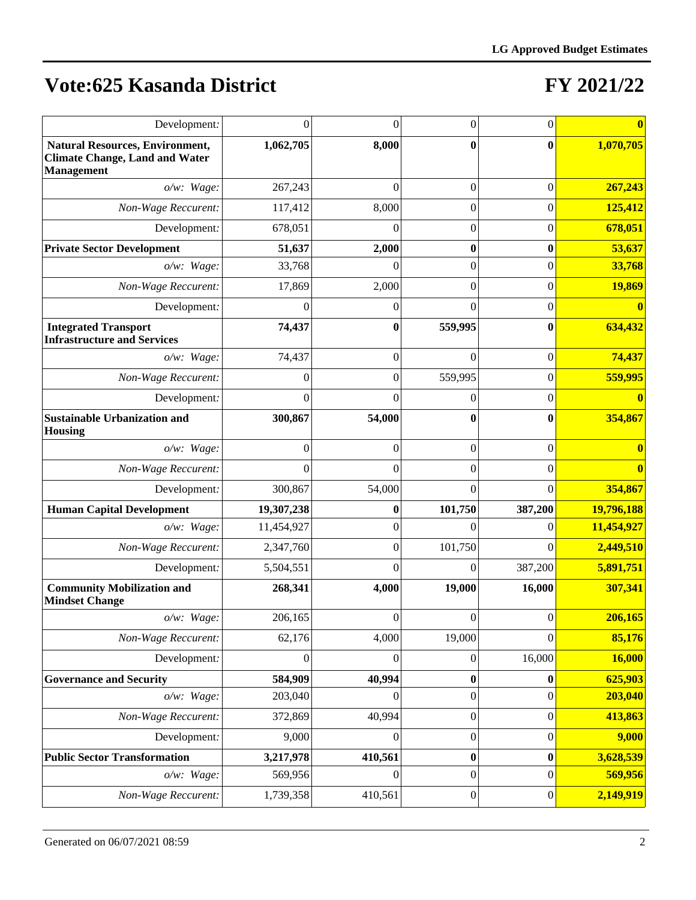# Vote:625 Kasanda District

# FY 2021/22

| | | | | | |
|---|---|---|---|---|---|
| Development: | 0 | 0 | 0 | 0 | **0** |
| **Natural Resources, Environment, Climate Change, Land and Water Management** | **1,062,705** | **8,000** | **0** | **0** | **1,070,705** |
| *o/w: Wage:* | 267,243 | 0 | 0 | 0 | **267,243** |
| *Non-Wage Reccurent:* | 117,412 | 8,000 | 0 | 0 | **125,412** |
| Development: | 678,051 | 0 | 0 | 0 | **678,051** |
| **Private Sector Development** | **51,637** | **2,000** | **0** | **0** | **53,637** |
| *o/w: Wage:* | 33,768 | 0 | 0 | 0 | **33,768** |
| *Non-Wage Reccurent:* | 17,869 | 2,000 | 0 | 0 | **19,869** |
| Development: | 0 | 0 | 0 | 0 | **0** |
| **Integrated Transport Infrastructure and Services** | **74,437** | **0** | **559,995** | **0** | **634,432** |
| *o/w: Wage:* | 74,437 | 0 | 0 | 0 | **74,437** |
| *Non-Wage Reccurent:* | 0 | 0 | 559,995 | 0 | **559,995** |
| Development: | 0 | 0 | 0 | 0 | **0** |
| **Sustainable Urbanization and Housing** | **300,867** | **54,000** | **0** | **0** | **354,867** |
| *o/w: Wage:* | 0 | 0 | 0 | 0 | **0** |
| *Non-Wage Reccurent:* | 0 | 0 | 0 | 0 | **0** |
| Development: | 300,867 | 54,000 | 0 | 0 | **354,867** |
| **Human Capital Development** | **19,307,238** | **0** | **101,750** | **387,200** | **19,796,188** |
| *o/w: Wage:* | 11,454,927 | 0 | 0 | 0 | **11,454,927** |
| *Non-Wage Reccurent:* | 2,347,760 | 0 | 101,750 | 0 | **2,449,510** |
| Development: | 5,504,551 | 0 | 0 | 387,200 | **5,891,751** |
| **Community Mobilization and Mindset Change** | **268,341** | **4,000** | **19,000** | **16,000** | **307,341** |
| *o/w: Wage:* | 206,165 | 0 | 0 | 0 | **206,165** |
| *Non-Wage Reccurent:* | 62,176 | 4,000 | 19,000 | 0 | **85,176** |
| Development: | 0 | 0 | 0 | 16,000 | **16,000** |
| **Governance and Security** | **584,909** | **40,994** | **0** | **0** | **625,903** |
| *o/w: Wage:* | 203,040 | 0 | 0 | 0 | **203,040** |
| *Non-Wage Reccurent:* | 372,869 | 40,994 | 0 | 0 | **413,863** |
| Development: | 9,000 | 0 | 0 | 0 | **9,000** |
| **Public Sector Transformation** | **3,217,978** | **410,561** | **0** | **0** | **3,628,539** |
| *o/w: Wage:* | 569,956 | 0 | 0 | 0 | **569,956** |
| *Non-Wage Reccurent:* | 1,739,358 | 410,561 | 0 | 0 | **2,149,919** |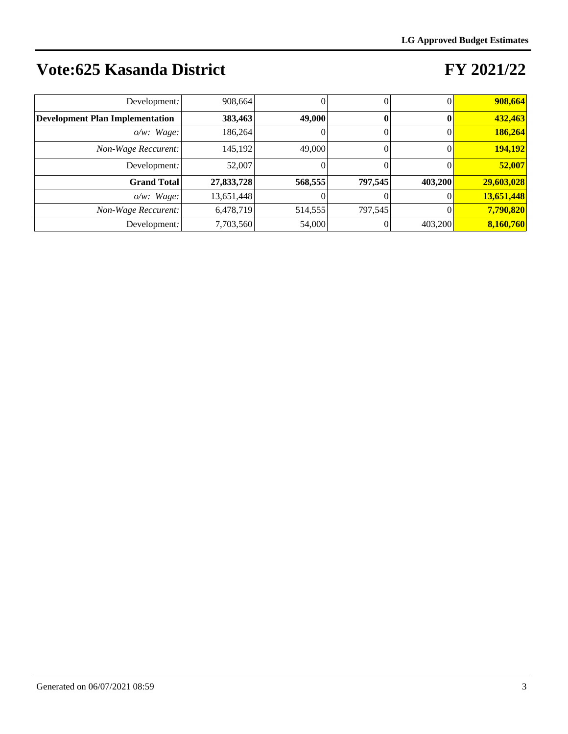# Vote:625 Kasanda District

# FY 2021/22

| | | | | | |
|---|---|---|---|---|---|
| Development: | 908,664 | 0 | 0 | 0 | **908,664** |
| **Development Plan Implementation** | **383,463** | **49,000** | **0** | **0** | **432,463** |
| *o/w: Wage:* | 186,264 | 0 | 0 | 0 | **186,264** |
| *Non-Wage Reccurent:* | 145,192 | 49,000 | 0 | 0 | **194,192** |
| Development: | 52,007 | 0 | 0 | 0 | **52,007** |
| **Grand Total** | **27,833,728** | **568,555** | **797,545** | **403,200** | **29,603,028** |
| *o/w: Wage:* | 13,651,448 | 0 | 0 | 0 | **13,651,448** |
| *Non-Wage Reccurent:* | 6,478,719 | 514,555 | 797,545 | 0 | **7,790,820** |
| Development: | 7,703,560 | 54,000 | 0 | 403,200 | **8,160,760** |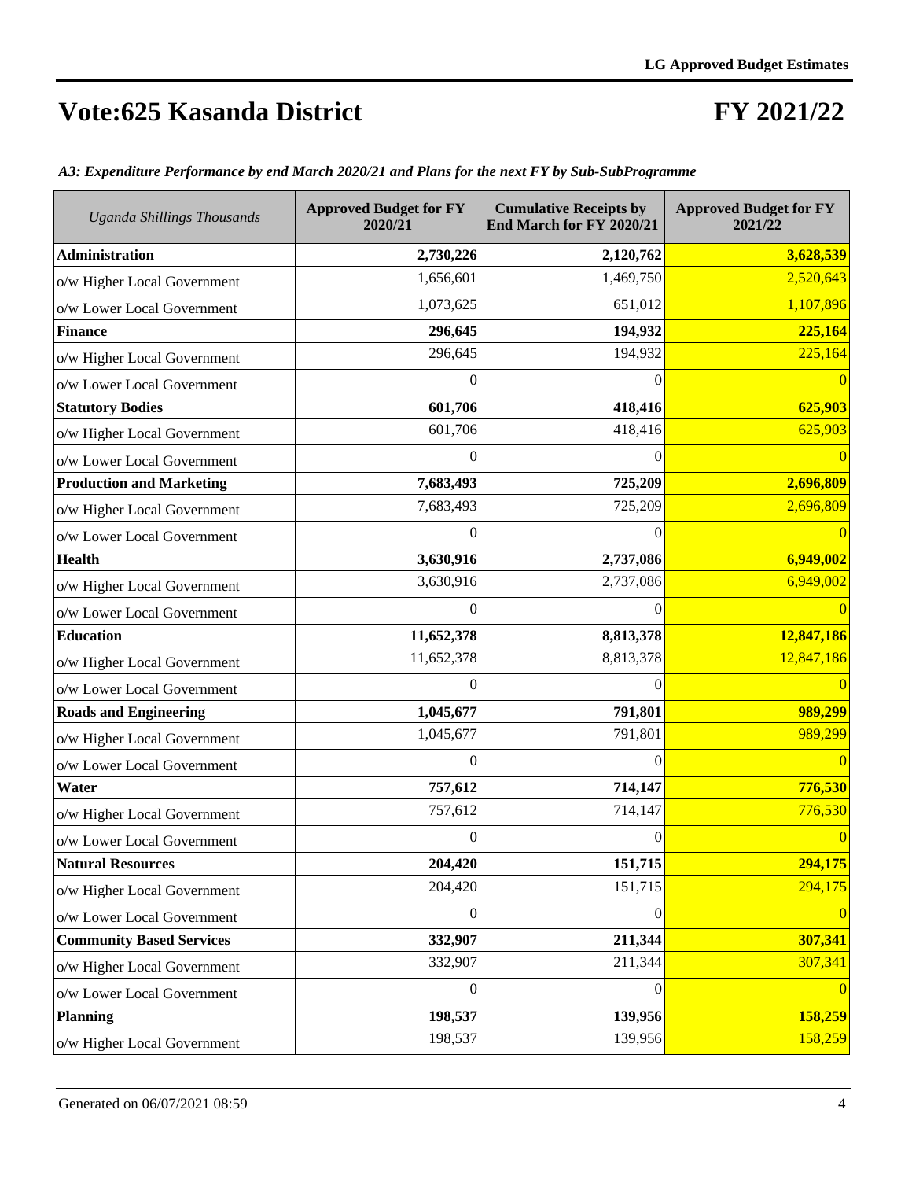# Vote:625 Kasanda District

# FY 2021/22

*A3: Expenditure Performance by end March 2020/21 and Plans for the next FY by Sub-SubProgramme*

| *Uganda Shillings Thousands* | Approved Budget for FY 2020/21 | Cumulative Receipts by End March for FY 2020/21 | Approved Budget for FY 2021/22 |
|---|---|---|---|
| **Administration** | **2,730,226** | **2,120,762** | **3,628,539** |
| o/w Higher Local Government | 1,656,601 | 1,469,750 | 2,520,643 |
| o/w Lower Local Government | 1,073,625 | 651,012 | 1,107,896 |
| **Finance** | **296,645** | **194,932** | **225,164** |
| o/w Higher Local Government | 296,645 | 194,932 | 225,164 |
| o/w Lower Local Government | 0 | 0 | 0 |
| **Statutory Bodies** | **601,706** | **418,416** | **625,903** |
| o/w Higher Local Government | 601,706 | 418,416 | 625,903 |
| o/w Lower Local Government | 0 | 0 | 0 |
| **Production and Marketing** | **7,683,493** | **725,209** | **2,696,809** |
| o/w Higher Local Government | 7,683,493 | 725,209 | 2,696,809 |
| o/w Lower Local Government | 0 | 0 | 0 |
| **Health** | **3,630,916** | **2,737,086** | **6,949,002** |
| o/w Higher Local Government | 3,630,916 | 2,737,086 | 6,949,002 |
| o/w Lower Local Government | 0 | 0 | 0 |
| **Education** | **11,652,378** | **8,813,378** | **12,847,186** |
| o/w Higher Local Government | 11,652,378 | 8,813,378 | 12,847,186 |
| o/w Lower Local Government | 0 | 0 | 0 |
| **Roads and Engineering** | **1,045,677** | **791,801** | **989,299** |
| o/w Higher Local Government | 1,045,677 | 791,801 | 989,299 |
| o/w Lower Local Government | 0 | 0 | 0 |
| **Water** | **757,612** | **714,147** | **776,530** |
| o/w Higher Local Government | 757,612 | 714,147 | 776,530 |
| o/w Lower Local Government | 0 | 0 | 0 |
| **Natural Resources** | **204,420** | **151,715** | **294,175** |
| o/w Higher Local Government | 204,420 | 151,715 | 294,175 |
| o/w Lower Local Government | 0 | 0 | 0 |
| **Community Based Services** | **332,907** | **211,344** | **307,341** |
| o/w Higher Local Government | 332,907 | 211,344 | 307,341 |
| o/w Lower Local Government | 0 | 0 | 0 |
| **Planning** | **198,537** | **139,956** | **158,259** |
| o/w Higher Local Government | 198,537 | 139,956 | 158,259 |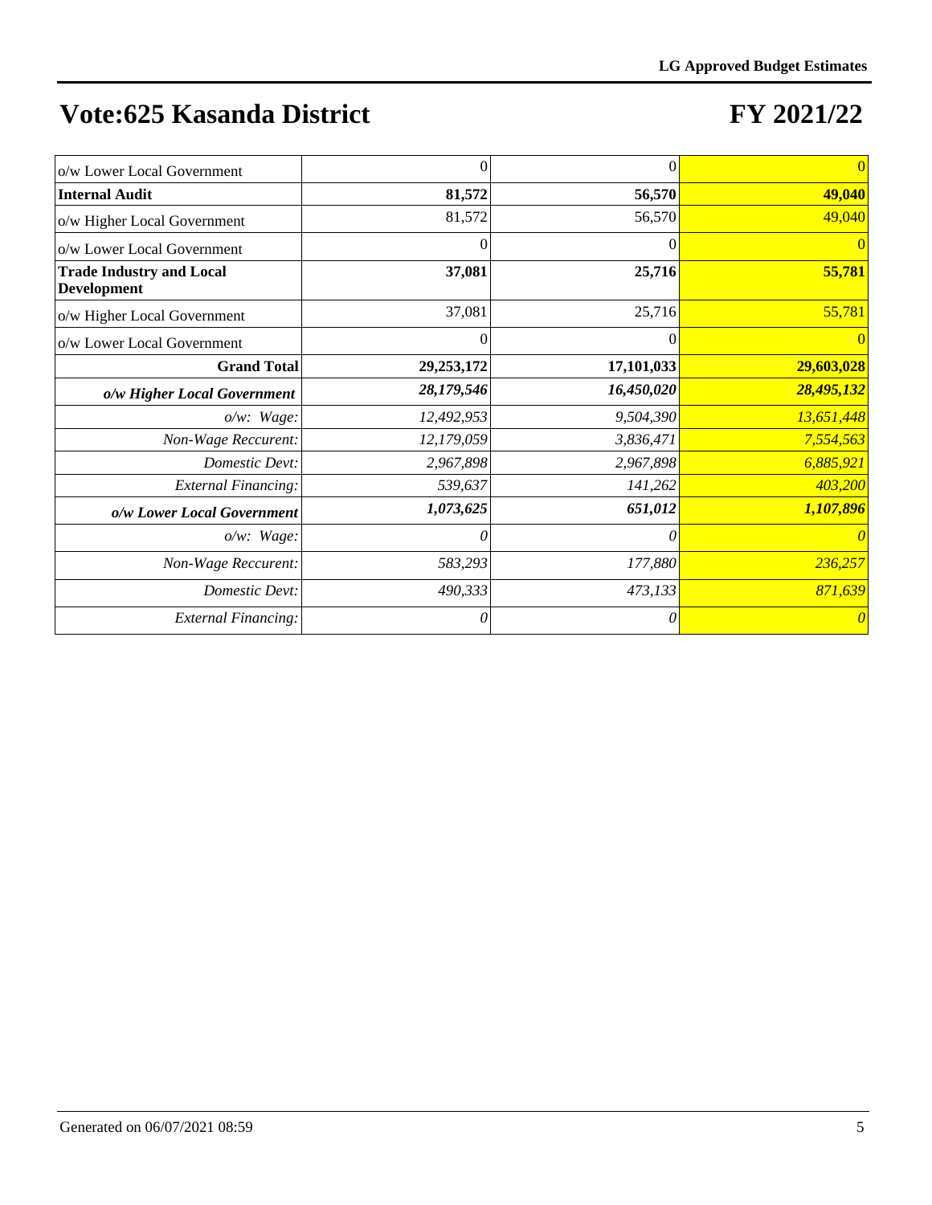# Vote:625 Kasanda District

# FY 2021/22

| | | | |
|---|---|---|---|
| o/w Lower Local Government | 0 | 0 | 0 |
| **Internal Audit** | **81,572** | **56,570** | **49,040** |
| o/w Higher Local Government | 81,572 | 56,570 | 49,040 |
| o/w Lower Local Government | 0 | 0 | 0 |
| **Trade Industry and Local Development** | **37,081** | **25,716** | **55,781** |
| o/w Higher Local Government | 37,081 | 25,716 | 55,781 |
| o/w Lower Local Government | 0 | 0 | 0 |
| **Grand Total** | **29,253,172** | **17,101,033** | **29,603,028** |
| ***o/w Higher Local Government*** | ***28,179,546*** | ***16,450,020*** | ***28,495,132*** |
| *o/w: Wage:* | *12,492,953* | *9,504,390* | *13,651,448* |
| *Non-Wage Reccurent:* | *12,179,059* | *3,836,471* | *7,554,563* |
| *Domestic Devt:* | *2,967,898* | *2,967,898* | *6,885,921* |
| *External Financing:* | *539,637* | *141,262* | *403,200* |
| ***o/w Lower Local Government*** | ***1,073,625*** | ***651,012*** | ***1,107,896*** |
| *o/w: Wage:* | *0* | *0* | *0* |
| *Non-Wage Reccurent:* | *583,293* | *177,880* | *236,257* |
| *Domestic Devt:* | *490,333* | *473,133* | *871,639* |
| *External Financing:* | *0* | *0* | *0* |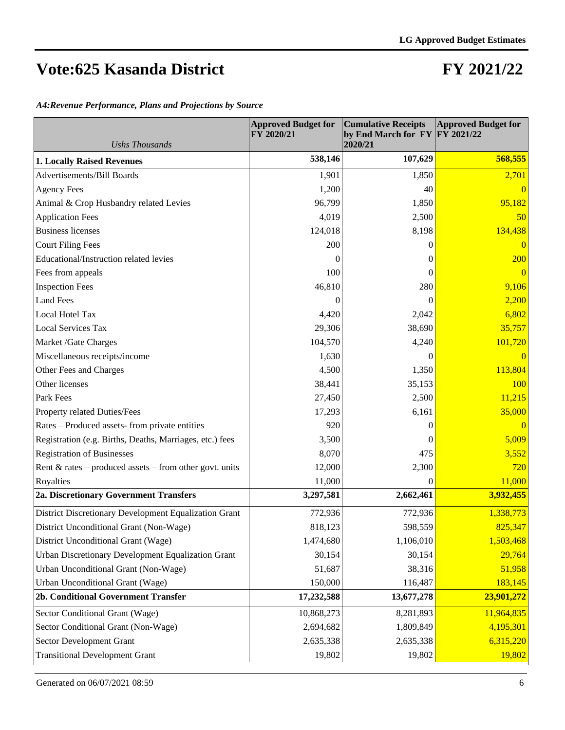# Vote:625 Kasanda District

# FY 2021/22

*A4:Revenue Performance, Plans and Projections by Source*

| *Ushs Thousands* | Approved Budget for FY 2020/21 | Cumulative Receipts by End March for FY 2020/21 | Approved Budget for FY 2021/22 |
|---|---|---|---|
| **1. Locally Raised Revenues** | **538,146** | **107,629** | **568,555** |
| Advertisements/Bill Boards | 1,901 | 1,850 | 2,701 |
| Agency Fees | 1,200 | 40 | 0 |
| Animal & Crop Husbandry related Levies | 96,799 | 1,850 | 95,182 |
| Application Fees | 4,019 | 2,500 | 50 |
| Business licenses | 124,018 | 8,198 | 134,438 |
| Court Filing Fees | 200 | 0 | 0 |
| Educational/Instruction related levies | 0 | 0 | 200 |
| Fees from appeals | 100 | 0 | 0 |
| Inspection Fees | 46,810 | 280 | 9,106 |
| Land Fees | 0 | 0 | 2,200 |
| Local Hotel Tax | 4,420 | 2,042 | 6,802 |
| Local Services Tax | 29,306 | 38,690 | 35,757 |
| Market /Gate Charges | 104,570 | 4,240 | 101,720 |
| Miscellaneous receipts/income | 1,630 | 0 | 0 |
| Other Fees and Charges | 4,500 | 1,350 | 113,804 |
| Other licenses | 38,441 | 35,153 | 100 |
| Park Fees | 27,450 | 2,500 | 11,215 |
| Property related Duties/Fees | 17,293 | 6,161 | 35,000 |
| Rates – Produced assets- from private entities | 920 | 0 | 0 |
| Registration (e.g. Births, Deaths, Marriages, etc.) fees | 3,500 | 0 | 5,009 |
| Registration of Businesses | 8,070 | 475 | 3,552 |
| Rent & rates – produced assets – from other govt. units | 12,000 | 2,300 | 720 |
| Royalties | 11,000 | 0 | 11,000 |
| **2a. Discretionary Government Transfers** | **3,297,581** | **2,662,461** | **3,932,455** |
| District Discretionary Development Equalization Grant | 772,936 | 772,936 | 1,338,773 |
| District Unconditional Grant (Non-Wage) | 818,123 | 598,559 | 825,347 |
| District Unconditional Grant (Wage) | 1,474,680 | 1,106,010 | 1,503,468 |
| Urban Discretionary Development Equalization Grant | 30,154 | 30,154 | 29,764 |
| Urban Unconditional Grant (Non-Wage) | 51,687 | 38,316 | 51,958 |
| Urban Unconditional Grant (Wage) | 150,000 | 116,487 | 183,145 |
| **2b. Conditional Government Transfer** | **17,232,588** | **13,677,278** | **23,901,272** |
| Sector Conditional Grant (Wage) | 10,868,273 | 8,281,893 | 11,964,835 |
| Sector Conditional Grant (Non-Wage) | 2,694,682 | 1,809,849 | 4,195,301 |
| Sector Development Grant | 2,635,338 | 2,635,338 | 6,315,220 |
| Transitional Development Grant | 19,802 | 19,802 | 19,802 |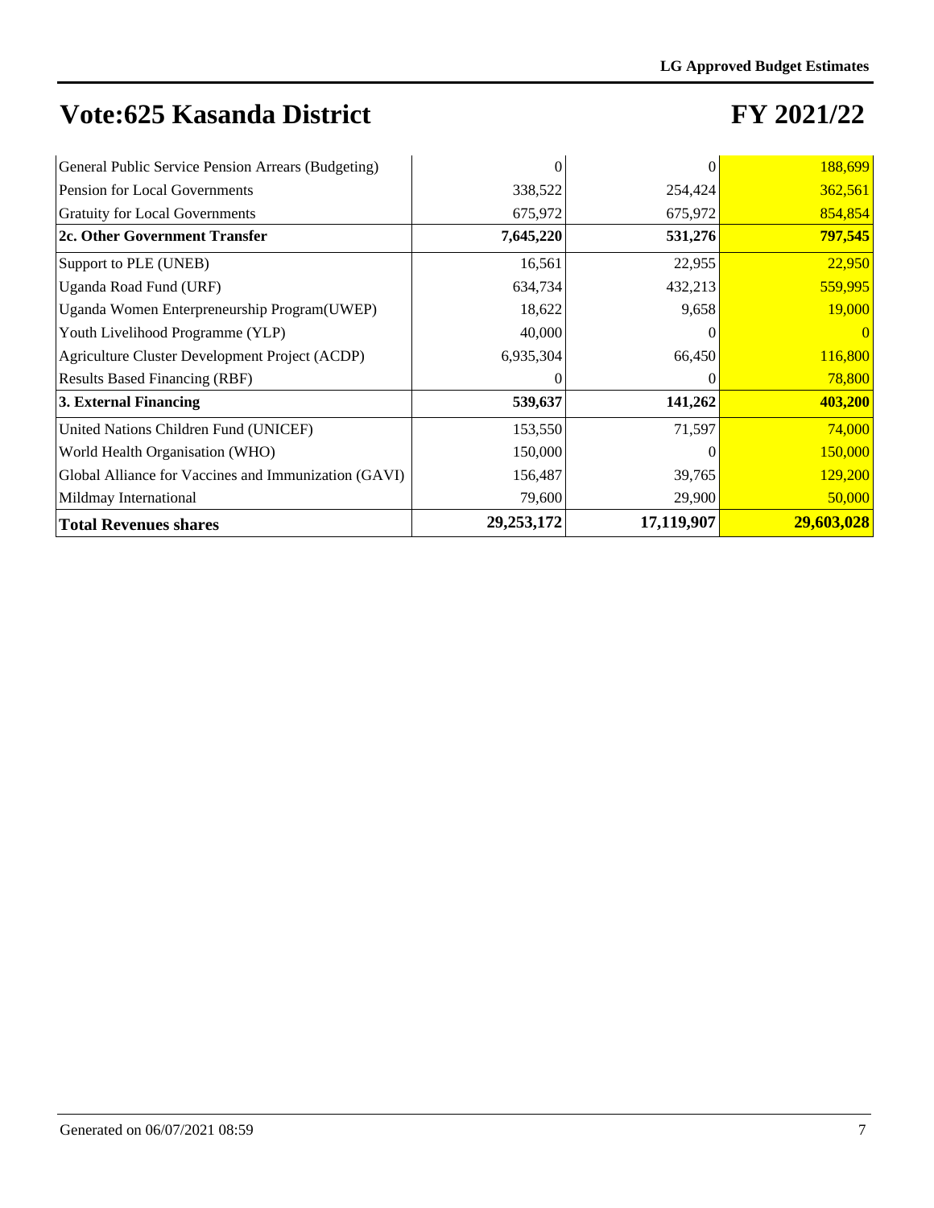# Vote:625 Kasanda District

# FY 2021/22

| | | | |
|---|---|---|---|
| General Public Service Pension Arrears (Budgeting) | 0 | 0 | 188,699 |
| Pension for Local Governments | 338,522 | 254,424 | 362,561 |
| Gratuity for Local Governments | 675,972 | 675,972 | 854,854 |
| **2c. Other Government Transfer** | **7,645,220** | **531,276** | **797,545** |
| Support to PLE (UNEB) | 16,561 | 22,955 | 22,950 |
| Uganda Road Fund (URF) | 634,734 | 432,213 | 559,995 |
| Uganda Women Enterpreneurship Program(UWEP) | 18,622 | 9,658 | 19,000 |
| Youth Livelihood Programme (YLP) | 40,000 | 0 | 0 |
| Agriculture Cluster Development Project (ACDP) | 6,935,304 | 66,450 | 116,800 |
| Results Based Financing (RBF) | 0 | 0 | 78,800 |
| **3. External Financing** | **539,637** | **141,262** | **403,200** |
| United Nations Children Fund (UNICEF) | 153,550 | 71,597 | 74,000 |
| World Health Organisation (WHO) | 150,000 | 0 | 150,000 |
| Global Alliance for Vaccines and Immunization (GAVI) | 156,487 | 39,765 | 129,200 |
| Mildmay International | 79,600 | 29,900 | 50,000 |
| **Total Revenues shares** | **29,253,172** | **17,119,907** | **29,603,028** |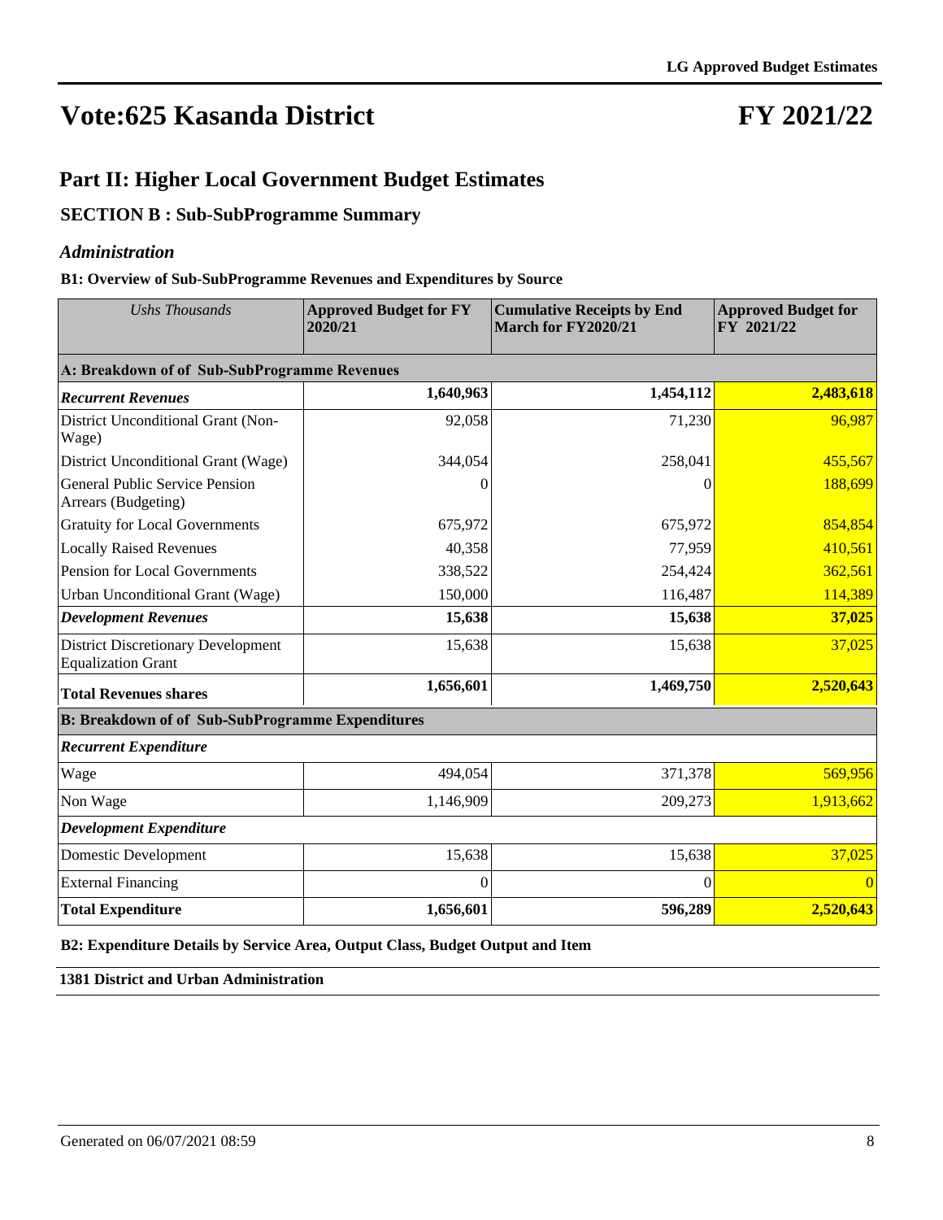# Vote:625 Kasanda District

# FY 2021/22

## Part II: Higher Local Government Budget Estimates

### SECTION B : Sub-SubProgramme Summary

### *Administration*

**B1: Overview of Sub-SubProgramme Revenues and Expenditures by Source**

| *Ushs Thousands* | **Approved Budget for FY 2020/21** | **Cumulative Receipts by End March for FY2020/21** | **Approved Budget for FY 2021/22** |
|---|---|---|---|
| **A: Breakdown of of Sub-SubProgramme Revenues** | | | |
| ***Recurrent Revenues*** | **1,640,963** | **1,454,112** | **2,483,618** |
| District Unconditional Grant (Non-Wage) | 92,058 | 71,230 | 96,987 |
| District Unconditional Grant (Wage) | 344,054 | 258,041 | 455,567 |
| General Public Service Pension Arrears (Budgeting) | 0 | 0 | 188,699 |
| Gratuity for Local Governments | 675,972 | 675,972 | 854,854 |
| Locally Raised Revenues | 40,358 | 77,959 | 410,561 |
| Pension for Local Governments | 338,522 | 254,424 | 362,561 |
| Urban Unconditional Grant (Wage) | 150,000 | 116,487 | 114,389 |
| ***Development Revenues*** | **15,638** | **15,638** | **37,025** |
| District Discretionary Development Equalization Grant | 15,638 | 15,638 | 37,025 |
| **Total Revenues shares** | **1,656,601** | **1,469,750** | **2,520,643** |
| **B: Breakdown of of Sub-SubProgramme Expenditures** | | | |
| ***Recurrent Expenditure*** | | | |
| Wage | 494,054 | 371,378 | 569,956 |
| Non Wage | 1,146,909 | 209,273 | 1,913,662 |
| ***Development Expenditure*** | | | |
| Domestic Development | 15,638 | 15,638 | 37,025 |
| External Financing | 0 | 0 | 0 |
| **Total Expenditure** | **1,656,601** | **596,289** | **2,520,643** |

**B2: Expenditure Details by Service Area, Output Class, Budget Output and Item**

**1381 District and Urban Administration**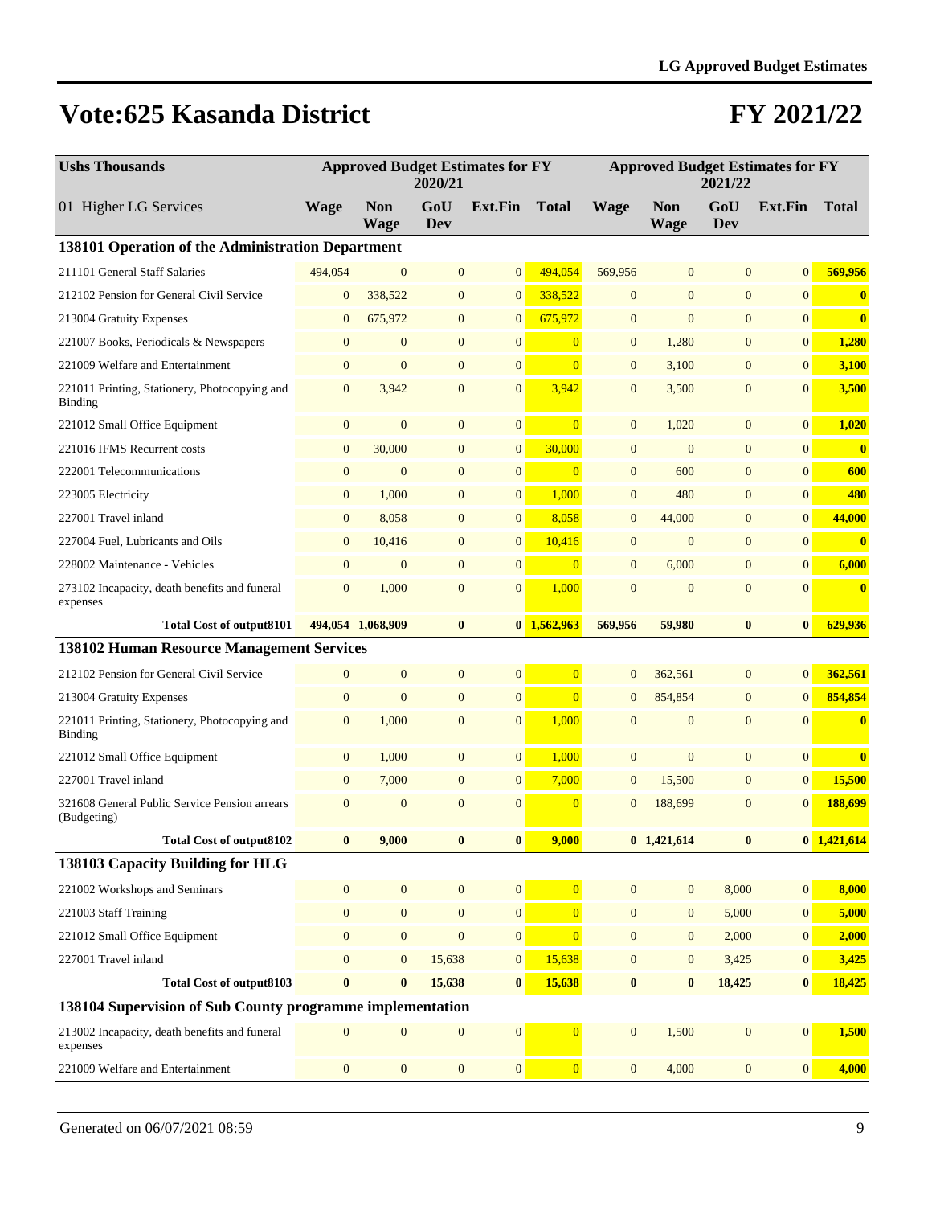# Vote:625 Kasanda District

# FY 2021/22

| Ushs Thousands | Approved Budget Estimates for FY 2020/21 | | | | | Approved Budget Estimates for FY 2021/22 | | | | |
|---|---|---|---|---|---|---|---|---|---|---|
| 01 Higher LG Services | Wage | Non Wage | GoU Dev | Ext.Fin | Total | Wage | Non Wage | GoU Dev | Ext.Fin | Total |
| **138101 Operation of the Administration Department** | | | | | | | | | | |
| 211101 General Staff Salaries | 494,054 | 0 | 0 | 0 | 494,054 | 569,956 | 0 | 0 | 0 | 569,956 |
| 212102 Pension for General Civil Service | 0 | 338,522 | 0 | 0 | 338,522 | 0 | 0 | 0 | 0 | 0 |
| 213004 Gratuity Expenses | 0 | 675,972 | 0 | 0 | 675,972 | 0 | 0 | 0 | 0 | 0 |
| 221007 Books, Periodicals & Newspapers | 0 | 0 | 0 | 0 | 0 | 0 | 1,280 | 0 | 0 | 1,280 |
| 221009 Welfare and Entertainment | 0 | 0 | 0 | 0 | 0 | 0 | 3,100 | 0 | 0 | 3,100 |
| 221011 Printing, Stationery, Photocopying and Binding | 0 | 3,942 | 0 | 0 | 3,942 | 0 | 3,500 | 0 | 0 | 3,500 |
| 221012 Small Office Equipment | 0 | 0 | 0 | 0 | 0 | 0 | 1,020 | 0 | 0 | 1,020 |
| 221016 IFMS Recurrent costs | 0 | 30,000 | 0 | 0 | 30,000 | 0 | 0 | 0 | 0 | 0 |
| 222001 Telecommunications | 0 | 0 | 0 | 0 | 0 | 0 | 600 | 0 | 0 | 600 |
| 223005 Electricity | 0 | 1,000 | 0 | 0 | 1,000 | 0 | 480 | 0 | 0 | 480 |
| 227001 Travel inland | 0 | 8,058 | 0 | 0 | 8,058 | 0 | 44,000 | 0 | 0 | 44,000 |
| 227004 Fuel, Lubricants and Oils | 0 | 10,416 | 0 | 0 | 10,416 | 0 | 0 | 0 | 0 | 0 |
| 228002 Maintenance - Vehicles | 0 | 0 | 0 | 0 | 0 | 0 | 6,000 | 0 | 0 | 6,000 |
| 273102 Incapacity, death benefits and funeral expenses | 0 | 1,000 | 0 | 0 | 1,000 | 0 | 0 | 0 | 0 | 0 |
| **Total Cost of output8101** | **494,054** | **1,068,909** | **0** | **0** | **1,562,963** | **569,956** | **59,980** | **0** | **0** | **629,936** |
| **138102 Human Resource Management Services** | | | | | | | | | | |
| 212102 Pension for General Civil Service | 0 | 0 | 0 | 0 | 0 | 0 | 362,561 | 0 | 0 | 362,561 |
| 213004 Gratuity Expenses | 0 | 0 | 0 | 0 | 0 | 0 | 854,854 | 0 | 0 | 854,854 |
| 221011 Printing, Stationery, Photocopying and Binding | 0 | 1,000 | 0 | 0 | 1,000 | 0 | 0 | 0 | 0 | 0 |
| 221012 Small Office Equipment | 0 | 1,000 | 0 | 0 | 1,000 | 0 | 0 | 0 | 0 | 0 |
| 227001 Travel inland | 0 | 7,000 | 0 | 0 | 7,000 | 0 | 15,500 | 0 | 0 | 15,500 |
| 321608 General Public Service Pension arrears (Budgeting) | 0 | 0 | 0 | 0 | 0 | 0 | 188,699 | 0 | 0 | 188,699 |
| **Total Cost of output8102** | **0** | **9,000** | **0** | **0** | **9,000** | **0** | **1,421,614** | **0** | **0** | **1,421,614** |
| **138103 Capacity Building for HLG** | | | | | | | | | | |
| 221002 Workshops and Seminars | 0 | 0 | 0 | 0 | 0 | 0 | 0 | 8,000 | 0 | 8,000 |
| 221003 Staff Training | 0 | 0 | 0 | 0 | 0 | 0 | 0 | 5,000 | 0 | 5,000 |
| 221012 Small Office Equipment | 0 | 0 | 0 | 0 | 0 | 0 | 0 | 2,000 | 0 | 2,000 |
| 227001 Travel inland | 0 | 0 | 15,638 | 0 | 15,638 | 0 | 0 | 3,425 | 0 | 3,425 |
| **Total Cost of output8103** | **0** | **0** | **15,638** | **0** | **15,638** | **0** | **0** | **18,425** | **0** | **18,425** |
| **138104 Supervision of Sub County programme implementation** | | | | | | | | | | |
| 213002 Incapacity, death benefits and funeral expenses | 0 | 0 | 0 | 0 | 0 | 0 | 1,500 | 0 | 0 | 1,500 |
| 221009 Welfare and Entertainment | 0 | 0 | 0 | 0 | 0 | 0 | 4,000 | 0 | 0 | 4,000 |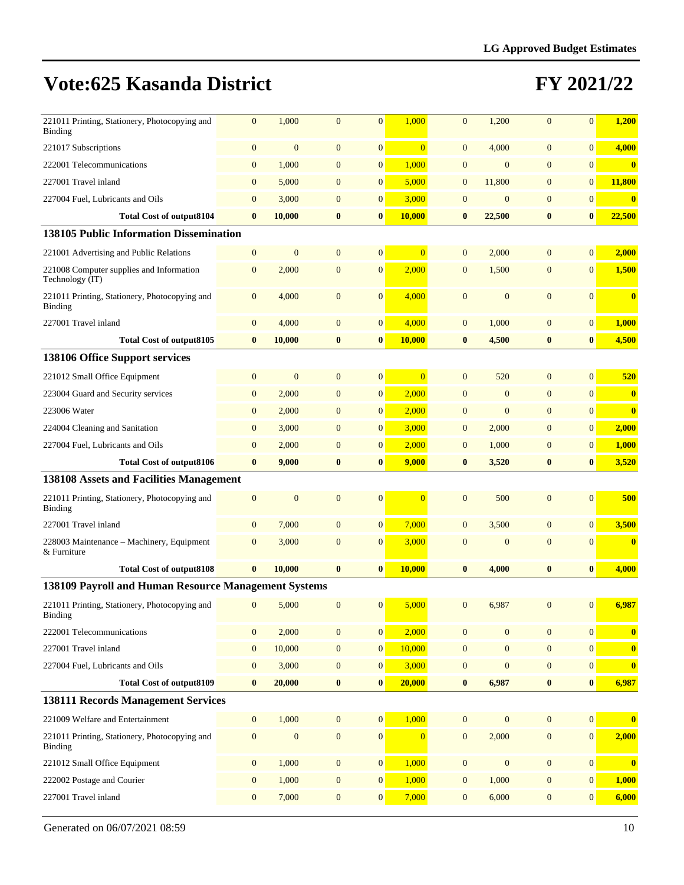# Vote:625 Kasanda District

# FY 2021/22

| | | | | | | | | | | |
|---|---|---|---|---|---|---|---|---|---|---|
| 221011 Printing, Stationery, Photocopying and Binding | 0 | 1,000 | 0 | 0 | 1,000 | 0 | 1,200 | 0 | 0 | **1,200** |
| 221017 Subscriptions | 0 | 0 | 0 | 0 | 0 | 0 | 4,000 | 0 | 0 | **4,000** |
| 222001 Telecommunications | 0 | 1,000 | 0 | 0 | 1,000 | 0 | 0 | 0 | 0 | **0** |
| 227001 Travel inland | 0 | 5,000 | 0 | 0 | 5,000 | 0 | 11,800 | 0 | 0 | **11,800** |
| 227004 Fuel, Lubricants and Oils | 0 | 3,000 | 0 | 0 | 3,000 | 0 | 0 | 0 | 0 | **0** |
| **Total Cost of output8104** | **0** | **10,000** | **0** | **0** | **10,000** | **0** | **22,500** | **0** | **0** | **22,500** |
| **138105 Public Information Dissemination** | | | | | | | | | | |
| 221001 Advertising and Public Relations | 0 | 0 | 0 | 0 | 0 | 0 | 2,000 | 0 | 0 | **2,000** |
| 221008 Computer supplies and Information Technology (IT) | 0 | 2,000 | 0 | 0 | 2,000 | 0 | 1,500 | 0 | 0 | **1,500** |
| 221011 Printing, Stationery, Photocopying and Binding | 0 | 4,000 | 0 | 0 | 4,000 | 0 | 0 | 0 | 0 | **0** |
| 227001 Travel inland | 0 | 4,000 | 0 | 0 | 4,000 | 0 | 1,000 | 0 | 0 | **1,000** |
| **Total Cost of output8105** | **0** | **10,000** | **0** | **0** | **10,000** | **0** | **4,500** | **0** | **0** | **4,500** |
| **138106 Office Support services** | | | | | | | | | | |
| 221012 Small Office Equipment | 0 | 0 | 0 | 0 | 0 | 0 | 520 | 0 | 0 | **520** |
| 223004 Guard and Security services | 0 | 2,000 | 0 | 0 | 2,000 | 0 | 0 | 0 | 0 | **0** |
| 223006 Water | 0 | 2,000 | 0 | 0 | 2,000 | 0 | 0 | 0 | 0 | **0** |
| 224004 Cleaning and Sanitation | 0 | 3,000 | 0 | 0 | 3,000 | 0 | 2,000 | 0 | 0 | **2,000** |
| 227004 Fuel, Lubricants and Oils | 0 | 2,000 | 0 | 0 | 2,000 | 0 | 1,000 | 0 | 0 | **1,000** |
| **Total Cost of output8106** | **0** | **9,000** | **0** | **0** | **9,000** | **0** | **3,520** | **0** | **0** | **3,520** |
| **138108 Assets and Facilities Management** | | | | | | | | | | |
| 221011 Printing, Stationery, Photocopying and Binding | 0 | 0 | 0 | 0 | 0 | 0 | 500 | 0 | 0 | **500** |
| 227001 Travel inland | 0 | 7,000 | 0 | 0 | 7,000 | 0 | 3,500 | 0 | 0 | **3,500** |
| 228003 Maintenance – Machinery, Equipment & Furniture | 0 | 3,000 | 0 | 0 | 3,000 | 0 | 0 | 0 | 0 | **0** |
| **Total Cost of output8108** | **0** | **10,000** | **0** | **0** | **10,000** | **0** | **4,000** | **0** | **0** | **4,000** |
| **138109 Payroll and Human Resource Management Systems** | | | | | | | | | | |
| 221011 Printing, Stationery, Photocopying and Binding | 0 | 5,000 | 0 | 0 | 5,000 | 0 | 6,987 | 0 | 0 | **6,987** |
| 222001 Telecommunications | 0 | 2,000 | 0 | 0 | 2,000 | 0 | 0 | 0 | 0 | **0** |
| 227001 Travel inland | 0 | 10,000 | 0 | 0 | 10,000 | 0 | 0 | 0 | 0 | **0** |
| 227004 Fuel, Lubricants and Oils | 0 | 3,000 | 0 | 0 | 3,000 | 0 | 0 | 0 | 0 | **0** |
| **Total Cost of output8109** | **0** | **20,000** | **0** | **0** | **20,000** | **0** | **6,987** | **0** | **0** | **6,987** |
| **138111 Records Management Services** | | | | | | | | | | |
| 221009 Welfare and Entertainment | 0 | 1,000 | 0 | 0 | 1,000 | 0 | 0 | 0 | 0 | **0** |
| 221011 Printing, Stationery, Photocopying and Binding | 0 | 0 | 0 | 0 | 0 | 0 | 2,000 | 0 | 0 | **2,000** |
| 221012 Small Office Equipment | 0 | 1,000 | 0 | 0 | 1,000 | 0 | 0 | 0 | 0 | **0** |
| 222002 Postage and Courier | 0 | 1,000 | 0 | 0 | 1,000 | 0 | 1,000 | 0 | 0 | **1,000** |
| 227001 Travel inland | 0 | 7,000 | 0 | 0 | 7,000 | 0 | 6,000 | 0 | 0 | **6,000** |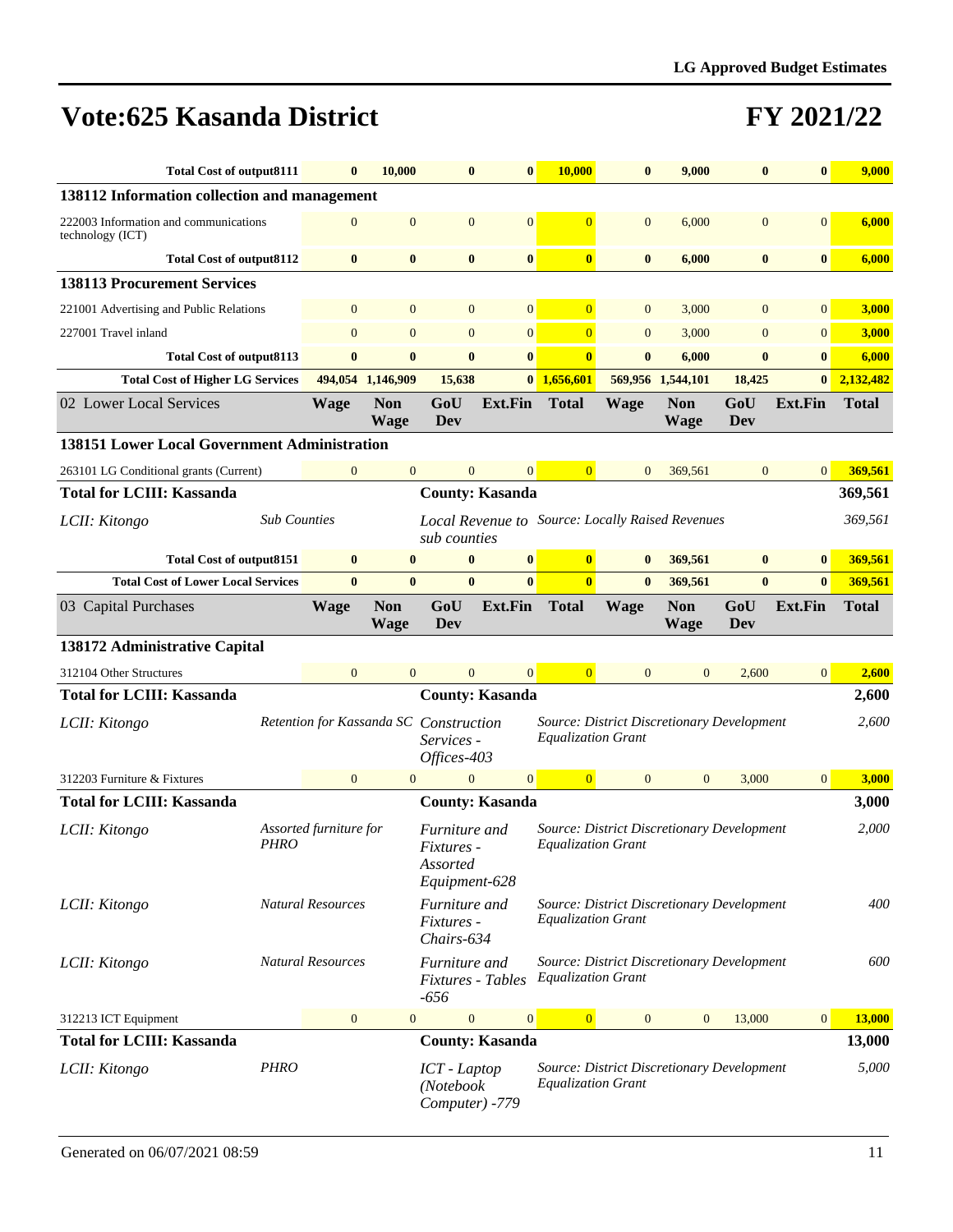## Vote:625 Kasanda District

## FY 2021/22

| | Wage | Non Wage | GoU Dev | Ext.Fin | Total | Wage | Non Wage | GoU Dev | Ext.Fin | Total |
|---|---|---|---|---|---|---|---|---|---|---|
| **Total Cost of output8111** | **0** | **10,000** | **0** | **0** | **10,000** | **0** | **9,000** | **0** | **0** | **9,000** |
| **138112 Information collection and management** | | | | | | | | | | |
| 222003 Information and communications technology (ICT) | 0 | 0 | 0 | 0 | 0 | 0 | 6,000 | 0 | 0 | **6,000** |
| **Total Cost of output8112** | **0** | **0** | **0** | **0** | **0** | **0** | **6,000** | **0** | **0** | **6,000** |
| **138113 Procurement Services** | | | | | | | | | | |
| 221001 Advertising and Public Relations | 0 | 0 | 0 | 0 | 0 | 0 | 3,000 | 0 | 0 | **3,000** |
| 227001 Travel inland | 0 | 0 | 0 | 0 | 0 | 0 | 3,000 | 0 | 0 | **3,000** |
| **Total Cost of output8113** | **0** | **0** | **0** | **0** | **0** | **0** | **6,000** | **0** | **0** | **6,000** |
| **Total Cost of Higher LG Services** | **494,054** | **1,146,909** | **15,638** | **0** | **1,656,601** | **569,956** | **1,544,101** | **18,425** | **0** | **2,132,482** |

| 02 Lower Local Services | Wage | Non Wage | GoU Dev | Ext.Fin | Total | Wage | Non Wage | GoU Dev | Ext.Fin | Total |
|---|---|---|---|---|---|---|---|---|---|---|
| **138151 Lower Local Government Administration** | | | | | | | | | | |
| 263101 LG Conditional grants (Current) | 0 | 0 | 0 | 0 | 0 | 0 | 369,561 | 0 | 0 | **369,561** |
| **Total for LCIII: Kassanda** | | | **County: Kasanda** | | | | | | | **369,561** |
| *LCII: Kitongo* | *Sub Counties* | | *Local Revenue to sub counties* | | *Source: Locally Raised Revenues* | | | | | *369,561* |
| **Total Cost of output8151** | **0** | **0** | **0** | **0** | **0** | **0** | **369,561** | **0** | **0** | **369,561** |
| **Total Cost of Lower Local Services** | **0** | **0** | **0** | **0** | **0** | **0** | **369,561** | **0** | **0** | **369,561** |

| 03 Capital Purchases | Wage | Non Wage | GoU Dev | Ext.Fin | Total | Wage | Non Wage | GoU Dev | Ext.Fin | Total |
|---|---|---|---|---|---|---|---|---|---|---|
| **138172 Administrative Capital** | | | | | | | | | | |
| 312104 Other Structures | 0 | 0 | 0 | 0 | 0 | 0 | 0 | 2,600 | 0 | **2,600** |
| **Total for LCIII: Kassanda** | | | **County: Kasanda** | | | | | | | **2,600** |
| *LCII: Kitongo* | *Retention for Kassanda SC* | | *Construction Services - Offices-403* | | *Source: District Discretionary Development Equalization Grant* | | | | | *2,600* |
| 312203 Furniture & Fixtures | 0 | 0 | 0 | 0 | 0 | 0 | 0 | 3,000 | 0 | **3,000** |
| **Total for LCIII: Kassanda** | | | **County: Kasanda** | | | | | | | **3,000** |
| *LCII: Kitongo* | *Assorted furniture for PHRO* | | *Furniture and Fixtures - Assorted Equipment-628* | | *Source: District Discretionary Development Equalization Grant* | | | | | *2,000* |
| *LCII: Kitongo* | *Natural Resources* | | *Furniture and Fixtures - Chairs-634* | | *Source: District Discretionary Development Equalization Grant* | | | | | *400* |
| *LCII: Kitongo* | *Natural Resources* | | *Furniture and Fixtures - Tables -656* | | *Source: District Discretionary Development Equalization Grant* | | | | | *600* |
| 312213 ICT Equipment | 0 | 0 | 0 | 0 | 0 | 0 | 0 | 13,000 | 0 | **13,000** |
| **Total for LCIII: Kassanda** | | | **County: Kasanda** | | | | | | | **13,000** |
| *LCII: Kitongo* | *PHRO* | | *ICT - Laptop (Notebook Computer) -779* | | *Source: District Discretionary Development Equalization Grant* | | | | | *5,000* |

Generated on 06/07/2021 08:59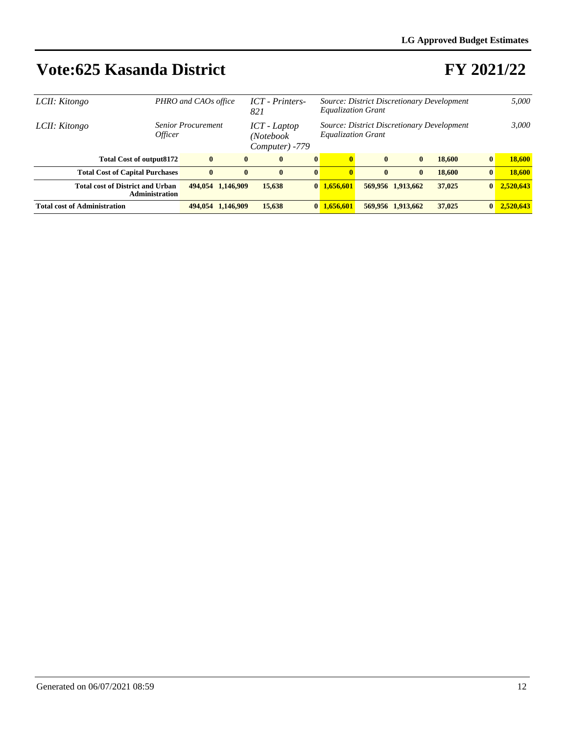# Vote:625 Kasanda District

# FY 2021/22

| | | | | | | | | | | |
|---|---|---|---|---|---|---|---|---|---|---|
| *LCII: Kitongo* | *PHRO and CAOs office* | | *ICT - Printers-821* | | *Source: District Discretionary Development Equalization Grant* | | | | | *5,000* |
| *LCII: Kitongo* | *Senior Procurement Officer* | | *ICT - Laptop (Notebook Computer) -779* | | *Source: District Discretionary Development Equalization Grant* | | | | | *3,000* |
| **Total Cost of output8172** | **0** | **0** | **0** | **0** | **0** | **0** | **0** | **18,600** | **0** | **18,600** |
| **Total Cost of Capital Purchases** | **0** | **0** | **0** | **0** | **0** | **0** | **0** | **18,600** | **0** | **18,600** |
| **Total cost of District and Urban Administration** | **494,054** | **1,146,909** | **15,638** | **0** | **1,656,601** | **569,956** | **1,913,662** | **37,025** | **0** | **2,520,643** |
| **Total cost of Administration** | **494,054** | **1,146,909** | **15,638** | **0** | **1,656,601** | **569,956** | **1,913,662** | **37,025** | **0** | **2,520,643** |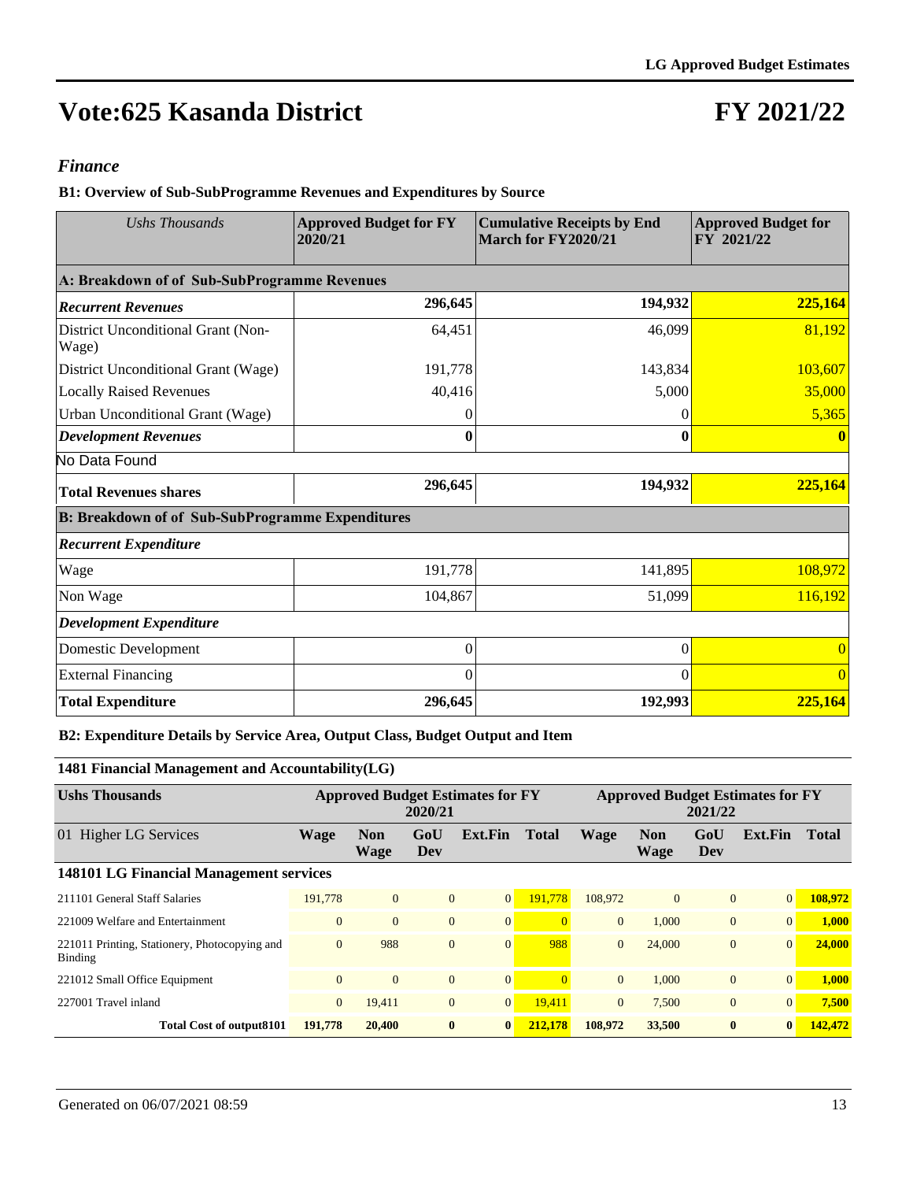# Vote:625 Kasanda District

# FY 2021/22

## *Finance*

### B1: Overview of Sub-SubProgramme Revenues and Expenditures by Source

| *Ushs Thousands* | Approved Budget for FY 2020/21 | Cumulative Receipts by End March for FY2020/21 | Approved Budget for FY 2021/22 |
|---|---|---|---|
| **A: Breakdown of of Sub-SubProgramme Revenues** | | | |
| ***Recurrent Revenues*** | **296,645** | **194,932** | **225,164** |
| District Unconditional Grant (Non-Wage) | 64,451 | 46,099 | 81,192 |
| District Unconditional Grant (Wage) | 191,778 | 143,834 | 103,607 |
| Locally Raised Revenues | 40,416 | 5,000 | 35,000 |
| Urban Unconditional Grant (Wage) | 0 | 0 | 5,365 |
| ***Development Revenues*** | **0** | **0** | **0** |
| No Data Found | | | |
| **Total Revenues shares** | **296,645** | **194,932** | **225,164** |
| **B: Breakdown of of Sub-SubProgramme Expenditures** | | | |
| ***Recurrent Expenditure*** | | | |
| Wage | 191,778 | 141,895 | 108,972 |
| Non Wage | 104,867 | 51,099 | 116,192 |
| ***Development Expenditure*** | | | |
| Domestic Development | 0 | 0 | 0 |
| External Financing | 0 | 0 | 0 |
| **Total Expenditure** | **296,645** | **192,993** | **225,164** |

### B2: Expenditure Details by Service Area, Output Class, Budget Output and Item

**1481 Financial Management and Accountability(LG)**

| **Ushs Thousands** | **Approved Budget Estimates for FY 2020/21** | | | | | **Approved Budget Estimates for FY 2021/22** | | | | |
|---|---|---|---|---|---|---|---|---|---|---|
| 01 Higher LG Services | **Wage** | **Non Wage** | **GoU Dev** | **Ext.Fin** | **Total** | **Wage** | **Non Wage** | **GoU Dev** | **Ext.Fin** | **Total** |
| **148101 LG Financial Management services** | | | | | | | | | | |
| 211101 General Staff Salaries | 191,778 | 0 | 0 | 0 | 191,778 | 108,972 | 0 | 0 | 0 | **108,972** |
| 221009 Welfare and Entertainment | 0 | 0 | 0 | 0 | 0 | 0 | 1,000 | 0 | 0 | **1,000** |
| 221011 Printing, Stationery, Photocopying and Binding | 0 | 988 | 0 | 0 | 988 | 0 | 24,000 | 0 | 0 | **24,000** |
| 221012 Small Office Equipment | 0 | 0 | 0 | 0 | 0 | 0 | 1,000 | 0 | 0 | **1,000** |
| 227001 Travel inland | 0 | 19,411 | 0 | 0 | 19,411 | 0 | 7,500 | 0 | 0 | **7,500** |
| **Total Cost of output8101** | **191,778** | **20,400** | **0** | **0** | **212,178** | **108,972** | **33,500** | **0** | **0** | **142,472** |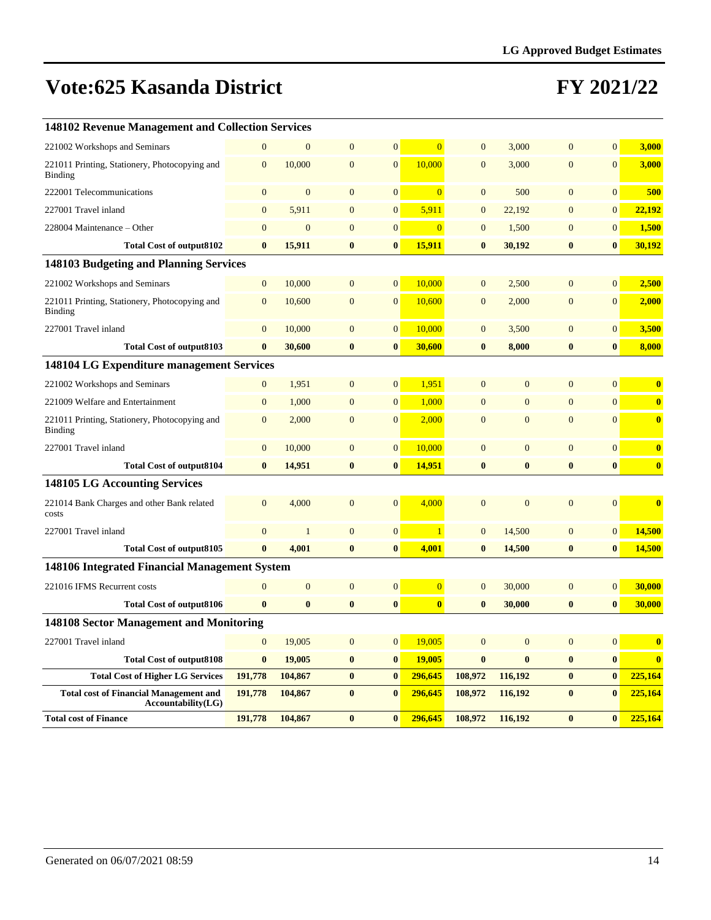# Vote:625 Kasanda District

# FY 2021/22

| | | | | | | | | | |
|---|---|---|---|---|---|---|---|---|---|
| **148102 Revenue Management and Collection Services** | | | | | | | | | |
| 221002 Workshops and Seminars | 0 | 0 | 0 | 0 | 0 | 0 | 3,000 | 0 | 0 | **3,000** |
| 221011 Printing, Stationery, Photocopying and Binding | 0 | 10,000 | 0 | 0 | 10,000 | 0 | 3,000 | 0 | 0 | **3,000** |
| 222001 Telecommunications | 0 | 0 | 0 | 0 | 0 | 0 | 500 | 0 | 0 | **500** |
| 227001 Travel inland | 0 | 5,911 | 0 | 0 | 5,911 | 0 | 22,192 | 0 | 0 | **22,192** |
| 228004 Maintenance – Other | 0 | 0 | 0 | 0 | 0 | 0 | 1,500 | 0 | 0 | **1,500** |
| **Total Cost of output8102** | **0** | **15,911** | **0** | **0** | **15,911** | **0** | **30,192** | **0** | **0** | **30,192** |
| **148103 Budgeting and Planning Services** | | | | | | | | | |
| 221002 Workshops and Seminars | 0 | 10,000 | 0 | 0 | 10,000 | 0 | 2,500 | 0 | 0 | **2,500** |
| 221011 Printing, Stationery, Photocopying and Binding | 0 | 10,600 | 0 | 0 | 10,600 | 0 | 2,000 | 0 | 0 | **2,000** |
| 227001 Travel inland | 0 | 10,000 | 0 | 0 | 10,000 | 0 | 3,500 | 0 | 0 | **3,500** |
| **Total Cost of output8103** | **0** | **30,600** | **0** | **0** | **30,600** | **0** | **8,000** | **0** | **0** | **8,000** |
| **148104 LG Expenditure management Services** | | | | | | | | | |
| 221002 Workshops and Seminars | 0 | 1,951 | 0 | 0 | 1,951 | 0 | 0 | 0 | 0 | **0** |
| 221009 Welfare and Entertainment | 0 | 1,000 | 0 | 0 | 1,000 | 0 | 0 | 0 | 0 | **0** |
| 221011 Printing, Stationery, Photocopying and Binding | 0 | 2,000 | 0 | 0 | 2,000 | 0 | 0 | 0 | 0 | **0** |
| 227001 Travel inland | 0 | 10,000 | 0 | 0 | 10,000 | 0 | 0 | 0 | 0 | **0** |
| **Total Cost of output8104** | **0** | **14,951** | **0** | **0** | **14,951** | **0** | **0** | **0** | **0** | **0** |
| **148105 LG Accounting Services** | | | | | | | | | |
| 221014 Bank Charges and other Bank related costs | 0 | 4,000 | 0 | 0 | 4,000 | 0 | 0 | 0 | 0 | **0** |
| 227001 Travel inland | 0 | 1 | 0 | 0 | 1 | 0 | 14,500 | 0 | 0 | **14,500** |
| **Total Cost of output8105** | **0** | **4,001** | **0** | **0** | **4,001** | **0** | **14,500** | **0** | **0** | **14,500** |
| **148106 Integrated Financial Management System** | | | | | | | | | |
| 221016 IFMS Recurrent costs | 0 | 0 | 0 | 0 | 0 | 0 | 30,000 | 0 | 0 | **30,000** |
| **Total Cost of output8106** | **0** | **0** | **0** | **0** | **0** | **0** | **30,000** | **0** | **0** | **30,000** |
| **148108 Sector Management and Monitoring** | | | | | | | | | |
| 227001 Travel inland | 0 | 19,005 | 0 | 0 | 19,005 | 0 | 0 | 0 | 0 | **0** |
| **Total Cost of output8108** | **0** | **19,005** | **0** | **0** | **19,005** | **0** | **0** | **0** | **0** | **0** |
| **Total Cost of Higher LG Services** | **191,778** | **104,867** | **0** | **0** | **296,645** | **108,972** | **116,192** | **0** | **0** | **225,164** |
| **Total cost of Financial Management and Accountability(LG)** | **191,778** | **104,867** | **0** | **0** | **296,645** | **108,972** | **116,192** | **0** | **0** | **225,164** |
| **Total cost of Finance** | **191,778** | **104,867** | **0** | **0** | **296,645** | **108,972** | **116,192** | **0** | **0** | **225,164** |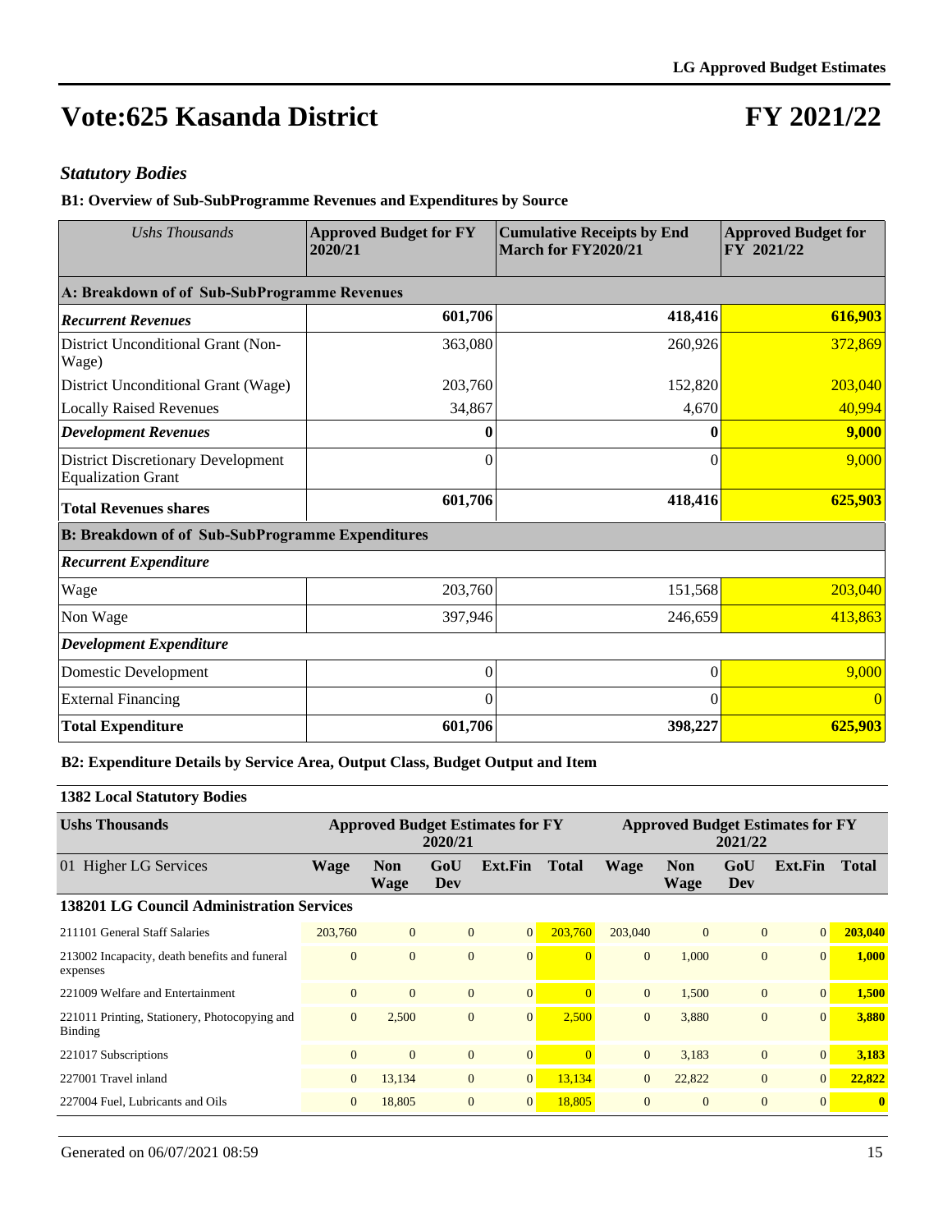# Vote:625 Kasanda District

# FY 2021/22

### *Statutory Bodies*

**B1: Overview of Sub-SubProgramme Revenues and Expenditures by Source**

| *Ushs Thousands* | **Approved Budget for FY 2020/21** | **Cumulative Receipts by End March for FY2020/21** | **Approved Budget for FY 2021/22** |
|---|---|---|---|
| **A: Breakdown of of Sub-SubProgramme Revenues** | | | |
| ***Recurrent Revenues*** | **601,706** | **418,416** | **616,903** |
| District Unconditional Grant (Non-Wage) | 363,080 | 260,926 | 372,869 |
| District Unconditional Grant (Wage) | 203,760 | 152,820 | 203,040 |
| Locally Raised Revenues | 34,867 | 4,670 | 40,994 |
| ***Development Revenues*** | **0** | **0** | **9,000** |
| District Discretionary Development Equalization Grant | 0 | 0 | 9,000 |
| **Total Revenues shares** | **601,706** | **418,416** | **625,903** |
| **B: Breakdown of of Sub-SubProgramme Expenditures** | | | |
| ***Recurrent Expenditure*** | | | |
| Wage | 203,760 | 151,568 | 203,040 |
| Non Wage | 397,946 | 246,659 | 413,863 |
| ***Development Expenditure*** | | | |
| Domestic Development | 0 | 0 | 9,000 |
| External Financing | 0 | 0 | 0 |
| **Total Expenditure** | **601,706** | **398,227** | **625,903** |

**B2: Expenditure Details by Service Area, Output Class, Budget Output and Item**

**1382 Local Statutory Bodies**

| **Ushs Thousands** | **Approved Budget Estimates for FY 2020/21** | | | | | **Approved Budget Estimates for FY 2021/22** | | | | |
|---|---|---|---|---|---|---|---|---|---|---|
| 01 Higher LG Services | **Wage** | **Non Wage** | **GoU Dev** | **Ext.Fin** | **Total** | **Wage** | **Non Wage** | **GoU Dev** | **Ext.Fin** | **Total** |
| **138201 LG Council Administration Services** | | | | | | | | | | |
| 211101 General Staff Salaries | 203,760 | 0 | 0 | 0 | 203,760 | 203,040 | 0 | 0 | 0 | **203,040** |
| 213002 Incapacity, death benefits and funeral expenses | 0 | 0 | 0 | 0 | 0 | 0 | 1,000 | 0 | 0 | **1,000** |
| 221009 Welfare and Entertainment | 0 | 0 | 0 | 0 | 0 | 0 | 1,500 | 0 | 0 | **1,500** |
| 221011 Printing, Stationery, Photocopying and Binding | 0 | 2,500 | 0 | 0 | 2,500 | 0 | 3,880 | 0 | 0 | **3,880** |
| 221017 Subscriptions | 0 | 0 | 0 | 0 | 0 | 0 | 3,183 | 0 | 0 | **3,183** |
| 227001 Travel inland | 0 | 13,134 | 0 | 0 | 13,134 | 0 | 22,822 | 0 | 0 | **22,822** |
| 227004 Fuel, Lubricants and Oils | 0 | 18,805 | 0 | 0 | 18,805 | 0 | 0 | 0 | 0 | **0** |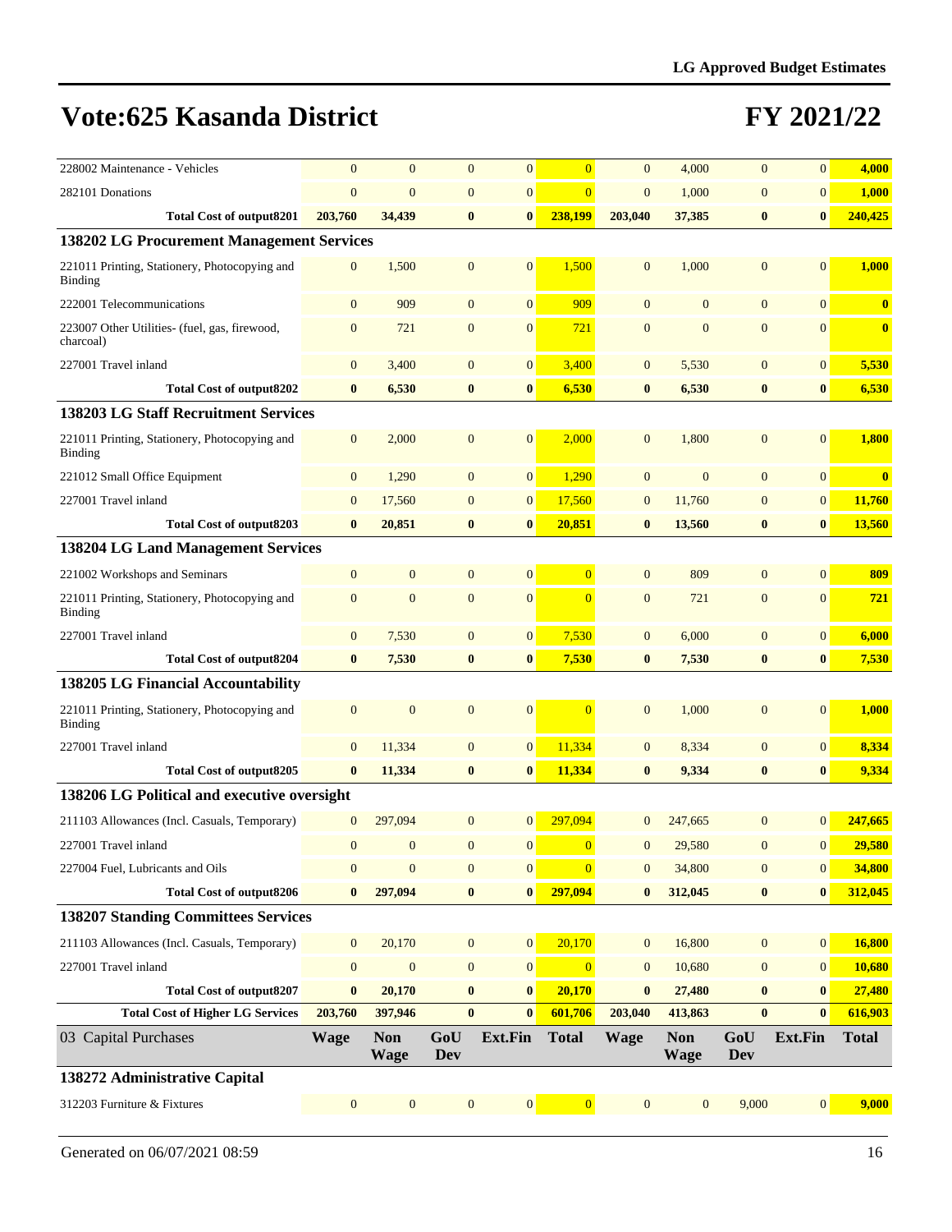# Vote:625 Kasanda District

# FY 2021/22

| | | | | | | | | | | |
|---|---|---|---|---|---|---|---|---|---|---|
| 228002 Maintenance - Vehicles | 0 | 0 | 0 | 0 | 0 | 0 | 4,000 | 0 | 0 | **4,000** |
| 282101 Donations | 0 | 0 | 0 | 0 | 0 | 0 | 1,000 | 0 | 0 | **1,000** |
| **Total Cost of output8201** | **203,760** | **34,439** | **0** | **0** | **238,199** | **203,040** | **37,385** | **0** | **0** | **240,425** |
| **138202 LG Procurement Management Services** | | | | | | | | | | |
| 221011 Printing, Stationery, Photocopying and Binding | 0 | 1,500 | 0 | 0 | 1,500 | 0 | 1,000 | 0 | 0 | **1,000** |
| 222001 Telecommunications | 0 | 909 | 0 | 0 | 909 | 0 | 0 | 0 | 0 | **0** |
| 223007 Other Utilities- (fuel, gas, firewood, charcoal) | 0 | 721 | 0 | 0 | 721 | 0 | 0 | 0 | 0 | **0** |
| 227001 Travel inland | 0 | 3,400 | 0 | 0 | 3,400 | 0 | 5,530 | 0 | 0 | **5,530** |
| **Total Cost of output8202** | **0** | **6,530** | **0** | **0** | **6,530** | **0** | **6,530** | **0** | **0** | **6,530** |
| **138203 LG Staff Recruitment Services** | | | | | | | | | | |
| 221011 Printing, Stationery, Photocopying and Binding | 0 | 2,000 | 0 | 0 | 2,000 | 0 | 1,800 | 0 | 0 | **1,800** |
| 221012 Small Office Equipment | 0 | 1,290 | 0 | 0 | 1,290 | 0 | 0 | 0 | 0 | **0** |
| 227001 Travel inland | 0 | 17,560 | 0 | 0 | 17,560 | 0 | 11,760 | 0 | 0 | **11,760** |
| **Total Cost of output8203** | **0** | **20,851** | **0** | **0** | **20,851** | **0** | **13,560** | **0** | **0** | **13,560** |
| **138204 LG Land Management Services** | | | | | | | | | | |
| 221002 Workshops and Seminars | 0 | 0 | 0 | 0 | 0 | 0 | 809 | 0 | 0 | **809** |
| 221011 Printing, Stationery, Photocopying and Binding | 0 | 0 | 0 | 0 | 0 | 0 | 721 | 0 | 0 | **721** |
| 227001 Travel inland | 0 | 7,530 | 0 | 0 | 7,530 | 0 | 6,000 | 0 | 0 | **6,000** |
| **Total Cost of output8204** | **0** | **7,530** | **0** | **0** | **7,530** | **0** | **7,530** | **0** | **0** | **7,530** |
| **138205 LG Financial Accountability** | | | | | | | | | | |
| 221011 Printing, Stationery, Photocopying and Binding | 0 | 0 | 0 | 0 | 0 | 0 | 1,000 | 0 | 0 | **1,000** |
| 227001 Travel inland | 0 | 11,334 | 0 | 0 | 11,334 | 0 | 8,334 | 0 | 0 | **8,334** |
| **Total Cost of output8205** | **0** | **11,334** | **0** | **0** | **11,334** | **0** | **9,334** | **0** | **0** | **9,334** |
| **138206 LG Political and executive oversight** | | | | | | | | | | |
| 211103 Allowances (Incl. Casuals, Temporary) | 0 | 297,094 | 0 | 0 | 297,094 | 0 | 247,665 | 0 | 0 | **247,665** |
| 227001 Travel inland | 0 | 0 | 0 | 0 | 0 | 0 | 29,580 | 0 | 0 | **29,580** |
| 227004 Fuel, Lubricants and Oils | 0 | 0 | 0 | 0 | 0 | 0 | 34,800 | 0 | 0 | **34,800** |
| **Total Cost of output8206** | **0** | **297,094** | **0** | **0** | **297,094** | **0** | **312,045** | **0** | **0** | **312,045** |
| **138207 Standing Committees Services** | | | | | | | | | | |
| 211103 Allowances (Incl. Casuals, Temporary) | 0 | 20,170 | 0 | 0 | 20,170 | 0 | 16,800 | 0 | 0 | **16,800** |
| 227001 Travel inland | 0 | 0 | 0 | 0 | 0 | 0 | 10,680 | 0 | 0 | **10,680** |
| **Total Cost of output8207** | **0** | **20,170** | **0** | **0** | **20,170** | **0** | **27,480** | **0** | **0** | **27,480** |
| **Total Cost of Higher LG Services** | **203,760** | **397,946** | **0** | **0** | **601,706** | **203,040** | **413,863** | **0** | **0** | **616,903** |
| 03 Capital Purchases | **Wage** | **Non Wage** | **GoU Dev** | **Ext.Fin** | **Total** | **Wage** | **Non Wage** | **GoU Dev** | **Ext.Fin** | **Total** |
| **138272 Administrative Capital** | | | | | | | | | | |
| 312203 Furniture & Fixtures | 0 | 0 | 0 | 0 | 0 | 0 | 0 | 9,000 | 0 | **9,000** |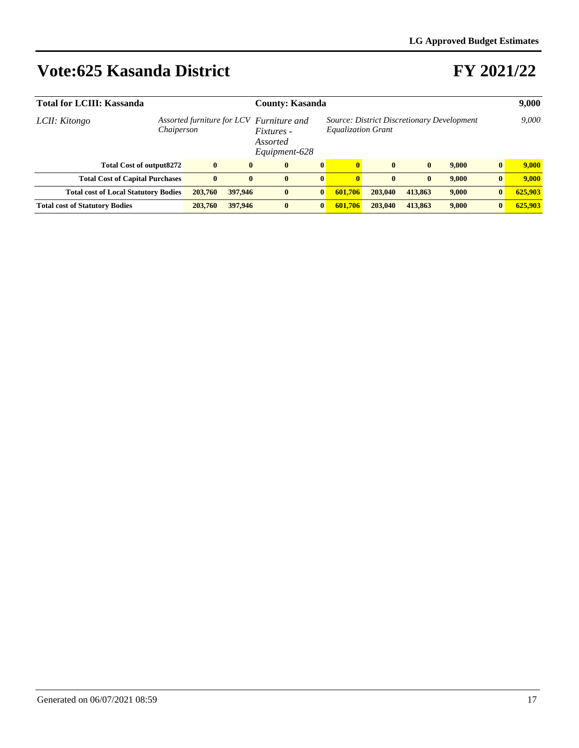# Vote:625 Kasanda District

# FY 2021/22

| | | | | | | | | | | |
|---|---|---|---|---|---|---|---|---|---|---|
| **Total for LCIII: Kassanda** | | | **County: Kasanda** | | | | | | | **9,000** |
| *LCII: Kitongo* | *Assorted furniture for LCV Chaiperson* | | *Furniture and Fixtures - Assorted Equipment-628* | | *Source: District Discretionary Development Equalization Grant* | | | | | *9,000* |
| **Total Cost of output8272** | **0** | **0** | **0** | **0** | **0** | **0** | **0** | **9,000** | **0** | **9,000** |
| **Total Cost of Capital Purchases** | **0** | **0** | **0** | **0** | **0** | **0** | **0** | **9,000** | **0** | **9,000** |
| **Total cost of Local Statutory Bodies** | **203,760** | **397,946** | **0** | **0** | **601,706** | **203,040** | **413,863** | **9,000** | **0** | **625,903** |
| **Total cost of Statutory Bodies** | **203,760** | **397,946** | **0** | **0** | **601,706** | **203,040** | **413,863** | **9,000** | **0** | **625,903** |

Generated on 06/07/2021 08:59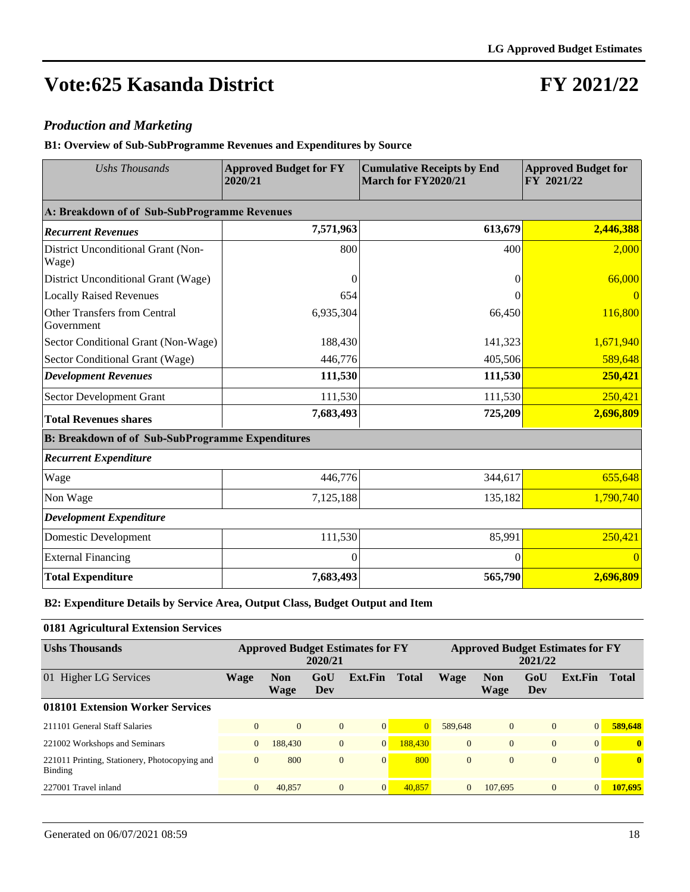LG Approved Budget Estimates

# Vote:625 Kasanda District

# FY 2021/22

## *Production and Marketing*

### B1: Overview of Sub-SubProgramme Revenues and Expenditures by Source

| *Ushs Thousands* | Approved Budget for FY 2020/21 | Cumulative Receipts by End March for FY2020/21 | Approved Budget for FY 2021/22 |
|---|---|---|---|
| **A: Breakdown of of Sub-SubProgramme Revenues** | | | |
| ***Recurrent Revenues*** | **7,571,963** | **613,679** | **2,446,388** |
| District Unconditional Grant (Non-Wage) | 800 | 400 | 2,000 |
| District Unconditional Grant (Wage) | 0 | 0 | 66,000 |
| Locally Raised Revenues | 654 | 0 | 0 |
| Other Transfers from Central Government | 6,935,304 | 66,450 | 116,800 |
| Sector Conditional Grant (Non-Wage) | 188,430 | 141,323 | 1,671,940 |
| Sector Conditional Grant (Wage) | 446,776 | 405,506 | 589,648 |
| ***Development Revenues*** | **111,530** | **111,530** | **250,421** |
| Sector Development Grant | 111,530 | 111,530 | 250,421 |
| **Total Revenues shares** | **7,683,493** | **725,209** | **2,696,809** |
| **B: Breakdown of of Sub-SubProgramme Expenditures** | | | |
| ***Recurrent Expenditure*** | | | |
| Wage | 446,776 | 344,617 | 655,648 |
| Non Wage | 7,125,188 | 135,182 | 1,790,740 |
| ***Development Expenditure*** | | | |
| Domestic Development | 111,530 | 85,991 | 250,421 |
| External Financing | 0 | 0 | 0 |
| **Total Expenditure** | **7,683,493** | **565,790** | **2,696,809** |

### B2: Expenditure Details by Service Area, Output Class, Budget Output and Item

**0181 Agricultural Extension Services**

| Ushs Thousands | Approved Budget Estimates for FY 2020/21 | | | | | Approved Budget Estimates for FY 2021/22 | | | | |
|---|---|---|---|---|---|---|---|---|---|---|
| 01 Higher LG Services | Wage | Non Wage | GoU Dev | Ext.Fin | Total | Wage | Non Wage | GoU Dev | Ext.Fin | Total |
| **018101 Extension Worker Services** | | | | | | | | | | |
| 211101 General Staff Salaries | 0 | 0 | 0 | 0 | 0 | 589,648 | 0 | 0 | 0 | **589,648** |
| 221002 Workshops and Seminars | 0 | 188,430 | 0 | 0 | 188,430 | 0 | 0 | 0 | 0 | **0** |
| 221011 Printing, Stationery, Photocopying and Binding | 0 | 800 | 0 | 0 | 800 | 0 | 0 | 0 | 0 | **0** |
| 227001 Travel inland | 0 | 40,857 | 0 | 0 | 40,857 | 0 | 107,695 | 0 | 0 | **107,695** |

Generated on 06/07/2021 08:59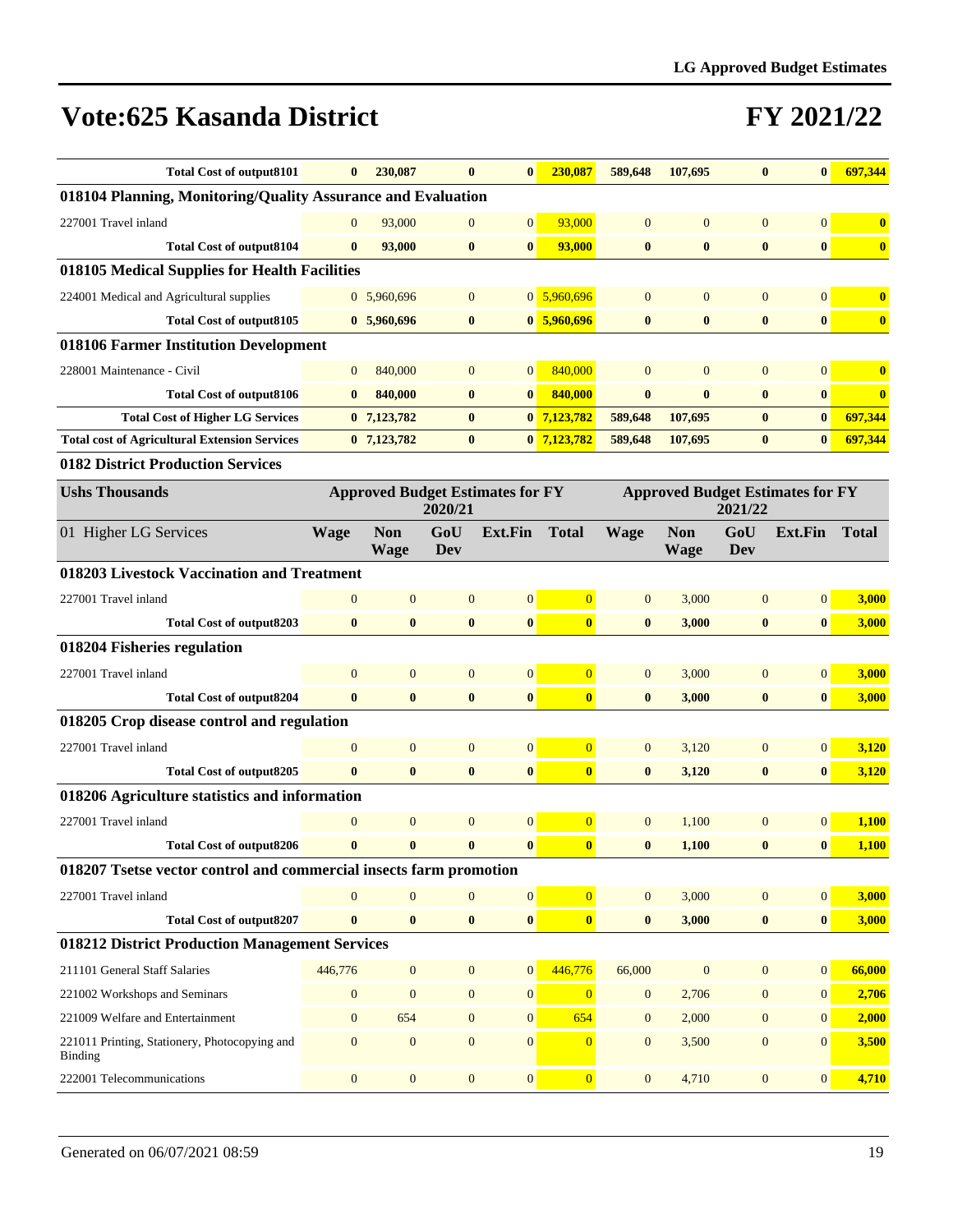# Vote:625 Kasanda District

# FY 2021/22

| | | | | | | | | | | |
|---|---|---|---|---|---|---|---|---|---|---|
| **Total Cost of output8101** | **0** | **230,087** | **0** | **0** | **230,087** | **589,648** | **107,695** | **0** | **0** | **697,344** |
| **018104 Planning, Monitoring/Quality Assurance and Evaluation** | | | | | | | | | | |
| 227001 Travel inland | 0 | 93,000 | 0 | 0 | 93,000 | 0 | 0 | 0 | 0 | **0** |
| **Total Cost of output8104** | **0** | **93,000** | **0** | **0** | **93,000** | **0** | **0** | **0** | **0** | **0** |
| **018105 Medical Supplies for Health Facilities** | | | | | | | | | | |
| 224001 Medical and Agricultural supplies | 0 | 5,960,696 | 0 | 0 | 5,960,696 | 0 | 0 | 0 | 0 | **0** |
| **Total Cost of output8105** | **0** | **5,960,696** | **0** | **0** | **5,960,696** | **0** | **0** | **0** | **0** | **0** |
| **018106 Farmer Institution Development** | | | | | | | | | | |
| 228001 Maintenance - Civil | 0 | 840,000 | 0 | 0 | 840,000 | 0 | 0 | 0 | 0 | **0** |
| **Total Cost of output8106** | **0** | **840,000** | **0** | **0** | **840,000** | **0** | **0** | **0** | **0** | **0** |
| **Total Cost of Higher LG Services** | **0** | **7,123,782** | **0** | **0** | **7,123,782** | **589,648** | **107,695** | **0** | **0** | **697,344** |
| **Total cost of Agricultural Extension Services** | **0** | **7,123,782** | **0** | **0** | **7,123,782** | **589,648** | **107,695** | **0** | **0** | **697,344** |

**0182 District Production Services**

| Ushs Thousands | Approved Budget Estimates for FY 2020/21 | | | | | Approved Budget Estimates for FY 2021/22 | | | | |
|---|---|---|---|---|---|---|---|---|---|---|
| 01 Higher LG Services | Wage | Non Wage | GoU Dev | Ext.Fin | Total | Wage | Non Wage | GoU Dev | Ext.Fin | Total |
| **018203 Livestock Vaccination and Treatment** | | | | | | | | | | |
| 227001 Travel inland | 0 | 0 | 0 | 0 | 0 | 0 | 3,000 | 0 | 0 | **3,000** |
| **Total Cost of output8203** | **0** | **0** | **0** | **0** | **0** | **0** | **3,000** | **0** | **0** | **3,000** |
| **018204 Fisheries regulation** | | | | | | | | | | |
| 227001 Travel inland | 0 | 0 | 0 | 0 | 0 | 0 | 3,000 | 0 | 0 | **3,000** |
| **Total Cost of output8204** | **0** | **0** | **0** | **0** | **0** | **0** | **3,000** | **0** | **0** | **3,000** |
| **018205 Crop disease control and regulation** | | | | | | | | | | |
| 227001 Travel inland | 0 | 0 | 0 | 0 | 0 | 0 | 3,120 | 0 | 0 | **3,120** |
| **Total Cost of output8205** | **0** | **0** | **0** | **0** | **0** | **0** | **3,120** | **0** | **0** | **3,120** |
| **018206 Agriculture statistics and information** | | | | | | | | | | |
| 227001 Travel inland | 0 | 0 | 0 | 0 | 0 | 0 | 1,100 | 0 | 0 | **1,100** |
| **Total Cost of output8206** | **0** | **0** | **0** | **0** | **0** | **0** | **1,100** | **0** | **0** | **1,100** |
| **018207 Tsetse vector control and commercial insects farm promotion** | | | | | | | | | | |
| 227001 Travel inland | 0 | 0 | 0 | 0 | 0 | 0 | 3,000 | 0 | 0 | **3,000** |
| **Total Cost of output8207** | **0** | **0** | **0** | **0** | **0** | **0** | **3,000** | **0** | **0** | **3,000** |
| **018212 District Production Management Services** | | | | | | | | | | |
| 211101 General Staff Salaries | 446,776 | 0 | 0 | 0 | 446,776 | 66,000 | 0 | 0 | 0 | **66,000** |
| 221002 Workshops and Seminars | 0 | 0 | 0 | 0 | 0 | 0 | 2,706 | 0 | 0 | **2,706** |
| 221009 Welfare and Entertainment | 0 | 654 | 0 | 0 | 654 | 0 | 2,000 | 0 | 0 | **2,000** |
| 221011 Printing, Stationery, Photocopying and Binding | 0 | 0 | 0 | 0 | 0 | 0 | 3,500 | 0 | 0 | **3,500** |
| 222001 Telecommunications | 0 | 0 | 0 | 0 | 0 | 0 | 4,710 | 0 | 0 | **4,710** |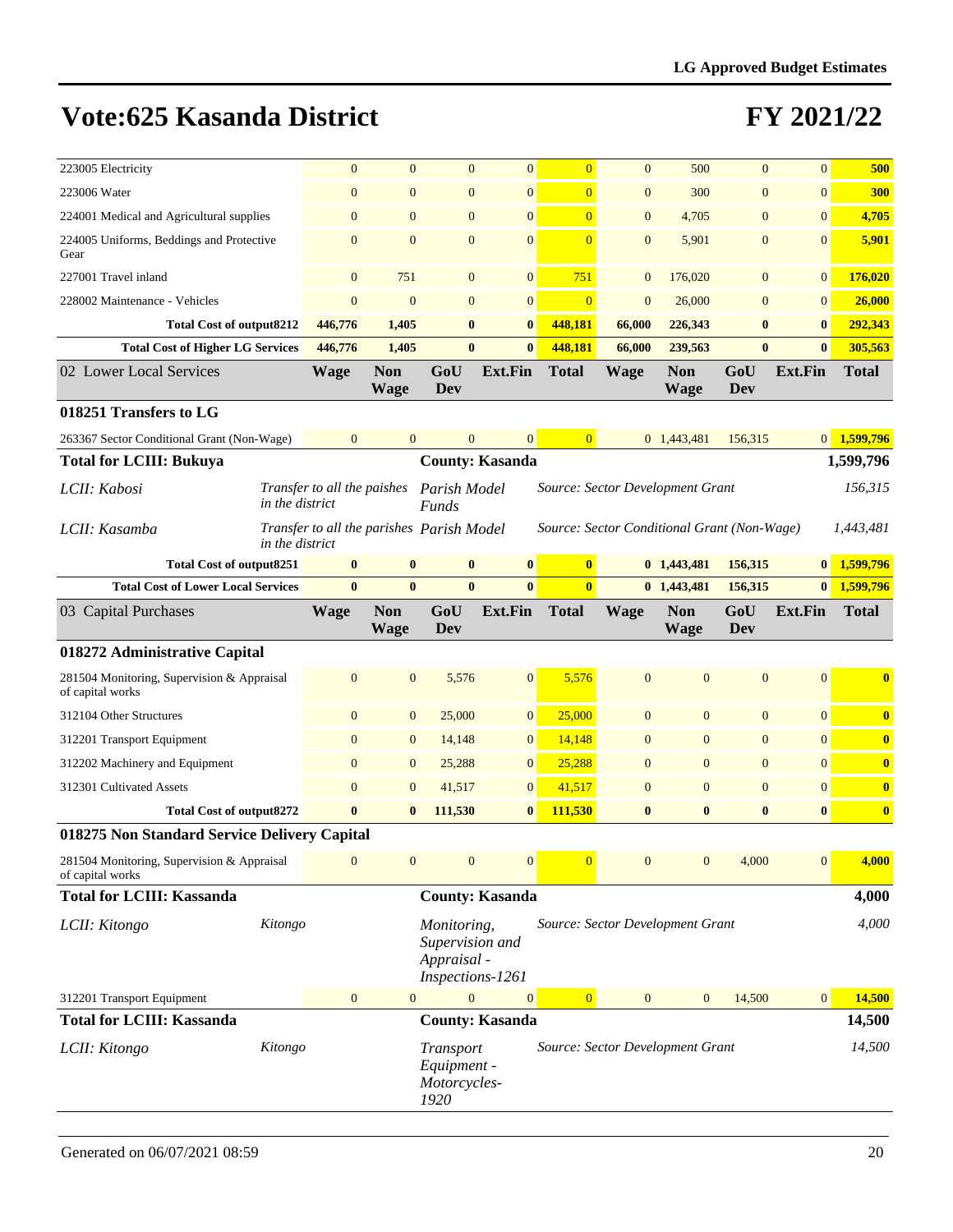# Vote:625 Kasanda District

# FY 2021/22

| | Wage | Non Wage | GoU Dev | Ext.Fin | Total | Wage | Non Wage | GoU Dev | Ext.Fin | Total |
|---|---|---|---|---|---|---|---|---|---|---|
| 223005 Electricity | 0 | 0 | 0 | 0 | 0 | 0 | 500 | 0 | 0 | 500 |
| 223006 Water | 0 | 0 | 0 | 0 | 0 | 0 | 300 | 0 | 0 | 300 |
| 224001 Medical and Agricultural supplies | 0 | 0 | 0 | 0 | 0 | 0 | 4,705 | 0 | 0 | 4,705 |
| 224005 Uniforms, Beddings and Protective Gear | 0 | 0 | 0 | 0 | 0 | 0 | 5,901 | 0 | 0 | 5,901 |
| 227001 Travel inland | 0 | 751 | 0 | 0 | 751 | 0 | 176,020 | 0 | 0 | 176,020 |
| 228002 Maintenance - Vehicles | 0 | 0 | 0 | 0 | 0 | 0 | 26,000 | 0 | 0 | 26,000 |
| **Total Cost of output8212** | **446,776** | **1,405** | **0** | **0** | **448,181** | **66,000** | **226,343** | **0** | **0** | **292,343** |
| **Total Cost of Higher LG Services** | **446,776** | **1,405** | **0** | **0** | **448,181** | **66,000** | **239,563** | **0** | **0** | **305,563** |

| 02 Lower Local Services | Wage | Non Wage | GoU Dev | Ext.Fin | Total | Wage | Non Wage | GoU Dev | Ext.Fin | Total |
|---|---|---|---|---|---|---|---|---|---|---|
| **018251 Transfers to LG** | | | | | | | | | | |
| 263367 Sector Conditional Grant (Non-Wage) | 0 | 0 | 0 | 0 | 0 | 0 | 1,443,481 | 156,315 | 0 | 1,599,796 |
| **Total for LCIII: Bukuya** | | | **County: Kasanda** | | | | | | | **1,599,796** |
| *LCII: Kabosi* | *Transfer to all the paishes in the district* | | *Parish Model Funds* | | *Source: Sector Development Grant* | | | | | *156,315* |
| *LCII: Kasamba* | *Transfer to all the parishes in the district* | | *Parish Model* | | *Source: Sector Conditional Grant (Non-Wage)* | | | | | *1,443,481* |
| **Total Cost of output8251** | **0** | **0** | **0** | **0** | **0** | **0** | **1,443,481** | **156,315** | **0** | **1,599,796** |
| **Total Cost of Lower Local Services** | **0** | **0** | **0** | **0** | **0** | **0** | **1,443,481** | **156,315** | **0** | **1,599,796** |

| 03 Capital Purchases | Wage | Non Wage | GoU Dev | Ext.Fin | Total | Wage | Non Wage | GoU Dev | Ext.Fin | Total |
|---|---|---|---|---|---|---|---|---|---|---|
| **018272 Administrative Capital** | | | | | | | | | | |
| 281504 Monitoring, Supervision & Appraisal of capital works | 0 | 0 | 5,576 | 0 | 5,576 | 0 | 0 | 0 | 0 | 0 |
| 312104 Other Structures | 0 | 0 | 25,000 | 0 | 25,000 | 0 | 0 | 0 | 0 | 0 |
| 312201 Transport Equipment | 0 | 0 | 14,148 | 0 | 14,148 | 0 | 0 | 0 | 0 | 0 |
| 312202 Machinery and Equipment | 0 | 0 | 25,288 | 0 | 25,288 | 0 | 0 | 0 | 0 | 0 |
| 312301 Cultivated Assets | 0 | 0 | 41,517 | 0 | 41,517 | 0 | 0 | 0 | 0 | 0 |
| **Total Cost of output8272** | **0** | **0** | **111,530** | **0** | **111,530** | **0** | **0** | **0** | **0** | **0** |
| **018275 Non Standard Service Delivery Capital** | | | | | | | | | | |
| 281504 Monitoring, Supervision & Appraisal of capital works | 0 | 0 | 0 | 0 | 0 | 0 | 0 | 4,000 | 0 | 4,000 |
| **Total for LCIII: Kassanda** | | | **County: Kasanda** | | | | | | | **4,000** |
| *LCII: Kitongo* | *Kitongo* | | *Monitoring, Supervision and Appraisal - Inspections-1261* | | *Source: Sector Development Grant* | | | | | *4,000* |
| 312201 Transport Equipment | 0 | 0 | 0 | 0 | 0 | 0 | 0 | 14,500 | 0 | 14,500 |
| **Total for LCIII: Kassanda** | | | **County: Kasanda** | | | | | | | **14,500** |
| *LCII: Kitongo* | *Kitongo* | | *Transport Equipment - Motorcycles-1920* | | *Source: Sector Development Grant* | | | | | *14,500* |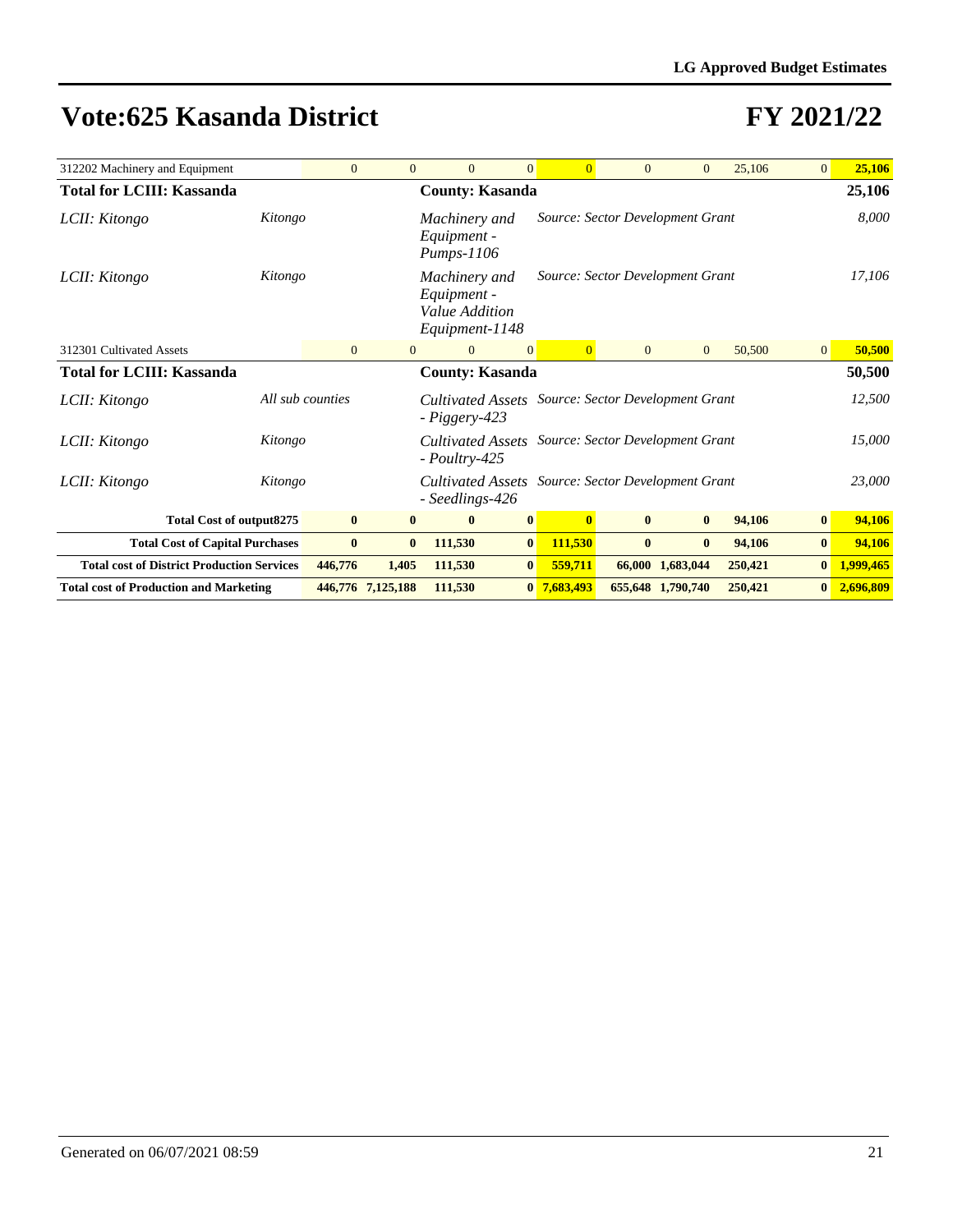# Vote:625 Kasanda District

# FY 2021/22

| | | | | | | | | | | |
|---|---|---|---|---|---|---|---|---|---|---|
| 312202 Machinery and Equipment | 0 | 0 | 0 | 0 | 0 | 0 | 0 | 25,106 | 0 | 25,106 |
| **Total for LCIII: Kassanda** | | | **County: Kasanda** | | | | | | | **25,106** |
| *LCII: Kitongo* | *Kitongo* | | *Machinery and Equipment - Pumps-1106* | | *Source: Sector Development Grant* | | | | | *8,000* |
| *LCII: Kitongo* | *Kitongo* | | *Machinery and Equipment - Value Addition Equipment-1148* | | *Source: Sector Development Grant* | | | | | *17,106* |
| 312301 Cultivated Assets | 0 | 0 | 0 | 0 | 0 | 0 | 0 | 50,500 | 0 | 50,500 |
| **Total for LCIII: Kassanda** | | | **County: Kasanda** | | | | | | | **50,500** |
| *LCII: Kitongo* | *All sub counties* | | *Cultivated Assets - Piggery-423* | | *Source: Sector Development Grant* | | | | | *12,500* |
| *LCII: Kitongo* | *Kitongo* | | *Cultivated Assets - Poultry-425* | | *Source: Sector Development Grant* | | | | | *15,000* |
| *LCII: Kitongo* | *Kitongo* | | *Cultivated Assets - Seedlings-426* | | *Source: Sector Development Grant* | | | | | *23,000* |
| **Total Cost of output8275** | **0** | **0** | **0** | **0** | **0** | **0** | **0** | **94,106** | **0** | **94,106** |
| **Total Cost of Capital Purchases** | **0** | **0** | **111,530** | **0** | **111,530** | **0** | **0** | **94,106** | **0** | **94,106** |
| **Total cost of District Production Services** | **446,776** | **1,405** | **111,530** | **0** | **559,711** | **66,000** | **1,683,044** | **250,421** | **0** | **1,999,465** |
| **Total cost of Production and Marketing** | **446,776** | **7,125,188** | **111,530** | **0** | **7,683,493** | **655,648** | **1,790,740** | **250,421** | **0** | **2,696,809** |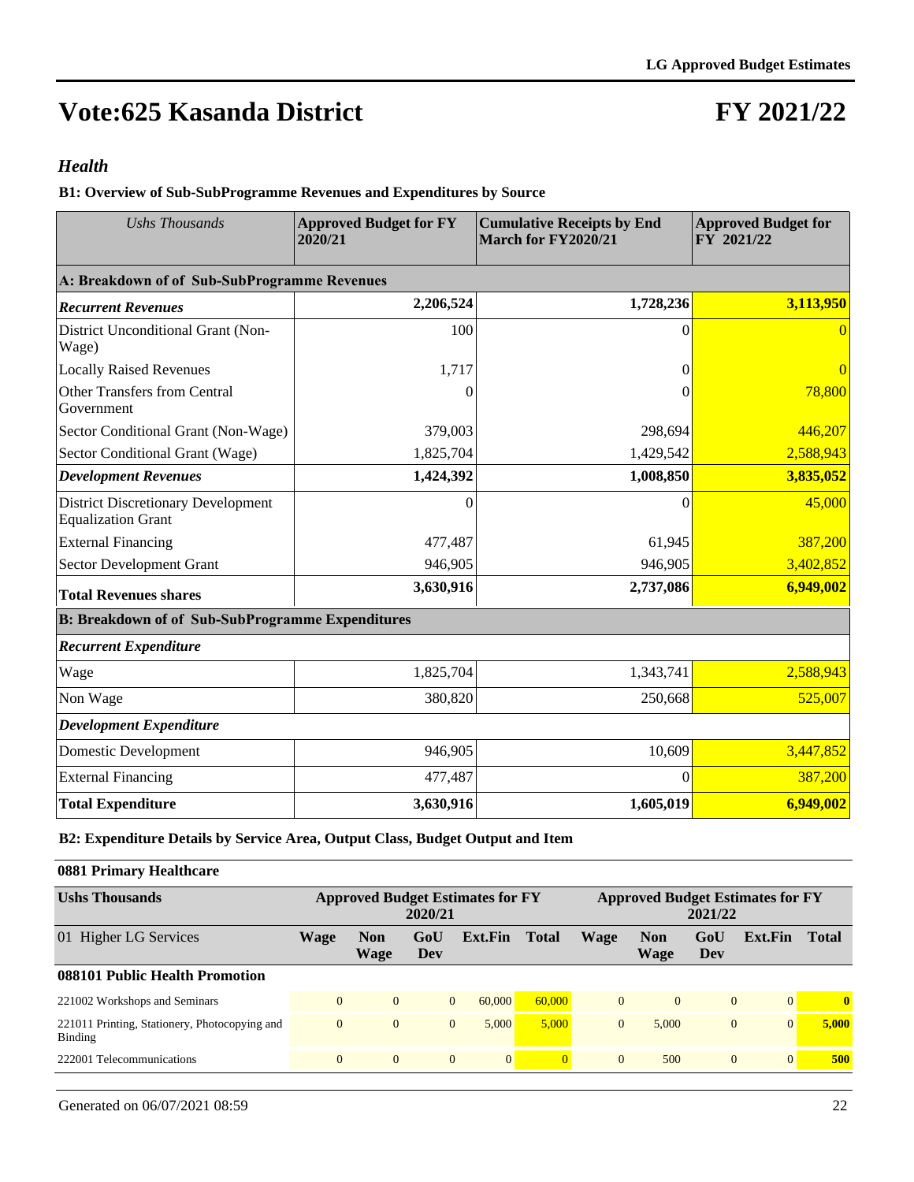# Vote:625 Kasanda District

# FY 2021/22

## *Health*

### B1: Overview of Sub-SubProgramme Revenues and Expenditures by Source

| *Ushs Thousands* | Approved Budget for FY 2020/21 | Cumulative Receipts by End March for FY2020/21 | Approved Budget for FY 2021/22 |
|---|---|---|---|
| **A: Breakdown of of Sub-SubProgramme Revenues** | | | |
| ***Recurrent Revenues*** | **2,206,524** | **1,728,236** | **3,113,950** |
| District Unconditional Grant (Non-Wage) | 100 | 0 | 0 |
| Locally Raised Revenues | 1,717 | 0 | 0 |
| Other Transfers from Central Government | 0 | 0 | 78,800 |
| Sector Conditional Grant (Non-Wage) | 379,003 | 298,694 | 446,207 |
| Sector Conditional Grant (Wage) | 1,825,704 | 1,429,542 | 2,588,943 |
| ***Development Revenues*** | **1,424,392** | **1,008,850** | **3,835,052** |
| District Discretionary Development Equalization Grant | 0 | 0 | 45,000 |
| External Financing | 477,487 | 61,945 | 387,200 |
| Sector Development Grant | 946,905 | 946,905 | 3,402,852 |
| **Total Revenues shares** | **3,630,916** | **2,737,086** | **6,949,002** |
| **B: Breakdown of of Sub-SubProgramme Expenditures** | | | |
| ***Recurrent Expenditure*** | | | |
| Wage | 1,825,704 | 1,343,741 | 2,588,943 |
| Non Wage | 380,820 | 250,668 | 525,007 |
| ***Development Expenditure*** | | | |
| Domestic Development | 946,905 | 10,609 | 3,447,852 |
| External Financing | 477,487 | 0 | 387,200 |
| **Total Expenditure** | **3,630,916** | **1,605,019** | **6,949,002** |

### B2: Expenditure Details by Service Area, Output Class, Budget Output and Item

**0881 Primary Healthcare**

| **Ushs Thousands** | **Approved Budget Estimates for FY 2020/21** | | | | | **Approved Budget Estimates for FY 2021/22** | | | | |
|---|---|---|---|---|---|---|---|---|---|---|
| 01 Higher LG Services | **Wage** | **Non Wage** | **GoU Dev** | **Ext.Fin** | **Total** | **Wage** | **Non Wage** | **GoU Dev** | **Ext.Fin** | **Total** |
| **088101 Public Health Promotion** | | | | | | | | | | |
| 221002 Workshops and Seminars | 0 | 0 | 0 | 60,000 | 60,000 | 0 | 0 | 0 | 0 | **0** |
| 221011 Printing, Stationery, Photocopying and Binding | 0 | 0 | 0 | 5,000 | 5,000 | 0 | 5,000 | 0 | 0 | **5,000** |
| 222001 Telecommunications | 0 | 0 | 0 | 0 | 0 | 0 | 500 | 0 | 0 | **500** |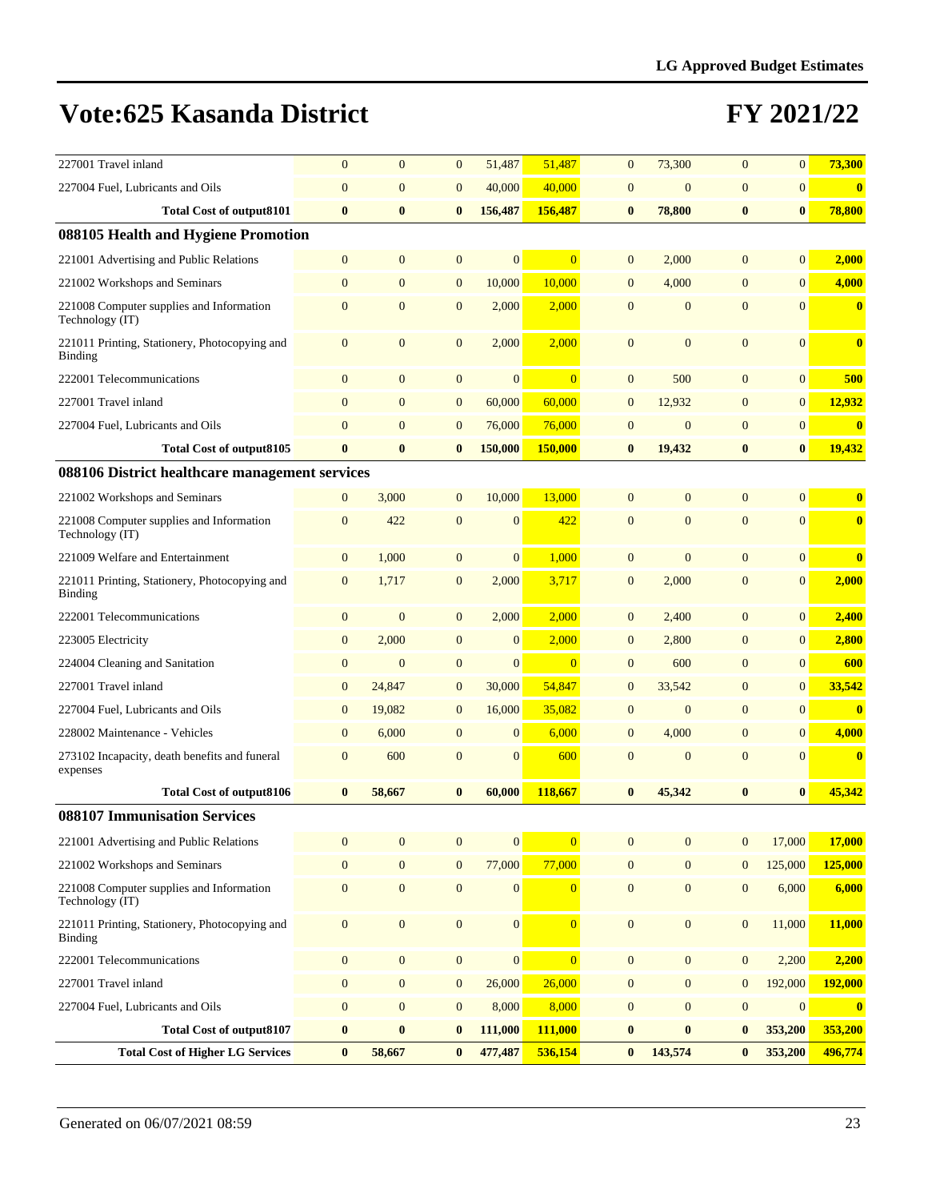# Vote:625 Kasanda District

# FY 2021/22

| | | | | | | | | | | |
|---|---|---|---|---|---|---|---|---|---|---|
| 227001 Travel inland | 0 | 0 | 0 | 51,487 | 51,487 | 0 | 73,300 | 0 | 0 | 73,300 |
| 227004 Fuel, Lubricants and Oils | 0 | 0 | 0 | 40,000 | 40,000 | 0 | 0 | 0 | 0 | 0 |
| **Total Cost of output8101** | **0** | **0** | **0** | **156,487** | **156,487** | **0** | **78,800** | **0** | **0** | **78,800** |
| **088105 Health and Hygiene Promotion** | | | | | | | | | | |
| 221001 Advertising and Public Relations | 0 | 0 | 0 | 0 | 0 | 0 | 2,000 | 0 | 0 | 2,000 |
| 221002 Workshops and Seminars | 0 | 0 | 0 | 10,000 | 10,000 | 0 | 4,000 | 0 | 0 | 4,000 |
| 221008 Computer supplies and Information Technology (IT) | 0 | 0 | 0 | 2,000 | 2,000 | 0 | 0 | 0 | 0 | 0 |
| 221011 Printing, Stationery, Photocopying and Binding | 0 | 0 | 0 | 2,000 | 2,000 | 0 | 0 | 0 | 0 | 0 |
| 222001 Telecommunications | 0 | 0 | 0 | 0 | 0 | 0 | 500 | 0 | 0 | 500 |
| 227001 Travel inland | 0 | 0 | 0 | 60,000 | 60,000 | 0 | 12,932 | 0 | 0 | 12,932 |
| 227004 Fuel, Lubricants and Oils | 0 | 0 | 0 | 76,000 | 76,000 | 0 | 0 | 0 | 0 | 0 |
| **Total Cost of output8105** | **0** | **0** | **0** | **150,000** | **150,000** | **0** | **19,432** | **0** | **0** | **19,432** |
| **088106 District healthcare management services** | | | | | | | | | | |
| 221002 Workshops and Seminars | 0 | 3,000 | 0 | 10,000 | 13,000 | 0 | 0 | 0 | 0 | 0 |
| 221008 Computer supplies and Information Technology (IT) | 0 | 422 | 0 | 0 | 422 | 0 | 0 | 0 | 0 | 0 |
| 221009 Welfare and Entertainment | 0 | 1,000 | 0 | 0 | 1,000 | 0 | 0 | 0 | 0 | 0 |
| 221011 Printing, Stationery, Photocopying and Binding | 0 | 1,717 | 0 | 2,000 | 3,717 | 0 | 2,000 | 0 | 0 | 2,000 |
| 222001 Telecommunications | 0 | 0 | 0 | 2,000 | 2,000 | 0 | 2,400 | 0 | 0 | 2,400 |
| 223005 Electricity | 0 | 2,000 | 0 | 0 | 2,000 | 0 | 2,800 | 0 | 0 | 2,800 |
| 224004 Cleaning and Sanitation | 0 | 0 | 0 | 0 | 0 | 0 | 600 | 0 | 0 | 600 |
| 227001 Travel inland | 0 | 24,847 | 0 | 30,000 | 54,847 | 0 | 33,542 | 0 | 0 | 33,542 |
| 227004 Fuel, Lubricants and Oils | 0 | 19,082 | 0 | 16,000 | 35,082 | 0 | 0 | 0 | 0 | 0 |
| 228002 Maintenance - Vehicles | 0 | 6,000 | 0 | 0 | 6,000 | 0 | 4,000 | 0 | 0 | 4,000 |
| 273102 Incapacity, death benefits and funeral expenses | 0 | 600 | 0 | 0 | 600 | 0 | 0 | 0 | 0 | 0 |
| **Total Cost of output8106** | **0** | **58,667** | **0** | **60,000** | **118,667** | **0** | **45,342** | **0** | **0** | **45,342** |
| **088107 Immunisation Services** | | | | | | | | | | |
| 221001 Advertising and Public Relations | 0 | 0 | 0 | 0 | 0 | 0 | 0 | 0 | 17,000 | 17,000 |
| 221002 Workshops and Seminars | 0 | 0 | 0 | 77,000 | 77,000 | 0 | 0 | 0 | 125,000 | 125,000 |
| 221008 Computer supplies and Information Technology (IT) | 0 | 0 | 0 | 0 | 0 | 0 | 0 | 0 | 6,000 | 6,000 |
| 221011 Printing, Stationery, Photocopying and Binding | 0 | 0 | 0 | 0 | 0 | 0 | 0 | 0 | 11,000 | 11,000 |
| 222001 Telecommunications | 0 | 0 | 0 | 0 | 0 | 0 | 0 | 0 | 2,200 | 2,200 |
| 227001 Travel inland | 0 | 0 | 0 | 26,000 | 26,000 | 0 | 0 | 0 | 192,000 | 192,000 |
| 227004 Fuel, Lubricants and Oils | 0 | 0 | 0 | 8,000 | 8,000 | 0 | 0 | 0 | 0 | 0 |
| **Total Cost of output8107** | **0** | **0** | **0** | **111,000** | **111,000** | **0** | **0** | **0** | **353,200** | **353,200** |
| **Total Cost of Higher LG Services** | **0** | **58,667** | **0** | **477,487** | **536,154** | **0** | **143,574** | **0** | **353,200** | **496,774** |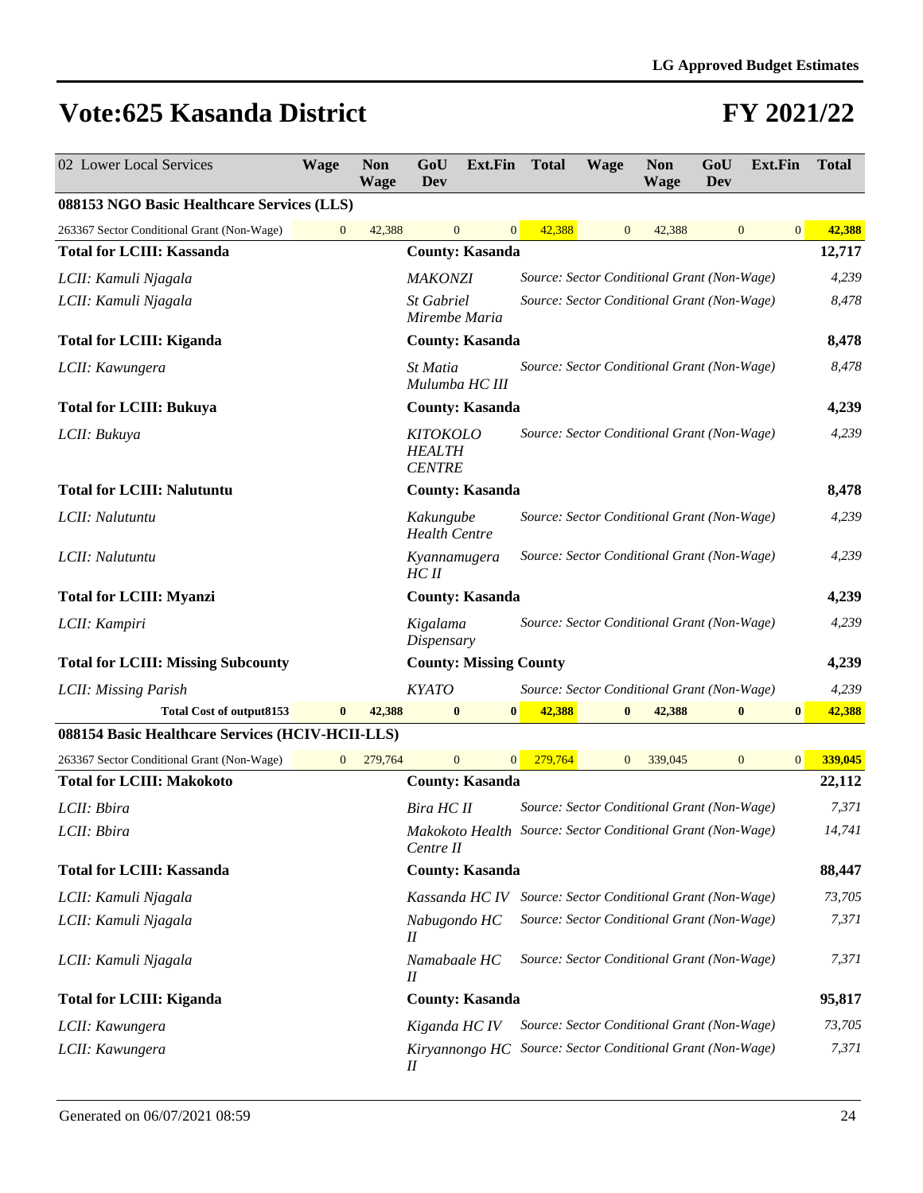# Vote:625 Kasanda District

# FY 2021/22

| 02 Lower Local Services | Wage | Non Wage | GoU Dev | Ext.Fin | Total | Wage | Non Wage | GoU Dev | Ext.Fin | Total |
|---|---|---|---|---|---|---|---|---|---|---|
| **088153 NGO Basic Healthcare Services (LLS)** | | | | | | | | | | |
| 263367 Sector Conditional Grant (Non-Wage) | 0 | 42,388 | 0 | 0 | 42,388 | 0 | 42,388 | 0 | 0 | **42,388** |
| **Total for LCIII: Kassanda** | | | **County: Kasanda** | | | | | | | **12,717** |
| *LCII: Kamuli Njagala* | | | *MAKONZI* | | *Source: Sector Conditional Grant (Non-Wage)* | | | | | *4,239* |
| *LCII: Kamuli Njagala* | | | *St Gabriel Mirembe Maria* | | *Source: Sector Conditional Grant (Non-Wage)* | | | | | *8,478* |
| **Total for LCIII: Kiganda** | | | **County: Kasanda** | | | | | | | **8,478** |
| *LCII: Kawungera* | | | *St Matia Mulumba HC III* | | *Source: Sector Conditional Grant (Non-Wage)* | | | | | *8,478* |
| **Total for LCIII: Bukuya** | | | **County: Kasanda** | | | | | | | **4,239** |
| *LCII: Bukuya* | | | *KITOKOLO HEALTH CENTRE* | | *Source: Sector Conditional Grant (Non-Wage)* | | | | | *4,239* |
| **Total for LCIII: Nalutuntu** | | | **County: Kasanda** | | | | | | | **8,478** |
| *LCII: Nalutuntu* | | | *Kakungube Health Centre* | | *Source: Sector Conditional Grant (Non-Wage)* | | | | | *4,239* |
| *LCII: Nalutuntu* | | | *Kyannamugera HC II* | | *Source: Sector Conditional Grant (Non-Wage)* | | | | | *4,239* |
| **Total for LCIII: Myanzi** | | | **County: Kasanda** | | | | | | | **4,239** |
| *LCII: Kampiri* | | | *Kigalama Dispensary* | | *Source: Sector Conditional Grant (Non-Wage)* | | | | | *4,239* |
| **Total for LCIII: Missing Subcounty** | | | **County: Missing County** | | | | | | | **4,239** |
| *LCII: Missing Parish* | | | *KYATO* | | *Source: Sector Conditional Grant (Non-Wage)* | | | | | *4,239* |
| **Total Cost of output8153** | **0** | **42,388** | **0** | **0** | **42,388** | **0** | **42,388** | **0** | **0** | **42,388** |
| **088154 Basic Healthcare Services (HCIV-HCII-LLS)** | | | | | | | | | | |
| 263367 Sector Conditional Grant (Non-Wage) | 0 | 279,764 | 0 | 0 | 279,764 | 0 | 339,045 | 0 | 0 | **339,045** |
| **Total for LCIII: Makokoto** | | | **County: Kasanda** | | | | | | | **22,112** |
| *LCII: Bbira* | | | *Bira HC II* | | *Source: Sector Conditional Grant (Non-Wage)* | | | | | *7,371* |
| *LCII: Bbira* | | | *Makokoto Health Centre II* | | *Source: Sector Conditional Grant (Non-Wage)* | | | | | *14,741* |
| **Total for LCIII: Kassanda** | | | **County: Kasanda** | | | | | | | **88,447** |
| *LCII: Kamuli Njagala* | | | *Kassanda HC IV* | | *Source: Sector Conditional Grant (Non-Wage)* | | | | | *73,705* |
| *LCII: Kamuli Njagala* | | | *Nabugondo HC II* | | *Source: Sector Conditional Grant (Non-Wage)* | | | | | *7,371* |
| *LCII: Kamuli Njagala* | | | *Namabaale HC II* | | *Source: Sector Conditional Grant (Non-Wage)* | | | | | *7,371* |
| **Total for LCIII: Kiganda** | | | **County: Kasanda** | | | | | | | **95,817** |
| *LCII: Kawungera* | | | *Kiganda HC IV* | | *Source: Sector Conditional Grant (Non-Wage)* | | | | | *73,705* |
| *LCII: Kawungera* | | | *Kiryannongo HC II* | | *Source: Sector Conditional Grant (Non-Wage)* | | | | | *7,371* |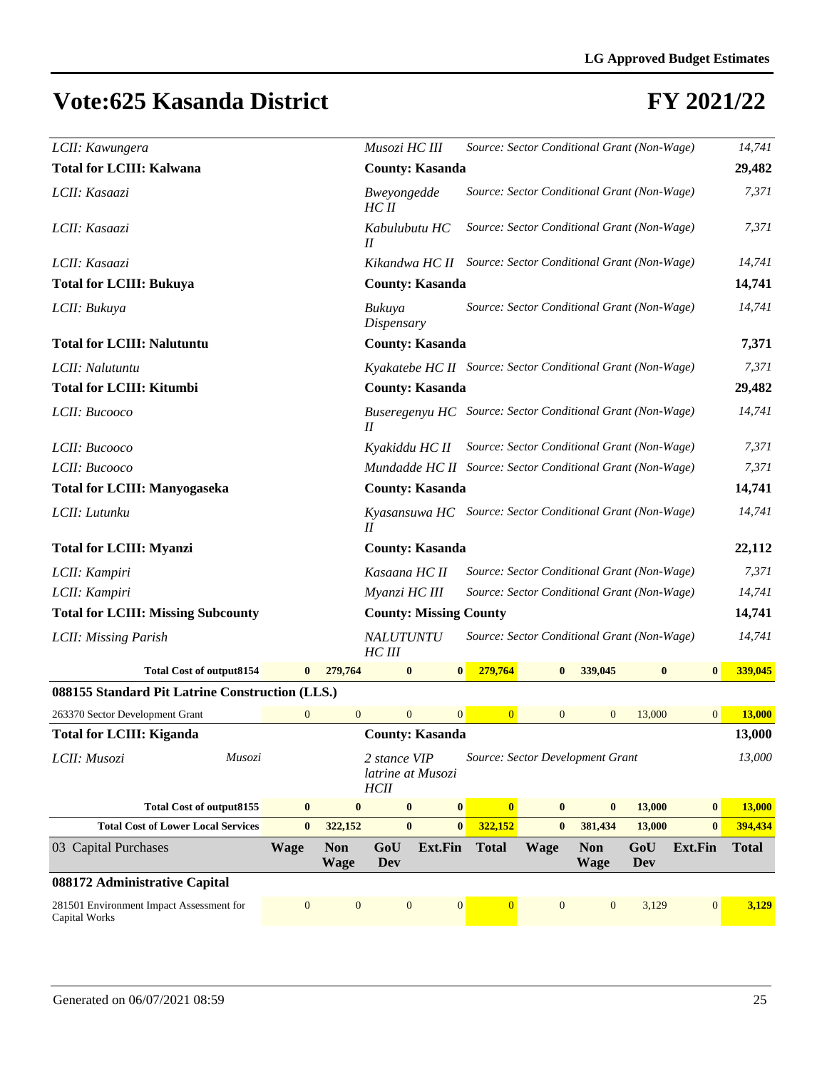# Vote:625 Kasanda District

# FY 2021/22

| | | | | | | | | | | |
|---|---|---|---|---|---|---|---|---|---|---|
| *LCII: Kawungera* | | | *Musozi HC III* | | *Source: Sector Conditional Grant (Non-Wage)* | | | | | *14,741* |
| **Total for LCIII: Kalwana** | | | **County: Kasanda** | | | | | | | **29,482** |
| *LCII: Kasaazi* | | | *Bweyongedde HC II* | | *Source: Sector Conditional Grant (Non-Wage)* | | | | | *7,371* |
| *LCII: Kasaazi* | | | *Kabulubutu HC II* | | *Source: Sector Conditional Grant (Non-Wage)* | | | | | *7,371* |
| *LCII: Kasaazi* | | | *Kikandwa HC II* | | *Source: Sector Conditional Grant (Non-Wage)* | | | | | *14,741* |
| **Total for LCIII: Bukuya** | | | **County: Kasanda** | | | | | | | **14,741** |
| *LCII: Bukuya* | | | *Bukuya Dispensary* | | *Source: Sector Conditional Grant (Non-Wage)* | | | | | *14,741* |
| **Total for LCIII: Nalutuntu** | | | **County: Kasanda** | | | | | | | **7,371** |
| *LCII: Nalutuntu* | | | *Kyakatebe HC II* | | *Source: Sector Conditional Grant (Non-Wage)* | | | | | *7,371* |
| **Total for LCIII: Kitumbi** | | | **County: Kasanda** | | | | | | | **29,482** |
| *LCII: Bucooco* | | | *Buseregenyu HC II* | | *Source: Sector Conditional Grant (Non-Wage)* | | | | | *14,741* |
| *LCII: Bucooco* | | | *Kyakiddu HC II* | | *Source: Sector Conditional Grant (Non-Wage)* | | | | | *7,371* |
| *LCII: Bucooco* | | | *Mundadde HC II* | | *Source: Sector Conditional Grant (Non-Wage)* | | | | | *7,371* |
| **Total for LCIII: Manyogaseka** | | | **County: Kasanda** | | | | | | | **14,741** |
| *LCII: Lutunku* | | | *Kyasansuwa HC II* | | *Source: Sector Conditional Grant (Non-Wage)* | | | | | *14,741* |
| **Total for LCIII: Myanzi** | | | **County: Kasanda** | | | | | | | **22,112** |
| *LCII: Kampiri* | | | *Kasaana HC II* | | *Source: Sector Conditional Grant (Non-Wage)* | | | | | *7,371* |
| *LCII: Kampiri* | | | *Myanzi HC III* | | *Source: Sector Conditional Grant (Non-Wage)* | | | | | *14,741* |
| **Total for LCIII: Missing Subcounty** | | | **County: Missing County** | | | | | | | **14,741** |
| *LCII: Missing Parish* | | | *NALUTUNTU HC III* | | *Source: Sector Conditional Grant (Non-Wage)* | | | | | *14,741* |
| **Total Cost of output8154** | **0** | **279,764** | **0** | **0** | **279,764** | **0** | **339,045** | **0** | **0** | **339,045** |
| **088155 Standard Pit Latrine Construction (LLS.)** | | | | | | | | | | |
| 263370 Sector Development Grant | 0 | 0 | 0 | 0 | 0 | 0 | 0 | 13,000 | 0 | **13,000** |
| **Total for LCIII: Kiganda** | | | **County: Kasanda** | | | | | | | **13,000** |
| *LCII: Musozi* *Musozi* | | | *2 stance VIP latrine at Musozi HCII* | | *Source: Sector Development Grant* | | | | | *13,000* |
| **Total Cost of output8155** | **0** | **0** | **0** | **0** | **0** | **0** | **0** | **13,000** | **0** | **13,000** |
| **Total Cost of Lower Local Services** | **0** | **322,152** | **0** | **0** | **322,152** | **0** | **381,434** | **13,000** | **0** | **394,434** |
| 03 Capital Purchases | **Wage** | **Non Wage** | **GoU Dev** | **Ext.Fin** | **Total** | **Wage** | **Non Wage** | **GoU Dev** | **Ext.Fin** | **Total** |
| **088172 Administrative Capital** | | | | | | | | | | |
| 281501 Environment Impact Assessment for Capital Works | 0 | 0 | 0 | 0 | 0 | 0 | 0 | 3,129 | 0 | **3,129** |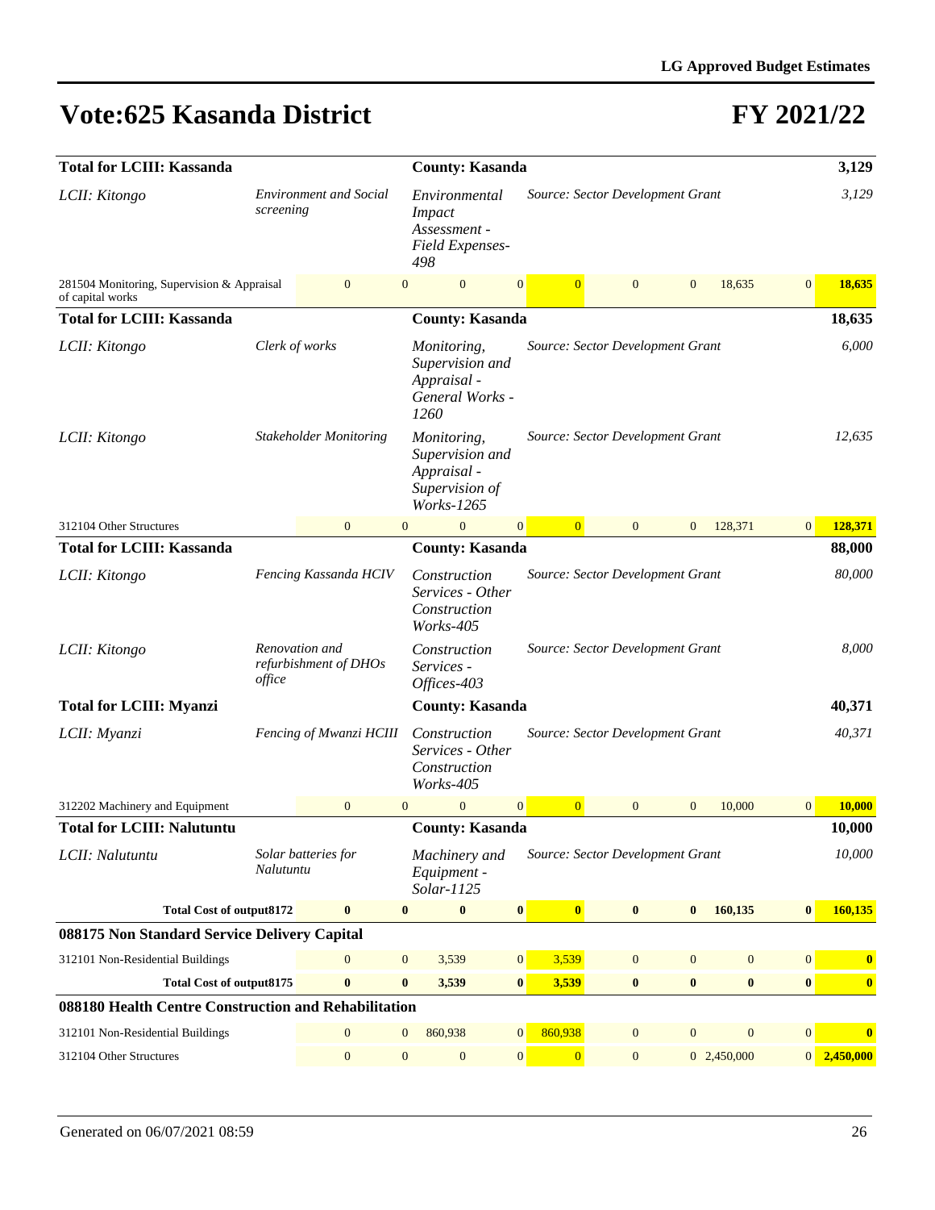# Vote:625 Kasanda District

# FY 2021/22

| | | | | | | | | | | |
|---|---|---|---|---|---|---|---|---|---|---|
| **Total for LCIII: Kassanda** | | | **County: Kasanda** | | | | | | | **3,129** |
| *LCII: Kitongo* | *Environment and Social screening* | | *Environmental Impact Assessment - Field Expenses-498* | *Source: Sector Development Grant* | | | | | | *3,129* |
| 281504 Monitoring, Supervision & Appraisal of capital works | 0 | 0 | 0 | 0 | 0 | 0 | 0 | 18,635 | 0 | **18,635** |
| **Total for LCIII: Kassanda** | | | **County: Kasanda** | | | | | | | **18,635** |
| *LCII: Kitongo* | *Clerk of works* | | *Monitoring, Supervision and Appraisal - General Works -1260* | *Source: Sector Development Grant* | | | | | | *6,000* |
| *LCII: Kitongo* | *Stakeholder Monitoring* | | *Monitoring, Supervision and Appraisal - Supervision of Works-1265* | *Source: Sector Development Grant* | | | | | | *12,635* |
| 312104 Other Structures | 0 | 0 | 0 | 0 | 0 | 0 | 0 | 128,371 | 0 | **128,371** |
| **Total for LCIII: Kassanda** | | | **County: Kasanda** | | | | | | | **88,000** |
| *LCII: Kitongo* | *Fencing Kassanda HCIV* | | *Construction Services - Other Construction Works-405* | *Source: Sector Development Grant* | | | | | | *80,000* |
| *LCII: Kitongo* | *Renovation and refurbishment of DHOs office* | | *Construction Services - Offices-403* | *Source: Sector Development Grant* | | | | | | *8,000* |
| **Total for LCIII: Myanzi** | | | **County: Kasanda** | | | | | | | **40,371** |
| *LCII: Myanzi* | *Fencing of Mwanzi HCIII* | | *Construction Services - Other Construction Works-405* | *Source: Sector Development Grant* | | | | | | *40,371* |
| 312202 Machinery and Equipment | 0 | 0 | 0 | 0 | 0 | 0 | 0 | 10,000 | 0 | **10,000** |
| **Total for LCIII: Nalutuntu** | | | **County: Kasanda** | | | | | | | **10,000** |
| *LCII: Nalutuntu* | *Solar batteries for Nalutuntu* | | *Machinery and Equipment - Solar-1125* | *Source: Sector Development Grant* | | | | | | *10,000* |
| **Total Cost of output8172** | **0** | **0** | **0** | **0** | **0** | **0** | **0** | **160,135** | **0** | **160,135** |
| **088175 Non Standard Service Delivery Capital** | | | | | | | | | | |
| 312101 Non-Residential Buildings | 0 | 0 | 3,539 | 0 | 3,539 | 0 | 0 | 0 | 0 | **0** |
| **Total Cost of output8175** | **0** | **0** | **3,539** | **0** | **3,539** | **0** | **0** | **0** | **0** | **0** |
| **088180 Health Centre Construction and Rehabilitation** | | | | | | | | | | |
| 312101 Non-Residential Buildings | 0 | 0 | 860,938 | 0 | 860,938 | 0 | 0 | 0 | 0 | **0** |
| 312104 Other Structures | 0 | 0 | 0 | 0 | 0 | 0 | 0 | 2,450,000 | 0 | **2,450,000** |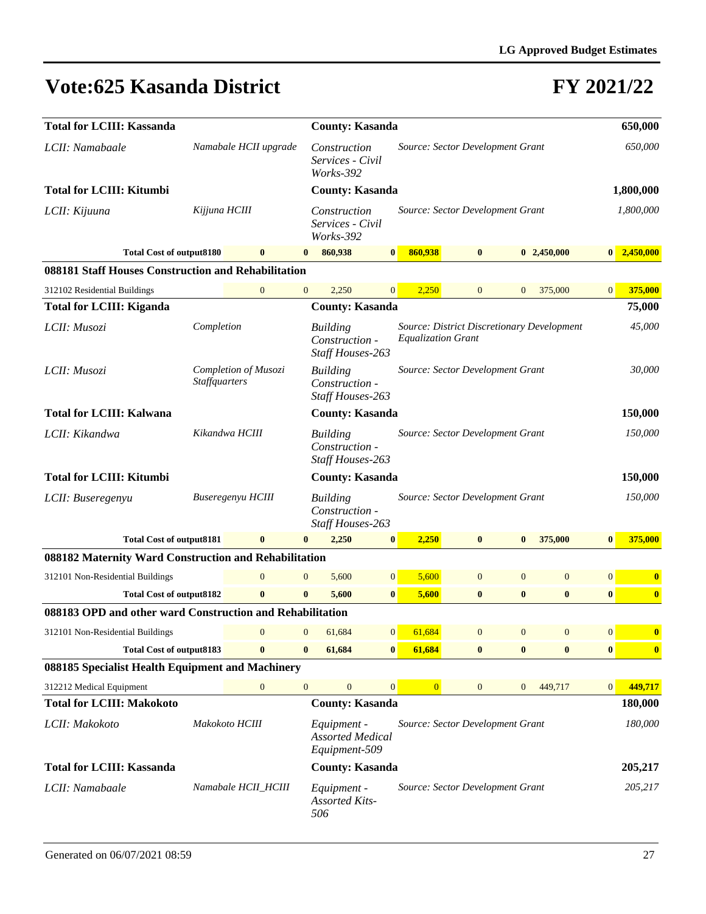# Vote:625 Kasanda District

# FY 2021/22

| | | | | | | | | | | |
|---|---|---|---|---|---|---|---|---|---|---|
| **Total for LCIII: Kassanda** | | | **County: Kasanda** | | | | | | | **650,000** |
| *LCII: Namabaale* | *Namabale HCII upgrade* | | *Construction Services - Civil Works-392* | | *Source: Sector Development Grant* | | | | | *650,000* |
| **Total for LCIII: Kitumbi** | | | **County: Kasanda** | | | | | | | **1,800,000** |
| *LCII: Kijuuna* | *Kijjuna HCIII* | | *Construction Services - Civil Works-392* | | *Source: Sector Development Grant* | | | | | *1,800,000* |
| **Total Cost of output8180** | **0** | **0** | **860,938** | **0** | **860,938** | **0** | **0** | **2,450,000** | **0** | **2,450,000** |
| **088181 Staff Houses Construction and Rehabilitation** | | | | | | | | | | |
| 312102 Residential Buildings | 0 | 0 | 2,250 | 0 | 2,250 | 0 | 0 | 375,000 | 0 | **375,000** |
| **Total for LCIII: Kiganda** | | | **County: Kasanda** | | | | | | | **75,000** |
| *LCII: Musozi* | *Completion* | | *Building Construction - Staff Houses-263* | | *Source: District Discretionary Development Equalization Grant* | | | | | *45,000* |
| *LCII: Musozi* | *Completion of Musozi Staffquarters* | | *Building Construction - Staff Houses-263* | | *Source: Sector Development Grant* | | | | | *30,000* |
| **Total for LCIII: Kalwana** | | | **County: Kasanda** | | | | | | | **150,000** |
| *LCII: Kikandwa* | *Kikandwa HCIII* | | *Building Construction - Staff Houses-263* | | *Source: Sector Development Grant* | | | | | *150,000* |
| **Total for LCIII: Kitumbi** | | | **County: Kasanda** | | | | | | | **150,000** |
| *LCII: Buseregenyu* | *Buseregenyu HCIII* | | *Building Construction - Staff Houses-263* | | *Source: Sector Development Grant* | | | | | *150,000* |
| **Total Cost of output8181** | **0** | **0** | **2,250** | **0** | **2,250** | **0** | **0** | **375,000** | **0** | **375,000** |
| **088182 Maternity Ward Construction and Rehabilitation** | | | | | | | | | | |
| 312101 Non-Residential Buildings | 0 | 0 | 5,600 | 0 | 5,600 | 0 | 0 | 0 | 0 | **0** |
| **Total Cost of output8182** | **0** | **0** | **5,600** | **0** | **5,600** | **0** | **0** | **0** | **0** | **0** |
| **088183 OPD and other ward Construction and Rehabilitation** | | | | | | | | | | |
| 312101 Non-Residential Buildings | 0 | 0 | 61,684 | 0 | 61,684 | 0 | 0 | 0 | 0 | **0** |
| **Total Cost of output8183** | **0** | **0** | **61,684** | **0** | **61,684** | **0** | **0** | **0** | **0** | **0** |
| **088185 Specialist Health Equipment and Machinery** | | | | | | | | | | |
| 312212 Medical Equipment | 0 | 0 | 0 | 0 | 0 | 0 | 0 | 449,717 | 0 | **449,717** |
| **Total for LCIII: Makokoto** | | | **County: Kasanda** | | | | | | | **180,000** |
| *LCII: Makokoto* | *Makokoto HCIII* | | *Equipment - Assorted Medical Equipment-509* | | *Source: Sector Development Grant* | | | | | *180,000* |
| **Total for LCIII: Kassanda** | | | **County: Kasanda** | | | | | | | **205,217** |
| *LCII: Namabaale* | *Namabale HCII_HCIII* | | *Equipment - Assorted Kits-506* | | *Source: Sector Development Grant* | | | | | *205,217* |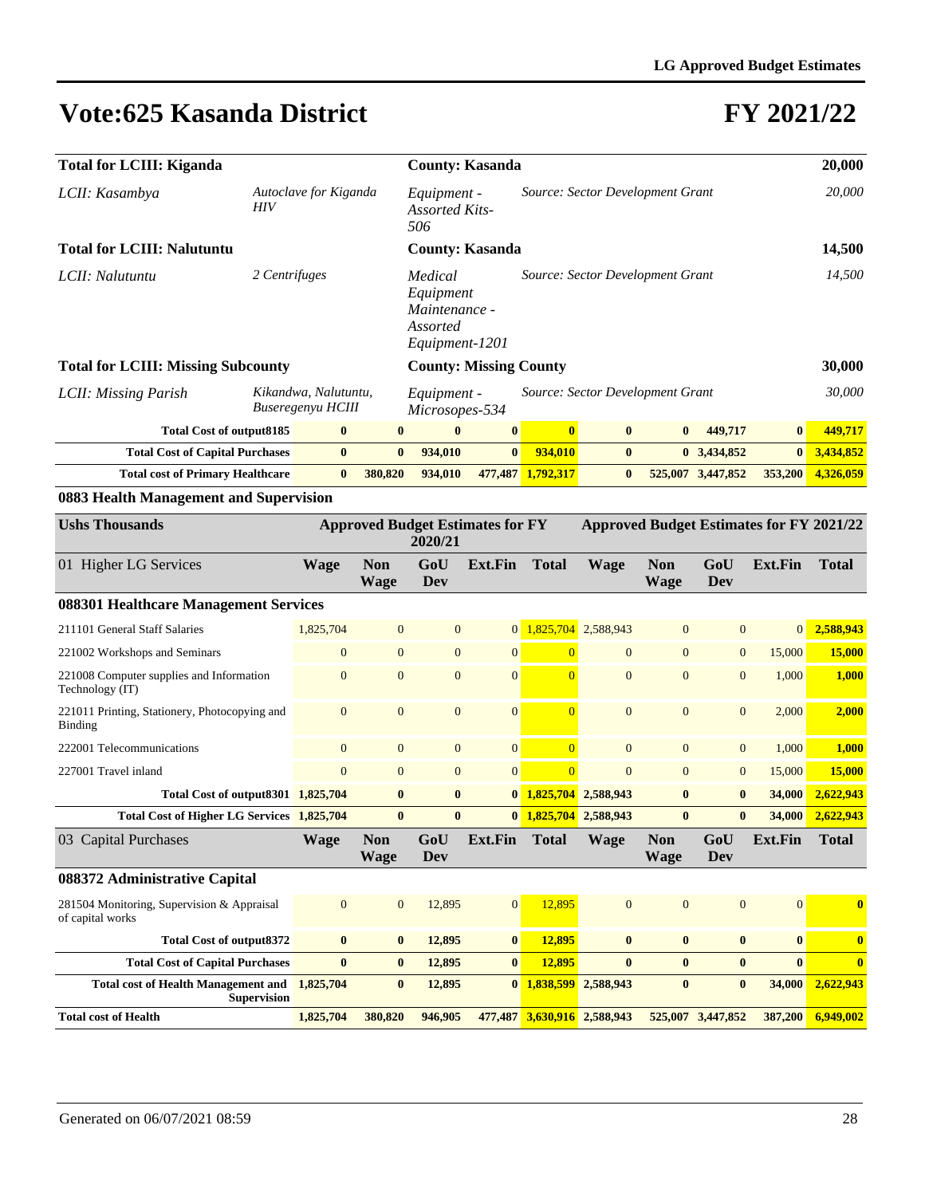# Vote:625 Kasanda District

# FY 2021/22

| | | | | |
|---|---|---|---|---|
| **Total for LCIII: Kiganda** | | **County: Kasanda** | | **20,000** |
| *LCII: Kasambya* | *Autoclave for Kiganda HIV* | *Equipment - Assorted Kits-506* | *Source: Sector Development Grant* | *20,000* |
| **Total for LCIII: Nalutuntu** | | **County: Kasanda** | | **14,500** |
| *LCII: Nalutuntu* | *2 Centrifuges* | *Medical Equipment Maintenance - Assorted Equipment-1201* | *Source: Sector Development Grant* | *14,500* |
| **Total for LCIII: Missing Subcounty** | | **County: Missing County** | | **30,000** |
| *LCII: Missing Parish* | *Kikandwa, Nalutuntu, Buseregenyu HCIII* | *Equipment - Microsopes-534* | *Source: Sector Development Grant* | *30,000* |

| | | | | | | | | | | |
|---|---|---|---|---|---|---|---|---|---|---|
| **Total Cost of output8185** | **0** | **0** | **0** | **0** | **0** | **0** | **0** | **449,717** | **0** | **449,717** |
| **Total Cost of Capital Purchases** | **0** | **0** | **934,010** | **0** | **934,010** | **0** | **0** | **3,434,852** | **0** | **3,434,852** |
| **Total cost of Primary Healthcare** | **0** | **380,820** | **934,010** | **477,487** | **1,792,317** | **0** | **525,007** | **3,447,852** | **353,200** | **4,326,059** |

## 0883 Health Management and Supervision

| Ushs Thousands | Approved Budget Estimates for FY 2020/21 | | | | | Approved Budget Estimates for FY 2021/22 | | | | |
|---|---|---|---|---|---|---|---|---|---|---|
| 01 Higher LG Services | Wage | Non Wage | GoU Dev | Ext.Fin | Total | Wage | Non Wage | GoU Dev | Ext.Fin | Total |
| **088301 Healthcare Management Services** | | | | | | | | | | |
| 211101 General Staff Salaries | 1,825,704 | 0 | 0 | 0 | 1,825,704 | 2,588,943 | 0 | 0 | 0 | **2,588,943** |
| 221002 Workshops and Seminars | 0 | 0 | 0 | 0 | 0 | 0 | 0 | 0 | 15,000 | **15,000** |
| 221008 Computer supplies and Information Technology (IT) | 0 | 0 | 0 | 0 | 0 | 0 | 0 | 0 | 1,000 | **1,000** |
| 221011 Printing, Stationery, Photocopying and Binding | 0 | 0 | 0 | 0 | 0 | 0 | 0 | 0 | 2,000 | **2,000** |
| 222001 Telecommunications | 0 | 0 | 0 | 0 | 0 | 0 | 0 | 0 | 1,000 | **1,000** |
| 227001 Travel inland | 0 | 0 | 0 | 0 | 0 | 0 | 0 | 0 | 15,000 | **15,000** |
| **Total Cost of output8301** | **1,825,704** | **0** | **0** | **0** | **1,825,704** | **2,588,943** | **0** | **0** | **34,000** | **2,622,943** |
| **Total Cost of Higher LG Services** | **1,825,704** | **0** | **0** | **0** | **1,825,704** | **2,588,943** | **0** | **0** | **34,000** | **2,622,943** |
| 03 Capital Purchases | Wage | Non Wage | GoU Dev | Ext.Fin | Total | Wage | Non Wage | GoU Dev | Ext.Fin | Total |
| **088372 Administrative Capital** | | | | | | | | | | |
| 281504 Monitoring, Supervision & Appraisal of capital works | 0 | 0 | 12,895 | 0 | 12,895 | 0 | 0 | 0 | 0 | **0** |
| **Total Cost of output8372** | **0** | **0** | **12,895** | **0** | **12,895** | **0** | **0** | **0** | **0** | **0** |
| **Total Cost of Capital Purchases** | **0** | **0** | **12,895** | **0** | **12,895** | **0** | **0** | **0** | **0** | **0** |
| **Total cost of Health Management and Supervision** | **1,825,704** | **0** | **12,895** | **0** | **1,838,599** | **2,588,943** | **0** | **0** | **34,000** | **2,622,943** |
| **Total cost of Health** | **1,825,704** | **380,820** | **946,905** | **477,487** | **3,630,916** | **2,588,943** | **525,007** | **3,447,852** | **387,200** | **6,949,002** |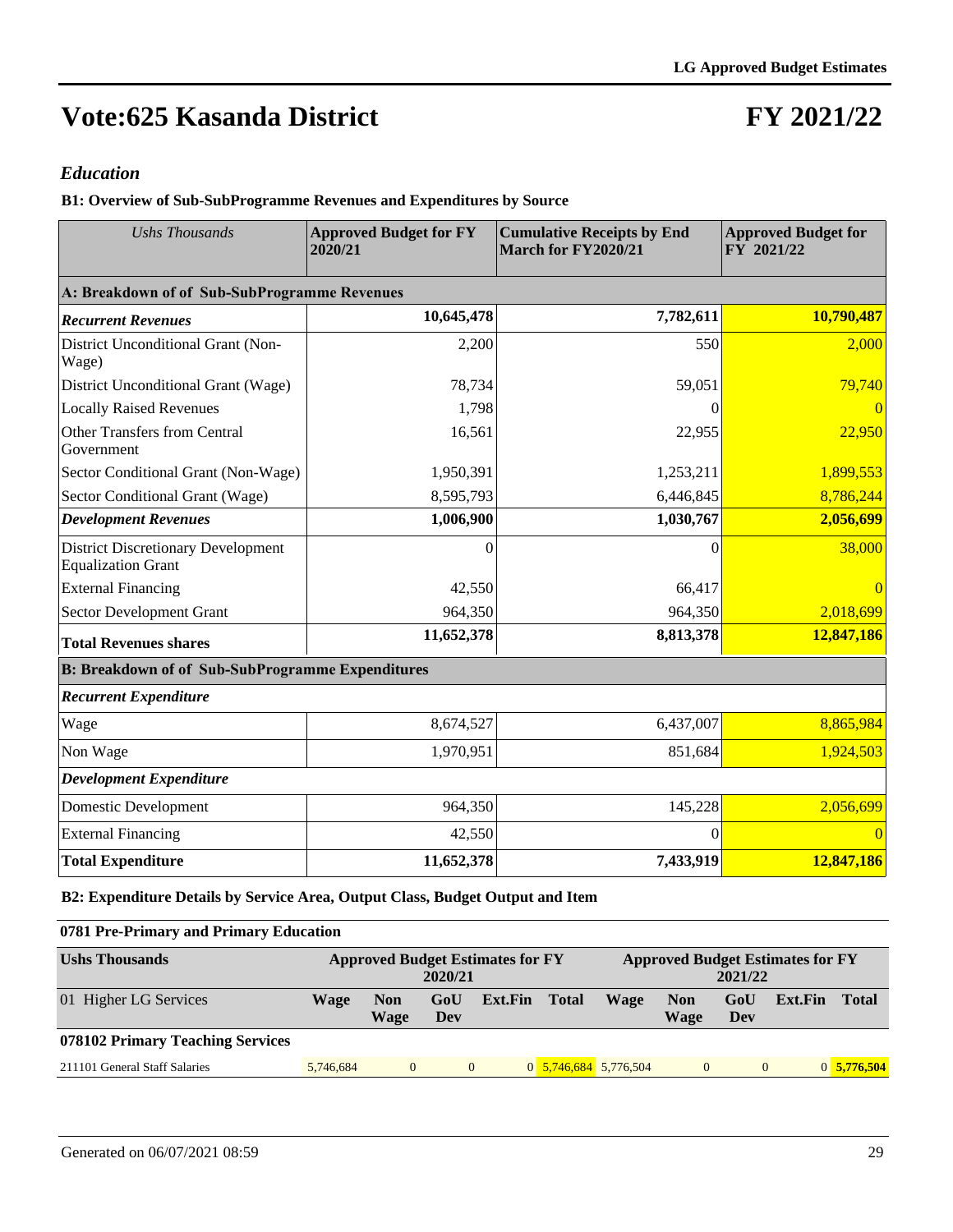# Vote:625 Kasanda District

# FY 2021/22

## *Education*

### B1: Overview of Sub-SubProgramme Revenues and Expenditures by Source

| *Ushs Thousands* | Approved Budget for FY 2020/21 | Cumulative Receipts by End March for FY2020/21 | Approved Budget for FY 2021/22 |
|---|---|---|---|
| **A: Breakdown of of Sub-SubProgramme Revenues** | | | |
| ***Recurrent Revenues*** | **10,645,478** | **7,782,611** | **10,790,487** |
| District Unconditional Grant (Non-Wage) | 2,200 | 550 | 2,000 |
| District Unconditional Grant (Wage) | 78,734 | 59,051 | 79,740 |
| Locally Raised Revenues | 1,798 | 0 | 0 |
| Other Transfers from Central Government | 16,561 | 22,955 | 22,950 |
| Sector Conditional Grant (Non-Wage) | 1,950,391 | 1,253,211 | 1,899,553 |
| Sector Conditional Grant (Wage) | 8,595,793 | 6,446,845 | 8,786,244 |
| ***Development Revenues*** | **1,006,900** | **1,030,767** | **2,056,699** |
| District Discretionary Development Equalization Grant | 0 | 0 | 38,000 |
| External Financing | 42,550 | 66,417 | 0 |
| Sector Development Grant | 964,350 | 964,350 | 2,018,699 |
| **Total Revenues shares** | **11,652,378** | **8,813,378** | **12,847,186** |
| **B: Breakdown of of Sub-SubProgramme Expenditures** | | | |
| ***Recurrent Expenditure*** | | | |
| Wage | 8,674,527 | 6,437,007 | 8,865,984 |
| Non Wage | 1,970,951 | 851,684 | 1,924,503 |
| ***Development Expenditure*** | | | |
| Domestic Development | 964,350 | 145,228 | 2,056,699 |
| External Financing | 42,550 | 0 | 0 |
| **Total Expenditure** | **11,652,378** | **7,433,919** | **12,847,186** |

### B2: Expenditure Details by Service Area, Output Class, Budget Output and Item

**0781 Pre-Primary and Primary Education**

| Ushs Thousands | Approved Budget Estimates for FY 2020/21 | | | | | Approved Budget Estimates for FY 2021/22 | | | | |
|---|---|---|---|---|---|---|---|---|---|---|
| 01 Higher LG Services | Wage | Non Wage | GoU Dev | Ext.Fin | Total | Wage | Non Wage | GoU Dev | Ext.Fin | Total |
| **078102 Primary Teaching Services** | | | | | | | | | | |
| 211101 General Staff Salaries | 5,746,684 | 0 | 0 | 0 | 5,746,684 | 5,776,504 | 0 | 0 | 0 | **5,776,504** |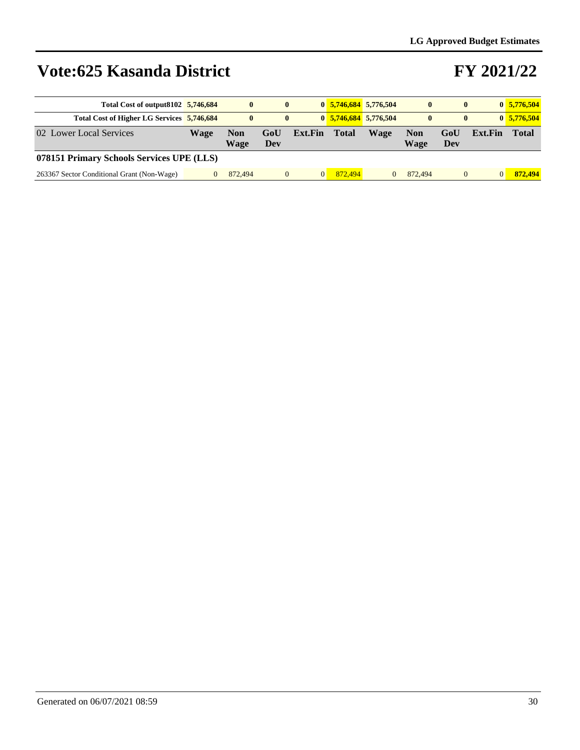# Vote:625 Kasanda District

# FY 2021/22

| | Wage | Non Wage | GoU Dev | Ext.Fin | Total | Wage | Non Wage | GoU Dev | Ext.Fin | Total |
|---|---|---|---|---|---|---|---|---|---|---|
| **Total Cost of output8102** | **5,746,684** | **0** | **0** | **0** | **5,746,684** | **5,776,504** | **0** | **0** | **0** | **5,776,504** |
| **Total Cost of Higher LG Services** | **5,746,684** | **0** | **0** | **0** | **5,746,684** | **5,776,504** | **0** | **0** | **0** | **5,776,504** |
| 02 Lower Local Services | **Wage** | **Non Wage** | **GoU Dev** | **Ext.Fin** | **Total** | **Wage** | **Non Wage** | **GoU Dev** | **Ext.Fin** | **Total** |
| **078151 Primary Schools Services UPE (LLS)** | | | | | | | | | | |
| 263367 Sector Conditional Grant (Non-Wage) | 0 | 872,494 | 0 | 0 | 872,494 | 0 | 872,494 | 0 | 0 | **872,494** |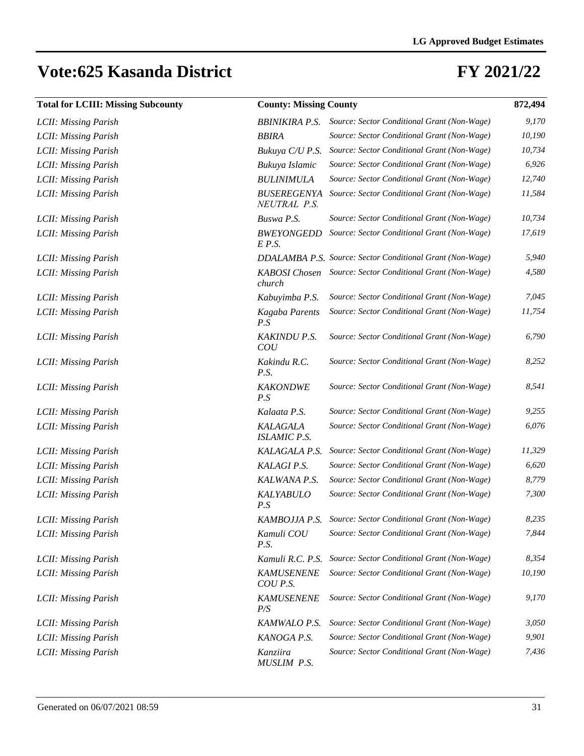# Vote:625 Kasanda District

# FY 2021/22

| Total for LCIII: Missing Subcounty | County: Missing County | | 872,494 |
|---|---|---|---|
| *LCII: Missing Parish* | *BBINIKIRA P.S.* | *Source: Sector Conditional Grant (Non-Wage)* | *9,170* |
| *LCII: Missing Parish* | *BBIRA* | *Source: Sector Conditional Grant (Non-Wage)* | *10,190* |
| *LCII: Missing Parish* | *Bukuya C/U P.S.* | *Source: Sector Conditional Grant (Non-Wage)* | *10,734* |
| *LCII: Missing Parish* | *Bukuya Islamic* | *Source: Sector Conditional Grant (Non-Wage)* | *6,926* |
| *LCII: Missing Parish* | *BULINIMULA* | *Source: Sector Conditional Grant (Non-Wage)* | *12,740* |
| *LCII: Missing Parish* | *BUSEREGENYA NEUTRAL P.S.* | *Source: Sector Conditional Grant (Non-Wage)* | *11,584* |
| *LCII: Missing Parish* | *Buswa P.S.* | *Source: Sector Conditional Grant (Non-Wage)* | *10,734* |
| *LCII: Missing Parish* | *BWEYONGEDD E P.S.* | *Source: Sector Conditional Grant (Non-Wage)* | *17,619* |
| *LCII: Missing Parish* | *DDALAMBA P.S.* | *Source: Sector Conditional Grant (Non-Wage)* | *5,940* |
| *LCII: Missing Parish* | *KABOSI Chosen church* | *Source: Sector Conditional Grant (Non-Wage)* | *4,580* |
| *LCII: Missing Parish* | *Kabuyimba P.S.* | *Source: Sector Conditional Grant (Non-Wage)* | *7,045* |
| *LCII: Missing Parish* | *Kagaba Parents P.S* | *Source: Sector Conditional Grant (Non-Wage)* | *11,754* |
| *LCII: Missing Parish* | *KAKINDU P.S. COU* | *Source: Sector Conditional Grant (Non-Wage)* | *6,790* |
| *LCII: Missing Parish* | *Kakindu R.C. P.S.* | *Source: Sector Conditional Grant (Non-Wage)* | *8,252* |
| *LCII: Missing Parish* | *KAKONDWE P.S* | *Source: Sector Conditional Grant (Non-Wage)* | *8,541* |
| *LCII: Missing Parish* | *Kalaata P.S.* | *Source: Sector Conditional Grant (Non-Wage)* | *9,255* |
| *LCII: Missing Parish* | *KALAGALA ISLAMIC P.S.* | *Source: Sector Conditional Grant (Non-Wage)* | *6,076* |
| *LCII: Missing Parish* | *KALAGALA P.S.* | *Source: Sector Conditional Grant (Non-Wage)* | *11,329* |
| *LCII: Missing Parish* | *KALAGI P.S.* | *Source: Sector Conditional Grant (Non-Wage)* | *6,620* |
| *LCII: Missing Parish* | *KALWANA P.S.* | *Source: Sector Conditional Grant (Non-Wage)* | *8,779* |
| *LCII: Missing Parish* | *KALYABULO P.S* | *Source: Sector Conditional Grant (Non-Wage)* | *7,300* |
| *LCII: Missing Parish* | *KAMBOJJA P.S.* | *Source: Sector Conditional Grant (Non-Wage)* | *8,235* |
| *LCII: Missing Parish* | *Kamuli COU P.S.* | *Source: Sector Conditional Grant (Non-Wage)* | *7,844* |
| *LCII: Missing Parish* | *Kamuli R.C. P.S.* | *Source: Sector Conditional Grant (Non-Wage)* | *8,354* |
| *LCII: Missing Parish* | *KAMUSENENE COU P.S.* | *Source: Sector Conditional Grant (Non-Wage)* | *10,190* |
| *LCII: Missing Parish* | *KAMUSENENE P/S* | *Source: Sector Conditional Grant (Non-Wage)* | *9,170* |
| *LCII: Missing Parish* | *KAMWALO P.S.* | *Source: Sector Conditional Grant (Non-Wage)* | *3,050* |
| *LCII: Missing Parish* | *KANOGA P.S.* | *Source: Sector Conditional Grant (Non-Wage)* | *9,901* |
| *LCII: Missing Parish* | *Kanziira MUSLIM P.S.* | *Source: Sector Conditional Grant (Non-Wage)* | *7,436* |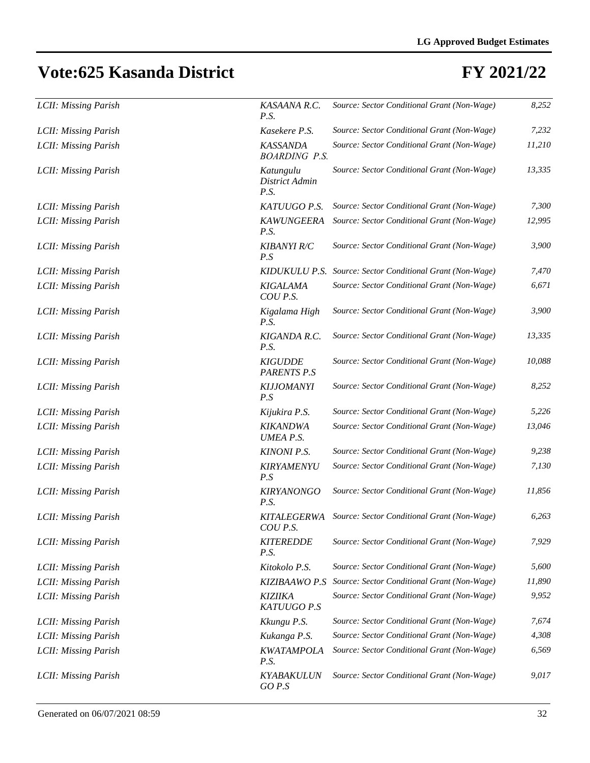# Vote:625 Kasanda District

# FY 2021/22

| | | | |
|---|---|---|---|
| *LCII: Missing Parish* | *KASAANA R.C. P.S.* | *Source: Sector Conditional Grant (Non-Wage)* | *8,252* |
| *LCII: Missing Parish* | *Kasekere P.S.* | *Source: Sector Conditional Grant (Non-Wage)* | *7,232* |
| *LCII: Missing Parish* | *KASSANDA BOARDING P.S.* | *Source: Sector Conditional Grant (Non-Wage)* | *11,210* |
| *LCII: Missing Parish* | *Katungulu District Admin P.S.* | *Source: Sector Conditional Grant (Non-Wage)* | *13,335* |
| *LCII: Missing Parish* | *KATUUGO P.S.* | *Source: Sector Conditional Grant (Non-Wage)* | *7,300* |
| *LCII: Missing Parish* | *KAWUNGEERA P.S.* | *Source: Sector Conditional Grant (Non-Wage)* | *12,995* |
| *LCII: Missing Parish* | *KIBANYI R/C P.S* | *Source: Sector Conditional Grant (Non-Wage)* | *3,900* |
| *LCII: Missing Parish* | *KIDUKULU P.S.* | *Source: Sector Conditional Grant (Non-Wage)* | *7,470* |
| *LCII: Missing Parish* | *KIGALAMA COU P.S.* | *Source: Sector Conditional Grant (Non-Wage)* | *6,671* |
| *LCII: Missing Parish* | *Kigalama High P.S.* | *Source: Sector Conditional Grant (Non-Wage)* | *3,900* |
| *LCII: Missing Parish* | *KIGANDA R.C. P.S.* | *Source: Sector Conditional Grant (Non-Wage)* | *13,335* |
| *LCII: Missing Parish* | *KIGUDDE PARENTS P.S* | *Source: Sector Conditional Grant (Non-Wage)* | *10,088* |
| *LCII: Missing Parish* | *KIJJOMANYI P.S* | *Source: Sector Conditional Grant (Non-Wage)* | *8,252* |
| *LCII: Missing Parish* | *Kijukira P.S.* | *Source: Sector Conditional Grant (Non-Wage)* | *5,226* |
| *LCII: Missing Parish* | *KIKANDWA UMEA P.S.* | *Source: Sector Conditional Grant (Non-Wage)* | *13,046* |
| *LCII: Missing Parish* | *KINONI P.S.* | *Source: Sector Conditional Grant (Non-Wage)* | *9,238* |
| *LCII: Missing Parish* | *KIRYAMENYU P.S* | *Source: Sector Conditional Grant (Non-Wage)* | *7,130* |
| *LCII: Missing Parish* | *KIRYANONGO P.S.* | *Source: Sector Conditional Grant (Non-Wage)* | *11,856* |
| *LCII: Missing Parish* | *KITALEGERWA COU P.S.* | *Source: Sector Conditional Grant (Non-Wage)* | *6,263* |
| *LCII: Missing Parish* | *KITEREDDE P.S.* | *Source: Sector Conditional Grant (Non-Wage)* | *7,929* |
| *LCII: Missing Parish* | *Kitokolo P.S.* | *Source: Sector Conditional Grant (Non-Wage)* | *5,600* |
| *LCII: Missing Parish* | *KIZIBAAWO P.S* | *Source: Sector Conditional Grant (Non-Wage)* | *11,890* |
| *LCII: Missing Parish* | *KIZIIKA KATUUGO P.S* | *Source: Sector Conditional Grant (Non-Wage)* | *9,952* |
| *LCII: Missing Parish* | *Kkungu P.S.* | *Source: Sector Conditional Grant (Non-Wage)* | *7,674* |
| *LCII: Missing Parish* | *Kukanga P.S.* | *Source: Sector Conditional Grant (Non-Wage)* | *4,308* |
| *LCII: Missing Parish* | *KWATAMPOLA P.S.* | *Source: Sector Conditional Grant (Non-Wage)* | *6,569* |
| *LCII: Missing Parish* | *KYABAKULUNGO P.S* | *Source: Sector Conditional Grant (Non-Wage)* | *9,017* |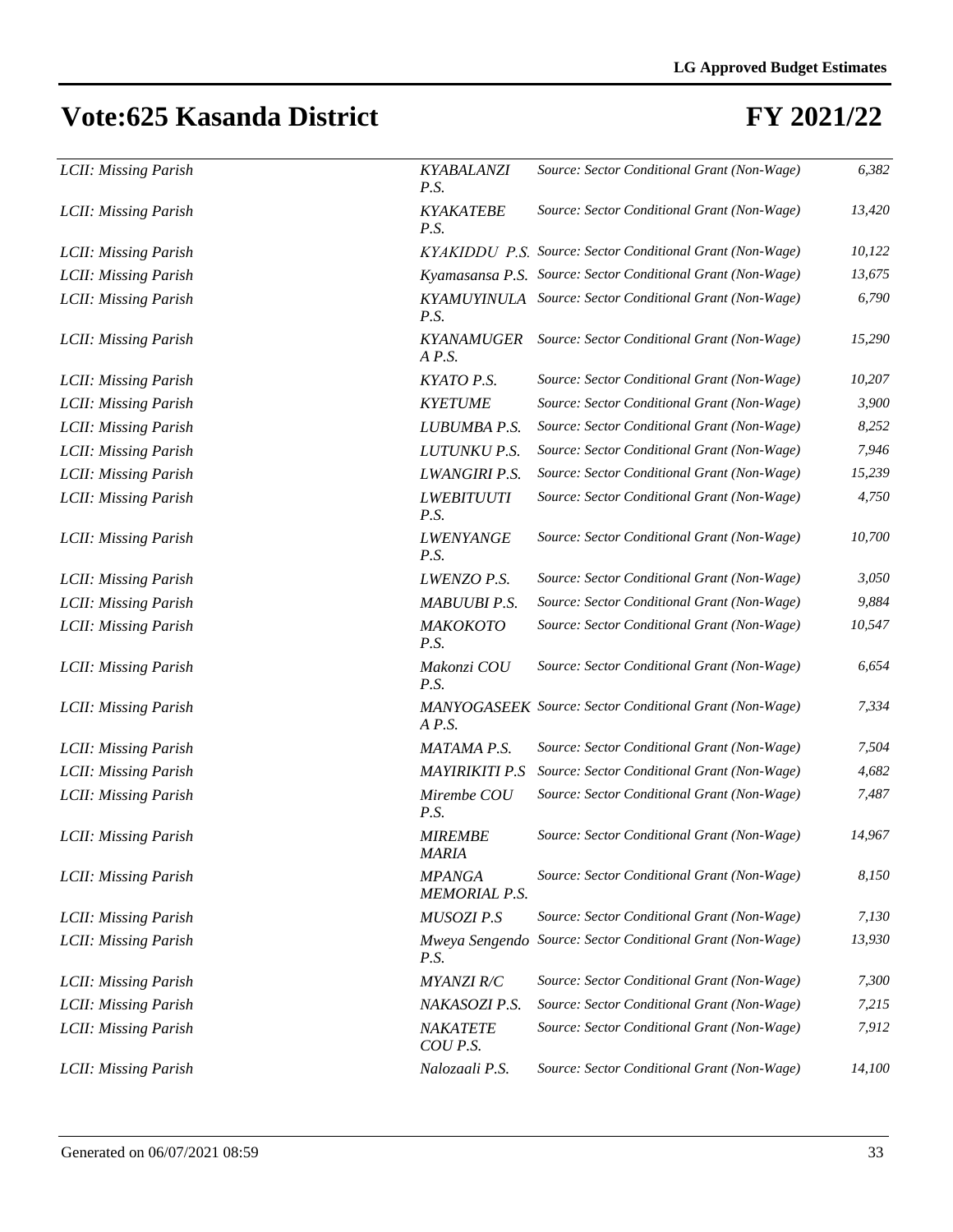# Vote:625 Kasanda District

# FY 2021/22

| | | | |
|---|---|---|---|
| *LCII: Missing Parish* | *KYABALANZI P.S.* | *Source: Sector Conditional Grant (Non-Wage)* | *6,382* |
| *LCII: Missing Parish* | *KYAKATEBE P.S.* | *Source: Sector Conditional Grant (Non-Wage)* | *13,420* |
| *LCII: Missing Parish* | *KYAKIDDU P.S.* | *Source: Sector Conditional Grant (Non-Wage)* | *10,122* |
| *LCII: Missing Parish* | *Kyamasansa P.S.* | *Source: Sector Conditional Grant (Non-Wage)* | *13,675* |
| *LCII: Missing Parish* | *KYAMUYINULA P.S.* | *Source: Sector Conditional Grant (Non-Wage)* | *6,790* |
| *LCII: Missing Parish* | *KYANAMUGERA P.S.* | *Source: Sector Conditional Grant (Non-Wage)* | *15,290* |
| *LCII: Missing Parish* | *KYATO P.S.* | *Source: Sector Conditional Grant (Non-Wage)* | *10,207* |
| *LCII: Missing Parish* | *KYETUME* | *Source: Sector Conditional Grant (Non-Wage)* | *3,900* |
| *LCII: Missing Parish* | *LUBUMBA P.S.* | *Source: Sector Conditional Grant (Non-Wage)* | *8,252* |
| *LCII: Missing Parish* | *LUTUNKU P.S.* | *Source: Sector Conditional Grant (Non-Wage)* | *7,946* |
| *LCII: Missing Parish* | *LWANGIRI P.S.* | *Source: Sector Conditional Grant (Non-Wage)* | *15,239* |
| *LCII: Missing Parish* | *LWEBITUUTI P.S.* | *Source: Sector Conditional Grant (Non-Wage)* | *4,750* |
| *LCII: Missing Parish* | *LWENYANGE P.S.* | *Source: Sector Conditional Grant (Non-Wage)* | *10,700* |
| *LCII: Missing Parish* | *LWENZO P.S.* | *Source: Sector Conditional Grant (Non-Wage)* | *3,050* |
| *LCII: Missing Parish* | *MABUUBI P.S.* | *Source: Sector Conditional Grant (Non-Wage)* | *9,884* |
| *LCII: Missing Parish* | *MAKOKOTO P.S.* | *Source: Sector Conditional Grant (Non-Wage)* | *10,547* |
| *LCII: Missing Parish* | *Makonzi COU P.S.* | *Source: Sector Conditional Grant (Non-Wage)* | *6,654* |
| *LCII: Missing Parish* | *MANYOGASEEKA P.S.* | *Source: Sector Conditional Grant (Non-Wage)* | *7,334* |
| *LCII: Missing Parish* | *MATAMA P.S.* | *Source: Sector Conditional Grant (Non-Wage)* | *7,504* |
| *LCII: Missing Parish* | *MAYIRIKITI P.S* | *Source: Sector Conditional Grant (Non-Wage)* | *4,682* |
| *LCII: Missing Parish* | *Mirembe COU P.S.* | *Source: Sector Conditional Grant (Non-Wage)* | *7,487* |
| *LCII: Missing Parish* | *MIREMBE MARIA* | *Source: Sector Conditional Grant (Non-Wage)* | *14,967* |
| *LCII: Missing Parish* | *MPANGA MEMORIAL P.S.* | *Source: Sector Conditional Grant (Non-Wage)* | *8,150* |
| *LCII: Missing Parish* | *MUSOZI P.S* | *Source: Sector Conditional Grant (Non-Wage)* | *7,130* |
| *LCII: Missing Parish* | *Mweya Sengendo P.S.* | *Source: Sector Conditional Grant (Non-Wage)* | *13,930* |
| *LCII: Missing Parish* | *MYANZI R/C* | *Source: Sector Conditional Grant (Non-Wage)* | *7,300* |
| *LCII: Missing Parish* | *NAKASOZI P.S.* | *Source: Sector Conditional Grant (Non-Wage)* | *7,215* |
| *LCII: Missing Parish* | *NAKATETE COU P.S.* | *Source: Sector Conditional Grant (Non-Wage)* | *7,912* |
| *LCII: Missing Parish* | *Nalozaali P.S.* | *Source: Sector Conditional Grant (Non-Wage)* | *14,100* |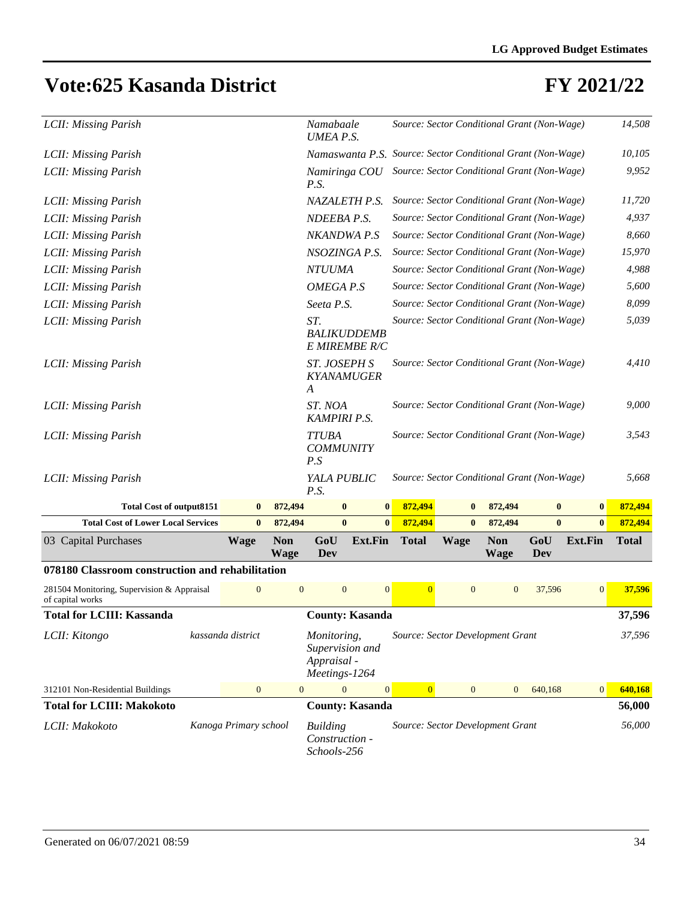# Vote:625 Kasanda District

# FY 2021/22

| | | | | |
|---|---|---|---|---|
| *LCII: Missing Parish* | | *Namabaale UMEA P.S.* | *Source: Sector Conditional Grant (Non-Wage)* | *14,508* |
| *LCII: Missing Parish* | | *Namaswanta P.S.* | *Source: Sector Conditional Grant (Non-Wage)* | *10,105* |
| *LCII: Missing Parish* | | *Namiringa COU P.S.* | *Source: Sector Conditional Grant (Non-Wage)* | *9,952* |
| *LCII: Missing Parish* | | *NAZALETH P.S.* | *Source: Sector Conditional Grant (Non-Wage)* | *11,720* |
| *LCII: Missing Parish* | | *NDEEBA P.S.* | *Source: Sector Conditional Grant (Non-Wage)* | *4,937* |
| *LCII: Missing Parish* | | *NKANDWA P.S* | *Source: Sector Conditional Grant (Non-Wage)* | *8,660* |
| *LCII: Missing Parish* | | *NSOZINGA P.S.* | *Source: Sector Conditional Grant (Non-Wage)* | *15,970* |
| *LCII: Missing Parish* | | *NTUUMA* | *Source: Sector Conditional Grant (Non-Wage)* | *4,988* |
| *LCII: Missing Parish* | | *OMEGA P.S* | *Source: Sector Conditional Grant (Non-Wage)* | *5,600* |
| *LCII: Missing Parish* | | *Seeta P.S.* | *Source: Sector Conditional Grant (Non-Wage)* | *8,099* |
| *LCII: Missing Parish* | | *ST. BALIKUDDEMBE MIREMBE R/C* | *Source: Sector Conditional Grant (Non-Wage)* | *5,039* |
| *LCII: Missing Parish* | | *ST. JOSEPH S KYANAMUGERA* | *Source: Sector Conditional Grant (Non-Wage)* | *4,410* |
| *LCII: Missing Parish* | | *ST. NOA KAMPIRI P.S.* | *Source: Sector Conditional Grant (Non-Wage)* | *9,000* |
| *LCII: Missing Parish* | | *TTUBA COMMUNITY P.S* | *Source: Sector Conditional Grant (Non-Wage)* | *3,543* |
| *LCII: Missing Parish* | | *YALA PUBLIC P.S.* | *Source: Sector Conditional Grant (Non-Wage)* | *5,668* |

| | Wage | Non Wage | GoU Dev | Ext.Fin | Total | Wage | Non Wage | GoU Dev | Ext.Fin | Total |
|---|---|---|---|---|---|---|---|---|---|---|
| **Total Cost of output8151** | **0** | **872,494** | **0** | **0** | **872,494** | **0** | **872,494** | **0** | **0** | **872,494** |
| **Total Cost of Lower Local Services** | **0** | **872,494** | **0** | **0** | **872,494** | **0** | **872,494** | **0** | **0** | **872,494** |
| 03 Capital Purchases | **Wage** | **Non Wage** | **GoU Dev** | **Ext.Fin** | **Total** | **Wage** | **Non Wage** | **GoU Dev** | **Ext.Fin** | **Total** |
| **078180 Classroom construction and rehabilitation** | | | | | | | | | | |
| 281504 Monitoring, Supervision & Appraisal of capital works | 0 | 0 | 0 | 0 | 0 | 0 | 0 | 37,596 | 0 | **37,596** |

| | | | | |
|---|---|---|---|---|
| **Total for LCIII: Kassanda** | | **County: Kasanda** | | **37,596** |
| *LCII: Kitongo* | *kassanda district* | *Monitoring, Supervision and Appraisal - Meetings-1264* | *Source: Sector Development Grant* | *37,596* |

| | Wage | Non Wage | GoU Dev | Ext.Fin | Total | Wage | Non Wage | GoU Dev | Ext.Fin | Total |
|---|---|---|---|---|---|---|---|---|---|---|
| 312101 Non-Residential Buildings | 0 | 0 | 0 | 0 | 0 | 0 | 0 | 640,168 | 0 | **640,168** |

| | | | | |
|---|---|---|---|---|
| **Total for LCIII: Makokoto** | | **County: Kasanda** | | **56,000** |
| *LCII: Makokoto* | *Kanoga Primary school* | *Building Construction - Schools-256* | *Source: Sector Development Grant* | *56,000* |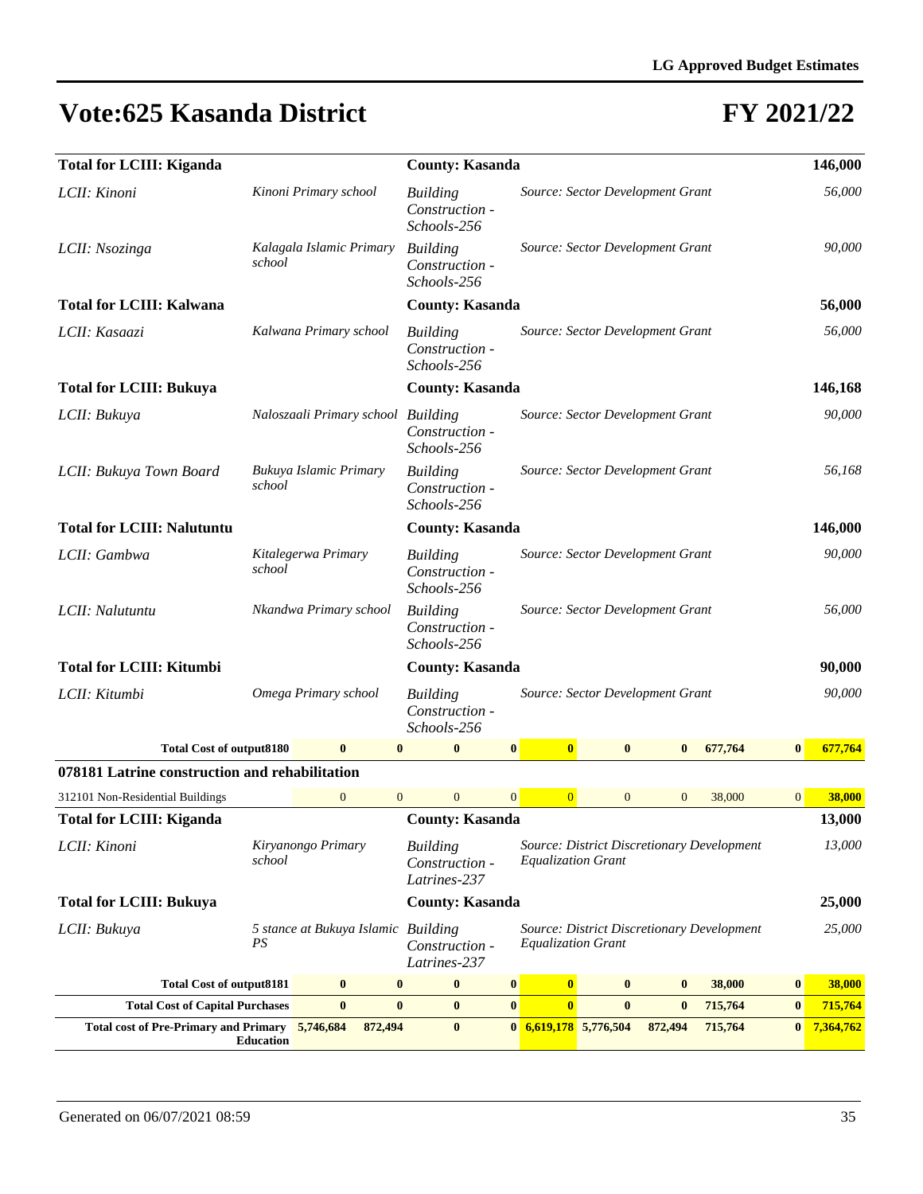## Vote:625 Kasanda District — FY 2021/22

| | | | | |
|---|---|---|---|---|
| **Total for LCIII: Kiganda** | | **County: Kasanda** | | **146,000** |
| *LCII: Kinoni* | *Kinoni Primary school* | *Building Construction - Schools-256* | *Source: Sector Development Grant* | *56,000* |
| *LCII: Nsozinga* | *Kalagala Islamic Primary school* | *Building Construction - Schools-256* | *Source: Sector Development Grant* | *90,000* |
| **Total for LCIII: Kalwana** | | **County: Kasanda** | | **56,000** |
| *LCII: Kasaazi* | *Kalwana Primary school* | *Building Construction - Schools-256* | *Source: Sector Development Grant* | *56,000* |
| **Total for LCIII: Bukuya** | | **County: Kasanda** | | **146,168** |
| *LCII: Bukuya* | *Naloszaali Primary school* | *Building Construction - Schools-256* | *Source: Sector Development Grant* | *90,000* |
| *LCII: Bukuya Town Board* | *Bukuya Islamic Primary school* | *Building Construction - Schools-256* | *Source: Sector Development Grant* | *56,168* |
| **Total for LCIII: Nalutuntu** | | **County: Kasanda** | | **146,000** |
| *LCII: Gambwa* | *Kitalegerwa Primary school* | *Building Construction - Schools-256* | *Source: Sector Development Grant* | *90,000* |
| *LCII: Nalutuntu* | *Nkandwa Primary school* | *Building Construction - Schools-256* | *Source: Sector Development Grant* | *56,000* |
| **Total for LCIII: Kitumbi** | | **County: Kasanda** | | **90,000** |
| *LCII: Kitumbi* | *Omega Primary school* | *Building Construction - Schools-256* | *Source: Sector Development Grant* | *90,000* |

| | | | | | | | | | | |
|---|---|---|---|---|---|---|---|---|---|---|
| **Total Cost of output8180** | **0** | **0** | **0** | **0** | **0** | **0** | **0** | **677,764** | **0** | **677,764** |

**078181 Latrine construction and rehabilitation**

| | | | | | | | | | | |
|---|---|---|---|---|---|---|---|---|---|---|
| 312101 Non-Residential Buildings | 0 | 0 | 0 | 0 | 0 | 0 | 0 | 38,000 | 0 | **38,000** |

| | | | | |
|---|---|---|---|---|
| **Total for LCIII: Kiganda** | | **County: Kasanda** | | **13,000** |
| *LCII: Kinoni* | *Kiryanongo Primary school* | *Building Construction - Latrines-237* | *Source: District Discretionary Development Equalization Grant* | *13,000* |
| **Total for LCIII: Bukuya** | | **County: Kasanda** | | **25,000** |
| *LCII: Bukuya* | *5 stance at Bukuya Islamic PS* | *Building Construction - Latrines-237* | *Source: District Discretionary Development Equalization Grant* | *25,000* |

| | | | | | | | | | | |
|---|---|---|---|---|---|---|---|---|---|---|
| **Total Cost of output8181** | **0** | **0** | **0** | **0** | **0** | **0** | **0** | **38,000** | **0** | **38,000** |
| **Total Cost of Capital Purchases** | **0** | **0** | **0** | **0** | **0** | **0** | **0** | **715,764** | **0** | **715,764** |
| **Total cost of Pre-Primary and Primary Education** | **5,746,684** | **872,494** | **0** | **0** | **6,619,178** | **5,776,504** | **872,494** | **715,764** | **0** | **7,364,762** |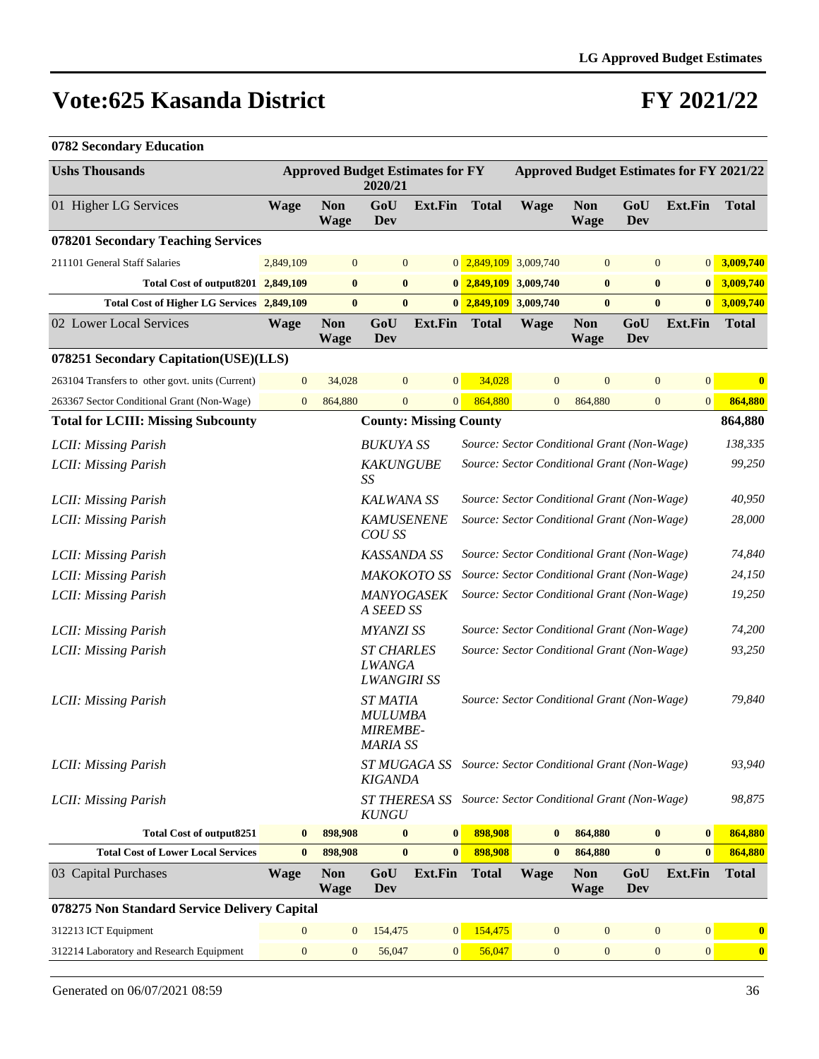# Vote:625 Kasanda District

# FY 2021/22

## 0782 Secondary Education

| Ushs Thousands | Approved Budget Estimates for FY 2020/21 | | | | | Approved Budget Estimates for FY 2021/22 | | | | |
|---|---|---|---|---|---|---|---|---|---|---|
| 01 Higher LG Services | Wage | Non Wage | GoU Dev | Ext.Fin | Total | Wage | Non Wage | GoU Dev | Ext.Fin | Total |
| **078201 Secondary Teaching Services** | | | | | | | | | | |
| 211101 General Staff Salaries | 2,849,109 | 0 | 0 | 0 | 2,849,109 | 3,009,740 | 0 | 0 | 0 | 3,009,740 |
| **Total Cost of output8201** | **2,849,109** | **0** | **0** | **0** | **2,849,109** | **3,009,740** | **0** | **0** | **0** | **3,009,740** |
| **Total Cost of Higher LG Services** | **2,849,109** | **0** | **0** | **0** | **2,849,109** | **3,009,740** | **0** | **0** | **0** | **3,009,740** |
| 02 Lower Local Services | Wage | Non Wage | GoU Dev | Ext.Fin | Total | Wage | Non Wage | GoU Dev | Ext.Fin | Total |
| **078251 Secondary Capitation(USE)(LLS)** | | | | | | | | | | |
| 263104 Transfers to other govt. units (Current) | 0 | 34,028 | 0 | 0 | 34,028 | 0 | 0 | 0 | 0 | **0** |
| 263367 Sector Conditional Grant (Non-Wage) | 0 | 864,880 | 0 | 0 | 864,880 | 0 | 864,880 | 0 | 0 | **864,880** |

| **Total for LCIII: Missing Subcounty** | **County: Missing County** | | **864,880** |
|---|---|---|---|
| *LCII: Missing Parish* | *BUKUYA SS* | *Source: Sector Conditional Grant (Non-Wage)* | *138,335* |
| *LCII: Missing Parish* | *KAKUNGUBE SS* | *Source: Sector Conditional Grant (Non-Wage)* | *99,250* |
| *LCII: Missing Parish* | *KALWANA SS* | *Source: Sector Conditional Grant (Non-Wage)* | *40,950* |
| *LCII: Missing Parish* | *KAMUSENENE COU SS* | *Source: Sector Conditional Grant (Non-Wage)* | *28,000* |
| *LCII: Missing Parish* | *KASSANDA SS* | *Source: Sector Conditional Grant (Non-Wage)* | *74,840* |
| *LCII: Missing Parish* | *MAKOKOTO SS* | *Source: Sector Conditional Grant (Non-Wage)* | *24,150* |
| *LCII: Missing Parish* | *MANYOGASEKA SEED SS* | *Source: Sector Conditional Grant (Non-Wage)* | *19,250* |
| *LCII: Missing Parish* | *MYANZI SS* | *Source: Sector Conditional Grant (Non-Wage)* | *74,200* |
| *LCII: Missing Parish* | *ST CHARLES LWANGA LWANGIRI SS* | *Source: Sector Conditional Grant (Non-Wage)* | *93,250* |
| *LCII: Missing Parish* | *ST MATIA MULUMBA MIREMBE-MARIA SS* | *Source: Sector Conditional Grant (Non-Wage)* | *79,840* |
| *LCII: Missing Parish* | *ST MUGAGA SS KIGANDA* | *Source: Sector Conditional Grant (Non-Wage)* | *93,940* |
| *LCII: Missing Parish* | *ST THERESA SS KUNGU* | *Source: Sector Conditional Grant (Non-Wage)* | *98,875* |

| | Wage | Non Wage | GoU Dev | Ext.Fin | Total | Wage | Non Wage | GoU Dev | Ext.Fin | Total |
|---|---|---|---|---|---|---|---|---|---|---|
| **Total Cost of output8251** | **0** | **898,908** | **0** | **0** | **898,908** | **0** | **864,880** | **0** | **0** | **864,880** |
| **Total Cost of Lower Local Services** | **0** | **898,908** | **0** | **0** | **898,908** | **0** | **864,880** | **0** | **0** | **864,880** |
| 03 Capital Purchases | Wage | Non Wage | GoU Dev | Ext.Fin | Total | Wage | Non Wage | GoU Dev | Ext.Fin | Total |
| **078275 Non Standard Service Delivery Capital** | | | | | | | | | | |
| 312213 ICT Equipment | 0 | 0 | 154,475 | 0 | 154,475 | 0 | 0 | 0 | 0 | **0** |
| 312214 Laboratory and Research Equipment | 0 | 0 | 56,047 | 0 | 56,047 | 0 | 0 | 0 | 0 | **0** |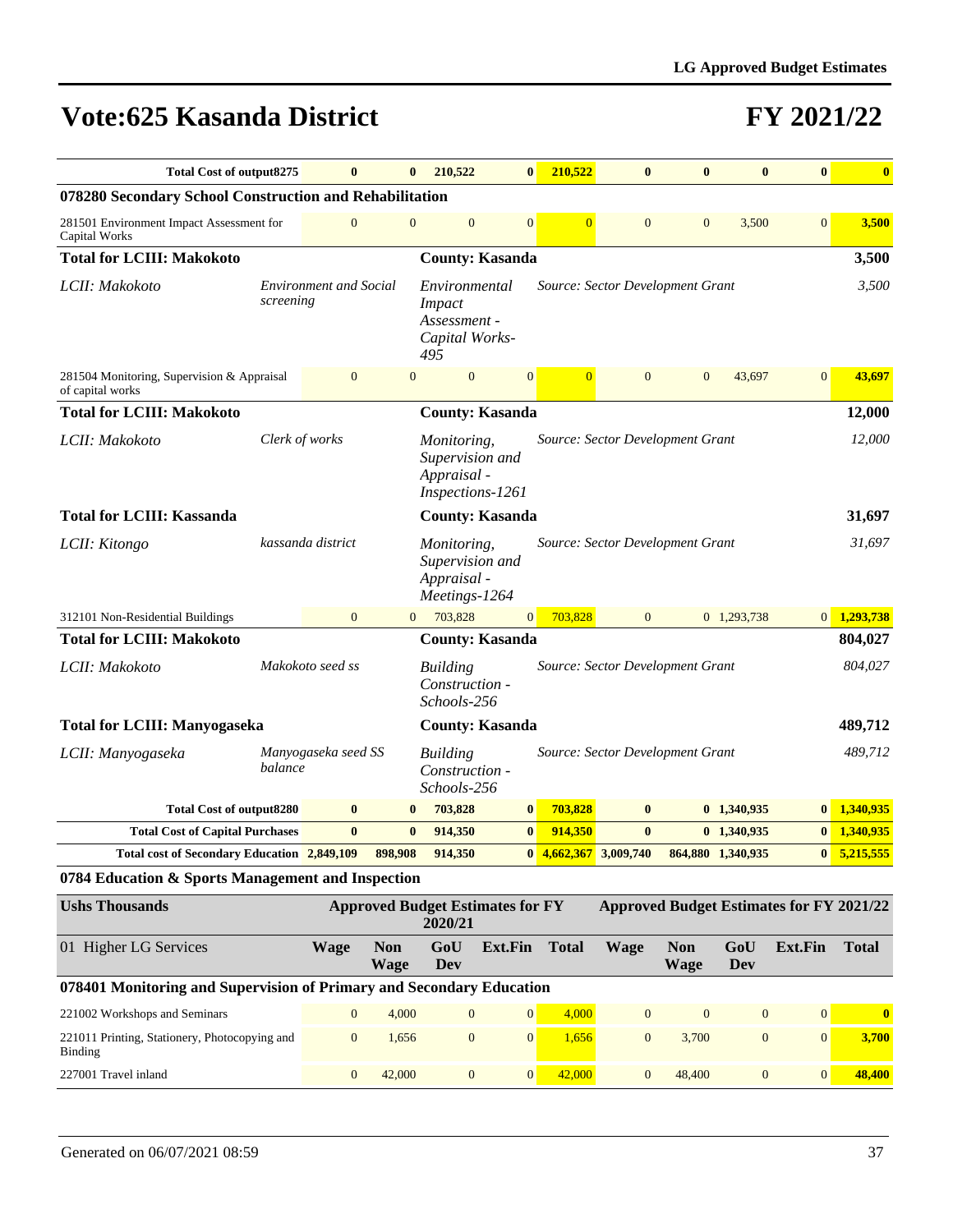# Vote:625 Kasanda District

# FY 2021/22

| | Wage | Non Wage | GoU Dev | Ext.Fin | Total | Wage | Non Wage | GoU Dev | Ext.Fin | Total |
|---|---|---|---|---|---|---|---|---|---|---|
| **Total Cost of output8275** | **0** | **0** | **210,522** | **0** | **210,522** | **0** | **0** | **0** | **0** | **0** |

**078280 Secondary School Construction and Rehabilitation**

| | Wage | Non Wage | GoU Dev | Ext.Fin | Total | Wage | Non Wage | GoU Dev | Ext.Fin | Total |
|---|---|---|---|---|---|---|---|---|---|---|
| 281501 Environment Impact Assessment for Capital Works | 0 | 0 | 0 | 0 | 0 | 0 | 0 | 3,500 | 0 | 3,500 |

| | | | | |
|---|---|---|---|---|
| **Total for LCIII: Makokoto** | | **County: Kasanda** | | **3,500** |
| *LCII: Makokoto* | *Environment and Social screening* | *Environmental Impact Assessment - Capital Works-495* | *Source: Sector Development Grant* | *3,500* |

| | Wage | Non Wage | GoU Dev | Ext.Fin | Total | Wage | Non Wage | GoU Dev | Ext.Fin | Total |
|---|---|---|---|---|---|---|---|---|---|---|
| 281504 Monitoring, Supervision & Appraisal of capital works | 0 | 0 | 0 | 0 | 0 | 0 | 0 | 43,697 | 0 | 43,697 |

| | | | | |
|---|---|---|---|---|
| **Total for LCIII: Makokoto** | | **County: Kasanda** | | **12,000** |
| *LCII: Makokoto* | *Clerk of works* | *Monitoring, Supervision and Appraisal - Inspections-1261* | *Source: Sector Development Grant* | *12,000* |
| **Total for LCIII: Kassanda** | | **County: Kasanda** | | **31,697** |
| *LCII: Kitongo* | *kassanda district* | *Monitoring, Supervision and Appraisal - Meetings-1264* | *Source: Sector Development Grant* | *31,697* |

| | Wage | Non Wage | GoU Dev | Ext.Fin | Total | Wage | Non Wage | GoU Dev | Ext.Fin | Total |
|---|---|---|---|---|---|---|---|---|---|---|
| 312101 Non-Residential Buildings | 0 | 0 | 703,828 | 0 | 703,828 | 0 | 0 | 1,293,738 | 0 | 1,293,738 |

| | | | | |
|---|---|---|---|---|
| **Total for LCIII: Makokoto** | | **County: Kasanda** | | **804,027** |
| *LCII: Makokoto* | *Makokoto seed ss* | *Building Construction - Schools-256* | *Source: Sector Development Grant* | *804,027* |
| **Total for LCIII: Manyogaseka** | | **County: Kasanda** | | **489,712** |
| *LCII: Manyogaseka* | *Manyogaseka seed SS balance* | *Building Construction - Schools-256* | *Source: Sector Development Grant* | *489,712* |

| | Wage | Non Wage | GoU Dev | Ext.Fin | Total | Wage | Non Wage | GoU Dev | Ext.Fin | Total |
|---|---|---|---|---|---|---|---|---|---|---|
| **Total Cost of output8280** | **0** | **0** | **703,828** | **0** | **703,828** | **0** | **0** | **1,340,935** | **0** | **1,340,935** |
| **Total Cost of Capital Purchases** | **0** | **0** | **914,350** | **0** | **914,350** | **0** | **0** | **1,340,935** | **0** | **1,340,935** |
| **Total cost of Secondary Education** | **2,849,109** | **898,908** | **914,350** | **0** | **4,662,367** | **3,009,740** | **864,880** | **1,340,935** | **0** | **5,215,555** |

**0784 Education & Sports Management and Inspection**

| Ushs Thousands | Approved Budget Estimates for FY 2020/21 | | | | | Approved Budget Estimates for FY 2021/22 | | | | |
|---|---|---|---|---|---|---|---|---|---|---|
| 01 Higher LG Services | Wage | Non Wage | GoU Dev | Ext.Fin | Total | Wage | Non Wage | GoU Dev | Ext.Fin | Total |
| **078401 Monitoring and Supervision of Primary and Secondary Education** | | | | | | | | | | |
| 221002 Workshops and Seminars | 0 | 4,000 | 0 | 0 | 4,000 | 0 | 0 | 0 | 0 | 0 |
| 221011 Printing, Stationery, Photocopying and Binding | 0 | 1,656 | 0 | 0 | 1,656 | 0 | 3,700 | 0 | 0 | 3,700 |
| 227001 Travel inland | 0 | 42,000 | 0 | 0 | 42,000 | 0 | 48,400 | 0 | 0 | 48,400 |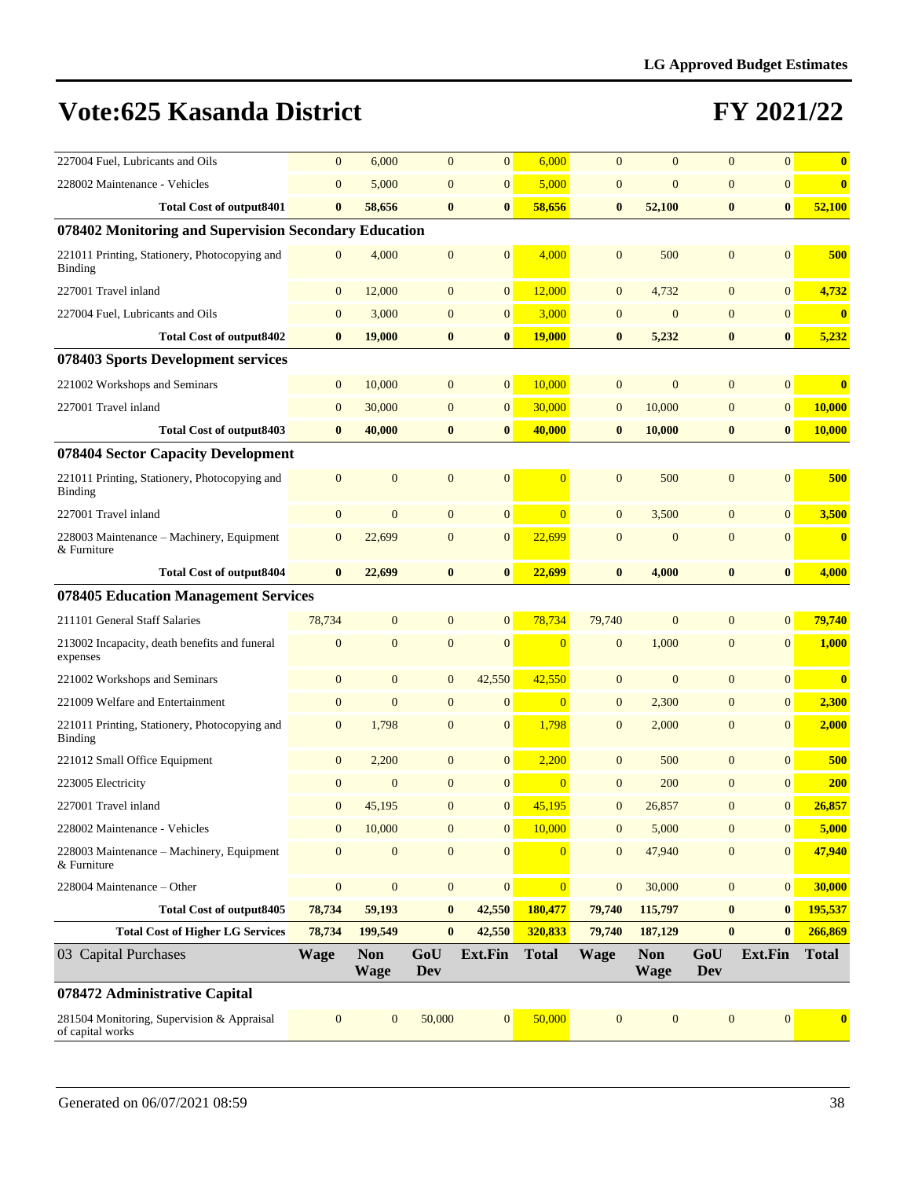# Vote:625 Kasanda District

# FY 2021/22

| | | | | | | | | | | |
|---|---|---|---|---|---|---|---|---|---|---|
| 227004 Fuel, Lubricants and Oils | 0 | 6,000 | 0 | 0 | 6,000 | 0 | 0 | 0 | 0 | **0** |
| 228002 Maintenance - Vehicles | 0 | 5,000 | 0 | 0 | 5,000 | 0 | 0 | 0 | 0 | **0** |
| **Total Cost of output8401** | **0** | **58,656** | **0** | **0** | **58,656** | **0** | **52,100** | **0** | **0** | **52,100** |
| **078402 Monitoring and Supervision Secondary Education** | | | | | | | | | | |
| 221011 Printing, Stationery, Photocopying and Binding | 0 | 4,000 | 0 | 0 | 4,000 | 0 | 500 | 0 | 0 | **500** |
| 227001 Travel inland | 0 | 12,000 | 0 | 0 | 12,000 | 0 | 4,732 | 0 | 0 | **4,732** |
| 227004 Fuel, Lubricants and Oils | 0 | 3,000 | 0 | 0 | 3,000 | 0 | 0 | 0 | 0 | **0** |
| **Total Cost of output8402** | **0** | **19,000** | **0** | **0** | **19,000** | **0** | **5,232** | **0** | **0** | **5,232** |
| **078403 Sports Development services** | | | | | | | | | | |
| 221002 Workshops and Seminars | 0 | 10,000 | 0 | 0 | 10,000 | 0 | 0 | 0 | 0 | **0** |
| 227001 Travel inland | 0 | 30,000 | 0 | 0 | 30,000 | 0 | 10,000 | 0 | 0 | **10,000** |
| **Total Cost of output8403** | **0** | **40,000** | **0** | **0** | **40,000** | **0** | **10,000** | **0** | **0** | **10,000** |
| **078404 Sector Capacity Development** | | | | | | | | | | |
| 221011 Printing, Stationery, Photocopying and Binding | 0 | 0 | 0 | 0 | 0 | 0 | 500 | 0 | 0 | **500** |
| 227001 Travel inland | 0 | 0 | 0 | 0 | 0 | 0 | 3,500 | 0 | 0 | **3,500** |
| 228003 Maintenance – Machinery, Equipment & Furniture | 0 | 22,699 | 0 | 0 | 22,699 | 0 | 0 | 0 | 0 | **0** |
| **Total Cost of output8404** | **0** | **22,699** | **0** | **0** | **22,699** | **0** | **4,000** | **0** | **0** | **4,000** |
| **078405 Education Management Services** | | | | | | | | | | |
| 211101 General Staff Salaries | 78,734 | 0 | 0 | 0 | 78,734 | 79,740 | 0 | 0 | 0 | **79,740** |
| 213002 Incapacity, death benefits and funeral expenses | 0 | 0 | 0 | 0 | 0 | 0 | 1,000 | 0 | 0 | **1,000** |
| 221002 Workshops and Seminars | 0 | 0 | 0 | 42,550 | 42,550 | 0 | 0 | 0 | 0 | **0** |
| 221009 Welfare and Entertainment | 0 | 0 | 0 | 0 | 0 | 0 | 2,300 | 0 | 0 | **2,300** |
| 221011 Printing, Stationery, Photocopying and Binding | 0 | 1,798 | 0 | 0 | 1,798 | 0 | 2,000 | 0 | 0 | **2,000** |
| 221012 Small Office Equipment | 0 | 2,200 | 0 | 0 | 2,200 | 0 | 500 | 0 | 0 | **500** |
| 223005 Electricity | 0 | 0 | 0 | 0 | 0 | 0 | 200 | 0 | 0 | **200** |
| 227001 Travel inland | 0 | 45,195 | 0 | 0 | 45,195 | 0 | 26,857 | 0 | 0 | **26,857** |
| 228002 Maintenance - Vehicles | 0 | 10,000 | 0 | 0 | 10,000 | 0 | 5,000 | 0 | 0 | **5,000** |
| 228003 Maintenance – Machinery, Equipment & Furniture | 0 | 0 | 0 | 0 | 0 | 0 | 47,940 | 0 | 0 | **47,940** |
| 228004 Maintenance – Other | 0 | 0 | 0 | 0 | 0 | 0 | 30,000 | 0 | 0 | **30,000** |
| **Total Cost of output8405** | **78,734** | **59,193** | **0** | **42,550** | **180,477** | **79,740** | **115,797** | **0** | **0** | **195,537** |
| **Total Cost of Higher LG Services** | **78,734** | **199,549** | **0** | **42,550** | **320,833** | **79,740** | **187,129** | **0** | **0** | **266,869** |
| 03 Capital Purchases | **Wage** | **Non Wage** | **GoU Dev** | **Ext.Fin** | **Total** | **Wage** | **Non Wage** | **GoU Dev** | **Ext.Fin** | **Total** |
| **078472 Administrative Capital** | | | | | | | | | | |
| 281504 Monitoring, Supervision & Appraisal of capital works | 0 | 0 | 50,000 | 0 | 50,000 | 0 | 0 | 0 | 0 | **0** |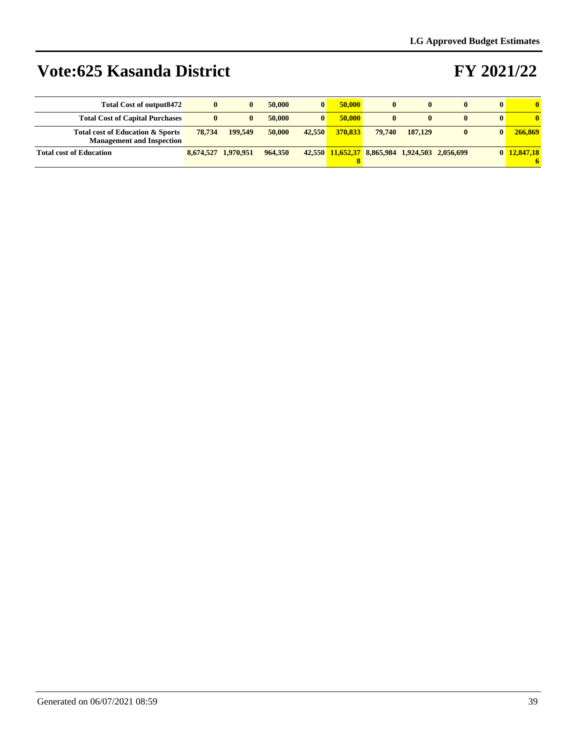# Vote:625 Kasanda District

# FY 2021/22

| | | | | | | | | | | |
|---|---|---|---|---|---|---|---|---|---|---|
| **Total Cost of output8472** | **0** | **0** | **50,000** | **0** | **50,000** | **0** | **0** | **0** | **0** | **0** |
| **Total Cost of Capital Purchases** | **0** | **0** | **50,000** | **0** | **50,000** | **0** | **0** | **0** | **0** | **0** |
| **Total cost of Education & Sports Management and Inspection** | **78,734** | **199,549** | **50,000** | **42,550** | **370,833** | **79,740** | **187,129** | **0** | **0** | **266,869** |
| **Total cost of Education** | **8,674,527** | **1,970,951** | **964,350** | **42,550** | **11,652,378** | **8,865,984** | **1,924,503** | **2,056,699** | **0** | **12,847,186** |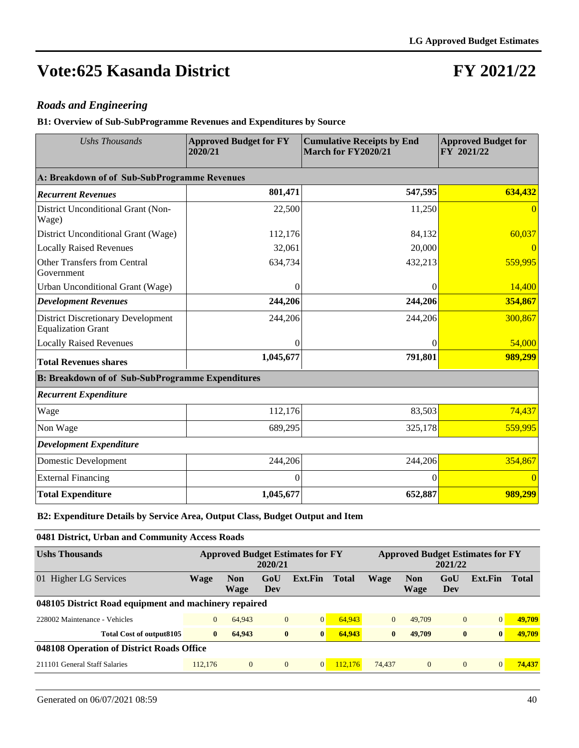# Vote:625 Kasanda District

# FY 2021/22

## *Roads and Engineering*

### B1: Overview of Sub-SubProgramme Revenues and Expenditures by Source

| *Ushs Thousands* | Approved Budget for FY 2020/21 | Cumulative Receipts by End March for FY2020/21 | Approved Budget for FY 2021/22 |
|---|---|---|---|
| **A: Breakdown of of Sub-SubProgramme Revenues** | | | |
| ***Recurrent Revenues*** | **801,471** | **547,595** | **634,432** |
| District Unconditional Grant (Non-Wage) | 22,500 | 11,250 | 0 |
| District Unconditional Grant (Wage) | 112,176 | 84,132 | 60,037 |
| Locally Raised Revenues | 32,061 | 20,000 | 0 |
| Other Transfers from Central Government | 634,734 | 432,213 | 559,995 |
| Urban Unconditional Grant (Wage) | 0 | 0 | 14,400 |
| ***Development Revenues*** | **244,206** | **244,206** | **354,867** |
| District Discretionary Development Equalization Grant | 244,206 | 244,206 | 300,867 |
| Locally Raised Revenues | 0 | 0 | 54,000 |
| **Total Revenues shares** | **1,045,677** | **791,801** | **989,299** |
| **B: Breakdown of of Sub-SubProgramme Expenditures** | | | |
| ***Recurrent Expenditure*** | | | |
| Wage | 112,176 | 83,503 | 74,437 |
| Non Wage | 689,295 | 325,178 | 559,995 |
| ***Development Expenditure*** | | | |
| Domestic Development | 244,206 | 244,206 | 354,867 |
| External Financing | 0 | 0 | 0 |
| **Total Expenditure** | **1,045,677** | **652,887** | **989,299** |

### B2: Expenditure Details by Service Area, Output Class, Budget Output and Item

#### 0481 District, Urban and Community Access Roads

| Ushs Thousands | Approved Budget Estimates for FY 2020/21 | | | | | Approved Budget Estimates for FY 2021/22 | | | | |
|---|---|---|---|---|---|---|---|---|---|---|
| 01 Higher LG Services | Wage | Non Wage | GoU Dev | Ext.Fin | Total | Wage | Non Wage | GoU Dev | Ext.Fin | Total |
| **048105 District Road equipment and machinery repaired** | | | | | | | | | | |
| 228002 Maintenance - Vehicles | 0 | 64,943 | 0 | 0 | 64,943 | 0 | 49,709 | 0 | 0 | **49,709** |
| **Total Cost of output8105** | **0** | **64,943** | **0** | **0** | **64,943** | **0** | **49,709** | **0** | **0** | **49,709** |
| **048108 Operation of District Roads Office** | | | | | | | | | | |
| 211101 General Staff Salaries | 112,176 | 0 | 0 | 0 | 112,176 | 74,437 | 0 | 0 | 0 | **74,437** |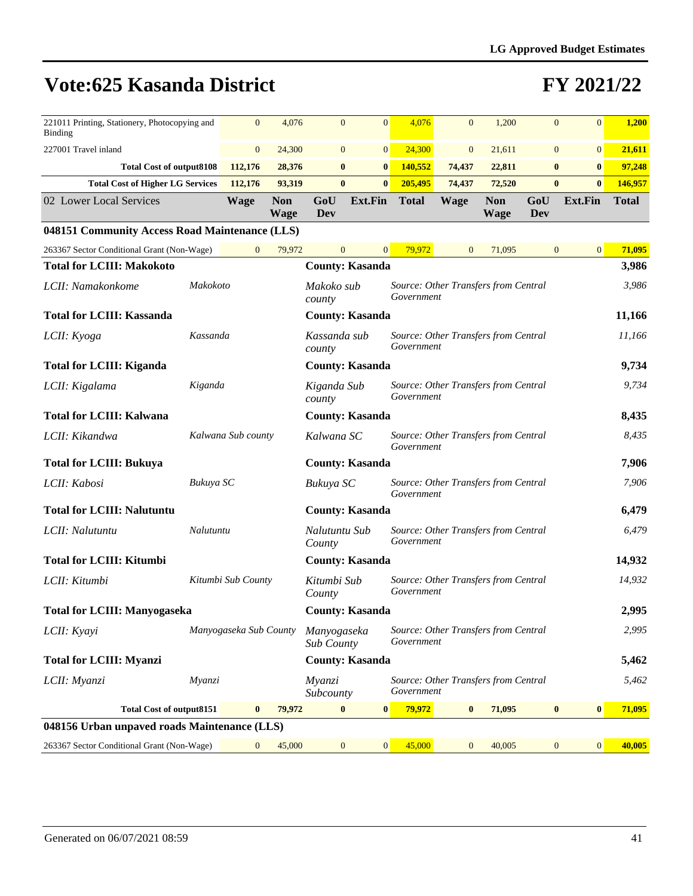# Vote:625 Kasanda District

# FY 2021/22

| | Wage | Non Wage | GoU Dev | Ext.Fin | Total | Wage | Non Wage | GoU Dev | Ext.Fin | Total |
|---|---|---|---|---|---|---|---|---|---|---|
| 221011 Printing, Stationery, Photocopying and Binding | 0 | 4,076 | 0 | 0 | 4,076 | 0 | 1,200 | 0 | 0 | 1,200 |
| 227001 Travel inland | 0 | 24,300 | 0 | 0 | 24,300 | 0 | 21,611 | 0 | 0 | 21,611 |
| **Total Cost of output8108** | **112,176** | **28,376** | **0** | **0** | **140,552** | **74,437** | **22,811** | **0** | **0** | **97,248** |
| **Total Cost of Higher LG Services** | **112,176** | **93,319** | **0** | **0** | **205,495** | **74,437** | **72,520** | **0** | **0** | **146,957** |

| 02 Lower Local Services | Wage | Non Wage | GoU Dev | Ext.Fin | Total | Wage | Non Wage | GoU Dev | Ext.Fin | Total |
|---|---|---|---|---|---|---|---|---|---|---|
| **048151 Community Access Road Maintenance (LLS)** | | | | | | | | | | |
| 263367 Sector Conditional Grant (Non-Wage) | 0 | 79,972 | 0 | 0 | 79,972 | 0 | 71,095 | 0 | 0 | 71,095 |

| | | | | |
|---|---|---|---|---|
| **Total for LCIII: Makokoto** | | **County: Kasanda** | | **3,986** |
| *LCII: Namakonkome* | *Makokoto* | *Makoko sub county* | *Source: Other Transfers from Central Government* | *3,986* |
| **Total for LCIII: Kassanda** | | **County: Kasanda** | | **11,166** |
| *LCII: Kyoga* | *Kassanda* | *Kassanda sub county* | *Source: Other Transfers from Central Government* | *11,166* |
| **Total for LCIII: Kiganda** | | **County: Kasanda** | | **9,734** |
| *LCII: Kigalama* | *Kiganda* | *Kiganda Sub county* | *Source: Other Transfers from Central Government* | *9,734* |
| **Total for LCIII: Kalwana** | | **County: Kasanda** | | **8,435** |
| *LCII: Kikandwa* | *Kalwana Sub county* | *Kalwana SC* | *Source: Other Transfers from Central Government* | *8,435* |
| **Total for LCIII: Bukuya** | | **County: Kasanda** | | **7,906** |
| *LCII: Kabosi* | *Bukuya SC* | *Bukuya SC* | *Source: Other Transfers from Central Government* | *7,906* |
| **Total for LCIII: Nalutuntu** | | **County: Kasanda** | | **6,479** |
| *LCII: Nalutuntu* | *Nalutuntu* | *Nalutuntu Sub County* | *Source: Other Transfers from Central Government* | *6,479* |
| **Total for LCIII: Kitumbi** | | **County: Kasanda** | | **14,932** |
| *LCII: Kitumbi* | *Kitumbi Sub County* | *Kitumbi Sub County* | *Source: Other Transfers from Central Government* | *14,932* |
| **Total for LCIII: Manyogaseka** | | **County: Kasanda** | | **2,995** |
| *LCII: Kyayi* | *Manyogaseka Sub County* | *Manyogaseka Sub County* | *Source: Other Transfers from Central Government* | *2,995* |
| **Total for LCIII: Myanzi** | | **County: Kasanda** | | **5,462** |
| *LCII: Myanzi* | *Myanzi* | *Myanzi Subcounty* | *Source: Other Transfers from Central Government* | *5,462* |

| | Wage | Non Wage | GoU Dev | Ext.Fin | Total | Wage | Non Wage | GoU Dev | Ext.Fin | Total |
|---|---|---|---|---|---|---|---|---|---|---|
| **Total Cost of output8151** | **0** | **79,972** | **0** | **0** | **79,972** | **0** | **71,095** | **0** | **0** | **71,095** |
| **048156 Urban unpaved roads Maintenance (LLS)** | | | | | | | | | | |
| 263367 Sector Conditional Grant (Non-Wage) | 0 | 45,000 | 0 | 0 | 45,000 | 0 | 40,005 | 0 | 0 | 40,005 |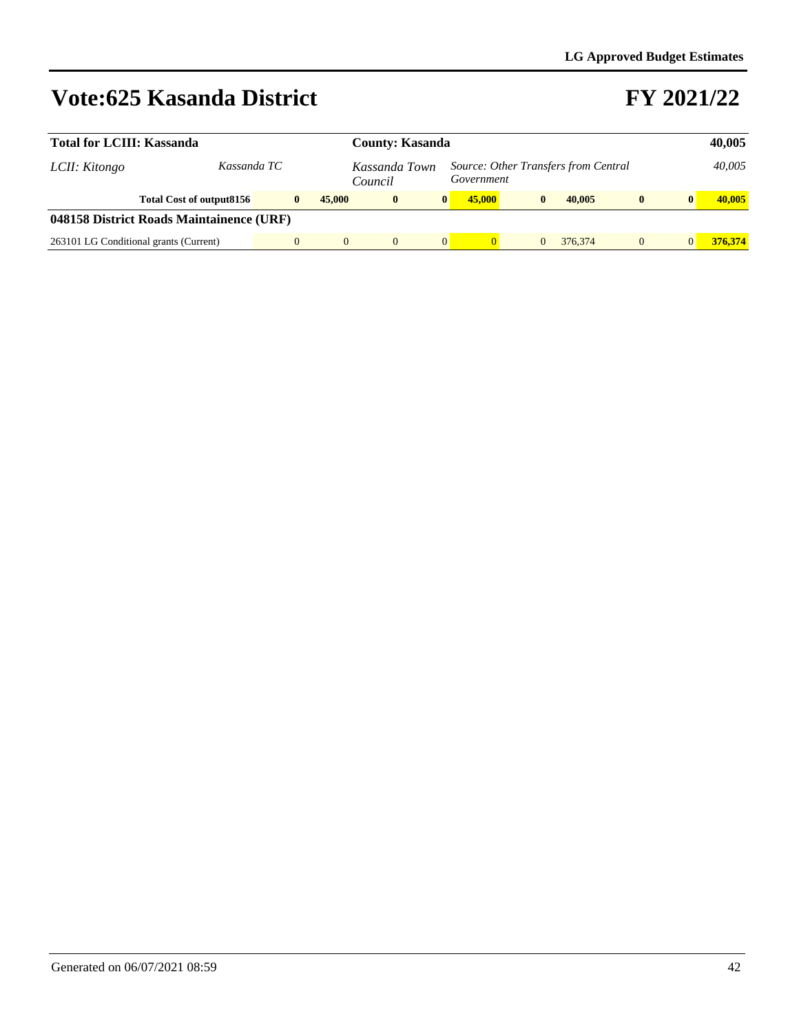# Vote:625 Kasanda District

# FY 2021/22

| Total for LCIII: Kassanda | | | | County: Kasanda | | | | | | | 40,005 |
|---|---|---|---|---|---|---|---|---|---|---|---|
| *LCII: Kitongo* | *Kassanda TC* | | | *Kassanda Town Council* | | *Source: Other Transfers from Central Government* | | | | | *40,005* |
| **Total Cost of output8156** | | **0** | **45,000** | **0** | **0** | **45,000** | **0** | **40,005** | **0** | **0** | **40,005** |
| **048158 District Roads Maintainence (URF)** | | | | | | | | | | | |
| 263101 LG Conditional grants (Current) | | 0 | 0 | 0 | 0 | 0 | 0 | 376,374 | 0 | 0 | **376,374** |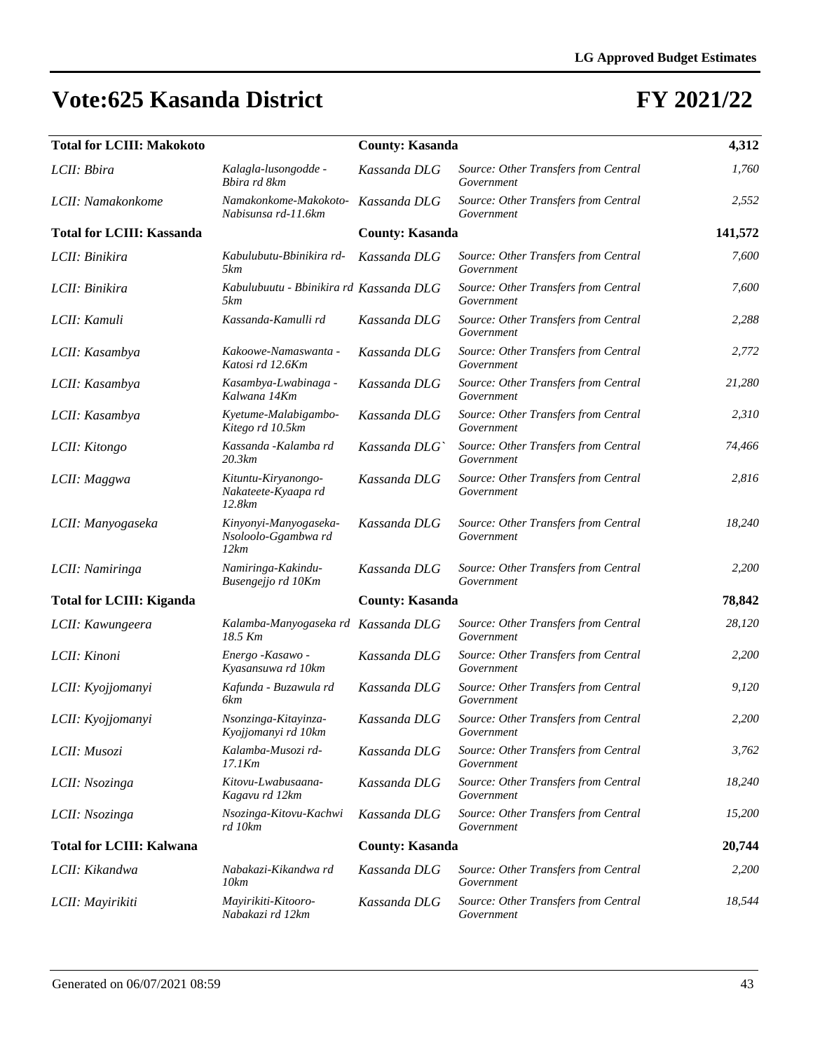# Vote:625 Kasanda District

# FY 2021/22

| | | | | |
|---|---|---|---|---|
| **Total for LCIII: Makokoto** | | **County: Kasanda** | | **4,312** |
| *LCII: Bbira* | *Kalagla-lusongodde - Bbira rd 8km* | *Kassanda DLG* | *Source: Other Transfers from Central Government* | *1,760* |
| *LCII: Namakonkome* | *Namakonkome-Makokoto-Nabisunsa rd-11.6km* | *Kassanda DLG* | *Source: Other Transfers from Central Government* | *2,552* |
| **Total for LCIII: Kassanda** | | **County: Kasanda** | | **141,572** |
| *LCII: Binikira* | *Kabulubutu-Bbinikira rd-5km* | *Kassanda DLG* | *Source: Other Transfers from Central Government* | *7,600* |
| *LCII: Binikira* | *Kabulubuutu - Bbinikira rd 5km* | *Kassanda DLG* | *Source: Other Transfers from Central Government* | *7,600* |
| *LCII: Kamuli* | *Kassanda-Kamulli rd* | *Kassanda DLG* | *Source: Other Transfers from Central Government* | *2,288* |
| *LCII: Kasambya* | *Kakoowe-Namaswanta - Katosi rd 12.6Km* | *Kassanda DLG* | *Source: Other Transfers from Central Government* | *2,772* |
| *LCII: Kasambya* | *Kasambya-Lwabinaga - Kalwana 14Km* | *Kassanda DLG* | *Source: Other Transfers from Central Government* | *21,280* |
| *LCII: Kasambya* | *Kyetume-Malabigambo-Kitego rd 10.5km* | *Kassanda DLG* | *Source: Other Transfers from Central Government* | *2,310* |
| *LCII: Kitongo* | *Kassanda -Kalamba rd 20.3km* | *Kassanda DLG`* | *Source: Other Transfers from Central Government* | *74,466* |
| *LCII: Maggwa* | *Kituntu-Kiryanongo-Nakateete-Kyaapa rd 12.8km* | *Kassanda DLG* | *Source: Other Transfers from Central Government* | *2,816* |
| *LCII: Manyogaseka* | *Kinyonyi-Manyogaseka-Nsoloolo-Ggambwa rd 12km* | *Kassanda DLG* | *Source: Other Transfers from Central Government* | *18,240* |
| *LCII: Namiringa* | *Namiringa-Kakindu-Busengejjo rd 10Km* | *Kassanda DLG* | *Source: Other Transfers from Central Government* | *2,200* |
| **Total for LCIII: Kiganda** | | **County: Kasanda** | | **78,842** |
| *LCII: Kawungeera* | *Kalamba-Manyogaseka rd 18.5 Km* | *Kassanda DLG* | *Source: Other Transfers from Central Government* | *28,120* |
| *LCII: Kinoni* | *Energo -Kasawo - Kyasansuwa rd 10km* | *Kassanda DLG* | *Source: Other Transfers from Central Government* | *2,200* |
| *LCII: Kyojjomanyi* | *Kafunda - Buzawula rd 6km* | *Kassanda DLG* | *Source: Other Transfers from Central Government* | *9,120* |
| *LCII: Kyojjomanyi* | *Nsonzinga-Kitayinza-Kyojjomanyi rd 10km* | *Kassanda DLG* | *Source: Other Transfers from Central Government* | *2,200* |
| *LCII: Musozi* | *Kalamba-Musozi rd-17.1Km* | *Kassanda DLG* | *Source: Other Transfers from Central Government* | *3,762* |
| *LCII: Nsozinga* | *Kitovu-Lwabusaana-Kagavu rd 12km* | *Kassanda DLG* | *Source: Other Transfers from Central Government* | *18,240* |
| *LCII: Nsozinga* | *Nsozinga-Kitovu-Kachwi rd 10km* | *Kassanda DLG* | *Source: Other Transfers from Central Government* | *15,200* |
| **Total for LCIII: Kalwana** | | **County: Kasanda** | | **20,744** |
| *LCII: Kikandwa* | *Nabakazi-Kikandwa rd 10km* | *Kassanda DLG* | *Source: Other Transfers from Central Government* | *2,200* |
| *LCII: Mayirikiti* | *Mayirikiti-Kitooro-Nabakazi rd 12km* | *Kassanda DLG* | *Source: Other Transfers from Central Government* | *18,544* |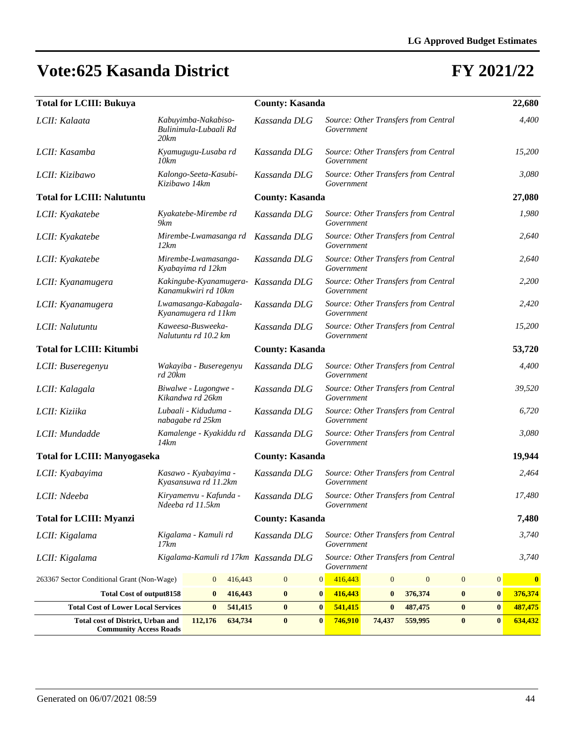**LG Approved Budget Estimates**

# Vote:625 Kasanda District

# FY 2021/22

| | | | | |
|---|---|---|---|---|
| **Total for LCIII: Bukuya** | | **County: Kasanda** | | **22,680** |
| *LCII: Kalaata* | *Kabuyimba-Nakabiso-Bulinimula-Lubaali Rd 20km* | *Kassanda DLG* | *Source: Other Transfers from Central Government* | *4,400* |
| *LCII: Kasamba* | *Kyamugugu-Lusaba rd 10km* | *Kassanda DLG* | *Source: Other Transfers from Central Government* | *15,200* |
| *LCII: Kizibawo* | *Kalongo-Seeta-Kasubi-Kizibawo 14km* | *Kassanda DLG* | *Source: Other Transfers from Central Government* | *3,080* |
| **Total for LCIII: Nalutuntu** | | **County: Kasanda** | | **27,080** |
| *LCII: Kyakatebe* | *Kyakatebe-Mirembe rd 9km* | *Kassanda DLG* | *Source: Other Transfers from Central Government* | *1,980* |
| *LCII: Kyakatebe* | *Mirembe-Lwamasanga rd 12km* | *Kassanda DLG* | *Source: Other Transfers from Central Government* | *2,640* |
| *LCII: Kyakatebe* | *Mirembe-Lwamasanga-Kyabayima rd 12km* | *Kassanda DLG* | *Source: Other Transfers from Central Government* | *2,640* |
| *LCII: Kyanamugera* | *Kakingube-Kyanamugera-Kanamukwiri rd 10km* | *Kassanda DLG* | *Source: Other Transfers from Central Government* | *2,200* |
| *LCII: Kyanamugera* | *Lwamasanga-Kabagala-Kyanamugera rd 11km* | *Kassanda DLG* | *Source: Other Transfers from Central Government* | *2,420* |
| *LCII: Nalutuntu* | *Kaweesa-Busweeka-Nalutuntu rd 10.2 km* | *Kassanda DLG* | *Source: Other Transfers from Central Government* | *15,200* |
| **Total for LCIII: Kitumbi** | | **County: Kasanda** | | **53,720** |
| *LCII: Buseregenyu* | *Wakayiba - Buseregenyu rd 20km* | *Kassanda DLG* | *Source: Other Transfers from Central Government* | *4,400* |
| *LCII: Kalagala* | *Biwalwe - Lugongwe - Kikandwa rd 26km* | *Kassanda DLG* | *Source: Other Transfers from Central Government* | *39,520* |
| *LCII: Kiziika* | *Lubaali - Kiduduma - nabagabe rd 25km* | *Kassanda DLG* | *Source: Other Transfers from Central Government* | *6,720* |
| *LCII: Mundadde* | *Kamalenge - Kyakiddu rd 14km* | *Kassanda DLG* | *Source: Other Transfers from Central Government* | *3,080* |
| **Total for LCIII: Manyogaseka** | | **County: Kasanda** | | **19,944** |
| *LCII: Kyabayima* | *Kasawo - Kyabayima - Kyasansuwa rd 11.2km* | *Kassanda DLG* | *Source: Other Transfers from Central Government* | *2,464* |
| *LCII: Ndeeba* | *Kiryamenvu - Kafunda - Ndeeba rd 11.5km* | *Kassanda DLG* | *Source: Other Transfers from Central Government* | *17,480* |
| **Total for LCIII: Myanzi** | | **County: Kasanda** | | **7,480** |
| *LCII: Kigalama* | *Kigalama - Kamuli rd 17km* | *Kassanda DLG* | *Source: Other Transfers from Central Government* | *3,740* |
| *LCII: Kigalama* | *Kigalama-Kamuli rd 17km* | *Kassanda DLG* | *Source: Other Transfers from Central Government* | *3,740* |

| | | | | | | | | | | |
|---|---|---|---|---|---|---|---|---|---|---|
| 263367 Sector Conditional Grant (Non-Wage) | 0 | 416,443 | 0 | 0 | 416,443 | 0 | 0 | 0 | 0 | **0** |
| **Total Cost of output8158** | **0** | **416,443** | **0** | **0** | **416,443** | **0** | **376,374** | **0** | **0** | **376,374** |
| **Total Cost of Lower Local Services** | **0** | **541,415** | **0** | **0** | **541,415** | **0** | **487,475** | **0** | **0** | **487,475** |
| **Total cost of District, Urban and Community Access Roads** | **112,176** | **634,734** | **0** | **0** | **746,910** | **74,437** | **559,995** | **0** | **0** | **634,432** |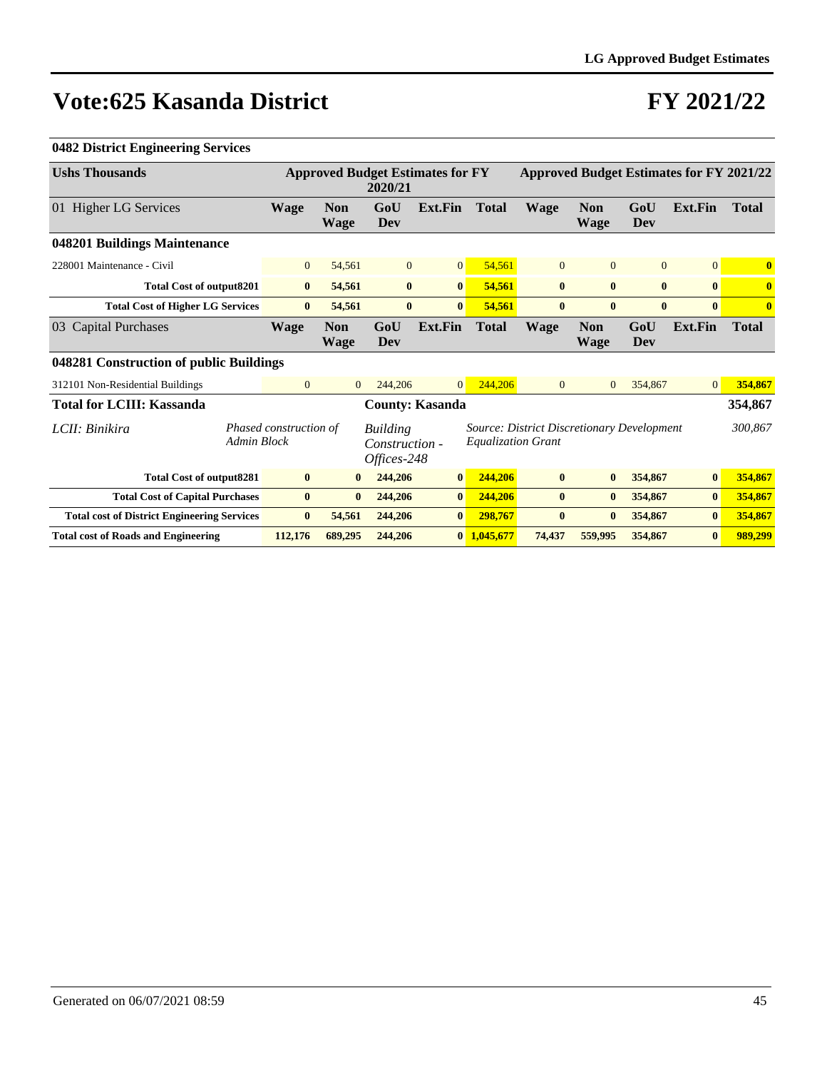# Vote:625 Kasanda District

# FY 2021/22

**0482 District Engineering Services**

| Ushs Thousands | Approved Budget Estimates for FY 2020/21 | | | | | Approved Budget Estimates for FY 2021/22 | | | | |
|---|---|---|---|---|---|---|---|---|---|---|
| 01 Higher LG Services | Wage | Non Wage | GoU Dev | Ext.Fin | Total | Wage | Non Wage | GoU Dev | Ext.Fin | Total |
| **048201 Buildings Maintenance** | | | | | | | | | | |
| 228001 Maintenance - Civil | 0 | 54,561 | 0 | 0 | 54,561 | 0 | 0 | 0 | 0 | **0** |
| **Total Cost of output8201** | **0** | **54,561** | **0** | **0** | **54,561** | **0** | **0** | **0** | **0** | **0** |
| **Total Cost of Higher LG Services** | **0** | **54,561** | **0** | **0** | **54,561** | **0** | **0** | **0** | **0** | **0** |
| 03 Capital Purchases | Wage | Non Wage | GoU Dev | Ext.Fin | Total | Wage | Non Wage | GoU Dev | Ext.Fin | Total |
| **048281 Construction of public Buildings** | | | | | | | | | | |
| 312101 Non-Residential Buildings | 0 | 0 | 244,206 | 0 | 244,206 | 0 | 0 | 354,867 | 0 | **354,867** |
| **Total for LCIII: Kassanda** | | | **County: Kasanda** | | | | | | | **354,867** |
| *LCII: Binikira* | *Phased construction of Admin Block* | | *Building Construction - Offices-248* | | *Source: District Discretionary Development Equalization Grant* | | | | | *300,867* |
| **Total Cost of output8281** | **0** | **0** | **244,206** | **0** | **244,206** | **0** | **0** | **354,867** | **0** | **354,867** |
| **Total Cost of Capital Purchases** | **0** | **0** | **244,206** | **0** | **244,206** | **0** | **0** | **354,867** | **0** | **354,867** |
| **Total cost of District Engineering Services** | **0** | **54,561** | **244,206** | **0** | **298,767** | **0** | **0** | **354,867** | **0** | **354,867** |
| **Total cost of Roads and Engineering** | **112,176** | **689,295** | **244,206** | **0** | **1,045,677** | **74,437** | **559,995** | **354,867** | **0** | **989,299** |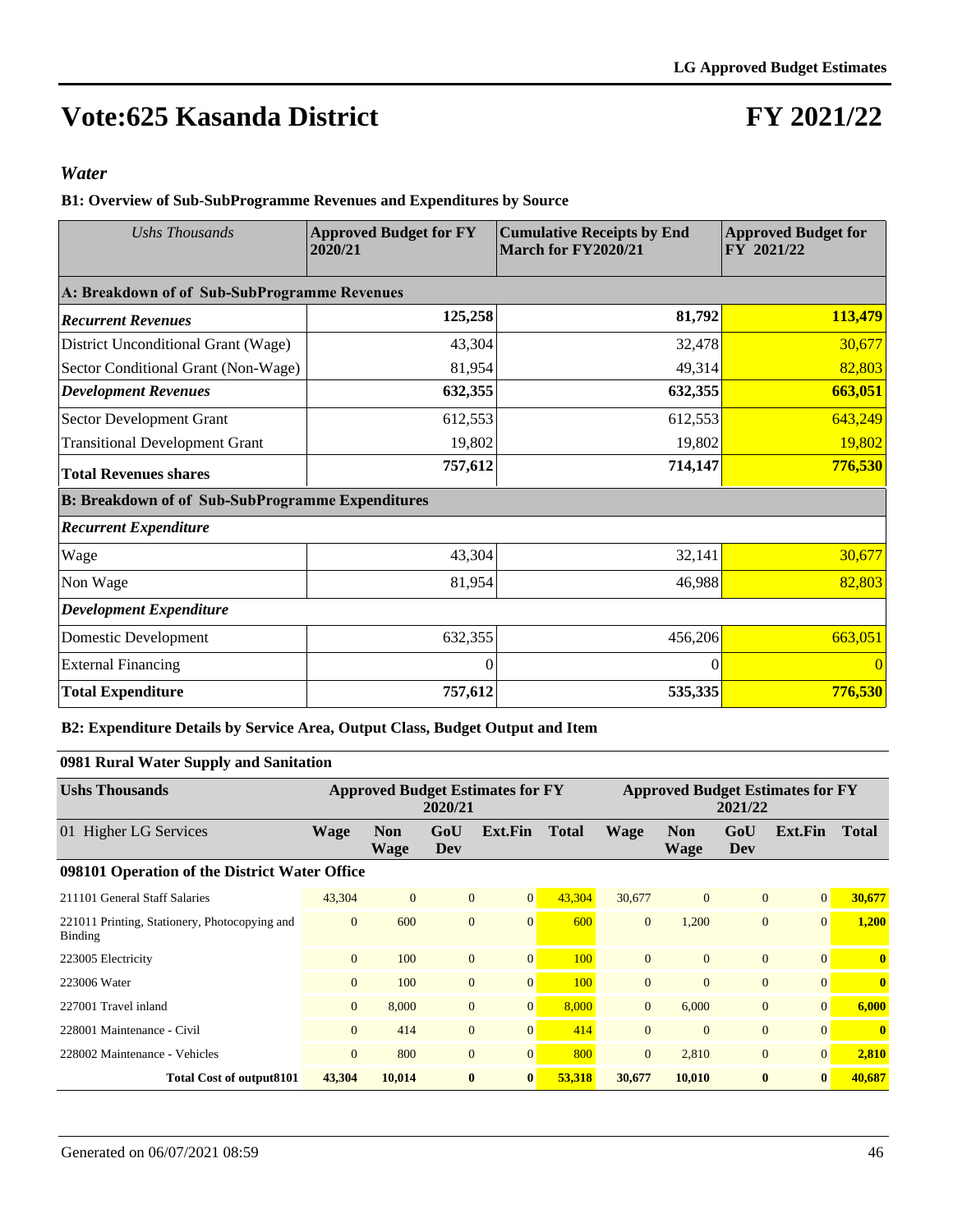# Vote:625 Kasanda District

# FY 2021/22

### *Water*

**B1: Overview of Sub-SubProgramme Revenues and Expenditures by Source**

| *Ushs Thousands* | **Approved Budget for FY 2020/21** | **Cumulative Receipts by End March for FY2020/21** | **Approved Budget for FY 2021/22** |
|---|---|---|---|
| **A: Breakdown of of Sub-SubProgramme Revenues** | | | |
| ***Recurrent Revenues*** | **125,258** | **81,792** | **113,479** |
| District Unconditional Grant (Wage) | 43,304 | 32,478 | 30,677 |
| Sector Conditional Grant (Non-Wage) | 81,954 | 49,314 | 82,803 |
| ***Development Revenues*** | **632,355** | **632,355** | **663,051** |
| Sector Development Grant | 612,553 | 612,553 | 643,249 |
| Transitional Development Grant | 19,802 | 19,802 | 19,802 |
| **Total Revenues shares** | **757,612** | **714,147** | **776,530** |
| **B: Breakdown of of Sub-SubProgramme Expenditures** | | | |
| ***Recurrent Expenditure*** | | | |
| Wage | 43,304 | 32,141 | 30,677 |
| Non Wage | 81,954 | 46,988 | 82,803 |
| ***Development Expenditure*** | | | |
| Domestic Development | 632,355 | 456,206 | 663,051 |
| External Financing | 0 | 0 | 0 |
| **Total Expenditure** | **757,612** | **535,335** | **776,530** |

**B2: Expenditure Details by Service Area, Output Class, Budget Output and Item**

**0981 Rural Water Supply and Sanitation**

| **Ushs Thousands** | **Approved Budget Estimates for FY 2020/21** | | | | | **Approved Budget Estimates for FY 2021/22** | | | | |
|---|---|---|---|---|---|---|---|---|---|---|
| 01 Higher LG Services | **Wage** | **Non Wage** | **GoU Dev** | **Ext.Fin** | **Total** | **Wage** | **Non Wage** | **GoU Dev** | **Ext.Fin** | **Total** |
| **098101 Operation of the District Water Office** | | | | | | | | | | |
| 211101 General Staff Salaries | 43,304 | 0 | 0 | 0 | 43,304 | 30,677 | 0 | 0 | 0 | **30,677** |
| 221011 Printing, Stationery, Photocopying and Binding | 0 | 600 | 0 | 0 | 600 | 0 | 1,200 | 0 | 0 | **1,200** |
| 223005 Electricity | 0 | 100 | 0 | 0 | 100 | 0 | 0 | 0 | 0 | **0** |
| 223006 Water | 0 | 100 | 0 | 0 | 100 | 0 | 0 | 0 | 0 | **0** |
| 227001 Travel inland | 0 | 8,000 | 0 | 0 | 8,000 | 0 | 6,000 | 0 | 0 | **6,000** |
| 228001 Maintenance - Civil | 0 | 414 | 0 | 0 | 414 | 0 | 0 | 0 | 0 | **0** |
| 228002 Maintenance - Vehicles | 0 | 800 | 0 | 0 | 800 | 0 | 2,810 | 0 | 0 | **2,810** |
| **Total Cost of output8101** | **43,304** | **10,014** | **0** | **0** | **53,318** | **30,677** | **10,010** | **0** | **0** | **40,687** |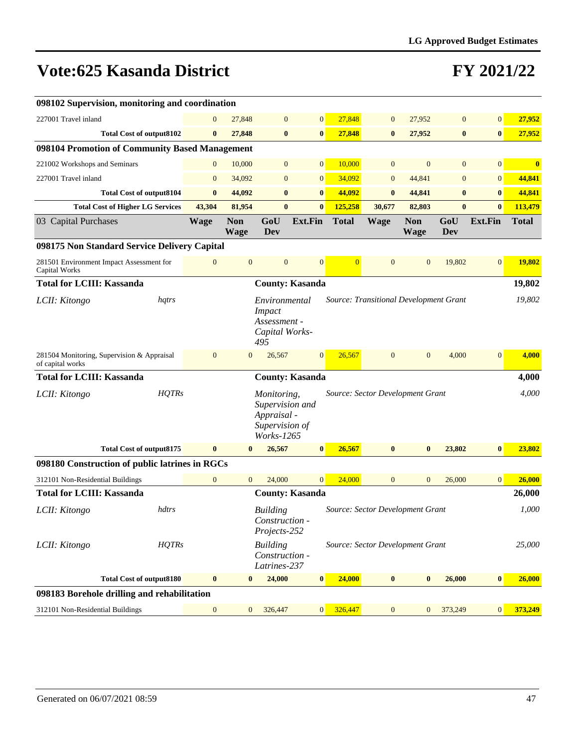# Vote:625 Kasanda District

# FY 2021/22

| | Wage | Non Wage | GoU Dev | Ext.Fin | Total | Wage | Non Wage | GoU Dev | Ext.Fin | Total |
|---|---|---|---|---|---|---|---|---|---|---|
| **098102 Supervision, monitoring and coordination** | | | | | | | | | | |
| 227001 Travel inland | 0 | 27,848 | 0 | 0 | 27,848 | 0 | 27,952 | 0 | 0 | 27,952 |
| **Total Cost of output8102** | **0** | **27,848** | **0** | **0** | **27,848** | **0** | **27,952** | **0** | **0** | **27,952** |
| **098104 Promotion of Community Based Management** | | | | | | | | | | |
| 221002 Workshops and Seminars | 0 | 10,000 | 0 | 0 | 10,000 | 0 | 0 | 0 | 0 | **0** |
| 227001 Travel inland | 0 | 34,092 | 0 | 0 | 34,092 | 0 | 44,841 | 0 | 0 | 44,841 |
| **Total Cost of output8104** | **0** | **44,092** | **0** | **0** | **44,092** | **0** | **44,841** | **0** | **0** | **44,841** |
| **Total Cost of Higher LG Services** | **43,304** | **81,954** | **0** | **0** | **125,258** | **30,677** | **82,803** | **0** | **0** | **113,479** |

| 03 Capital Purchases | Wage | Non Wage | GoU Dev | Ext.Fin | Total | Wage | Non Wage | GoU Dev | Ext.Fin | Total |
|---|---|---|---|---|---|---|---|---|---|---|
| **098175 Non Standard Service Delivery Capital** | | | | | | | | | | |
| 281501 Environment Impact Assessment for Capital Works | 0 | 0 | 0 | 0 | 0 | 0 | 0 | 19,802 | 0 | 19,802 |
| **Total for LCIII: Kassanda** | | | **County: Kasanda** | | | | | | | **19,802** |
| *LCII: Kitongo* | *hqtrs* | | *Environmental Impact Assessment - Capital Works-495* | | *Source: Transitional Development Grant* | | | | | *19,802* |
| 281504 Monitoring, Supervision & Appraisal of capital works | 0 | 0 | 26,567 | 0 | 26,567 | 0 | 0 | 4,000 | 0 | 4,000 |
| **Total for LCIII: Kassanda** | | | **County: Kasanda** | | | | | | | **4,000** |
| *LCII: Kitongo* | *HQTRs* | | *Monitoring, Supervision and Appraisal - Supervision of Works-1265* | | *Source: Sector Development Grant* | | | | | *4,000* |
| **Total Cost of output8175** | **0** | **0** | **26,567** | **0** | **26,567** | **0** | **0** | **23,802** | **0** | **23,802** |
| **098180 Construction of public latrines in RGCs** | | | | | | | | | | |
| 312101 Non-Residential Buildings | 0 | 0 | 24,000 | 0 | 24,000 | 0 | 0 | 26,000 | 0 | 26,000 |
| **Total for LCIII: Kassanda** | | | **County: Kasanda** | | | | | | | **26,000** |
| *LCII: Kitongo* | *hdtrs* | | *Building Construction - Projects-252* | | *Source: Sector Development Grant* | | | | | *1,000* |
| *LCII: Kitongo* | *HQTRs* | | *Building Construction - Latrines-237* | | *Source: Sector Development Grant* | | | | | *25,000* |
| **Total Cost of output8180** | **0** | **0** | **24,000** | **0** | **24,000** | **0** | **0** | **26,000** | **0** | **26,000** |
| **098183 Borehole drilling and rehabilitation** | | | | | | | | | | |
| 312101 Non-Residential Buildings | 0 | 0 | 326,447 | 0 | 326,447 | 0 | 0 | 373,249 | 0 | 373,249 |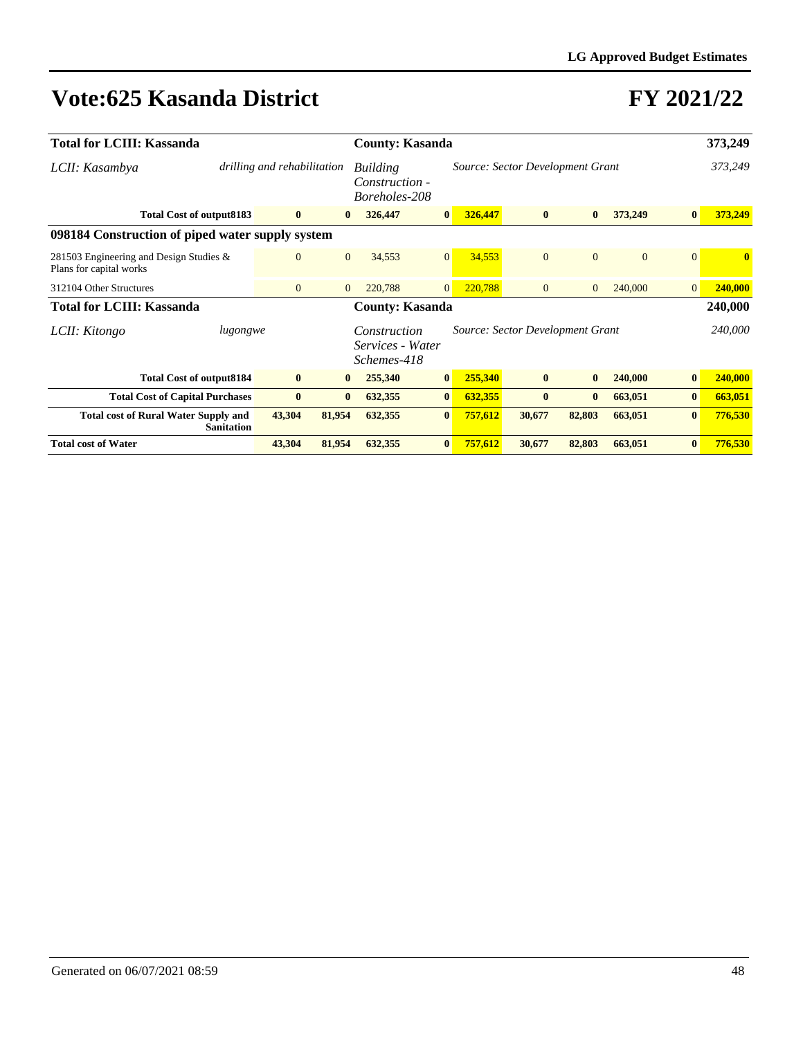# Vote:625 Kasanda District

# FY 2021/22

| | | | | | | | | | |
|---|---|---|---|---|---|---|---|---|---|
| **Total for LCIII: Kassanda** | | | **County: Kasanda** | | | | | | **373,249** |
| *LCII: Kasambya* | *drilling and rehabilitation* | | *Building Construction - Boreholes-208* | | *Source: Sector Development Grant* | | | | *373,249* |
| **Total Cost of output8183** | **0** | **0** | **326,447** | **0** | **326,447** | **0** | **0** | **373,249** | **0** | **373,249** |

**098184 Construction of piped water supply system**

| | | | | | | | | | | |
|---|---|---|---|---|---|---|---|---|---|---|
| 281503 Engineering and Design Studies & Plans for capital works | 0 | 0 | 34,553 | 0 | 34,553 | 0 | 0 | 0 | 0 | **0** |
| 312104 Other Structures | 0 | 0 | 220,788 | 0 | 220,788 | 0 | 0 | 240,000 | 0 | **240,000** |
| **Total for LCIII: Kassanda** | | | **County: Kasanda** | | | | | | | **240,000** |
| *LCII: Kitongo* | *lugongwe* | | *Construction Services - Water Schemes-418* | | *Source: Sector Development Grant* | | | | | *240,000* |
| **Total Cost of output8184** | **0** | **0** | **255,340** | **0** | **255,340** | **0** | **0** | **240,000** | **0** | **240,000** |
| **Total Cost of Capital Purchases** | **0** | **0** | **632,355** | **0** | **632,355** | **0** | **0** | **663,051** | **0** | **663,051** |
| **Total cost of Rural Water Supply and Sanitation** | **43,304** | **81,954** | **632,355** | **0** | **757,612** | **30,677** | **82,803** | **663,051** | **0** | **776,530** |
| **Total cost of Water** | **43,304** | **81,954** | **632,355** | **0** | **757,612** | **30,677** | **82,803** | **663,051** | **0** | **776,530** |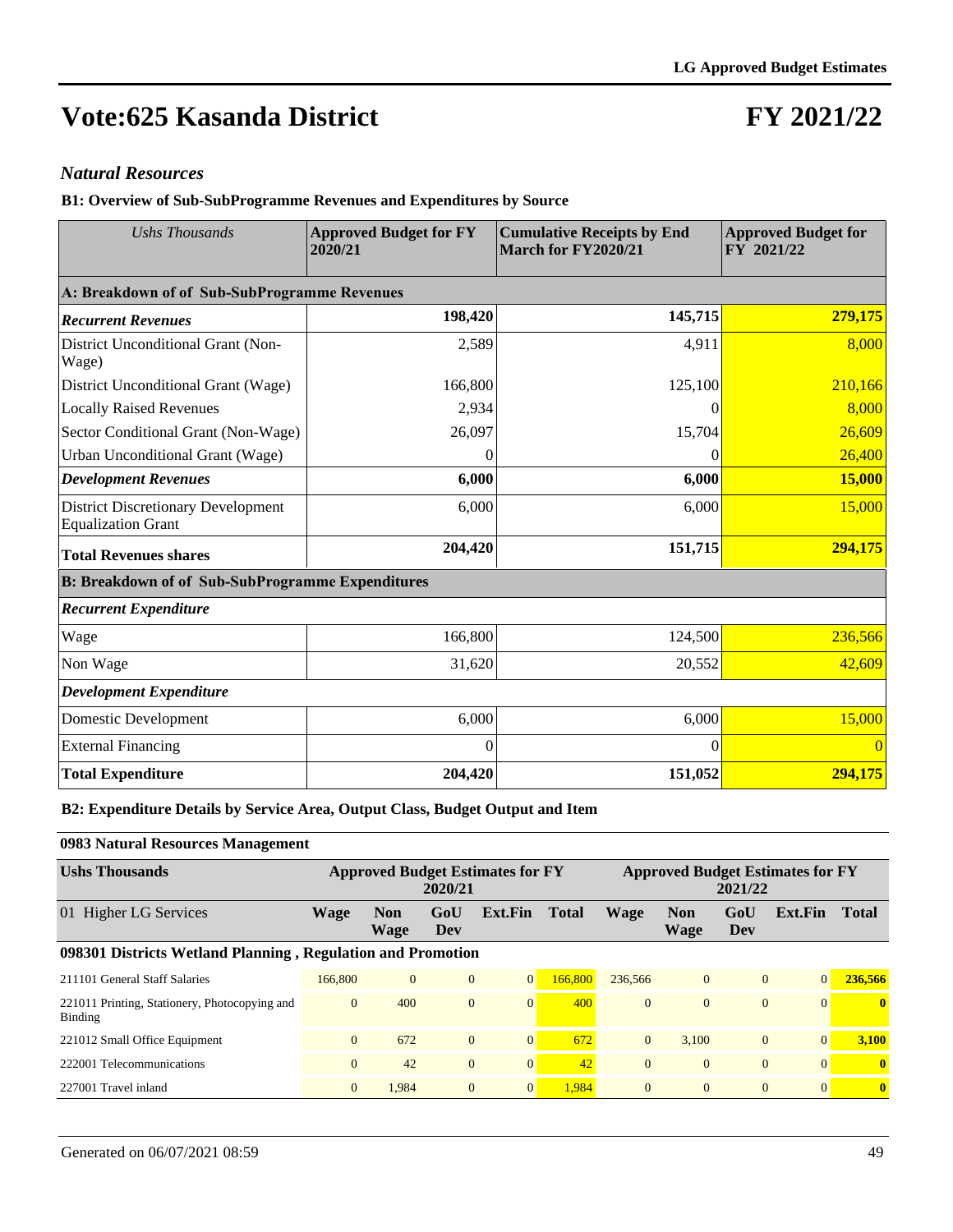# Vote:625 Kasanda District

# FY 2021/22

## *Natural Resources*

### B1: Overview of Sub-SubProgramme Revenues and Expenditures by Source

| *Ushs Thousands* | Approved Budget for FY 2020/21 | Cumulative Receipts by End March for FY2020/21 | Approved Budget for FY 2021/22 |
|---|---|---|---|
| **A: Breakdown of of Sub-SubProgramme Revenues** | | | |
| ***Recurrent Revenues*** | **198,420** | **145,715** | **279,175** |
| District Unconditional Grant (Non-Wage) | 2,589 | 4,911 | 8,000 |
| District Unconditional Grant (Wage) | 166,800 | 125,100 | 210,166 |
| Locally Raised Revenues | 2,934 | 0 | 8,000 |
| Sector Conditional Grant (Non-Wage) | 26,097 | 15,704 | 26,609 |
| Urban Unconditional Grant (Wage) | 0 | 0 | 26,400 |
| ***Development Revenues*** | **6,000** | **6,000** | **15,000** |
| District Discretionary Development Equalization Grant | 6,000 | 6,000 | 15,000 |
| **Total Revenues shares** | **204,420** | **151,715** | **294,175** |
| **B: Breakdown of of Sub-SubProgramme Expenditures** | | | |
| ***Recurrent Expenditure*** | | | |
| Wage | 166,800 | 124,500 | 236,566 |
| Non Wage | 31,620 | 20,552 | 42,609 |
| ***Development Expenditure*** | | | |
| Domestic Development | 6,000 | 6,000 | 15,000 |
| External Financing | 0 | 0 | 0 |
| **Total Expenditure** | **204,420** | **151,052** | **294,175** |

### B2: Expenditure Details by Service Area, Output Class, Budget Output and Item

#### 0983 Natural Resources Management

| Ushs Thousands | Approved Budget Estimates for FY 2020/21 | | | | | Approved Budget Estimates for FY 2021/22 | | | | |
|---|---|---|---|---|---|---|---|---|---|---|
| 01 Higher LG Services | Wage | Non Wage | GoU Dev | Ext.Fin | Total | Wage | Non Wage | GoU Dev | Ext.Fin | Total |
| **098301 Districts Wetland Planning , Regulation and Promotion** | | | | | | | | | | |
| 211101 General Staff Salaries | 166,800 | 0 | 0 | 0 | 166,800 | 236,566 | 0 | 0 | 0 | **236,566** |
| 221011 Printing, Stationery, Photocopying and Binding | 0 | 400 | 0 | 0 | 400 | 0 | 0 | 0 | 0 | **0** |
| 221012 Small Office Equipment | 0 | 672 | 0 | 0 | 672 | 0 | 3,100 | 0 | 0 | **3,100** |
| 222001 Telecommunications | 0 | 42 | 0 | 0 | 42 | 0 | 0 | 0 | 0 | **0** |
| 227001 Travel inland | 0 | 1,984 | 0 | 0 | 1,984 | 0 | 0 | 0 | 0 | **0** |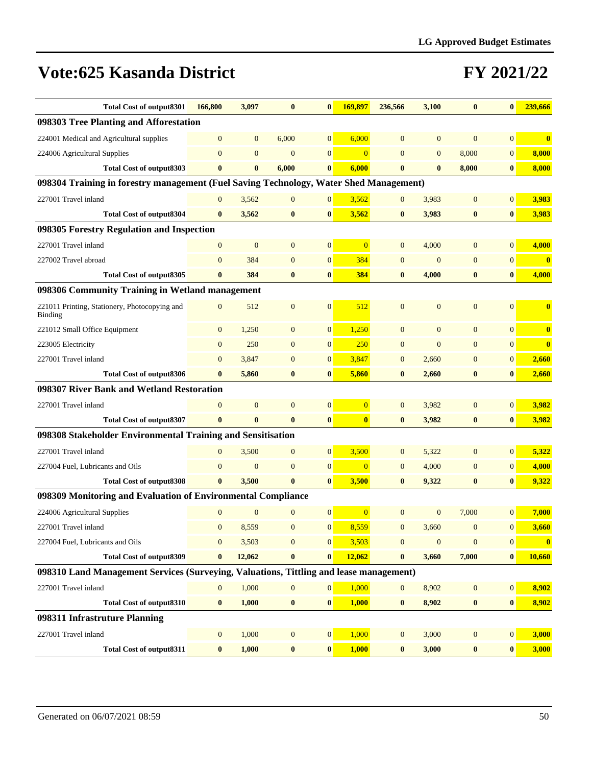# Vote:625 Kasanda District

# FY 2021/22

| | | | | | | | | | | |
|---|---|---|---|---|---|---|---|---|---|---|
| **Total Cost of output8301** | **166,800** | **3,097** | **0** | **0** | **169,897** | **236,566** | **3,100** | **0** | **0** | **239,666** |
| **098303 Tree Planting and Afforestation** | | | | | | | | | | |
| 224001 Medical and Agricultural supplies | 0 | 0 | 6,000 | 0 | 6,000 | 0 | 0 | 0 | 0 | **0** |
| 224006 Agricultural Supplies | 0 | 0 | 0 | 0 | 0 | 0 | 0 | 8,000 | 0 | **8,000** |
| **Total Cost of output8303** | **0** | **0** | **6,000** | **0** | **6,000** | **0** | **0** | **8,000** | **0** | **8,000** |
| **098304 Training in forestry management (Fuel Saving Technology, Water Shed Management)** | | | | | | | | | | |
| 227001 Travel inland | 0 | 3,562 | 0 | 0 | 3,562 | 0 | 3,983 | 0 | 0 | **3,983** |
| **Total Cost of output8304** | **0** | **3,562** | **0** | **0** | **3,562** | **0** | **3,983** | **0** | **0** | **3,983** |
| **098305 Forestry Regulation and Inspection** | | | | | | | | | | |
| 227001 Travel inland | 0 | 0 | 0 | 0 | 0 | 0 | 4,000 | 0 | 0 | **4,000** |
| 227002 Travel abroad | 0 | 384 | 0 | 0 | 384 | 0 | 0 | 0 | 0 | **0** |
| **Total Cost of output8305** | **0** | **384** | **0** | **0** | **384** | **0** | **4,000** | **0** | **0** | **4,000** |
| **098306 Community Training in Wetland management** | | | | | | | | | | |
| 221011 Printing, Stationery, Photocopying and Binding | 0 | 512 | 0 | 0 | 512 | 0 | 0 | 0 | 0 | **0** |
| 221012 Small Office Equipment | 0 | 1,250 | 0 | 0 | 1,250 | 0 | 0 | 0 | 0 | **0** |
| 223005 Electricity | 0 | 250 | 0 | 0 | 250 | 0 | 0 | 0 | 0 | **0** |
| 227001 Travel inland | 0 | 3,847 | 0 | 0 | 3,847 | 0 | 2,660 | 0 | 0 | **2,660** |
| **Total Cost of output8306** | **0** | **5,860** | **0** | **0** | **5,860** | **0** | **2,660** | **0** | **0** | **2,660** |
| **098307 River Bank and Wetland Restoration** | | | | | | | | | | |
| 227001 Travel inland | 0 | 0 | 0 | 0 | 0 | 0 | 3,982 | 0 | 0 | **3,982** |
| **Total Cost of output8307** | **0** | **0** | **0** | **0** | **0** | **0** | **3,982** | **0** | **0** | **3,982** |
| **098308 Stakeholder Environmental Training and Sensitisation** | | | | | | | | | | |
| 227001 Travel inland | 0 | 3,500 | 0 | 0 | 3,500 | 0 | 5,322 | 0 | 0 | **5,322** |
| 227004 Fuel, Lubricants and Oils | 0 | 0 | 0 | 0 | 0 | 0 | 4,000 | 0 | 0 | **4,000** |
| **Total Cost of output8308** | **0** | **3,500** | **0** | **0** | **3,500** | **0** | **9,322** | **0** | **0** | **9,322** |
| **098309 Monitoring and Evaluation of Environmental Compliance** | | | | | | | | | | |
| 224006 Agricultural Supplies | 0 | 0 | 0 | 0 | 0 | 0 | 0 | 7,000 | 0 | **7,000** |
| 227001 Travel inland | 0 | 8,559 | 0 | 0 | 8,559 | 0 | 3,660 | 0 | 0 | **3,660** |
| 227004 Fuel, Lubricants and Oils | 0 | 3,503 | 0 | 0 | 3,503 | 0 | 0 | 0 | 0 | **0** |
| **Total Cost of output8309** | **0** | **12,062** | **0** | **0** | **12,062** | **0** | **3,660** | **7,000** | **0** | **10,660** |
| **098310 Land Management Services (Surveying, Valuations, Tittling and lease management)** | | | | | | | | | | |
| 227001 Travel inland | 0 | 1,000 | 0 | 0 | 1,000 | 0 | 8,902 | 0 | 0 | **8,902** |
| **Total Cost of output8310** | **0** | **1,000** | **0** | **0** | **1,000** | **0** | **8,902** | **0** | **0** | **8,902** |
| **098311 Infrastruture Planning** | | | | | | | | | | |
| 227001 Travel inland | 0 | 1,000 | 0 | 0 | 1,000 | 0 | 3,000 | 0 | 0 | **3,000** |
| **Total Cost of output8311** | **0** | **1,000** | **0** | **0** | **1,000** | **0** | **3,000** | **0** | **0** | **3,000** |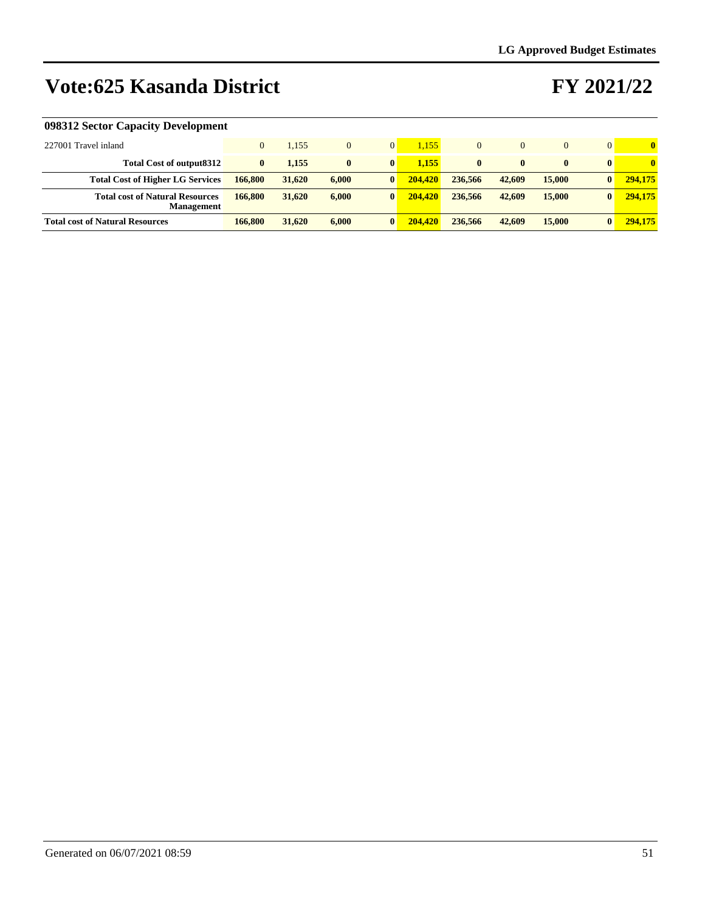# Vote:625 Kasanda District

# FY 2021/22

### 098312 Sector Capacity Development

| | | | | | | | | | | |
|---|---|---|---|---|---|---|---|---|---|---|
| 227001 Travel inland | 0 | 1,155 | 0 | 0 | 1,155 | 0 | 0 | 0 | 0 | **0** |
| **Total Cost of output8312** | **0** | **1,155** | **0** | **0** | **1,155** | **0** | **0** | **0** | **0** | **0** |
| **Total Cost of Higher LG Services** | **166,800** | **31,620** | **6,000** | **0** | **204,420** | **236,566** | **42,609** | **15,000** | **0** | **294,175** |
| **Total cost of Natural Resources Management** | **166,800** | **31,620** | **6,000** | **0** | **204,420** | **236,566** | **42,609** | **15,000** | **0** | **294,175** |
| **Total cost of Natural Resources** | **166,800** | **31,620** | **6,000** | **0** | **204,420** | **236,566** | **42,609** | **15,000** | **0** | **294,175** |

Generated on 06/07/2021 08:59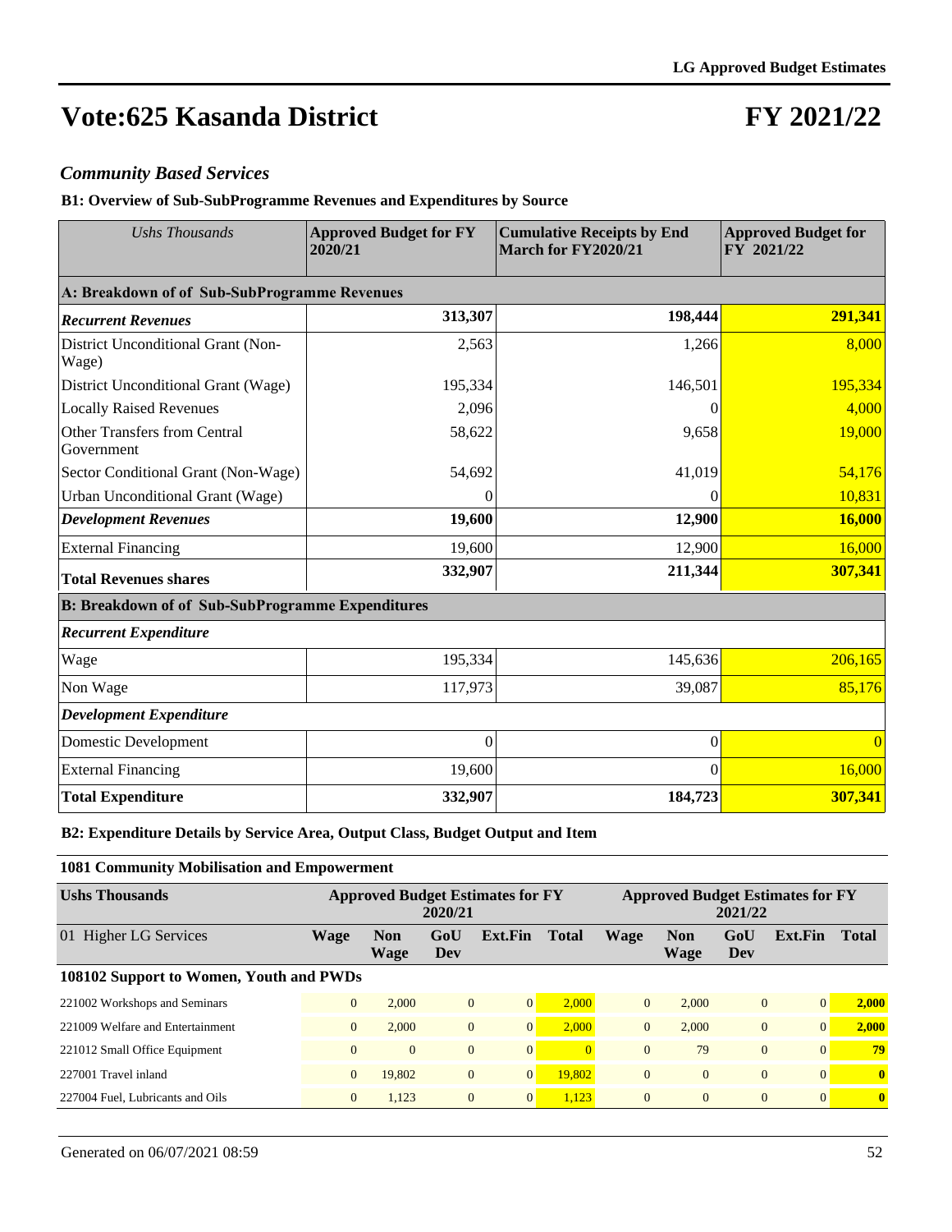# Vote:625 Kasanda District

# FY 2021/22

## *Community Based Services*

### B1: Overview of Sub-SubProgramme Revenues and Expenditures by Source

| *Ushs Thousands* | Approved Budget for FY 2020/21 | Cumulative Receipts by End March for FY2020/21 | Approved Budget for FY 2021/22 |
|---|---|---|---|
| **A: Breakdown of of Sub-SubProgramme Revenues** | | | |
| ***Recurrent Revenues*** | **313,307** | **198,444** | **291,341** |
| District Unconditional Grant (Non-Wage) | 2,563 | 1,266 | 8,000 |
| District Unconditional Grant (Wage) | 195,334 | 146,501 | 195,334 |
| Locally Raised Revenues | 2,096 | 0 | 4,000 |
| Other Transfers from Central Government | 58,622 | 9,658 | 19,000 |
| Sector Conditional Grant (Non-Wage) | 54,692 | 41,019 | 54,176 |
| Urban Unconditional Grant (Wage) | 0 | 0 | 10,831 |
| ***Development Revenues*** | **19,600** | **12,900** | **16,000** |
| External Financing | 19,600 | 12,900 | 16,000 |
| **Total Revenues shares** | **332,907** | **211,344** | **307,341** |
| **B: Breakdown of of Sub-SubProgramme Expenditures** | | | |
| ***Recurrent Expenditure*** | | | |
| Wage | 195,334 | 145,636 | 206,165 |
| Non Wage | 117,973 | 39,087 | 85,176 |
| ***Development Expenditure*** | | | |
| Domestic Development | 0 | 0 | 0 |
| External Financing | 19,600 | 0 | 16,000 |
| **Total Expenditure** | **332,907** | **184,723** | **307,341** |

### B2: Expenditure Details by Service Area, Output Class, Budget Output and Item

**1081 Community Mobilisation and Empowerment**

| Ushs Thousands | Approved Budget Estimates for FY 2020/21 | | | | | Approved Budget Estimates for FY 2021/22 | | | | |
|---|---|---|---|---|---|---|---|---|---|---|
| 01 Higher LG Services | Wage | Non Wage | GoU Dev | Ext.Fin | Total | Wage | Non Wage | GoU Dev | Ext.Fin | Total |
| **108102 Support to Women, Youth and PWDs** | | | | | | | | | | |
| 221002 Workshops and Seminars | 0 | 2,000 | 0 | 0 | 2,000 | 0 | 2,000 | 0 | 0 | **2,000** |
| 221009 Welfare and Entertainment | 0 | 2,000 | 0 | 0 | 2,000 | 0 | 2,000 | 0 | 0 | **2,000** |
| 221012 Small Office Equipment | 0 | 0 | 0 | 0 | 0 | 0 | 79 | 0 | 0 | **79** |
| 227001 Travel inland | 0 | 19,802 | 0 | 0 | 19,802 | 0 | 0 | 0 | 0 | **0** |
| 227004 Fuel, Lubricants and Oils | 0 | 1,123 | 0 | 0 | 1,123 | 0 | 0 | 0 | 0 | **0** |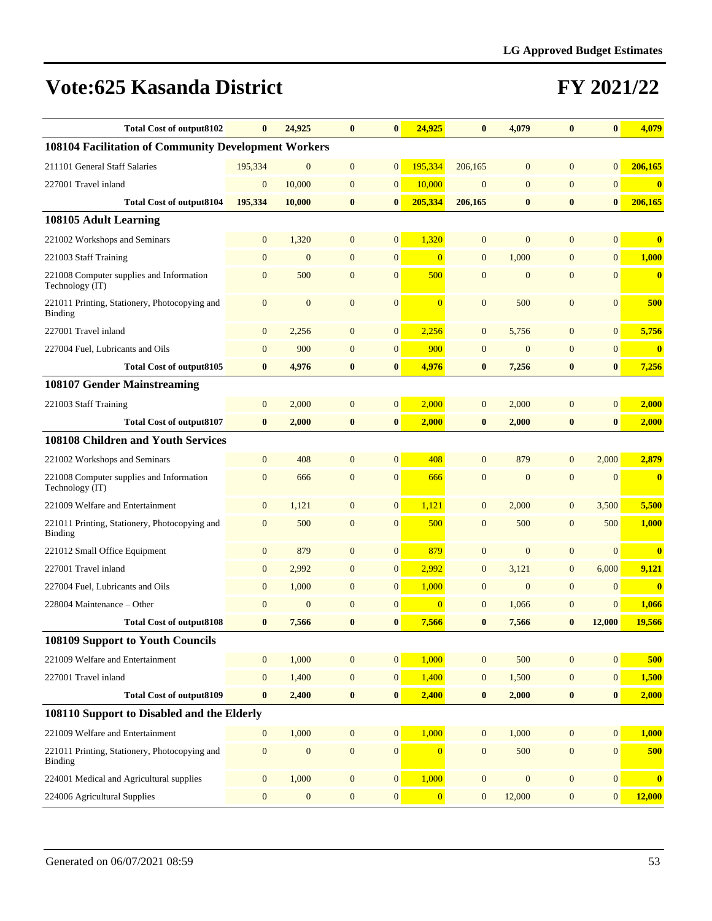# Vote:625 Kasanda District

# FY 2021/22

| | | | | | | | | | | |
|---|---|---|---|---|---|---|---|---|---|---|
| **Total Cost of output8102** | **0** | **24,925** | **0** | **0** | **24,925** | **0** | **4,079** | **0** | **0** | **4,079** |
| **108104 Facilitation of Community Development Workers** | | | | | | | | | | |
| 211101 General Staff Salaries | 195,334 | 0 | 0 | 0 | 195,334 | 206,165 | 0 | 0 | 0 | 206,165 |
| 227001 Travel inland | 0 | 10,000 | 0 | 0 | 10,000 | 0 | 0 | 0 | 0 | 0 |
| **Total Cost of output8104** | **195,334** | **10,000** | **0** | **0** | **205,334** | **206,165** | **0** | **0** | **0** | **206,165** |
| **108105 Adult Learning** | | | | | | | | | | |
| 221002 Workshops and Seminars | 0 | 1,320 | 0 | 0 | 1,320 | 0 | 0 | 0 | 0 | 0 |
| 221003 Staff Training | 0 | 0 | 0 | 0 | 0 | 0 | 1,000 | 0 | 0 | 1,000 |
| 221008 Computer supplies and Information Technology (IT) | 0 | 500 | 0 | 0 | 500 | 0 | 0 | 0 | 0 | 0 |
| 221011 Printing, Stationery, Photocopying and Binding | 0 | 0 | 0 | 0 | 0 | 0 | 500 | 0 | 0 | 500 |
| 227001 Travel inland | 0 | 2,256 | 0 | 0 | 2,256 | 0 | 5,756 | 0 | 0 | 5,756 |
| 227004 Fuel, Lubricants and Oils | 0 | 900 | 0 | 0 | 900 | 0 | 0 | 0 | 0 | 0 |
| **Total Cost of output8105** | **0** | **4,976** | **0** | **0** | **4,976** | **0** | **7,256** | **0** | **0** | **7,256** |
| **108107 Gender Mainstreaming** | | | | | | | | | | |
| 221003 Staff Training | 0 | 2,000 | 0 | 0 | 2,000 | 0 | 2,000 | 0 | 0 | 2,000 |
| **Total Cost of output8107** | **0** | **2,000** | **0** | **0** | **2,000** | **0** | **2,000** | **0** | **0** | **2,000** |
| **108108 Children and Youth Services** | | | | | | | | | | |
| 221002 Workshops and Seminars | 0 | 408 | 0 | 0 | 408 | 0 | 879 | 0 | 2,000 | 2,879 |
| 221008 Computer supplies and Information Technology (IT) | 0 | 666 | 0 | 0 | 666 | 0 | 0 | 0 | 0 | 0 |
| 221009 Welfare and Entertainment | 0 | 1,121 | 0 | 0 | 1,121 | 0 | 2,000 | 0 | 3,500 | 5,500 |
| 221011 Printing, Stationery, Photocopying and Binding | 0 | 500 | 0 | 0 | 500 | 0 | 500 | 0 | 500 | 1,000 |
| 221012 Small Office Equipment | 0 | 879 | 0 | 0 | 879 | 0 | 0 | 0 | 0 | 0 |
| 227001 Travel inland | 0 | 2,992 | 0 | 0 | 2,992 | 0 | 3,121 | 0 | 6,000 | 9,121 |
| 227004 Fuel, Lubricants and Oils | 0 | 1,000 | 0 | 0 | 1,000 | 0 | 0 | 0 | 0 | 0 |
| 228004 Maintenance – Other | 0 | 0 | 0 | 0 | 0 | 0 | 1,066 | 0 | 0 | 1,066 |
| **Total Cost of output8108** | **0** | **7,566** | **0** | **0** | **7,566** | **0** | **7,566** | **0** | **12,000** | **19,566** |
| **108109 Support to Youth Councils** | | | | | | | | | | |
| 221009 Welfare and Entertainment | 0 | 1,000 | 0 | 0 | 1,000 | 0 | 500 | 0 | 0 | 500 |
| 227001 Travel inland | 0 | 1,400 | 0 | 0 | 1,400 | 0 | 1,500 | 0 | 0 | 1,500 |
| **Total Cost of output8109** | **0** | **2,400** | **0** | **0** | **2,400** | **0** | **2,000** | **0** | **0** | **2,000** |
| **108110 Support to Disabled and the Elderly** | | | | | | | | | | |
| 221009 Welfare and Entertainment | 0 | 1,000 | 0 | 0 | 1,000 | 0 | 1,000 | 0 | 0 | 1,000 |
| 221011 Printing, Stationery, Photocopying and Binding | 0 | 0 | 0 | 0 | 0 | 0 | 500 | 0 | 0 | 500 |
| 224001 Medical and Agricultural supplies | 0 | 1,000 | 0 | 0 | 1,000 | 0 | 0 | 0 | 0 | 0 |
| 224006 Agricultural Supplies | 0 | 0 | 0 | 0 | 0 | 0 | 12,000 | 0 | 0 | 12,000 |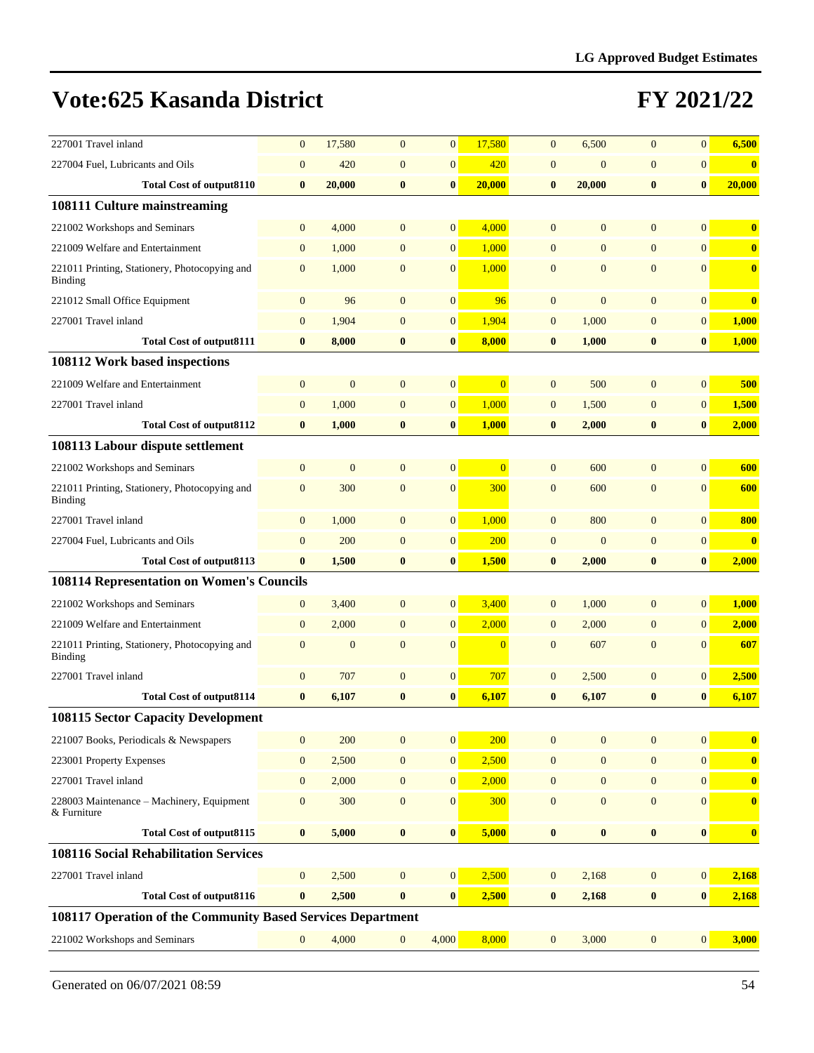# Vote:625 Kasanda District

# FY 2021/22

| | | | | | | | | | | |
|---|---|---|---|---|---|---|---|---|---|---|
| 227001 Travel inland | 0 | 17,580 | 0 | 0 | 17,580 | 0 | 6,500 | 0 | 0 | 6,500 |
| 227004 Fuel, Lubricants and Oils | 0 | 420 | 0 | 0 | 420 | 0 | 0 | 0 | 0 | 0 |
| **Total Cost of output8110** | **0** | **20,000** | **0** | **0** | **20,000** | **0** | **20,000** | **0** | **0** | **20,000** |
| **108111 Culture mainstreaming** | | | | | | | | | | |
| 221002 Workshops and Seminars | 0 | 4,000 | 0 | 0 | 4,000 | 0 | 0 | 0 | 0 | 0 |
| 221009 Welfare and Entertainment | 0 | 1,000 | 0 | 0 | 1,000 | 0 | 0 | 0 | 0 | 0 |
| 221011 Printing, Stationery, Photocopying and Binding | 0 | 1,000 | 0 | 0 | 1,000 | 0 | 0 | 0 | 0 | 0 |
| 221012 Small Office Equipment | 0 | 96 | 0 | 0 | 96 | 0 | 0 | 0 | 0 | 0 |
| 227001 Travel inland | 0 | 1,904 | 0 | 0 | 1,904 | 0 | 1,000 | 0 | 0 | 1,000 |
| **Total Cost of output8111** | **0** | **8,000** | **0** | **0** | **8,000** | **0** | **1,000** | **0** | **0** | **1,000** |
| **108112 Work based inspections** | | | | | | | | | | |
| 221009 Welfare and Entertainment | 0 | 0 | 0 | 0 | 0 | 0 | 500 | 0 | 0 | 500 |
| 227001 Travel inland | 0 | 1,000 | 0 | 0 | 1,000 | 0 | 1,500 | 0 | 0 | 1,500 |
| **Total Cost of output8112** | **0** | **1,000** | **0** | **0** | **1,000** | **0** | **2,000** | **0** | **0** | **2,000** |
| **108113 Labour dispute settlement** | | | | | | | | | | |
| 221002 Workshops and Seminars | 0 | 0 | 0 | 0 | 0 | 0 | 600 | 0 | 0 | 600 |
| 221011 Printing, Stationery, Photocopying and Binding | 0 | 300 | 0 | 0 | 300 | 0 | 600 | 0 | 0 | 600 |
| 227001 Travel inland | 0 | 1,000 | 0 | 0 | 1,000 | 0 | 800 | 0 | 0 | 800 |
| 227004 Fuel, Lubricants and Oils | 0 | 200 | 0 | 0 | 200 | 0 | 0 | 0 | 0 | 0 |
| **Total Cost of output8113** | **0** | **1,500** | **0** | **0** | **1,500** | **0** | **2,000** | **0** | **0** | **2,000** |
| **108114 Representation on Women's Councils** | | | | | | | | | | |
| 221002 Workshops and Seminars | 0 | 3,400 | 0 | 0 | 3,400 | 0 | 1,000 | 0 | 0 | 1,000 |
| 221009 Welfare and Entertainment | 0 | 2,000 | 0 | 0 | 2,000 | 0 | 2,000 | 0 | 0 | 2,000 |
| 221011 Printing, Stationery, Photocopying and Binding | 0 | 0 | 0 | 0 | 0 | 0 | 607 | 0 | 0 | 607 |
| 227001 Travel inland | 0 | 707 | 0 | 0 | 707 | 0 | 2,500 | 0 | 0 | 2,500 |
| **Total Cost of output8114** | **0** | **6,107** | **0** | **0** | **6,107** | **0** | **6,107** | **0** | **0** | **6,107** |
| **108115 Sector Capacity Development** | | | | | | | | | | |
| 221007 Books, Periodicals & Newspapers | 0 | 200 | 0 | 0 | 200 | 0 | 0 | 0 | 0 | 0 |
| 223001 Property Expenses | 0 | 2,500 | 0 | 0 | 2,500 | 0 | 0 | 0 | 0 | 0 |
| 227001 Travel inland | 0 | 2,000 | 0 | 0 | 2,000 | 0 | 0 | 0 | 0 | 0 |
| 228003 Maintenance – Machinery, Equipment & Furniture | 0 | 300 | 0 | 0 | 300 | 0 | 0 | 0 | 0 | 0 |
| **Total Cost of output8115** | **0** | **5,000** | **0** | **0** | **5,000** | **0** | **0** | **0** | **0** | **0** |
| **108116 Social Rehabilitation Services** | | | | | | | | | | |
| 227001 Travel inland | 0 | 2,500 | 0 | 0 | 2,500 | 0 | 2,168 | 0 | 0 | 2,168 |
| **Total Cost of output8116** | **0** | **2,500** | **0** | **0** | **2,500** | **0** | **2,168** | **0** | **0** | **2,168** |
| **108117 Operation of the Community Based Services Department** | | | | | | | | | | |
| 221002 Workshops and Seminars | 0 | 4,000 | 0 | 4,000 | 8,000 | 0 | 3,000 | 0 | 0 | 3,000 |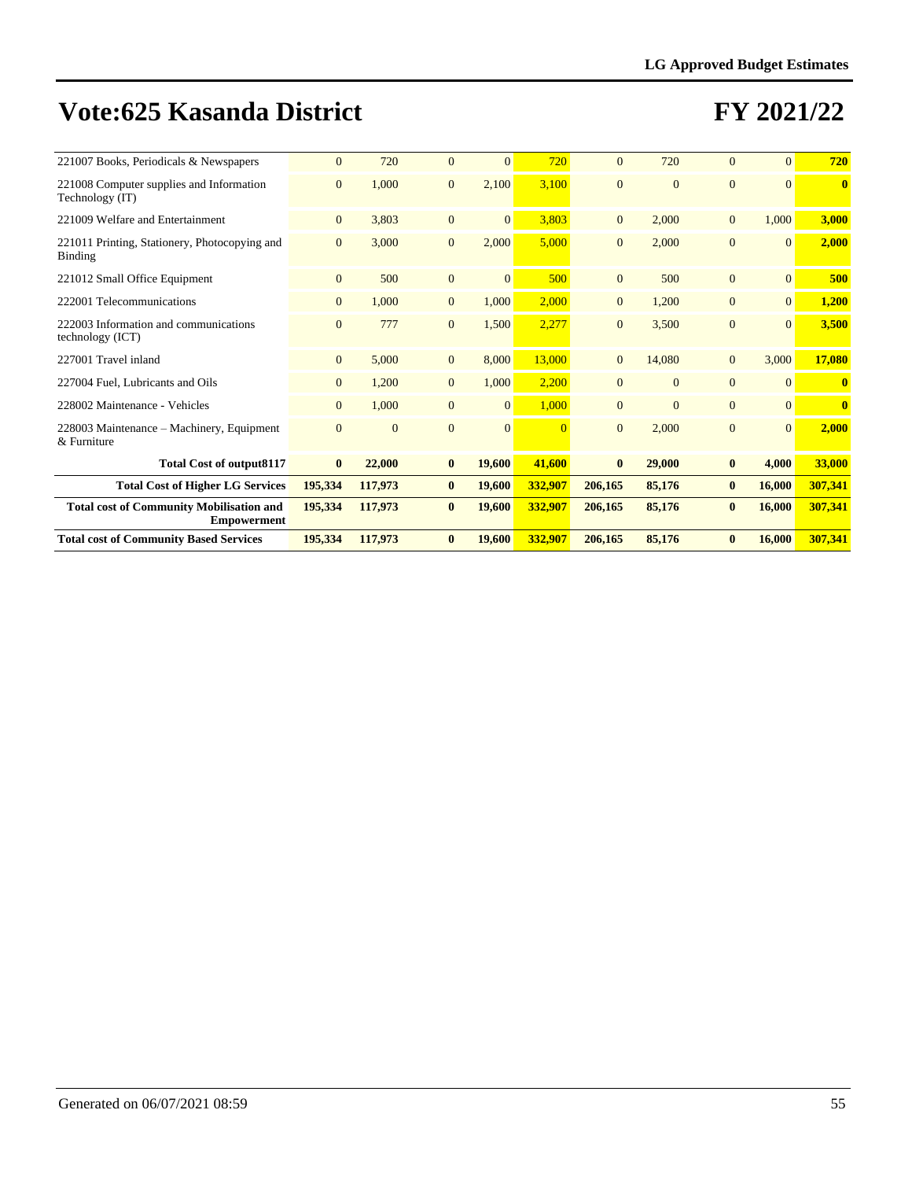# Vote:625 Kasanda District

# FY 2021/22

| | | | | | | | | | | |
|---|---|---|---|---|---|---|---|---|---|---|
| 221007 Books, Periodicals & Newspapers | 0 | 720 | 0 | 0 | 720 | 0 | 720 | 0 | 0 | **720** |
| 221008 Computer supplies and Information Technology (IT) | 0 | 1,000 | 0 | 2,100 | 3,100 | 0 | 0 | 0 | 0 | **0** |
| 221009 Welfare and Entertainment | 0 | 3,803 | 0 | 0 | 3,803 | 0 | 2,000 | 0 | 1,000 | **3,000** |
| 221011 Printing, Stationery, Photocopying and Binding | 0 | 3,000 | 0 | 2,000 | 5,000 | 0 | 2,000 | 0 | 0 | **2,000** |
| 221012 Small Office Equipment | 0 | 500 | 0 | 0 | 500 | 0 | 500 | 0 | 0 | **500** |
| 222001 Telecommunications | 0 | 1,000 | 0 | 1,000 | 2,000 | 0 | 1,200 | 0 | 0 | **1,200** |
| 222003 Information and communications technology (ICT) | 0 | 777 | 0 | 1,500 | 2,277 | 0 | 3,500 | 0 | 0 | **3,500** |
| 227001 Travel inland | 0 | 5,000 | 0 | 8,000 | 13,000 | 0 | 14,080 | 0 | 3,000 | **17,080** |
| 227004 Fuel, Lubricants and Oils | 0 | 1,200 | 0 | 1,000 | 2,200 | 0 | 0 | 0 | 0 | **0** |
| 228002 Maintenance - Vehicles | 0 | 1,000 | 0 | 0 | 1,000 | 0 | 0 | 0 | 0 | **0** |
| 228003 Maintenance – Machinery, Equipment & Furniture | 0 | 0 | 0 | 0 | 0 | 0 | 2,000 | 0 | 0 | **2,000** |
| **Total Cost of output8117** | **0** | **22,000** | **0** | **19,600** | **41,600** | **0** | **29,000** | **0** | **4,000** | **33,000** |
| **Total Cost of Higher LG Services** | **195,334** | **117,973** | **0** | **19,600** | **332,907** | **206,165** | **85,176** | **0** | **16,000** | **307,341** |
| **Total cost of Community Mobilisation and Empowerment** | **195,334** | **117,973** | **0** | **19,600** | **332,907** | **206,165** | **85,176** | **0** | **16,000** | **307,341** |
| **Total cost of Community Based Services** | **195,334** | **117,973** | **0** | **19,600** | **332,907** | **206,165** | **85,176** | **0** | **16,000** | **307,341** |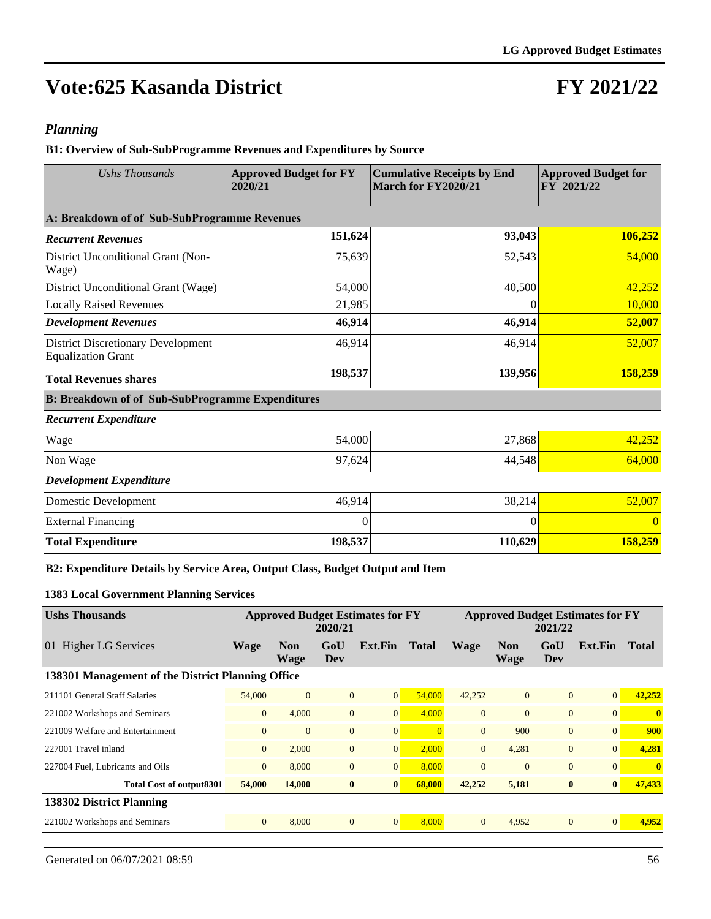# Vote:625 Kasanda District

# FY 2021/22

## *Planning*

### B1: Overview of Sub-SubProgramme Revenues and Expenditures by Source

| *Ushs Thousands* | Approved Budget for FY 2020/21 | Cumulative Receipts by End March for FY2020/21 | Approved Budget for FY 2021/22 |
|---|---|---|---|
| **A: Breakdown of of Sub-SubProgramme Revenues** | | | |
| ***Recurrent Revenues*** | **151,624** | **93,043** | **106,252** |
| District Unconditional Grant (Non-Wage) | 75,639 | 52,543 | 54,000 |
| District Unconditional Grant (Wage) | 54,000 | 40,500 | 42,252 |
| Locally Raised Revenues | 21,985 | 0 | 10,000 |
| ***Development Revenues*** | **46,914** | **46,914** | **52,007** |
| District Discretionary Development Equalization Grant | 46,914 | 46,914 | 52,007 |
| **Total Revenues shares** | **198,537** | **139,956** | **158,259** |
| **B: Breakdown of of Sub-SubProgramme Expenditures** | | | |
| ***Recurrent Expenditure*** | | | |
| Wage | 54,000 | 27,868 | 42,252 |
| Non Wage | 97,624 | 44,548 | 64,000 |
| ***Development Expenditure*** | | | |
| Domestic Development | 46,914 | 38,214 | 52,007 |
| External Financing | 0 | 0 | 0 |
| **Total Expenditure** | **198,537** | **110,629** | **158,259** |

### B2: Expenditure Details by Service Area, Output Class, Budget Output and Item

**1383 Local Government Planning Services**

| **Ushs Thousands** | Approved Budget Estimates for FY 2020/21 | | | | | Approved Budget Estimates for FY 2021/22 | | | | |
|---|---|---|---|---|---|---|---|---|---|---|
| 01 Higher LG Services | **Wage** | **Non Wage** | **GoU Dev** | **Ext.Fin** | **Total** | **Wage** | **Non Wage** | **GoU Dev** | **Ext.Fin** | **Total** |
| **138301 Management of the District Planning Office** | | | | | | | | | | |
| 211101 General Staff Salaries | 54,000 | 0 | 0 | 0 | 54,000 | 42,252 | 0 | 0 | 0 | **42,252** |
| 221002 Workshops and Seminars | 0 | 4,000 | 0 | 0 | 4,000 | 0 | 0 | 0 | 0 | **0** |
| 221009 Welfare and Entertainment | 0 | 0 | 0 | 0 | 0 | 0 | 900 | 0 | 0 | **900** |
| 227001 Travel inland | 0 | 2,000 | 0 | 0 | 2,000 | 0 | 4,281 | 0 | 0 | **4,281** |
| 227004 Fuel, Lubricants and Oils | 0 | 8,000 | 0 | 0 | 8,000 | 0 | 0 | 0 | 0 | **0** |
| **Total Cost of output8301** | **54,000** | **14,000** | **0** | **0** | **68,000** | **42,252** | **5,181** | **0** | **0** | **47,433** |
| **138302 District Planning** | | | | | | | | | | |
| 221002 Workshops and Seminars | 0 | 8,000 | 0 | 0 | 8,000 | 0 | 4,952 | 0 | 0 | **4,952** |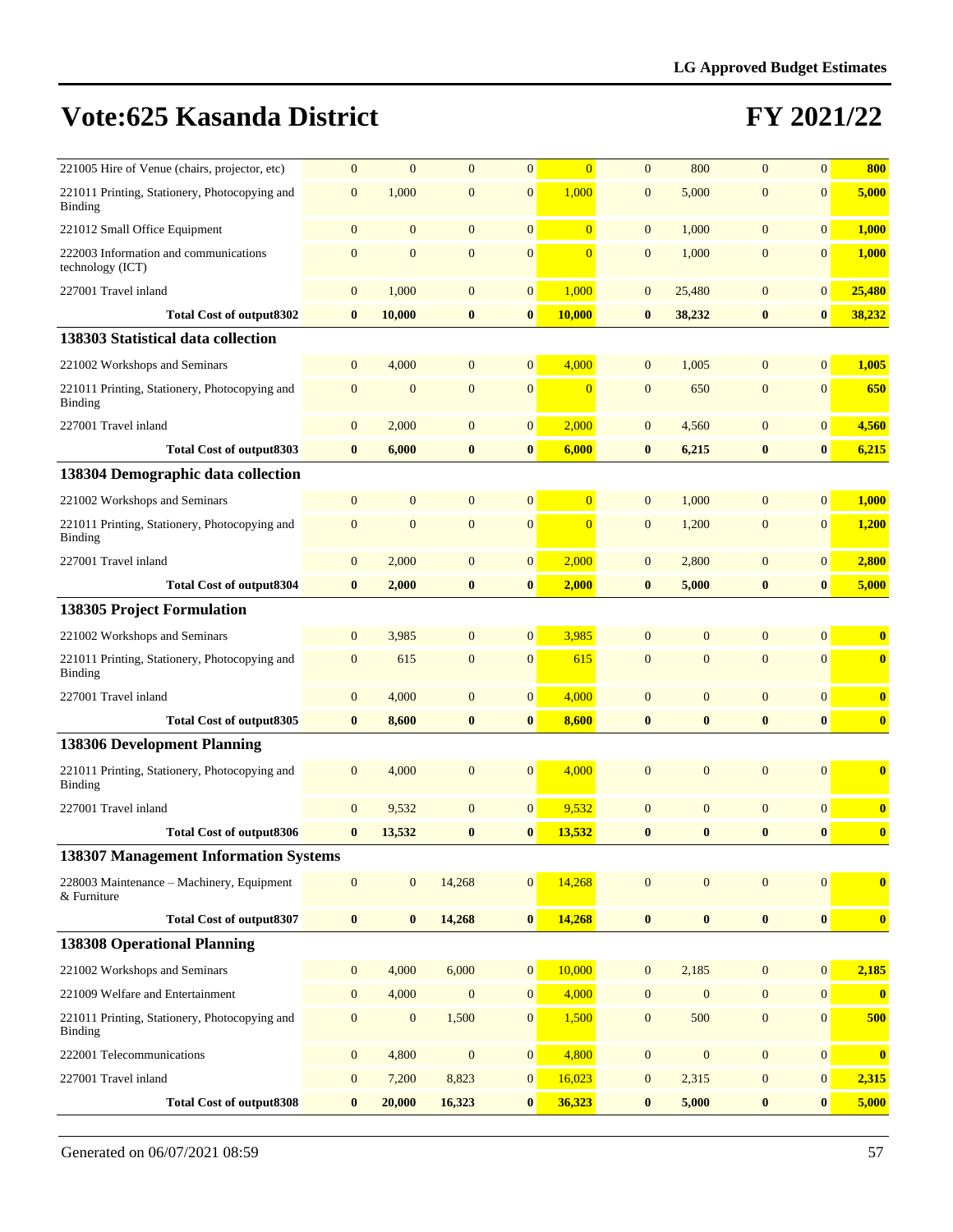# Vote:625 Kasanda District

# FY 2021/22

| | | | | | | | | | | |
|---|---|---|---|---|---|---|---|---|---|---|
| 221005 Hire of Venue (chairs, projector, etc) | 0 | 0 | 0 | 0 | 0 | 0 | 800 | 0 | 0 | 800 |
| 221011 Printing, Stationery, Photocopying and Binding | 0 | 1,000 | 0 | 0 | 1,000 | 0 | 5,000 | 0 | 0 | 5,000 |
| 221012 Small Office Equipment | 0 | 0 | 0 | 0 | 0 | 0 | 1,000 | 0 | 0 | 1,000 |
| 222003 Information and communications technology (ICT) | 0 | 0 | 0 | 0 | 0 | 0 | 1,000 | 0 | 0 | 1,000 |
| 227001 Travel inland | 0 | 1,000 | 0 | 0 | 1,000 | 0 | 25,480 | 0 | 0 | 25,480 |
| **Total Cost of output8302** | **0** | **10,000** | **0** | **0** | **10,000** | **0** | **38,232** | **0** | **0** | **38,232** |
| **138303 Statistical data collection** | | | | | | | | | | |
| 221002 Workshops and Seminars | 0 | 4,000 | 0 | 0 | 4,000 | 0 | 1,005 | 0 | 0 | 1,005 |
| 221011 Printing, Stationery, Photocopying and Binding | 0 | 0 | 0 | 0 | 0 | 0 | 650 | 0 | 0 | 650 |
| 227001 Travel inland | 0 | 2,000 | 0 | 0 | 2,000 | 0 | 4,560 | 0 | 0 | 4,560 |
| **Total Cost of output8303** | **0** | **6,000** | **0** | **0** | **6,000** | **0** | **6,215** | **0** | **0** | **6,215** |
| **138304 Demographic data collection** | | | | | | | | | | |
| 221002 Workshops and Seminars | 0 | 0 | 0 | 0 | 0 | 0 | 1,000 | 0 | 0 | 1,000 |
| 221011 Printing, Stationery, Photocopying and Binding | 0 | 0 | 0 | 0 | 0 | 0 | 1,200 | 0 | 0 | 1,200 |
| 227001 Travel inland | 0 | 2,000 | 0 | 0 | 2,000 | 0 | 2,800 | 0 | 0 | 2,800 |
| **Total Cost of output8304** | **0** | **2,000** | **0** | **0** | **2,000** | **0** | **5,000** | **0** | **0** | **5,000** |
| **138305 Project Formulation** | | | | | | | | | | |
| 221002 Workshops and Seminars | 0 | 3,985 | 0 | 0 | 3,985 | 0 | 0 | 0 | 0 | 0 |
| 221011 Printing, Stationery, Photocopying and Binding | 0 | 615 | 0 | 0 | 615 | 0 | 0 | 0 | 0 | 0 |
| 227001 Travel inland | 0 | 4,000 | 0 | 0 | 4,000 | 0 | 0 | 0 | 0 | 0 |
| **Total Cost of output8305** | **0** | **8,600** | **0** | **0** | **8,600** | **0** | **0** | **0** | **0** | **0** |
| **138306 Development Planning** | | | | | | | | | | |
| 221011 Printing, Stationery, Photocopying and Binding | 0 | 4,000 | 0 | 0 | 4,000 | 0 | 0 | 0 | 0 | 0 |
| 227001 Travel inland | 0 | 9,532 | 0 | 0 | 9,532 | 0 | 0 | 0 | 0 | 0 |
| **Total Cost of output8306** | **0** | **13,532** | **0** | **0** | **13,532** | **0** | **0** | **0** | **0** | **0** |
| **138307 Management Information Systems** | | | | | | | | | | |
| 228003 Maintenance – Machinery, Equipment & Furniture | 0 | 0 | 14,268 | 0 | 14,268 | 0 | 0 | 0 | 0 | 0 |
| **Total Cost of output8307** | **0** | **0** | **14,268** | **0** | **14,268** | **0** | **0** | **0** | **0** | **0** |
| **138308 Operational Planning** | | | | | | | | | | |
| 221002 Workshops and Seminars | 0 | 4,000 | 6,000 | 0 | 10,000 | 0 | 2,185 | 0 | 0 | 2,185 |
| 221009 Welfare and Entertainment | 0 | 4,000 | 0 | 0 | 4,000 | 0 | 0 | 0 | 0 | 0 |
| 221011 Printing, Stationery, Photocopying and Binding | 0 | 0 | 1,500 | 0 | 1,500 | 0 | 500 | 0 | 0 | 500 |
| 222001 Telecommunications | 0 | 4,800 | 0 | 0 | 4,800 | 0 | 0 | 0 | 0 | 0 |
| 227001 Travel inland | 0 | 7,200 | 8,823 | 0 | 16,023 | 0 | 2,315 | 0 | 0 | 2,315 |
| **Total Cost of output8308** | **0** | **20,000** | **16,323** | **0** | **36,323** | **0** | **5,000** | **0** | **0** | **5,000** |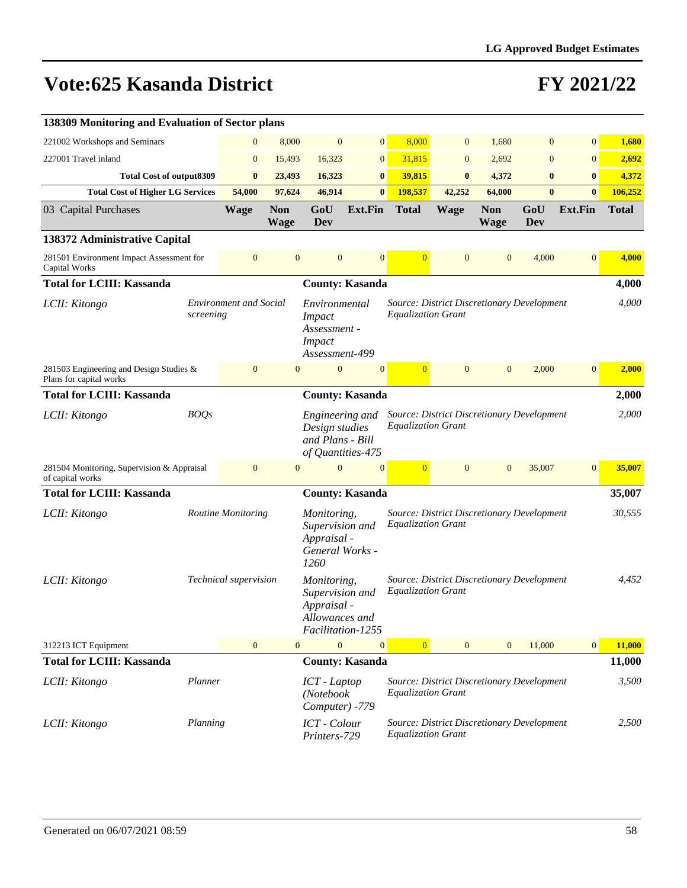# Vote:625 Kasanda District

# FY 2021/22

| 138309 Monitoring and Evaluation of Sector plans | | | | | | | | | | |
|---|---|---|---|---|---|---|---|---|---|---|
| 221002 Workshops and Seminars | 0 | 8,000 | 0 | 0 | 8,000 | 0 | 1,680 | 0 | 0 | 1,680 |
| 227001 Travel inland | 0 | 15,493 | 16,323 | 0 | 31,815 | 0 | 2,692 | 0 | 0 | 2,692 |
| **Total Cost of output8309** | **0** | **23,493** | **16,323** | **0** | **39,815** | **0** | **4,372** | **0** | **0** | **4,372** |
| **Total Cost of Higher LG Services** | **54,000** | **97,624** | **46,914** | **0** | **198,537** | **42,252** | **64,000** | **0** | **0** | **106,252** |

| 03 Capital Purchases | | Wage | Non Wage | GoU Dev | Ext.Fin | Total | Wage | Non Wage | GoU Dev | Ext.Fin | Total |
|---|---|---|---|---|---|---|---|---|---|---|---|
| **138372 Administrative Capital** | | | | | | | | | | | |
| 281501 Environment Impact Assessment for Capital Works | | 0 | 0 | 0 | 0 | 0 | 0 | 0 | 4,000 | 0 | 4,000 |
| **Total for LCIII: Kassanda** | | | | **County: Kasanda** | | | | | | | **4,000** |
| *LCII: Kitongo* | *Environment and Social screening* | | | *Environmental Impact Assessment - Impact Assessment-499* | | *Source: District Discretionary Development Equalization Grant* | | | | | *4,000* |
| 281503 Engineering and Design Studies & Plans for capital works | | 0 | 0 | 0 | 0 | 0 | 0 | 0 | 2,000 | 0 | 2,000 |
| **Total for LCIII: Kassanda** | | | | **County: Kasanda** | | | | | | | **2,000** |
| *LCII: Kitongo* | *BOQs* | | | *Engineering and Design studies and Plans - Bill of Quantities-475* | | *Source: District Discretionary Development Equalization Grant* | | | | | *2,000* |
| 281504 Monitoring, Supervision & Appraisal of capital works | | 0 | 0 | 0 | 0 | 0 | 0 | 0 | 35,007 | 0 | 35,007 |
| **Total for LCIII: Kassanda** | | | | **County: Kasanda** | | | | | | | **35,007** |
| *LCII: Kitongo* | *Routine Monitoring* | | | *Monitoring, Supervision and Appraisal - General Works -1260* | | *Source: District Discretionary Development Equalization Grant* | | | | | *30,555* |
| *LCII: Kitongo* | *Technical supervision* | | | *Monitoring, Supervision and Appraisal - Allowances and Facilitation-1255* | | *Source: District Discretionary Development Equalization Grant* | | | | | *4,452* |
| 312213 ICT Equipment | | 0 | 0 | 0 | 0 | 0 | 0 | 0 | 11,000 | 0 | 11,000 |
| **Total for LCIII: Kassanda** | | | | **County: Kasanda** | | | | | | | **11,000** |
| *LCII: Kitongo* | *Planner* | | | *ICT - Laptop (Notebook Computer) -779* | | *Source: District Discretionary Development Equalization Grant* | | | | | *3,500* |
| *LCII: Kitongo* | *Planning* | | | *ICT - Colour Printers-729* | | *Source: District Discretionary Development Equalization Grant* | | | | | *2,500* |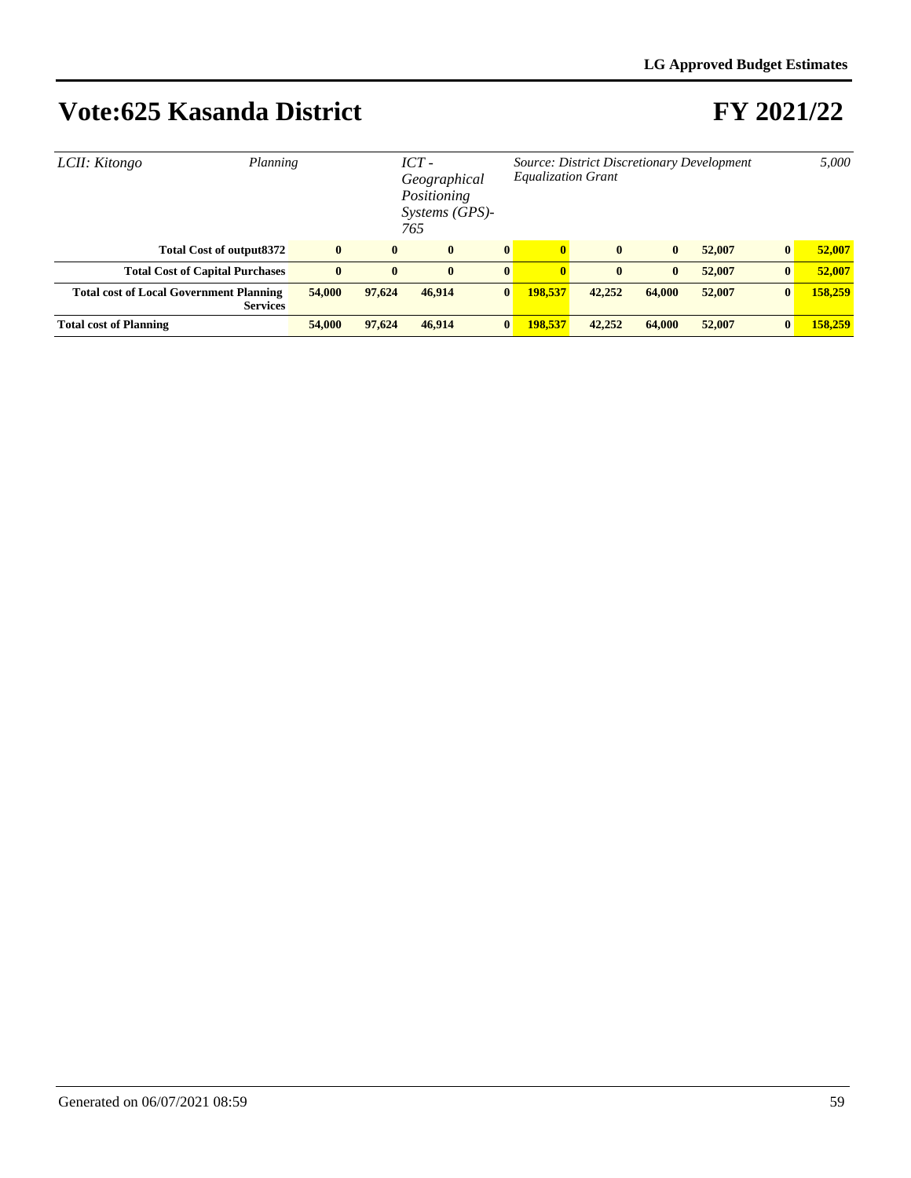# Vote:625 Kasanda District

# FY 2021/22

| | | | | | | | | | |
|---|---|---|---|---|---|---|---|---|---|
| *LCII: Kitongo* | *Planning* | | *ICT - Geographical Positioning Systems (GPS)-765* | | *Source: District Discretionary Development Equalization Grant* | | | | *5,000* |
| **Total Cost of output8372** | **0** | **0** | **0** | **0** | **0** | **0** | **0** | **52,007** | **0** | **52,007** |
| **Total Cost of Capital Purchases** | **0** | **0** | **0** | **0** | **0** | **0** | **0** | **52,007** | **0** | **52,007** |
| **Total cost of Local Government Planning Services** | **54,000** | **97,624** | **46,914** | **0** | **198,537** | **42,252** | **64,000** | **52,007** | **0** | **158,259** |
| **Total cost of Planning** | **54,000** | **97,624** | **46,914** | **0** | **198,537** | **42,252** | **64,000** | **52,007** | **0** | **158,259** |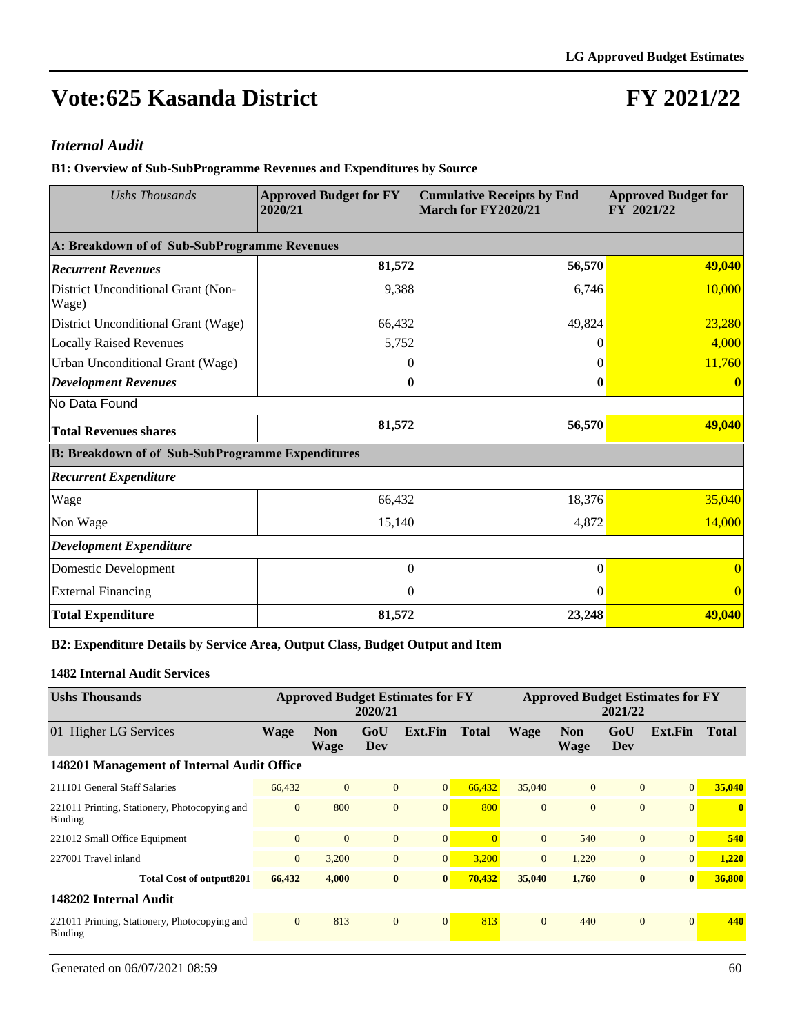# Vote:625 Kasanda District

# FY 2021/22

## *Internal Audit*

### B1: Overview of Sub-SubProgramme Revenues and Expenditures by Source

| *Ushs Thousands* | **Approved Budget for FY 2020/21** | **Cumulative Receipts by End March for FY2020/21** | **Approved Budget for FY 2021/22** |
|---|---|---|---|
| **A: Breakdown of of Sub-SubProgramme Revenues** | | | |
| ***Recurrent Revenues*** | **81,572** | **56,570** | **49,040** |
| District Unconditional Grant (Non-Wage) | 9,388 | 6,746 | 10,000 |
| District Unconditional Grant (Wage) | 66,432 | 49,824 | 23,280 |
| Locally Raised Revenues | 5,752 | 0 | 4,000 |
| Urban Unconditional Grant (Wage) | 0 | 0 | 11,760 |
| ***Development Revenues*** | **0** | **0** | **0** |
| No Data Found | | | |
| **Total Revenues shares** | **81,572** | **56,570** | **49,040** |
| **B: Breakdown of of Sub-SubProgramme Expenditures** | | | |
| ***Recurrent Expenditure*** | | | |
| Wage | 66,432 | 18,376 | 35,040 |
| Non Wage | 15,140 | 4,872 | 14,000 |
| ***Development Expenditure*** | | | |
| Domestic Development | 0 | 0 | 0 |
| External Financing | 0 | 0 | 0 |
| **Total Expenditure** | **81,572** | **23,248** | **49,040** |

### B2: Expenditure Details by Service Area, Output Class, Budget Output and Item

**1482 Internal Audit Services**

| **Ushs Thousands** | **Approved Budget Estimates for FY 2020/21** | | | | | **Approved Budget Estimates for FY 2021/22** | | | | |
|---|---|---|---|---|---|---|---|---|---|---|
| 01 Higher LG Services | **Wage** | **Non Wage** | **GoU Dev** | **Ext.Fin** | **Total** | **Wage** | **Non Wage** | **GoU Dev** | **Ext.Fin** | **Total** |
| **148201 Management of Internal Audit Office** | | | | | | | | | | |
| 211101 General Staff Salaries | 66,432 | 0 | 0 | 0 | 66,432 | 35,040 | 0 | 0 | 0 | **35,040** |
| 221011 Printing, Stationery, Photocopying and Binding | 0 | 800 | 0 | 0 | 800 | 0 | 0 | 0 | 0 | **0** |
| 221012 Small Office Equipment | 0 | 0 | 0 | 0 | 0 | 0 | 540 | 0 | 0 | **540** |
| 227001 Travel inland | 0 | 3,200 | 0 | 0 | 3,200 | 0 | 1,220 | 0 | 0 | **1,220** |
| **Total Cost of output8201** | **66,432** | **4,000** | **0** | **0** | **70,432** | **35,040** | **1,760** | **0** | **0** | **36,800** |
| **148202 Internal Audit** | | | | | | | | | | |
| 221011 Printing, Stationery, Photocopying and Binding | 0 | 813 | 0 | 0 | 813 | 0 | 440 | 0 | 0 | **440** |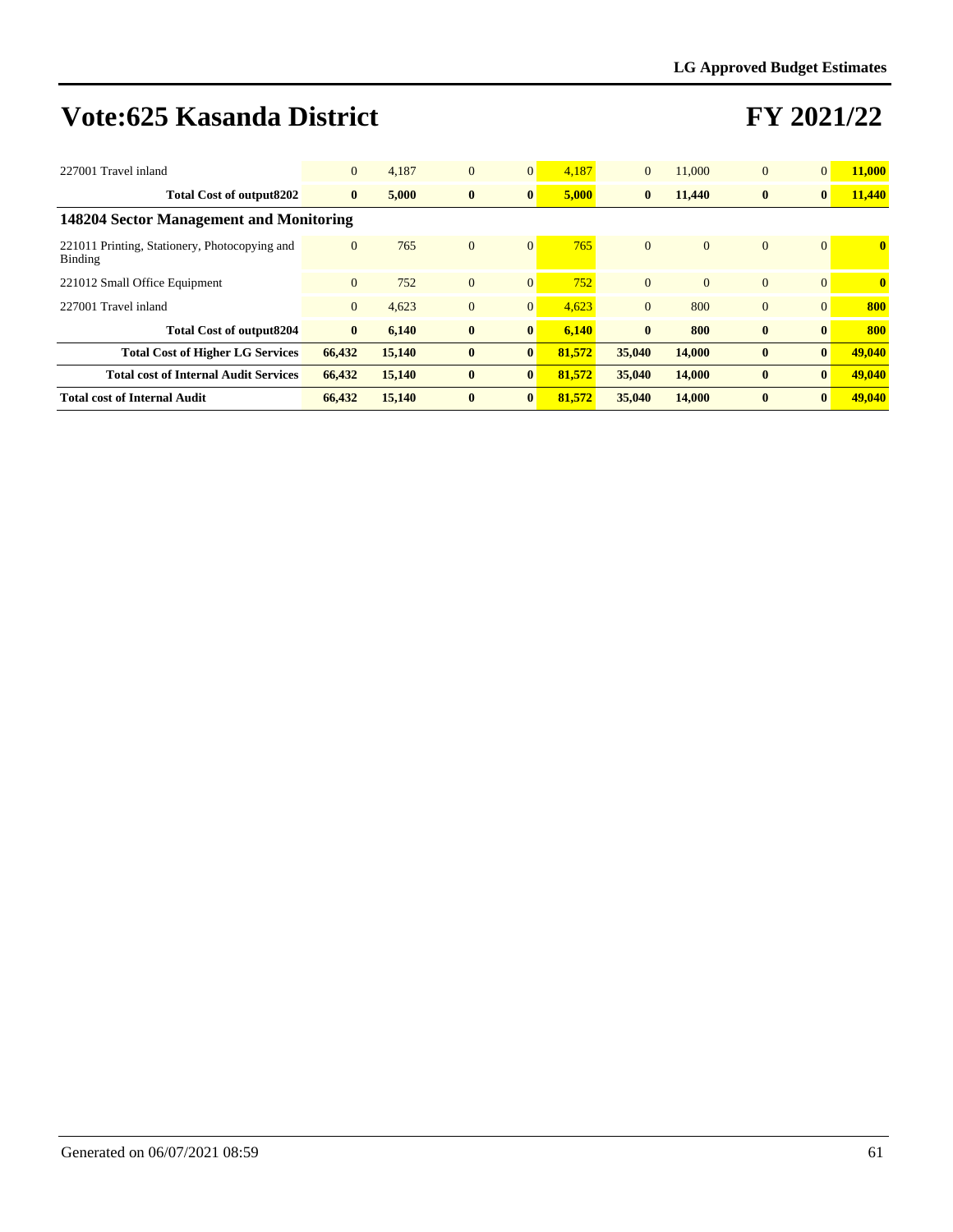# Vote:625 Kasanda District

# FY 2021/22

| | | | | | | | | | | |
|---|---|---|---|---|---|---|---|---|---|---|
| 227001 Travel inland | 0 | 4,187 | 0 | 0 | 4,187 | 0 | 11,000 | 0 | 0 | **11,000** |
| **Total Cost of output8202** | **0** | **5,000** | **0** | **0** | **5,000** | **0** | **11,440** | **0** | **0** | **11,440** |
| **148204 Sector Management and Monitoring** | | | | | | | | | | |
| 221011 Printing, Stationery, Photocopying and Binding | 0 | 765 | 0 | 0 | 765 | 0 | 0 | 0 | 0 | **0** |
| 221012 Small Office Equipment | 0 | 752 | 0 | 0 | 752 | 0 | 0 | 0 | 0 | **0** |
| 227001 Travel inland | 0 | 4,623 | 0 | 0 | 4,623 | 0 | 800 | 0 | 0 | **800** |
| **Total Cost of output8204** | **0** | **6,140** | **0** | **0** | **6,140** | **0** | **800** | **0** | **0** | **800** |
| **Total Cost of Higher LG Services** | **66,432** | **15,140** | **0** | **0** | **81,572** | **35,040** | **14,000** | **0** | **0** | **49,040** |
| **Total cost of Internal Audit Services** | **66,432** | **15,140** | **0** | **0** | **81,572** | **35,040** | **14,000** | **0** | **0** | **49,040** |
| **Total cost of Internal Audit** | **66,432** | **15,140** | **0** | **0** | **81,572** | **35,040** | **14,000** | **0** | **0** | **49,040** |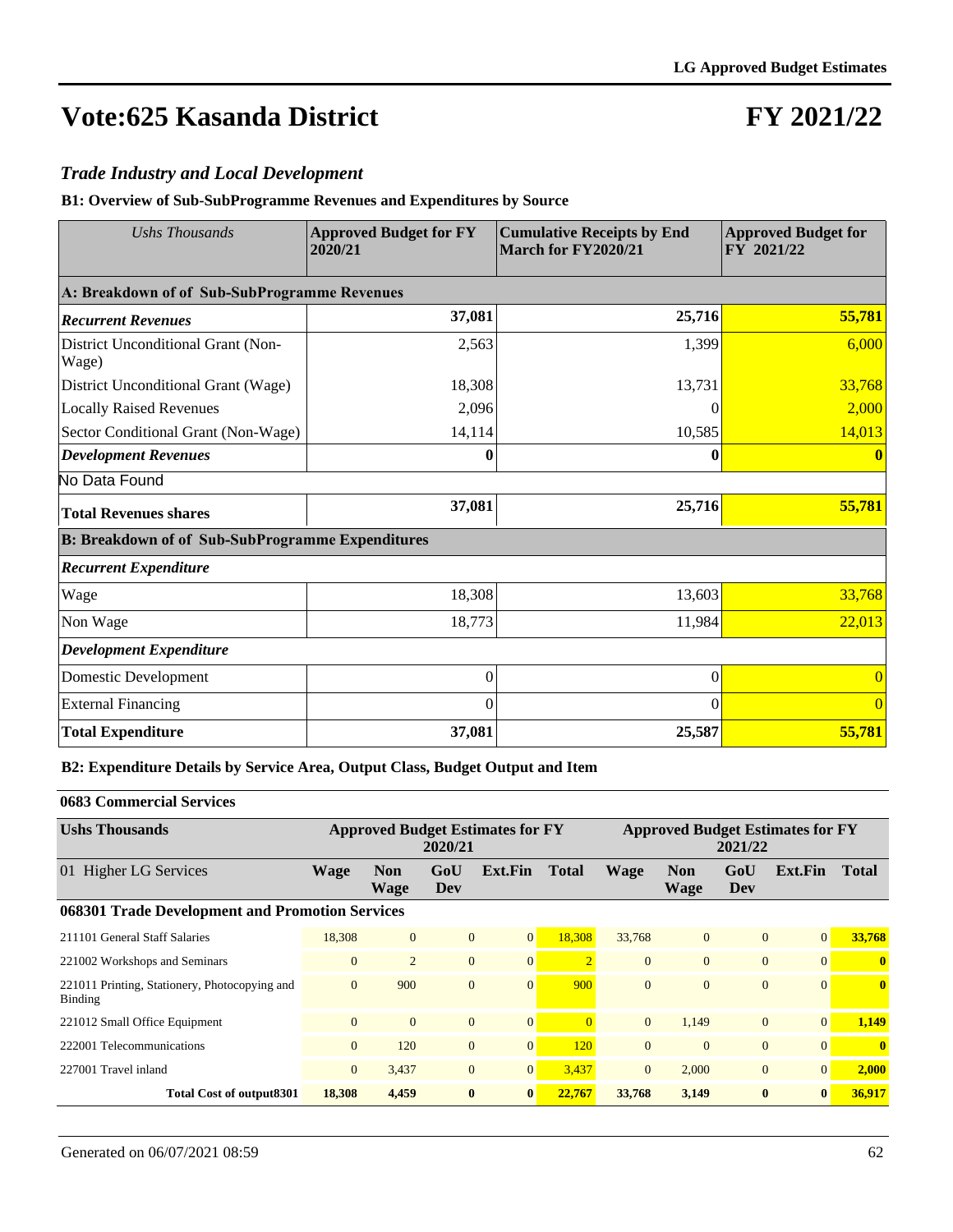# Vote:625 Kasanda District

# FY 2021/22

## *Trade Industry and Local Development*

### B1: Overview of Sub-SubProgramme Revenues and Expenditures by Source

| *Ushs Thousands* | Approved Budget for FY 2020/21 | Cumulative Receipts by End March for FY2020/21 | Approved Budget for FY 2021/22 |
|---|---|---|---|
| **A: Breakdown of of Sub-SubProgramme Revenues** | | | |
| ***Recurrent Revenues*** | **37,081** | **25,716** | **55,781** |
| District Unconditional Grant (Non-Wage) | 2,563 | 1,399 | 6,000 |
| District Unconditional Grant (Wage) | 18,308 | 13,731 | 33,768 |
| Locally Raised Revenues | 2,096 | 0 | 2,000 |
| Sector Conditional Grant (Non-Wage) | 14,114 | 10,585 | 14,013 |
| ***Development Revenues*** | **0** | **0** | **0** |
| No Data Found | | | |
| **Total Revenues shares** | **37,081** | **25,716** | **55,781** |
| **B: Breakdown of of Sub-SubProgramme Expenditures** | | | |
| ***Recurrent Expenditure*** | | | |
| Wage | 18,308 | 13,603 | 33,768 |
| Non Wage | 18,773 | 11,984 | 22,013 |
| ***Development Expenditure*** | | | |
| Domestic Development | 0 | 0 | 0 |
| External Financing | 0 | 0 | 0 |
| **Total Expenditure** | **37,081** | **25,587** | **55,781** |

### B2: Expenditure Details by Service Area, Output Class, Budget Output and Item

**0683 Commercial Services**

| **Ushs Thousands** | **Approved Budget Estimates for FY 2020/21** | | | | | **Approved Budget Estimates for FY 2021/22** | | | | |
|---|---|---|---|---|---|---|---|---|---|---|
| 01 Higher LG Services | **Wage** | **Non Wage** | **GoU Dev** | **Ext.Fin** | **Total** | **Wage** | **Non Wage** | **GoU Dev** | **Ext.Fin** | **Total** |
| **068301 Trade Development and Promotion Services** | | | | | | | | | | |
| 211101 General Staff Salaries | 18,308 | 0 | 0 | 0 | 18,308 | 33,768 | 0 | 0 | 0 | **33,768** |
| 221002 Workshops and Seminars | 0 | 2 | 0 | 0 | 2 | 0 | 0 | 0 | 0 | **0** |
| 221011 Printing, Stationery, Photocopying and Binding | 0 | 900 | 0 | 0 | 900 | 0 | 0 | 0 | 0 | **0** |
| 221012 Small Office Equipment | 0 | 0 | 0 | 0 | 0 | 0 | 1,149 | 0 | 0 | **1,149** |
| 222001 Telecommunications | 0 | 120 | 0 | 0 | 120 | 0 | 0 | 0 | 0 | **0** |
| 227001 Travel inland | 0 | 3,437 | 0 | 0 | 3,437 | 0 | 2,000 | 0 | 0 | **2,000** |
| **Total Cost of output8301** | **18,308** | **4,459** | **0** | **0** | **22,767** | **33,768** | **3,149** | **0** | **0** | **36,917** |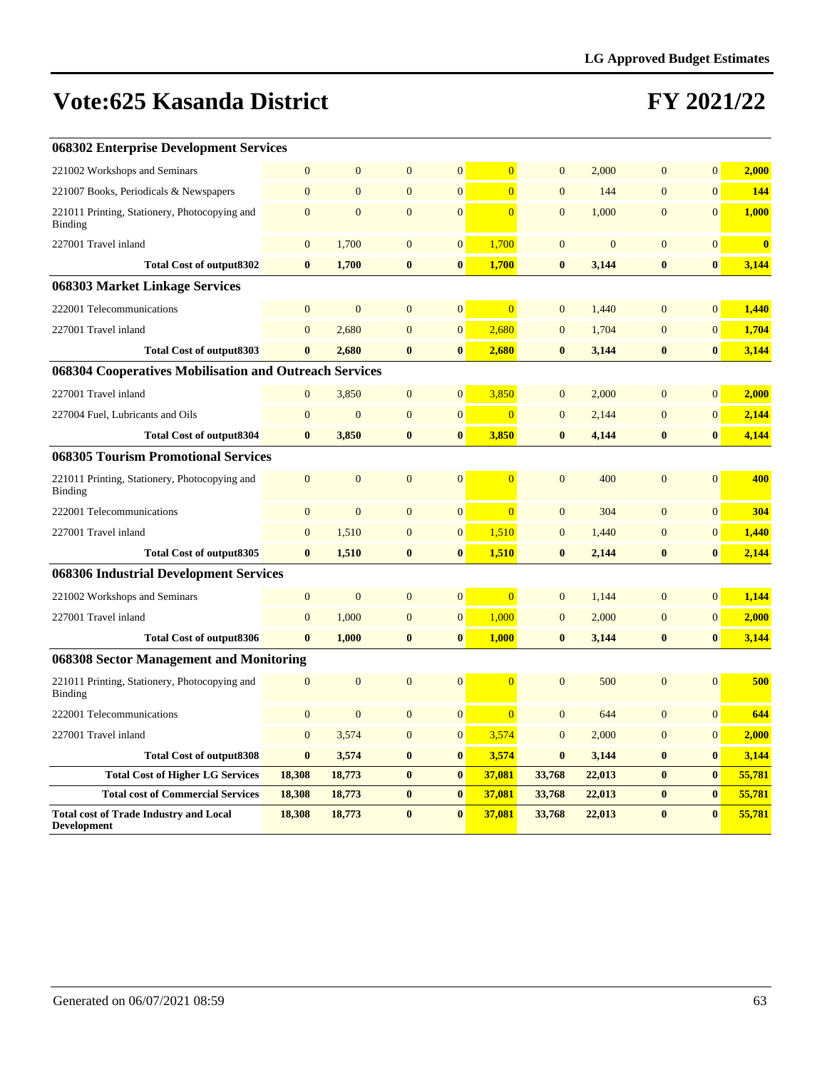# Vote:625 Kasanda District

# FY 2021/22

| | | | | | | | | | | |
|---|---|---|---|---|---|---|---|---|---|---|
| **068302 Enterprise Development Services** | | | | | | | | | | |
| 221002 Workshops and Seminars | 0 | 0 | 0 | 0 | 0 | 0 | 2,000 | 0 | 0 | **2,000** |
| 221007 Books, Periodicals & Newspapers | 0 | 0 | 0 | 0 | 0 | 0 | 144 | 0 | 0 | **144** |
| 221011 Printing, Stationery, Photocopying and Binding | 0 | 0 | 0 | 0 | 0 | 0 | 1,000 | 0 | 0 | **1,000** |
| 227001 Travel inland | 0 | 1,700 | 0 | 0 | 1,700 | 0 | 0 | 0 | 0 | **0** |
| **Total Cost of output8302** | **0** | **1,700** | **0** | **0** | **1,700** | **0** | **3,144** | **0** | **0** | **3,144** |
| **068303 Market Linkage Services** | | | | | | | | | | |
| 222001 Telecommunications | 0 | 0 | 0 | 0 | 0 | 0 | 1,440 | 0 | 0 | **1,440** |
| 227001 Travel inland | 0 | 2,680 | 0 | 0 | 2,680 | 0 | 1,704 | 0 | 0 | **1,704** |
| **Total Cost of output8303** | **0** | **2,680** | **0** | **0** | **2,680** | **0** | **3,144** | **0** | **0** | **3,144** |
| **068304 Cooperatives Mobilisation and Outreach Services** | | | | | | | | | | |
| 227001 Travel inland | 0 | 3,850 | 0 | 0 | 3,850 | 0 | 2,000 | 0 | 0 | **2,000** |
| 227004 Fuel, Lubricants and Oils | 0 | 0 | 0 | 0 | 0 | 0 | 2,144 | 0 | 0 | **2,144** |
| **Total Cost of output8304** | **0** | **3,850** | **0** | **0** | **3,850** | **0** | **4,144** | **0** | **0** | **4,144** |
| **068305 Tourism Promotional Services** | | | | | | | | | | |
| 221011 Printing, Stationery, Photocopying and Binding | 0 | 0 | 0 | 0 | 0 | 0 | 400 | 0 | 0 | **400** |
| 222001 Telecommunications | 0 | 0 | 0 | 0 | 0 | 0 | 304 | 0 | 0 | **304** |
| 227001 Travel inland | 0 | 1,510 | 0 | 0 | 1,510 | 0 | 1,440 | 0 | 0 | **1,440** |
| **Total Cost of output8305** | **0** | **1,510** | **0** | **0** | **1,510** | **0** | **2,144** | **0** | **0** | **2,144** |
| **068306 Industrial Development Services** | | | | | | | | | | |
| 221002 Workshops and Seminars | 0 | 0 | 0 | 0 | 0 | 0 | 1,144 | 0 | 0 | **1,144** |
| 227001 Travel inland | 0 | 1,000 | 0 | 0 | 1,000 | 0 | 2,000 | 0 | 0 | **2,000** |
| **Total Cost of output8306** | **0** | **1,000** | **0** | **0** | **1,000** | **0** | **3,144** | **0** | **0** | **3,144** |
| **068308 Sector Management and Monitoring** | | | | | | | | | | |
| 221011 Printing, Stationery, Photocopying and Binding | 0 | 0 | 0 | 0 | 0 | 0 | 500 | 0 | 0 | **500** |
| 222001 Telecommunications | 0 | 0 | 0 | 0 | 0 | 0 | 644 | 0 | 0 | **644** |
| 227001 Travel inland | 0 | 3,574 | 0 | 0 | 3,574 | 0 | 2,000 | 0 | 0 | **2,000** |
| **Total Cost of output8308** | **0** | **3,574** | **0** | **0** | **3,574** | **0** | **3,144** | **0** | **0** | **3,144** |
| **Total Cost of Higher LG Services** | **18,308** | **18,773** | **0** | **0** | **37,081** | **33,768** | **22,013** | **0** | **0** | **55,781** |
| **Total cost of Commercial Services** | **18,308** | **18,773** | **0** | **0** | **37,081** | **33,768** | **22,013** | **0** | **0** | **55,781** |
| **Total cost of Trade Industry and Local Development** | **18,308** | **18,773** | **0** | **0** | **37,081** | **33,768** | **22,013** | **0** | **0** | **55,781** |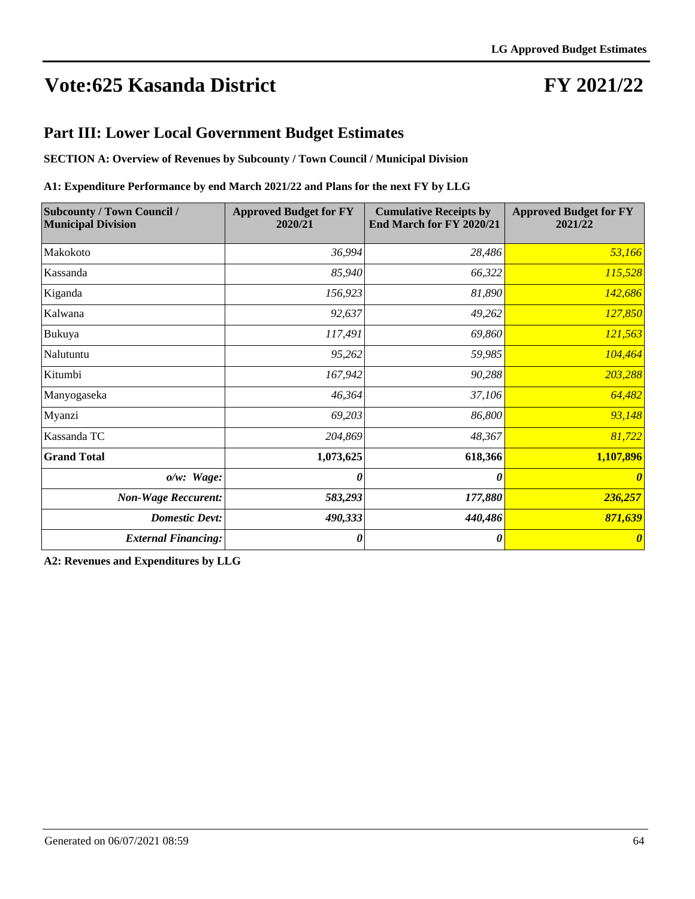# Vote:625 Kasanda District

# FY 2021/22

## Part III: Lower Local Government Budget Estimates

**SECTION A: Overview of Revenues by Subcounty / Town Council / Municipal Division**

**A1: Expenditure Performance by end March 2021/22 and Plans for the next FY by LLG**

| Subcounty / Town Council / Municipal Division | Approved Budget for FY 2020/21 | Cumulative Receipts by End March for FY 2020/21 | Approved Budget for FY 2021/22 |
|---|---|---|---|
| Makokoto | *36,994* | *28,486* | *53,166* |
| Kassanda | *85,940* | *66,322* | *115,528* |
| Kiganda | *156,923* | *81,890* | *142,686* |
| Kalwana | *92,637* | *49,262* | *127,850* |
| Bukuya | *117,491* | *69,860* | *121,563* |
| Nalutuntu | *95,262* | *59,985* | *104,464* |
| Kitumbi | *167,942* | *90,288* | *203,288* |
| Manyogaseka | *46,364* | *37,106* | *64,482* |
| Myanzi | *69,203* | *86,800* | *93,148* |
| Kassanda TC | *204,869* | *48,367* | *81,722* |
| **Grand Total** | **1,073,625** | **618,366** | **1,107,896** |
| ***o/w: Wage:*** | ***0*** | ***0*** | ***0*** |
| ***Non-Wage Reccurent:*** | ***583,293*** | ***177,880*** | ***236,257*** |
| ***Domestic Devt:*** | ***490,333*** | ***440,486*** | ***871,639*** |
| ***External Financing:*** | ***0*** | ***0*** | ***0*** |

**A2: Revenues and Expenditures by LLG**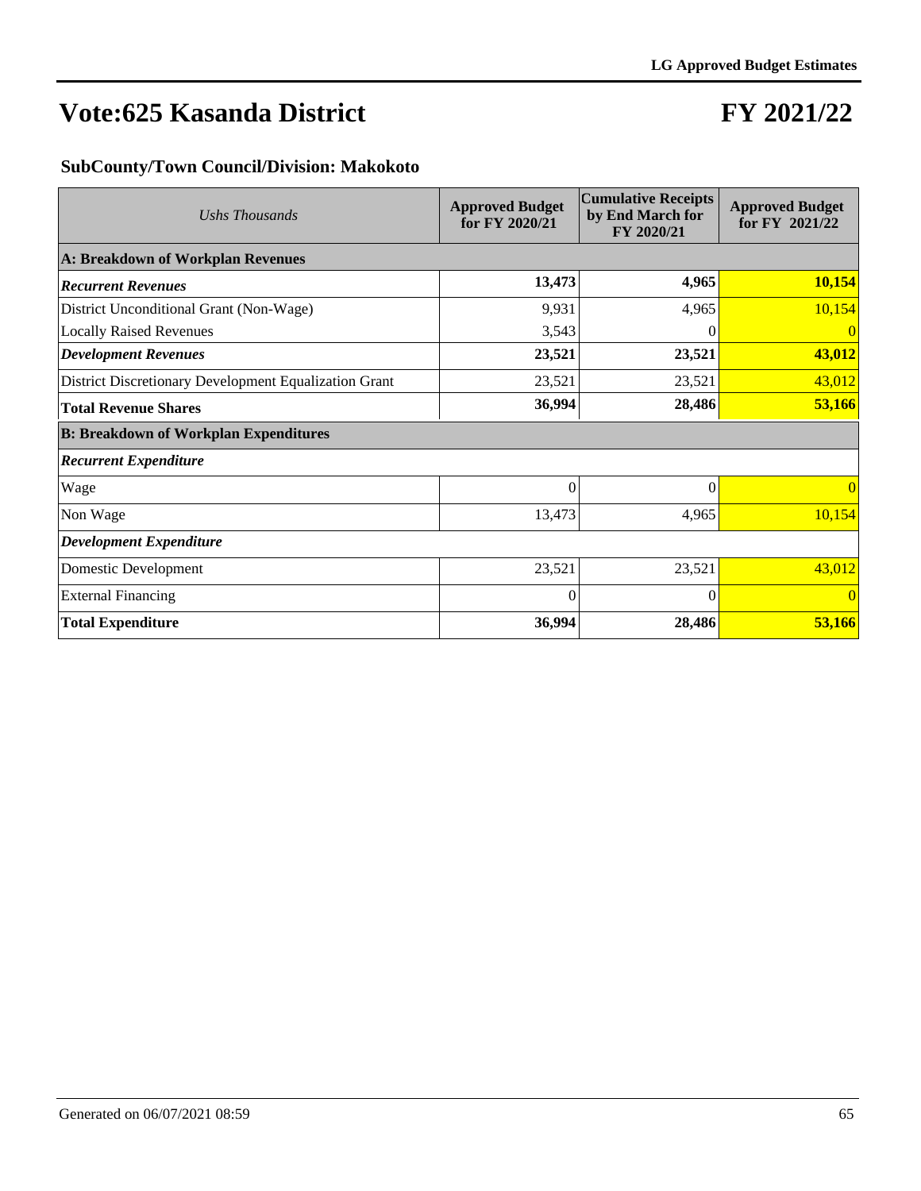# Vote:625 Kasanda District

# FY 2021/22

### SubCounty/Town Council/Division: Makokoto

| *Ushs Thousands* | Approved Budget for FY 2020/21 | Cumulative Receipts by End March for FY 2020/21 | Approved Budget for FY 2021/22 |
|---|---|---|---|
| **A: Breakdown of Workplan Revenues** | | | |
| ***Recurrent Revenues*** | **13,473** | **4,965** | **10,154** |
| District Unconditional Grant (Non-Wage) | 9,931 | 4,965 | 10,154 |
| Locally Raised Revenues | 3,543 | 0 | 0 |
| ***Development Revenues*** | **23,521** | **23,521** | **43,012** |
| District Discretionary Development Equalization Grant | 23,521 | 23,521 | 43,012 |
| **Total Revenue Shares** | **36,994** | **28,486** | **53,166** |
| **B: Breakdown of Workplan Expenditures** | | | |
| ***Recurrent Expenditure*** | | | |
| Wage | 0 | 0 | 0 |
| Non Wage | 13,473 | 4,965 | 10,154 |
| ***Development Expenditure*** | | | |
| Domestic Development | 23,521 | 23,521 | 43,012 |
| External Financing | 0 | 0 | 0 |
| **Total Expenditure** | **36,994** | **28,486** | **53,166** |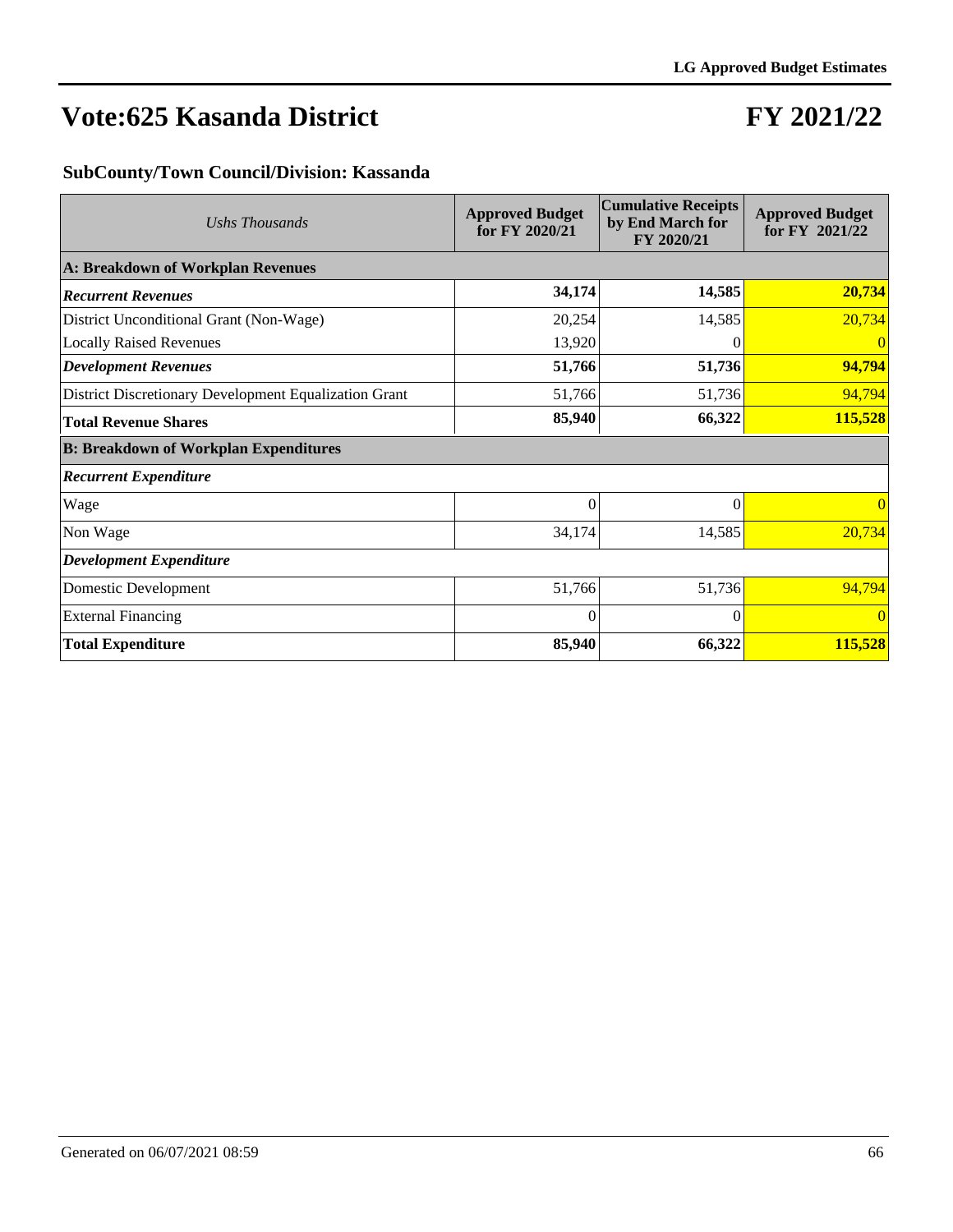# Vote:625 Kasanda District

# FY 2021/22

### SubCounty/Town Council/Division: Kassanda

| *Ushs Thousands* | Approved Budget for FY 2020/21 | Cumulative Receipts by End March for FY 2020/21 | Approved Budget for FY 2021/22 |
|---|---|---|---|
| **A: Breakdown of Workplan Revenues** | | | |
| ***Recurrent Revenues*** | **34,174** | **14,585** | **20,734** |
| District Unconditional Grant (Non-Wage) | 20,254 | 14,585 | 20,734 |
| Locally Raised Revenues | 13,920 | 0 | 0 |
| ***Development Revenues*** | **51,766** | **51,736** | **94,794** |
| District Discretionary Development Equalization Grant | 51,766 | 51,736 | 94,794 |
| **Total Revenue Shares** | **85,940** | **66,322** | **115,528** |
| **B: Breakdown of Workplan Expenditures** | | | |
| ***Recurrent Expenditure*** | | | |
| Wage | 0 | 0 | 0 |
| Non Wage | 34,174 | 14,585 | 20,734 |
| ***Development Expenditure*** | | | |
| Domestic Development | 51,766 | 51,736 | 94,794 |
| External Financing | 0 | 0 | 0 |
| **Total Expenditure** | **85,940** | **66,322** | **115,528** |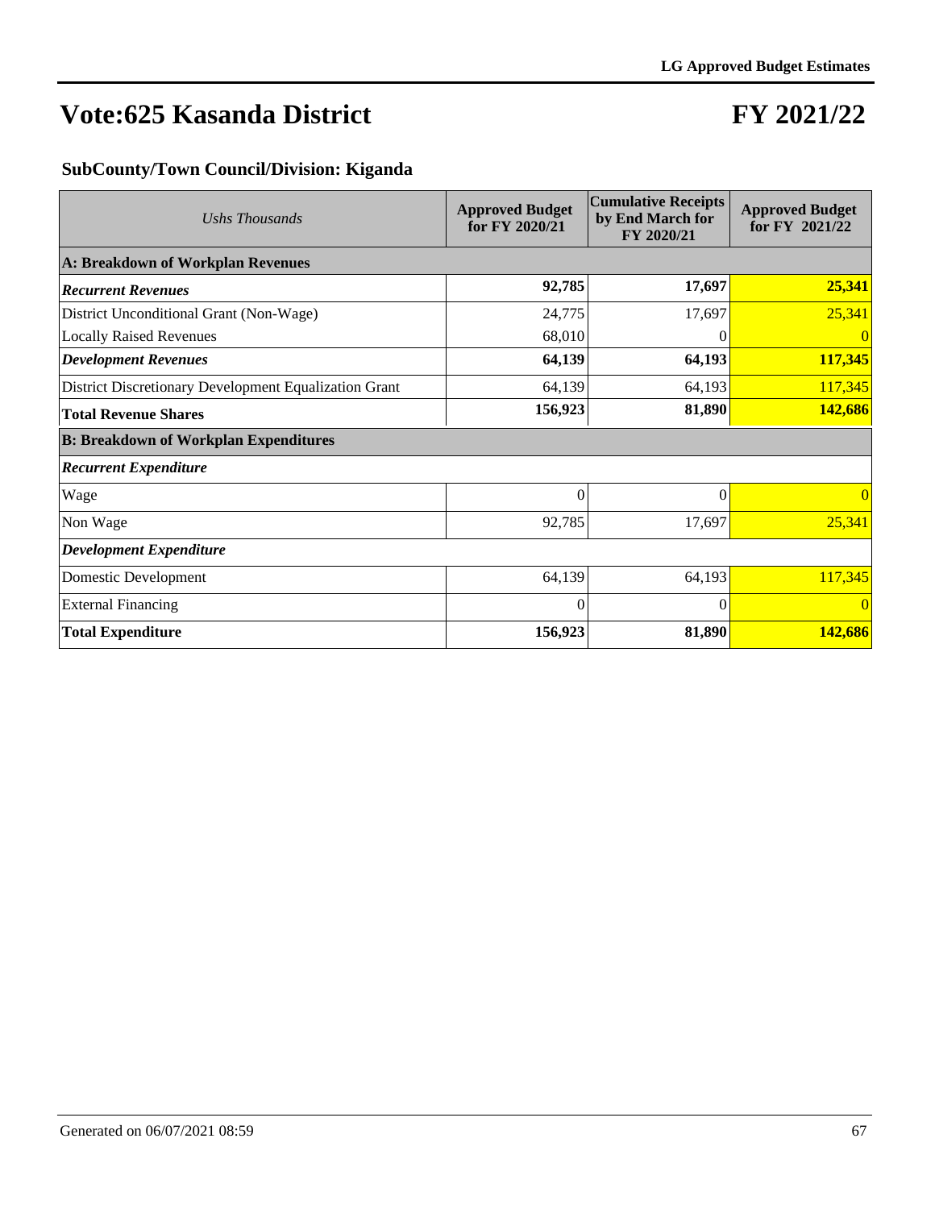# Vote:625 Kasanda District

# FY 2021/22

### SubCounty/Town Council/Division: Kiganda

| *Ushs Thousands* | Approved Budget for FY 2020/21 | Cumulative Receipts by End March for FY 2020/21 | Approved Budget for FY 2021/22 |
|---|---|---|---|
| **A: Breakdown of Workplan Revenues** | | | |
| ***Recurrent Revenues*** | **92,785** | **17,697** | **25,341** |
| District Unconditional Grant (Non-Wage) | 24,775 | 17,697 | 25,341 |
| Locally Raised Revenues | 68,010 | 0 | 0 |
| ***Development Revenues*** | **64,139** | **64,193** | **117,345** |
| District Discretionary Development Equalization Grant | 64,139 | 64,193 | 117,345 |
| **Total Revenue Shares** | **156,923** | **81,890** | **142,686** |
| **B: Breakdown of Workplan Expenditures** | | | |
| ***Recurrent Expenditure*** | | | |
| Wage | 0 | 0 | 0 |
| Non Wage | 92,785 | 17,697 | 25,341 |
| ***Development Expenditure*** | | | |
| Domestic Development | 64,139 | 64,193 | 117,345 |
| External Financing | 0 | 0 | 0 |
| **Total Expenditure** | **156,923** | **81,890** | **142,686** |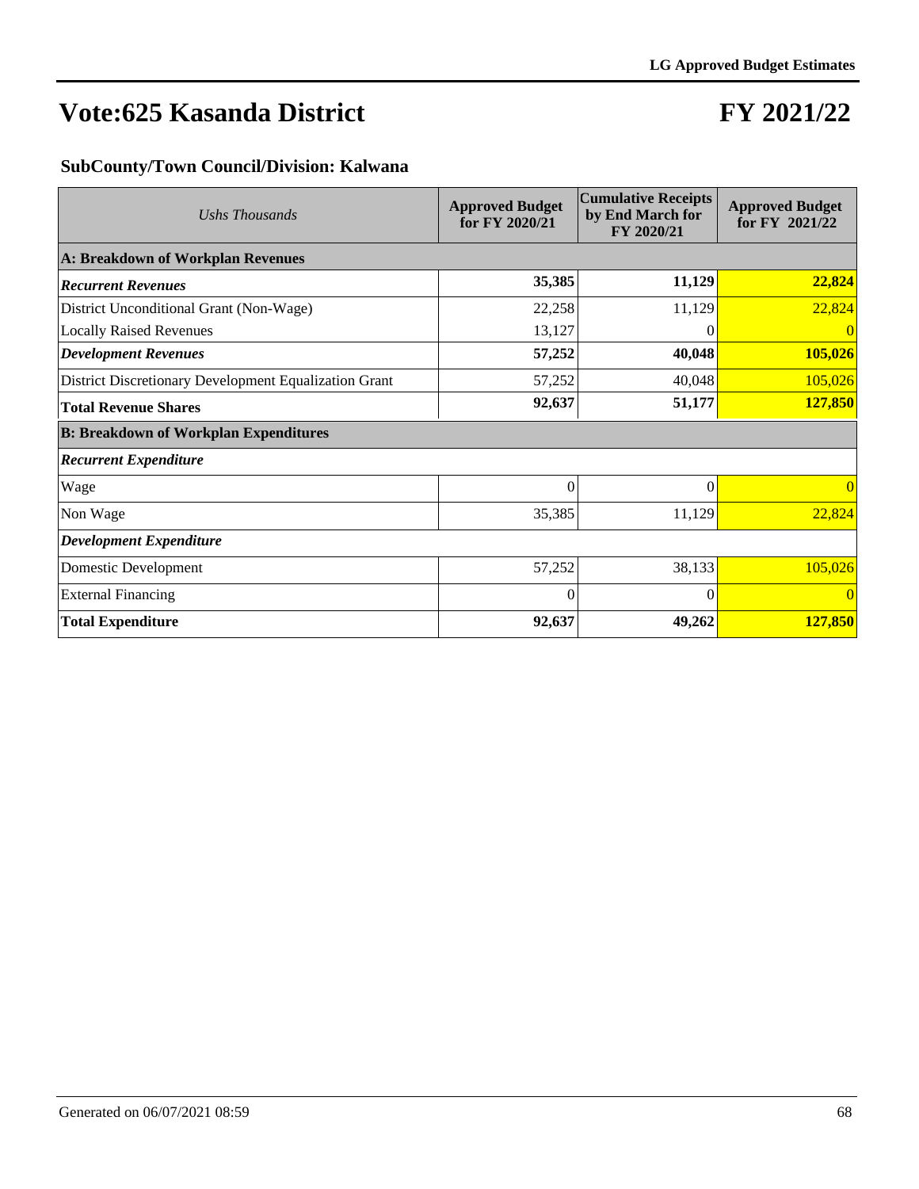# Vote:625 Kasanda District

# FY 2021/22

## SubCounty/Town Council/Division: Kalwana

| *Ushs Thousands* | Approved Budget for FY 2020/21 | Cumulative Receipts by End March for FY 2020/21 | Approved Budget for FY 2021/22 |
|---|---|---|---|
| **A: Breakdown of Workplan Revenues** | | | |
| ***Recurrent Revenues*** | **35,385** | **11,129** | **22,824** |
| District Unconditional Grant (Non-Wage) | 22,258 | 11,129 | 22,824 |
| Locally Raised Revenues | 13,127 | 0 | 0 |
| ***Development Revenues*** | **57,252** | **40,048** | **105,026** |
| District Discretionary Development Equalization Grant | 57,252 | 40,048 | 105,026 |
| **Total Revenue Shares** | **92,637** | **51,177** | **127,850** |
| **B: Breakdown of Workplan Expenditures** | | | |
| ***Recurrent Expenditure*** | | | |
| Wage | 0 | 0 | 0 |
| Non Wage | 35,385 | 11,129 | 22,824 |
| ***Development Expenditure*** | | | |
| Domestic Development | 57,252 | 38,133 | 105,026 |
| External Financing | 0 | 0 | 0 |
| **Total Expenditure** | **92,637** | **49,262** | **127,850** |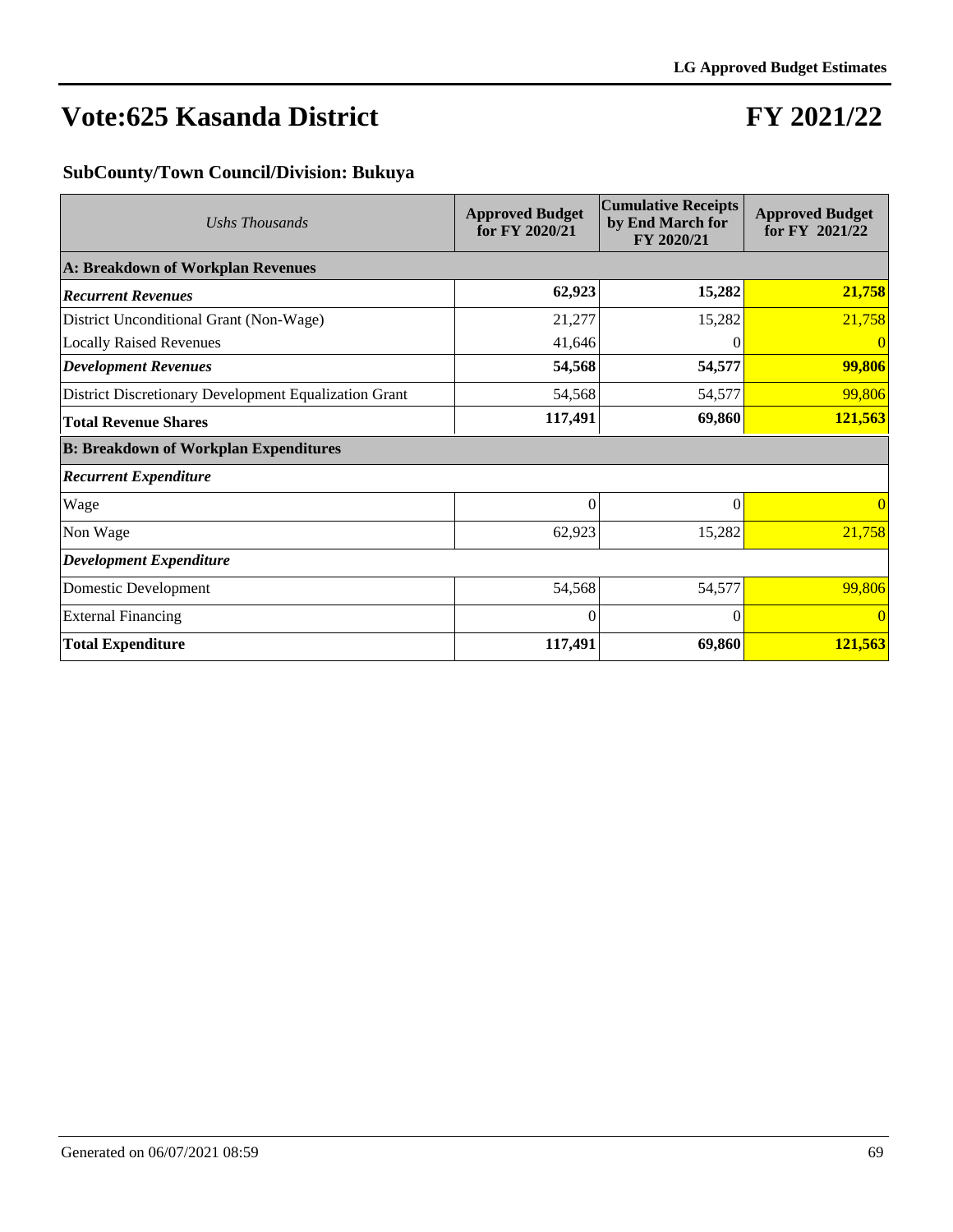# Vote:625 Kasanda District

# FY 2021/22

### SubCounty/Town Council/Division: Bukuya

| *Ushs Thousands* | Approved Budget for FY 2020/21 | Cumulative Receipts by End March for FY 2020/21 | Approved Budget for FY 2021/22 |
|---|---|---|---|
| **A: Breakdown of Workplan Revenues** | | | |
| ***Recurrent Revenues*** | **62,923** | **15,282** | **21,758** |
| District Unconditional Grant (Non-Wage) | 21,277 | 15,282 | 21,758 |
| Locally Raised Revenues | 41,646 | 0 | 0 |
| ***Development Revenues*** | **54,568** | **54,577** | **99,806** |
| District Discretionary Development Equalization Grant | 54,568 | 54,577 | 99,806 |
| **Total Revenue Shares** | **117,491** | **69,860** | **121,563** |
| **B: Breakdown of Workplan Expenditures** | | | |
| ***Recurrent Expenditure*** | | | |
| Wage | 0 | 0 | 0 |
| Non Wage | 62,923 | 15,282 | 21,758 |
| ***Development Expenditure*** | | | |
| Domestic Development | 54,568 | 54,577 | 99,806 |
| External Financing | 0 | 0 | 0 |
| **Total Expenditure** | **117,491** | **69,860** | **121,563** |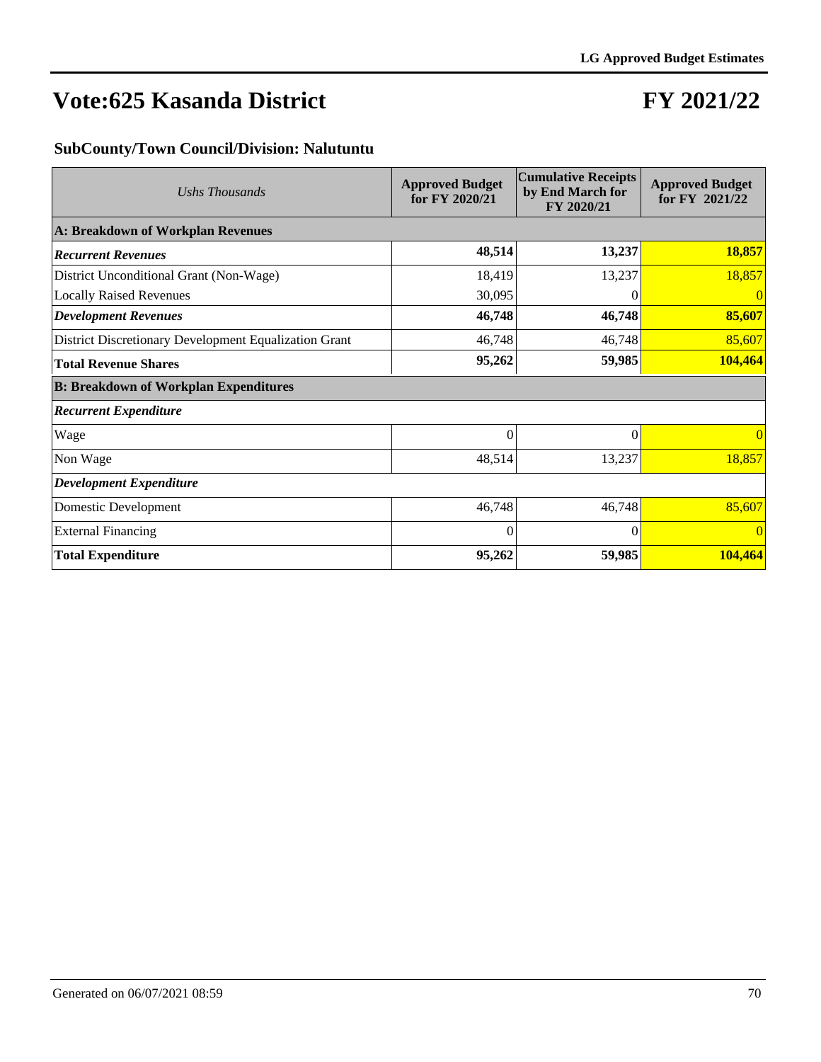# Vote:625 Kasanda District

# FY 2021/22

### SubCounty/Town Council/Division: Nalutuntu

| *Ushs Thousands* | Approved Budget for FY 2020/21 | Cumulative Receipts by End March for FY 2020/21 | Approved Budget for FY 2021/22 |
|---|---|---|---|
| **A: Breakdown of Workplan Revenues** | | | |
| ***Recurrent Revenues*** | **48,514** | **13,237** | **18,857** |
| District Unconditional Grant (Non-Wage) | 18,419 | 13,237 | 18,857 |
| Locally Raised Revenues | 30,095 | 0 | 0 |
| ***Development Revenues*** | **46,748** | **46,748** | **85,607** |
| District Discretionary Development Equalization Grant | 46,748 | 46,748 | 85,607 |
| **Total Revenue Shares** | **95,262** | **59,985** | **104,464** |
| **B: Breakdown of Workplan Expenditures** | | | |
| ***Recurrent Expenditure*** | | | |
| Wage | 0 | 0 | 0 |
| Non Wage | 48,514 | 13,237 | 18,857 |
| ***Development Expenditure*** | | | |
| Domestic Development | 46,748 | 46,748 | 85,607 |
| External Financing | 0 | 0 | 0 |
| **Total Expenditure** | **95,262** | **59,985** | **104,464** |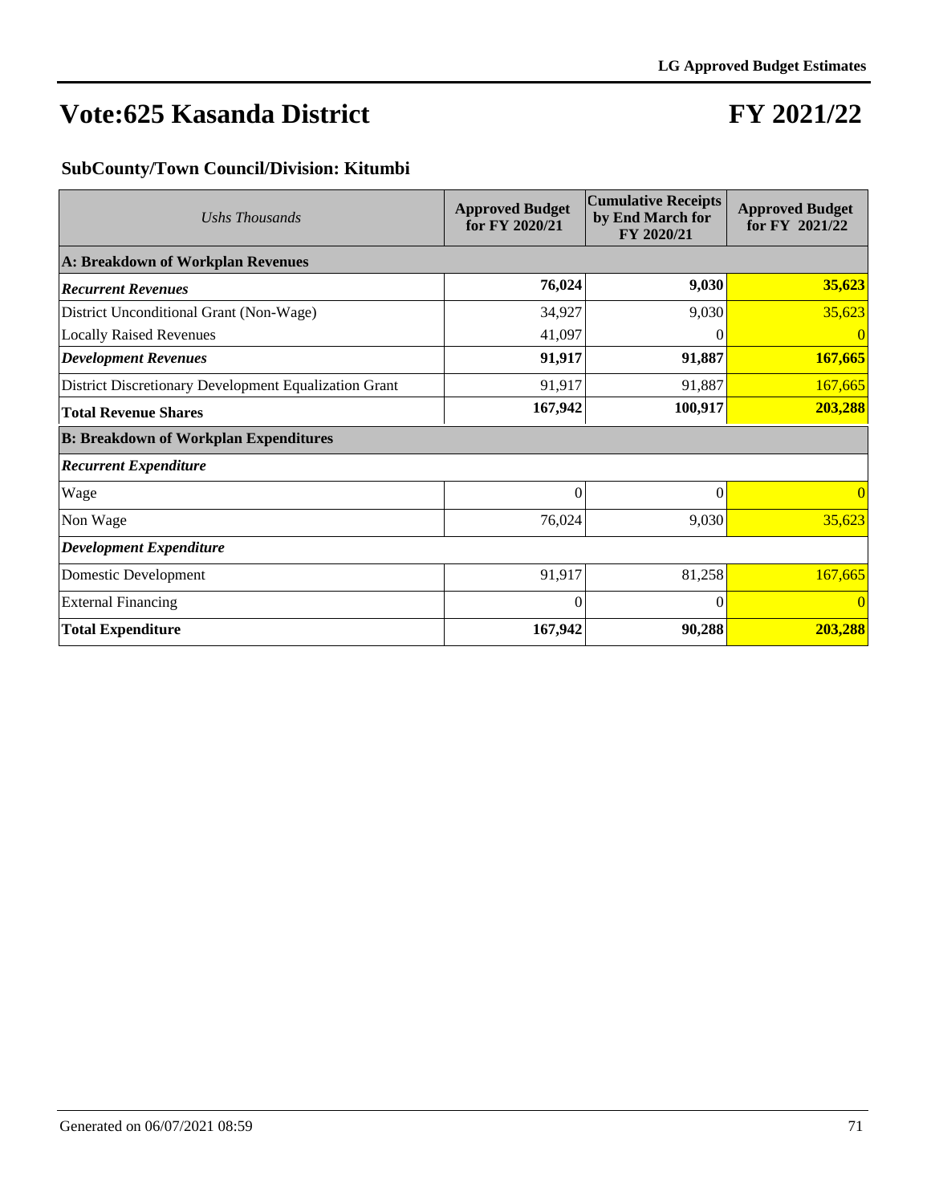# Vote:625 Kasanda District

# FY 2021/22

### SubCounty/Town Council/Division: Kitumbi

| *Ushs Thousands* | Approved Budget for FY 2020/21 | Cumulative Receipts by End March for FY 2020/21 | Approved Budget for FY 2021/22 |
|---|---|---|---|
| **A: Breakdown of Workplan Revenues** | | | |
| ***Recurrent Revenues*** | **76,024** | **9,030** | **35,623** |
| District Unconditional Grant (Non-Wage) | 34,927 | 9,030 | 35,623 |
| Locally Raised Revenues | 41,097 | 0 | 0 |
| ***Development Revenues*** | **91,917** | **91,887** | **167,665** |
| District Discretionary Development Equalization Grant | 91,917 | 91,887 | 167,665 |
| **Total Revenue Shares** | **167,942** | **100,917** | **203,288** |
| **B: Breakdown of Workplan Expenditures** | | | |
| ***Recurrent Expenditure*** | | | |
| Wage | 0 | 0 | 0 |
| Non Wage | 76,024 | 9,030 | 35,623 |
| ***Development Expenditure*** | | | |
| Domestic Development | 91,917 | 81,258 | 167,665 |
| External Financing | 0 | 0 | 0 |
| **Total Expenditure** | **167,942** | **90,288** | **203,288** |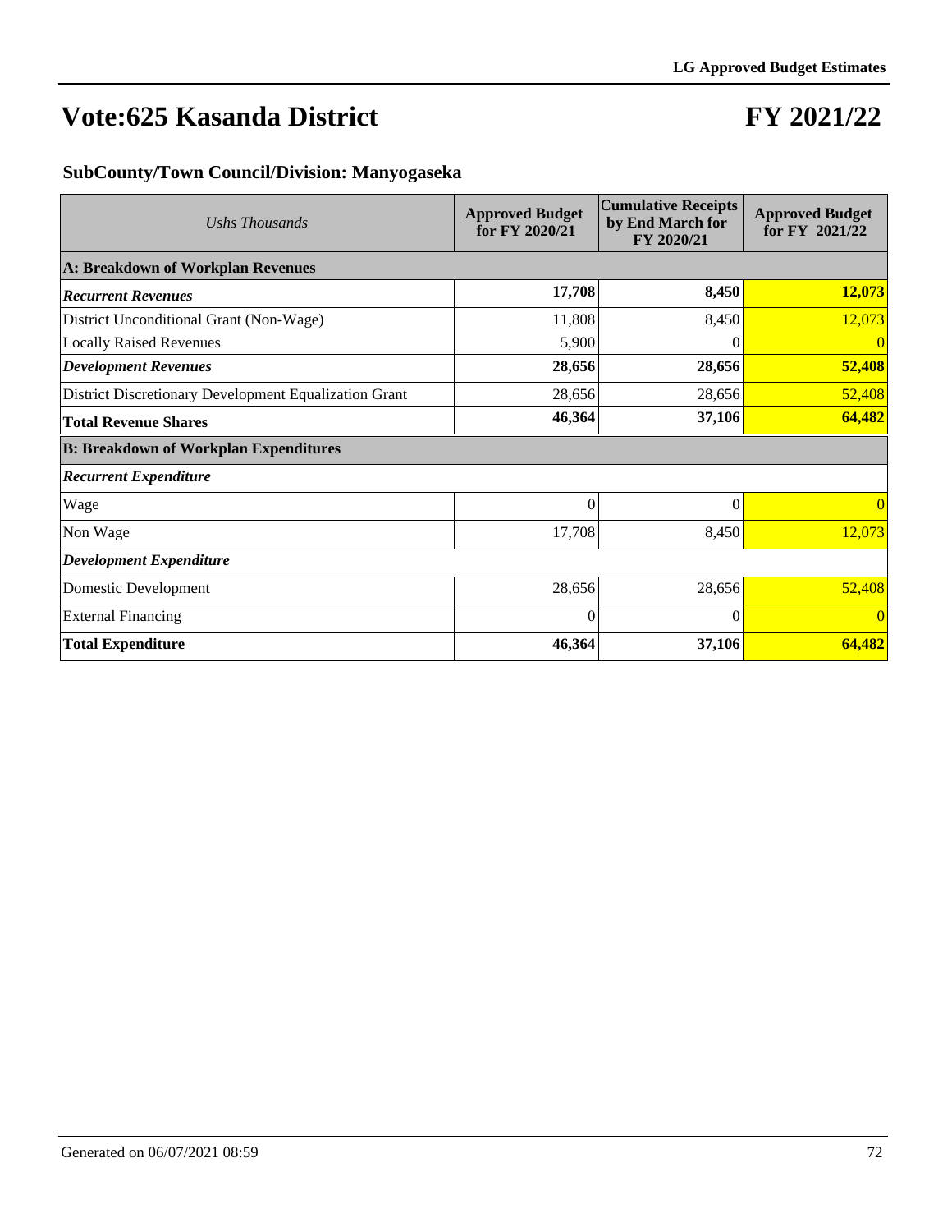# Vote:625 Kasanda District

# FY 2021/22

## SubCounty/Town Council/Division: Manyogaseka

| *Ushs Thousands* | Approved Budget for FY 2020/21 | Cumulative Receipts by End March for FY 2020/21 | Approved Budget for FY 2021/22 |
|---|---|---|---|
| **A: Breakdown of Workplan Revenues** | | | |
| ***Recurrent Revenues*** | **17,708** | **8,450** | **12,073** |
| District Unconditional Grant (Non-Wage) | 11,808 | 8,450 | 12,073 |
| Locally Raised Revenues | 5,900 | 0 | 0 |
| ***Development Revenues*** | **28,656** | **28,656** | **52,408** |
| District Discretionary Development Equalization Grant | 28,656 | 28,656 | 52,408 |
| **Total Revenue Shares** | **46,364** | **37,106** | **64,482** |
| **B: Breakdown of Workplan Expenditures** | | | |
| ***Recurrent Expenditure*** | | | |
| Wage | 0 | 0 | 0 |
| Non Wage | 17,708 | 8,450 | 12,073 |
| ***Development Expenditure*** | | | |
| Domestic Development | 28,656 | 28,656 | 52,408 |
| External Financing | 0 | 0 | 0 |
| **Total Expenditure** | **46,364** | **37,106** | **64,482** |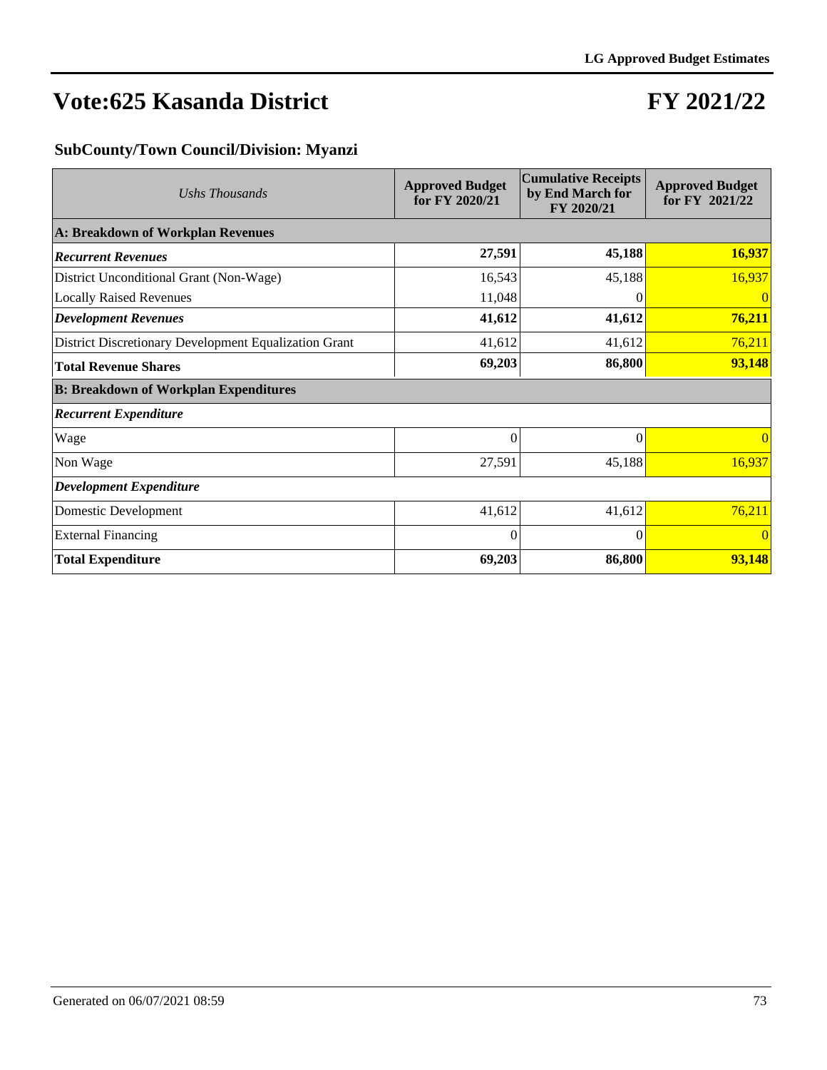# Vote:625 Kasanda District

# FY 2021/22

### SubCounty/Town Council/Division: Myanzi

| *Ushs Thousands* | Approved Budget for FY 2020/21 | Cumulative Receipts by End March for FY 2020/21 | Approved Budget for FY 2021/22 |
|---|---|---|---|
| **A: Breakdown of Workplan Revenues** | | | |
| ***Recurrent Revenues*** | **27,591** | **45,188** | **16,937** |
| District Unconditional Grant (Non-Wage) | 16,543 | 45,188 | 16,937 |
| Locally Raised Revenues | 11,048 | 0 | 0 |
| ***Development Revenues*** | **41,612** | **41,612** | **76,211** |
| District Discretionary Development Equalization Grant | 41,612 | 41,612 | 76,211 |
| **Total Revenue Shares** | **69,203** | **86,800** | **93,148** |
| **B: Breakdown of Workplan Expenditures** | | | |
| ***Recurrent Expenditure*** | | | |
| Wage | 0 | 0 | 0 |
| Non Wage | 27,591 | 45,188 | 16,937 |
| ***Development Expenditure*** | | | |
| Domestic Development | 41,612 | 41,612 | 76,211 |
| External Financing | 0 | 0 | 0 |
| **Total Expenditure** | **69,203** | **86,800** | **93,148** |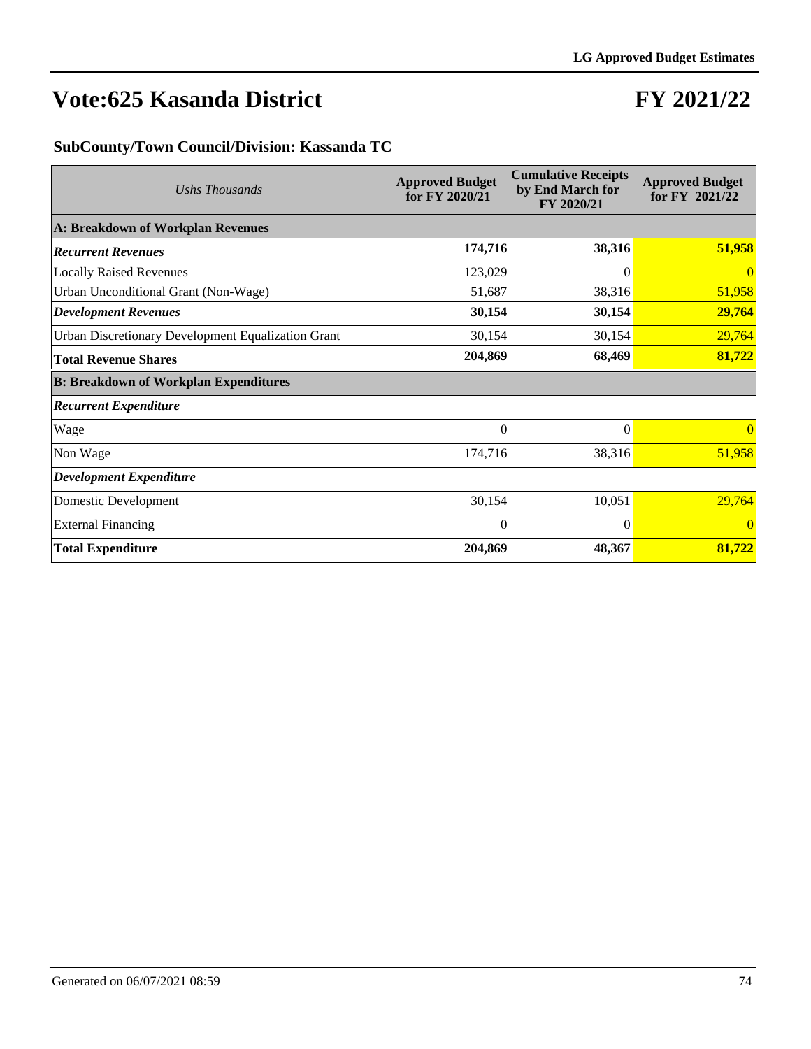# Vote:625 Kasanda District

# FY 2021/22

### SubCounty/Town Council/Division: Kassanda TC

| *Ushs Thousands* | Approved Budget for FY 2020/21 | Cumulative Receipts by End March for FY 2020/21 | Approved Budget for FY 2021/22 |
|---|---|---|---|
| **A: Breakdown of Workplan Revenues** | | | |
| ***Recurrent Revenues*** | **174,716** | **38,316** | **51,958** |
| Locally Raised Revenues | 123,029 | 0 | 0 |
| Urban Unconditional Grant (Non-Wage) | 51,687 | 38,316 | 51,958 |
| ***Development Revenues*** | **30,154** | **30,154** | **29,764** |
| Urban Discretionary Development Equalization Grant | 30,154 | 30,154 | 29,764 |
| **Total Revenue Shares** | **204,869** | **68,469** | **81,722** |
| **B: Breakdown of Workplan Expenditures** | | | |
| ***Recurrent Expenditure*** | | | |
| Wage | 0 | 0 | 0 |
| Non Wage | 174,716 | 38,316 | 51,958 |
| ***Development Expenditure*** | | | |
| Domestic Development | 30,154 | 10,051 | 29,764 |
| External Financing | 0 | 0 | 0 |
| **Total Expenditure** | **204,869** | **48,367** | **81,722** |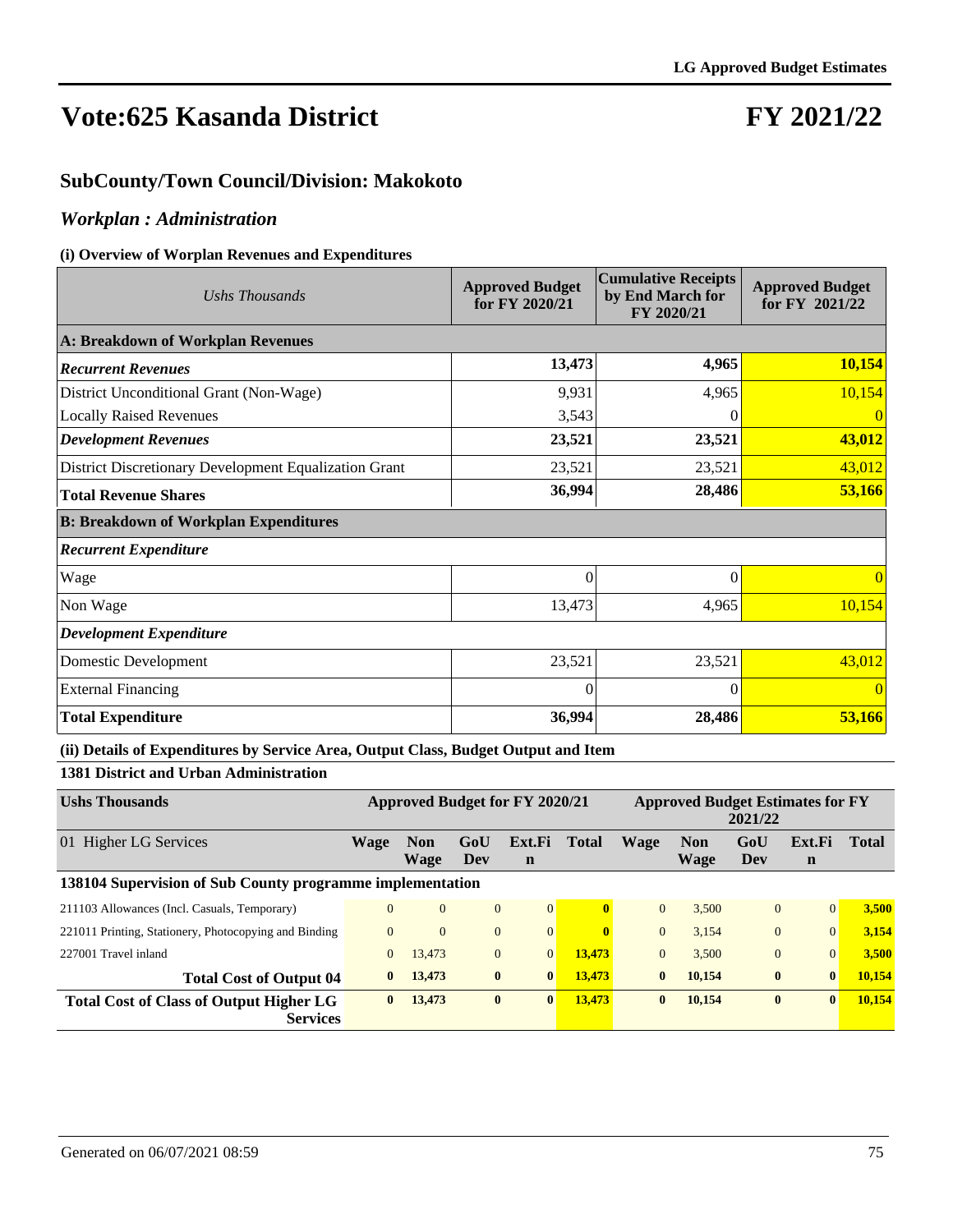# Vote:625 Kasanda District

# FY 2021/22

## SubCounty/Town Council/Division: Makokoto

### *Workplan : Administration*

#### (i) Overview of Worplan Revenues and Expenditures

| *Ushs Thousands* | Approved Budget for FY 2020/21 | Cumulative Receipts by End March for FY 2020/21 | Approved Budget for FY 2021/22 |
|---|---|---|---|
| **A: Breakdown of Workplan Revenues** | | | |
| ***Recurrent Revenues*** | **13,473** | **4,965** | **10,154** |
| District Unconditional Grant (Non-Wage) | 9,931 | 4,965 | 10,154 |
| Locally Raised Revenues | 3,543 | 0 | 0 |
| ***Development Revenues*** | **23,521** | **23,521** | **43,012** |
| District Discretionary Development Equalization Grant | 23,521 | 23,521 | 43,012 |
| **Total Revenue Shares** | **36,994** | **28,486** | **53,166** |
| **B: Breakdown of Workplan Expenditures** | | | |
| ***Recurrent Expenditure*** | | | |
| Wage | 0 | 0 | 0 |
| Non Wage | 13,473 | 4,965 | 10,154 |
| ***Development Expenditure*** | | | |
| Domestic Development | 23,521 | 23,521 | 43,012 |
| External Financing | 0 | 0 | 0 |
| **Total Expenditure** | **36,994** | **28,486** | **53,166** |

#### (ii) Details of Expenditures by Service Area, Output Class, Budget Output and Item

**1381 District and Urban Administration**

| **Ushs Thousands** | **Approved Budget for FY 2020/21** | | | | | **Approved Budget Estimates for FY 2021/22** | | | | |
|---|---|---|---|---|---|---|---|---|---|---|
| 01 Higher LG Services | **Wage** | **Non Wage** | **GoU Dev** | **Ext.Fin** | **Total** | **Wage** | **Non Wage** | **GoU Dev** | **Ext.Fin** | **Total** |
| **138104 Supervision of Sub County programme implementation** | | | | | | | | | | |
| 211103 Allowances (Incl. Casuals, Temporary) | 0 | 0 | 0 | 0 | **0** | 0 | 3,500 | 0 | 0 | **3,500** |
| 221011 Printing, Stationery, Photocopying and Binding | 0 | 0 | 0 | 0 | **0** | 0 | 3,154 | 0 | 0 | **3,154** |
| 227001 Travel inland | 0 | 13,473 | 0 | 0 | **13,473** | 0 | 3,500 | 0 | 0 | **3,500** |
| **Total Cost of Output 04** | **0** | **13,473** | **0** | **0** | **13,473** | **0** | **10,154** | **0** | **0** | **10,154** |
| **Total Cost of Class of Output Higher LG Services** | **0** | **13,473** | **0** | **0** | **13,473** | **0** | **10,154** | **0** | **0** | **10,154** |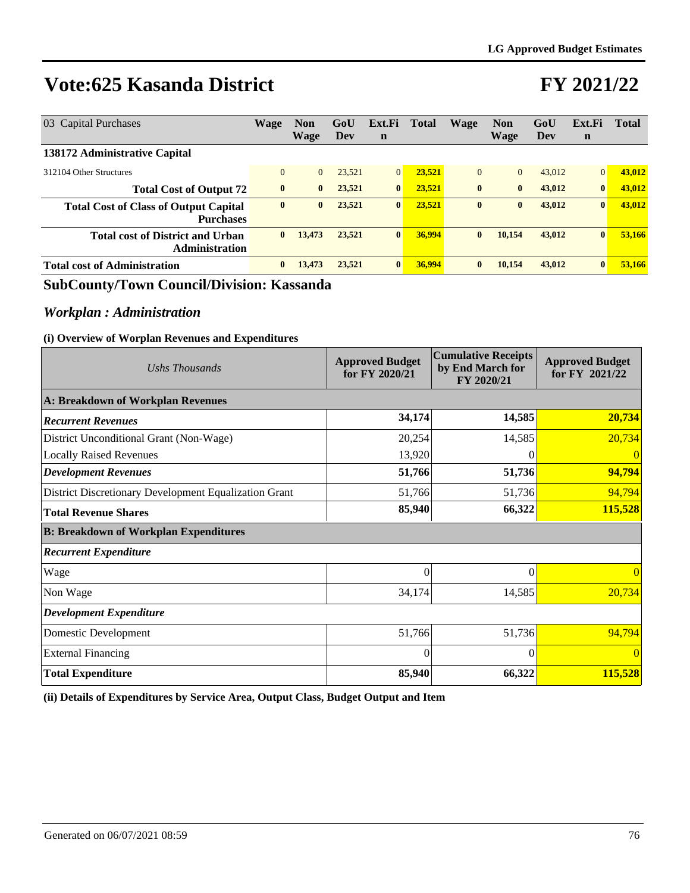# Vote:625 Kasanda District

# FY 2021/22

| 03 Capital Purchases | Wage | Non Wage | GoU Dev | Ext.Fin | Total | Wage | Non Wage | GoU Dev | Ext.Fin | Total |
|---|---|---|---|---|---|---|---|---|---|---|
| **138172 Administrative Capital** | | | | | | | | | | |
| 312104 Other Structures | 0 | 0 | 23,521 | 0 | **23,521** | 0 | 0 | 43,012 | 0 | **43,012** |
| **Total Cost of Output 72** | **0** | **0** | **23,521** | **0** | **23,521** | **0** | **0** | **43,012** | **0** | **43,012** |
| **Total Cost of Class of Output Capital Purchases** | **0** | **0** | **23,521** | **0** | **23,521** | **0** | **0** | **43,012** | **0** | **43,012** |
| **Total cost of District and Urban Administration** | **0** | **13,473** | **23,521** | **0** | **36,994** | **0** | **10,154** | **43,012** | **0** | **53,166** |
| **Total cost of Administration** | **0** | **13,473** | **23,521** | **0** | **36,994** | **0** | **10,154** | **43,012** | **0** | **53,166** |

## SubCounty/Town Council/Division: Kassanda

### *Workplan : Administration*

**(i) Overview of Worplan Revenues and Expenditures**

| *Ushs Thousands* | Approved Budget for FY 2020/21 | Cumulative Receipts by End March for FY 2020/21 | Approved Budget for FY 2021/22 |
|---|---|---|---|
| **A: Breakdown of Workplan Revenues** | | | |
| ***Recurrent Revenues*** | **34,174** | **14,585** | **20,734** |
| District Unconditional Grant (Non-Wage) | 20,254 | 14,585 | 20,734 |
| Locally Raised Revenues | 13,920 | 0 | 0 |
| ***Development Revenues*** | **51,766** | **51,736** | **94,794** |
| District Discretionary Development Equalization Grant | 51,766 | 51,736 | 94,794 |
| **Total Revenue Shares** | **85,940** | **66,322** | **115,528** |
| **B: Breakdown of Workplan Expenditures** | | | |
| ***Recurrent Expenditure*** | | | |
| Wage | 0 | 0 | 0 |
| Non Wage | 34,174 | 14,585 | 20,734 |
| ***Development Expenditure*** | | | |
| Domestic Development | 51,766 | 51,736 | 94,794 |
| External Financing | 0 | 0 | 0 |
| **Total Expenditure** | **85,940** | **66,322** | **115,528** |

**(ii) Details of Expenditures by Service Area, Output Class, Budget Output and Item**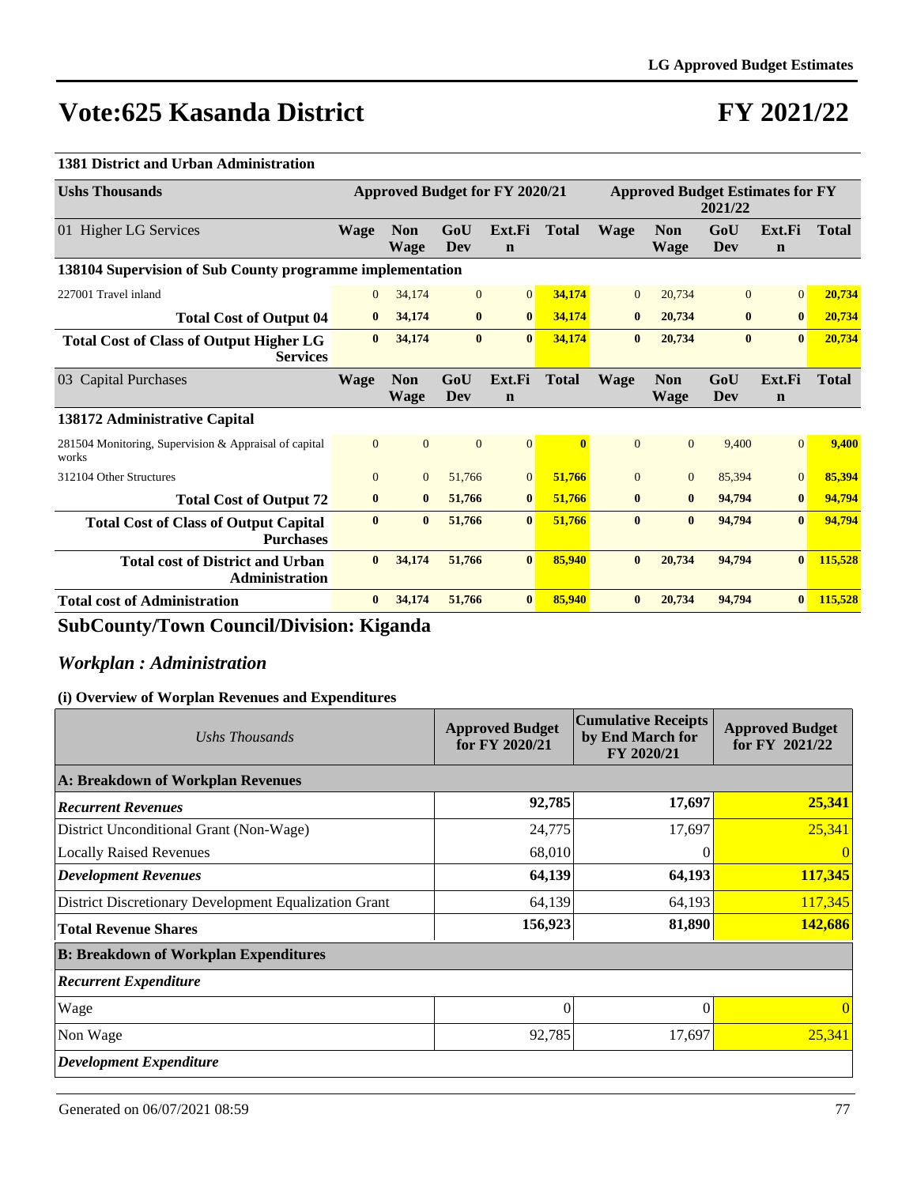# Vote:625 Kasanda District

# FY 2021/22

**1381 District and Urban Administration**

| Ushs Thousands | Approved Budget for FY 2020/21 | | | | | Approved Budget Estimates for FY 2021/22 | | | | |
|---|---|---|---|---|---|---|---|---|---|---|
| 01 Higher LG Services | Wage | Non Wage | GoU Dev | Ext.Fin | Total | Wage | Non Wage | GoU Dev | Ext.Fin | Total |
| **138104 Supervision of Sub County programme implementation** | | | | | | | | | | |
| 227001 Travel inland | 0 | 34,174 | 0 | 0 | 34,174 | 0 | 20,734 | 0 | 0 | 20,734 |
| **Total Cost of Output 04** | **0** | **34,174** | **0** | **0** | **34,174** | **0** | **20,734** | **0** | **0** | **20,734** |
| **Total Cost of Class of Output Higher LG Services** | **0** | **34,174** | **0** | **0** | **34,174** | **0** | **20,734** | **0** | **0** | **20,734** |
| 03 Capital Purchases | Wage | Non Wage | GoU Dev | Ext.Fin | Total | Wage | Non Wage | GoU Dev | Ext.Fin | Total |
| **138172 Administrative Capital** | | | | | | | | | | |
| 281504 Monitoring, Supervision & Appraisal of capital works | 0 | 0 | 0 | 0 | 0 | 0 | 0 | 9,400 | 0 | 9,400 |
| 312104 Other Structures | 0 | 0 | 51,766 | 0 | 51,766 | 0 | 0 | 85,394 | 0 | 85,394 |
| **Total Cost of Output 72** | **0** | **0** | **51,766** | **0** | **51,766** | **0** | **0** | **94,794** | **0** | **94,794** |
| **Total Cost of Class of Output Capital Purchases** | **0** | **0** | **51,766** | **0** | **51,766** | **0** | **0** | **94,794** | **0** | **94,794** |
| **Total cost of District and Urban Administration** | **0** | **34,174** | **51,766** | **0** | **85,940** | **0** | **20,734** | **94,794** | **0** | **115,528** |
| **Total cost of Administration** | **0** | **34,174** | **51,766** | **0** | **85,940** | **0** | **20,734** | **94,794** | **0** | **115,528** |

## SubCounty/Town Council/Division: Kiganda

### *Workplan : Administration*

**(i) Overview of Worplan Revenues and Expenditures**

| *Ushs Thousands* | Approved Budget for FY 2020/21 | Cumulative Receipts by End March for FY 2020/21 | Approved Budget for FY 2021/22 |
|---|---|---|---|
| **A: Breakdown of Workplan Revenues** | | | |
| ***Recurrent Revenues*** | **92,785** | **17,697** | **25,341** |
| District Unconditional Grant (Non-Wage) | 24,775 | 17,697 | 25,341 |
| Locally Raised Revenues | 68,010 | 0 | 0 |
| ***Development Revenues*** | **64,139** | **64,193** | **117,345** |
| District Discretionary Development Equalization Grant | 64,139 | 64,193 | 117,345 |
| **Total Revenue Shares** | **156,923** | **81,890** | **142,686** |
| **B: Breakdown of Workplan Expenditures** | | | |
| ***Recurrent Expenditure*** | | | |
| Wage | 0 | 0 | 0 |
| Non Wage | 92,785 | 17,697 | 25,341 |
| ***Development Expenditure*** | | | |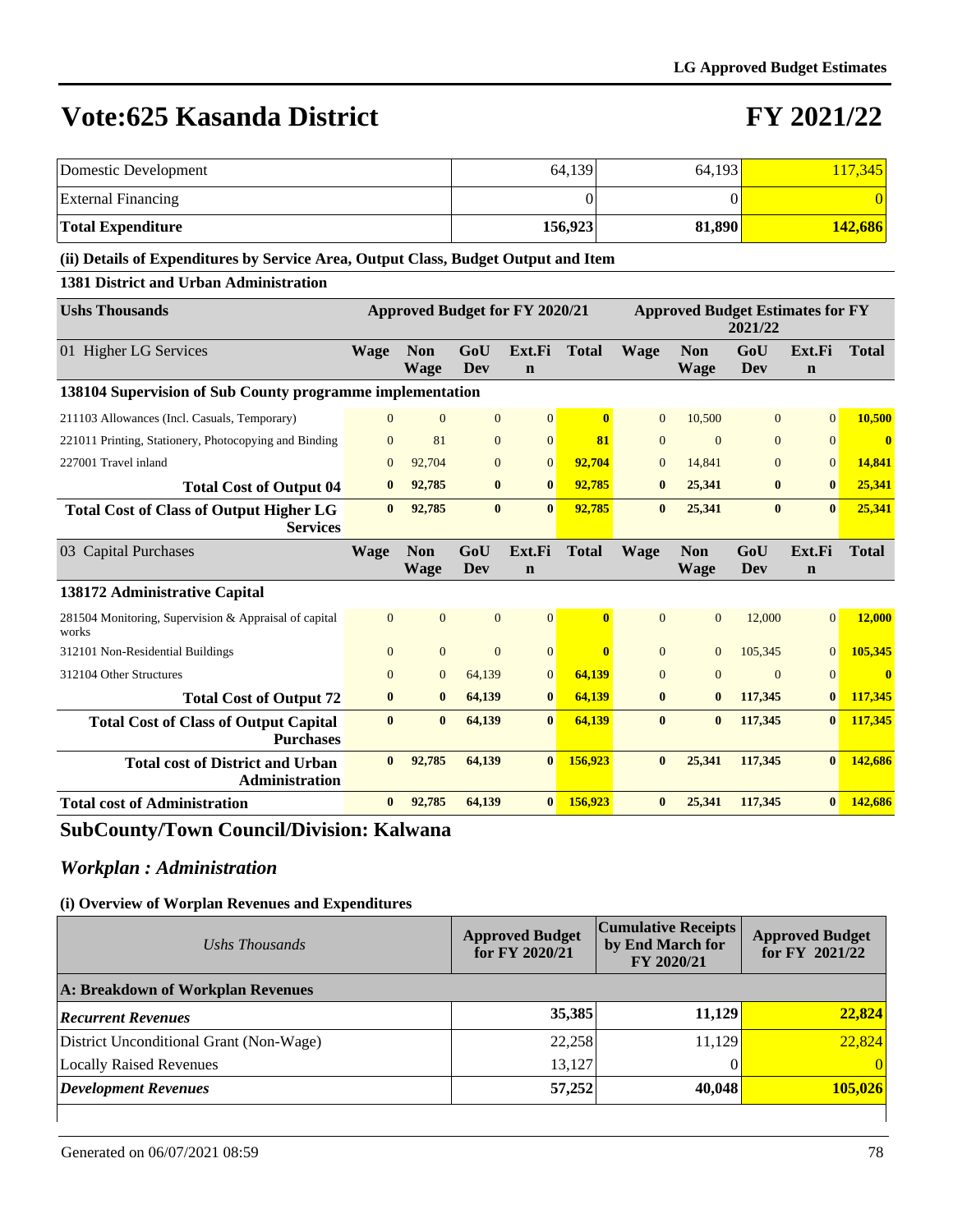# Vote:625 Kasanda District

# FY 2021/22

| | | | |
|---|---|---|---|
| Domestic Development | 64,139 | 64,193 | 117,345 |
| External Financing | 0 | 0 | 0 |
| **Total Expenditure** | **156,923** | **81,890** | **142,686** |

**(ii) Details of Expenditures by Service Area, Output Class, Budget Output and Item**

**1381 District and Urban Administration**

| Ushs Thousands | Approved Budget for FY 2020/21 | | | | | Approved Budget Estimates for FY 2021/22 | | | | |
|---|---|---|---|---|---|---|---|---|---|---|
| 01 Higher LG Services | Wage | Non Wage | GoU Dev | Ext.Fin | Total | Wage | Non Wage | GoU Dev | Ext.Fin | Total |
| **138104 Supervision of Sub County programme implementation** | | | | | | | | | | |
| 211103 Allowances (Incl. Casuals, Temporary) | 0 | 0 | 0 | 0 | **0** | 0 | 10,500 | 0 | 0 | **10,500** |
| 221011 Printing, Stationery, Photocopying and Binding | 0 | 81 | 0 | 0 | **81** | 0 | 0 | 0 | 0 | **0** |
| 227001 Travel inland | 0 | 92,704 | 0 | 0 | **92,704** | 0 | 14,841 | 0 | 0 | **14,841** |
| **Total Cost of Output 04** | **0** | **92,785** | **0** | **0** | **92,785** | **0** | **25,341** | **0** | **0** | **25,341** |
| **Total Cost of Class of Output Higher LG Services** | **0** | **92,785** | **0** | **0** | **92,785** | **0** | **25,341** | **0** | **0** | **25,341** |
| 03 Capital Purchases | Wage | Non Wage | GoU Dev | Ext.Fin | Total | Wage | Non Wage | GoU Dev | Ext.Fin | Total |
| **138172 Administrative Capital** | | | | | | | | | | |
| 281504 Monitoring, Supervision & Appraisal of capital works | 0 | 0 | 0 | 0 | **0** | 0 | 0 | 12,000 | 0 | **12,000** |
| 312101 Non-Residential Buildings | 0 | 0 | 0 | 0 | **0** | 0 | 0 | 105,345 | 0 | **105,345** |
| 312104 Other Structures | 0 | 0 | 64,139 | 0 | **64,139** | 0 | 0 | 0 | 0 | **0** |
| **Total Cost of Output 72** | **0** | **0** | **64,139** | **0** | **64,139** | **0** | **0** | **117,345** | **0** | **117,345** |
| **Total Cost of Class of Output Capital Purchases** | **0** | **0** | **64,139** | **0** | **64,139** | **0** | **0** | **117,345** | **0** | **117,345** |
| **Total cost of District and Urban Administration** | **0** | **92,785** | **64,139** | **0** | **156,923** | **0** | **25,341** | **117,345** | **0** | **142,686** |
| **Total cost of Administration** | **0** | **92,785** | **64,139** | **0** | **156,923** | **0** | **25,341** | **117,345** | **0** | **142,686** |

## SubCounty/Town Council/Division: Kalwana

## *Workplan : Administration*

**(i) Overview of Worplan Revenues and Expenditures**

| *Ushs Thousands* | Approved Budget for FY 2020/21 | Cumulative Receipts by End March for FY 2020/21 | Approved Budget for FY 2021/22 |
|---|---|---|---|
| **A: Breakdown of Workplan Revenues** | | | |
| ***Recurrent Revenues*** | **35,385** | **11,129** | **22,824** |
| District Unconditional Grant (Non-Wage) | 22,258 | 11,129 | 22,824 |
| Locally Raised Revenues | 13,127 | 0 | 0 |
| ***Development Revenues*** | **57,252** | **40,048** | **105,026** |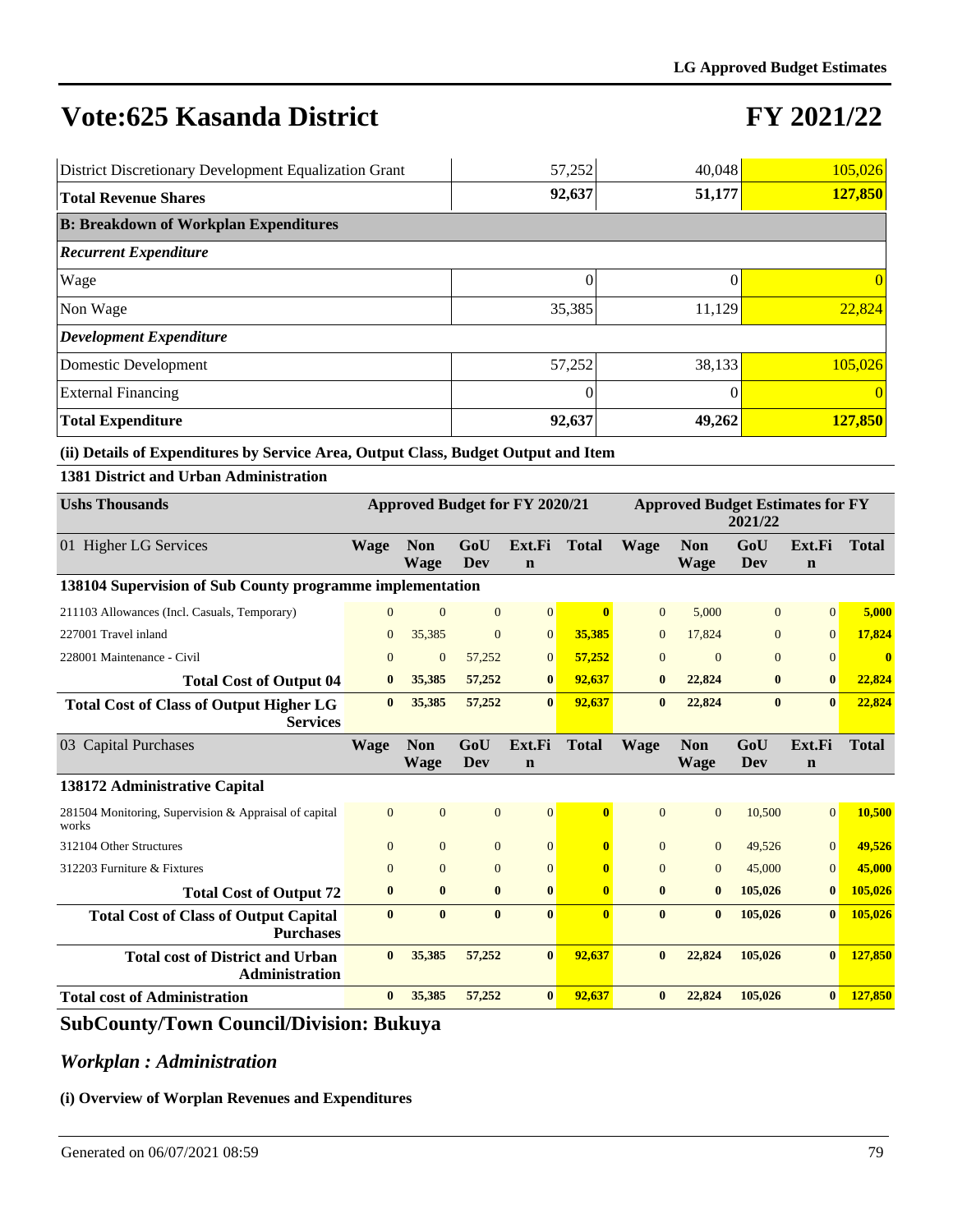# Vote:625 Kasanda District

# FY 2021/22

| | | | |
|---|---|---|---|
| District Discretionary Development Equalization Grant | 57,252 | 40,048 | 105,026 |
| **Total Revenue Shares** | **92,637** | **51,177** | **127,850** |
| **B: Breakdown of Workplan Expenditures** | | | |
| ***Recurrent Expenditure*** | | | |
| Wage | 0 | 0 | 0 |
| Non Wage | 35,385 | 11,129 | 22,824 |
| ***Development Expenditure*** | | | |
| Domestic Development | 57,252 | 38,133 | 105,026 |
| External Financing | 0 | 0 | 0 |
| **Total Expenditure** | **92,637** | **49,262** | **127,850** |

**(ii) Details of Expenditures by Service Area, Output Class, Budget Output and Item**

**1381 District and Urban Administration**

| Ushs Thousands | Approved Budget for FY 2020/21 | | | | | Approved Budget Estimates for FY 2021/22 | | | | |
|---|---|---|---|---|---|---|---|---|---|---|
| 01 Higher LG Services | Wage | Non Wage | GoU Dev | Ext.Fin | Total | Wage | Non Wage | GoU Dev | Ext.Fin | Total |
| **138104 Supervision of Sub County programme implementation** | | | | | | | | | | |
| 211103 Allowances (Incl. Casuals, Temporary) | 0 | 0 | 0 | 0 | **0** | 0 | 5,000 | 0 | 0 | **5,000** |
| 227001 Travel inland | 0 | 35,385 | 0 | 0 | **35,385** | 0 | 17,824 | 0 | 0 | **17,824** |
| 228001 Maintenance - Civil | 0 | 0 | 57,252 | 0 | **57,252** | 0 | 0 | 0 | 0 | **0** |
| **Total Cost of Output 04** | **0** | **35,385** | **57,252** | **0** | **92,637** | **0** | **22,824** | **0** | **0** | **22,824** |
| **Total Cost of Class of Output Higher LG Services** | **0** | **35,385** | **57,252** | **0** | **92,637** | **0** | **22,824** | **0** | **0** | **22,824** |
| 03 Capital Purchases | Wage | Non Wage | GoU Dev | Ext.Fin | Total | Wage | Non Wage | GoU Dev | Ext.Fin | Total |
| **138172 Administrative Capital** | | | | | | | | | | |
| 281504 Monitoring, Supervision & Appraisal of capital works | 0 | 0 | 0 | 0 | **0** | 0 | 0 | 10,500 | 0 | **10,500** |
| 312104 Other Structures | 0 | 0 | 0 | 0 | **0** | 0 | 0 | 49,526 | 0 | **49,526** |
| 312203 Furniture & Fixtures | 0 | 0 | 0 | 0 | **0** | 0 | 0 | 45,000 | 0 | **45,000** |
| **Total Cost of Output 72** | **0** | **0** | **0** | **0** | **0** | **0** | **0** | **105,026** | **0** | **105,026** |
| **Total Cost of Class of Output Capital Purchases** | **0** | **0** | **0** | **0** | **0** | **0** | **0** | **105,026** | **0** | **105,026** |
| **Total cost of District and Urban Administration** | **0** | **35,385** | **57,252** | **0** | **92,637** | **0** | **22,824** | **105,026** | **0** | **127,850** |
| **Total cost of Administration** | **0** | **35,385** | **57,252** | **0** | **92,637** | **0** | **22,824** | **105,026** | **0** | **127,850** |

## SubCounty/Town Council/Division: Bukuya

### *Workplan : Administration*

**(i) Overview of Worplan Revenues and Expenditures**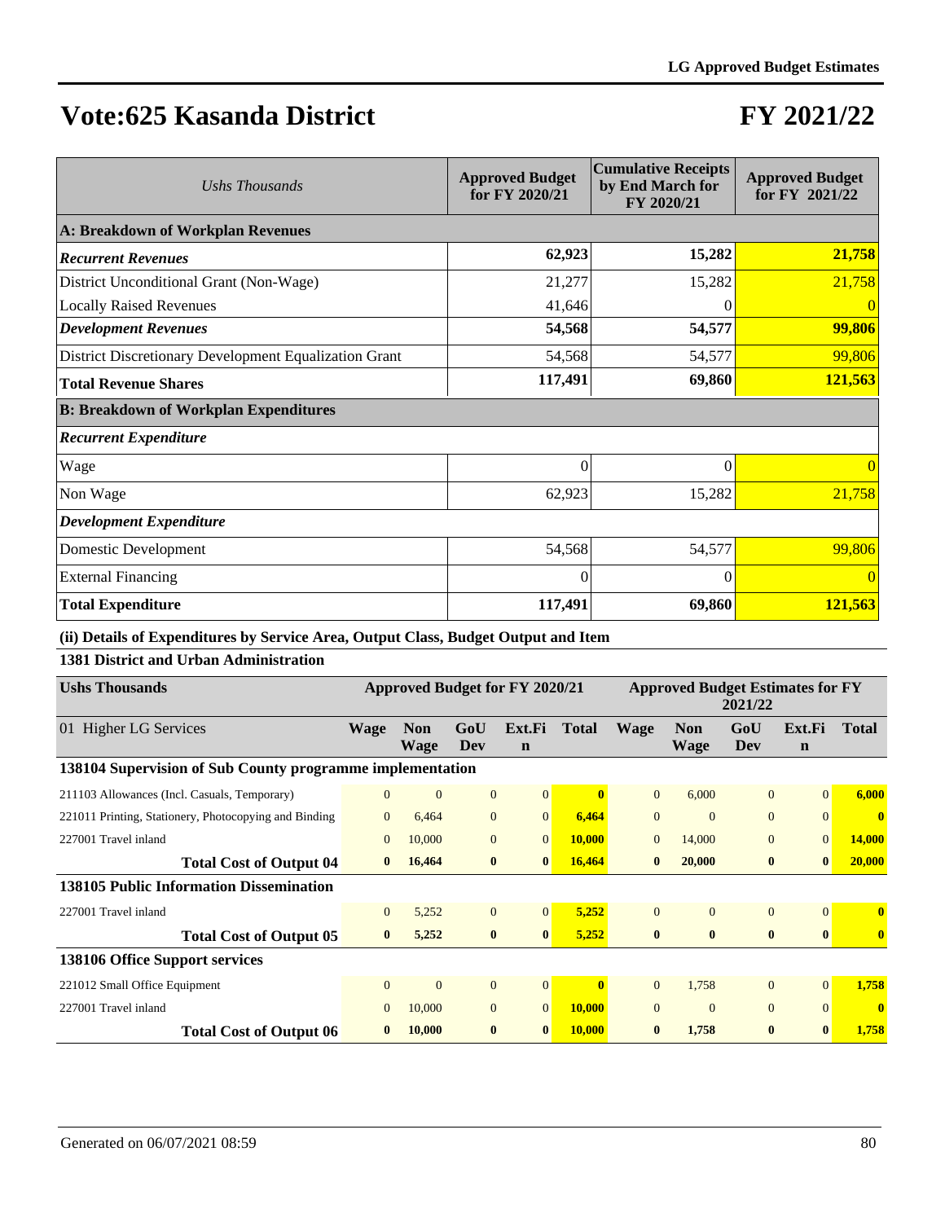# Vote:625 Kasanda District

# FY 2021/22

| Ushs Thousands | Approved Budget for FY 2020/21 | Cumulative Receipts by End March for FY 2020/21 | Approved Budget for FY 2021/22 |
|---|---|---|---|
| **A: Breakdown of Workplan Revenues** | | | |
| ***Recurrent Revenues*** | **62,923** | **15,282** | **21,758** |
| District Unconditional Grant (Non-Wage) | 21,277 | 15,282 | 21,758 |
| Locally Raised Revenues | 41,646 | 0 | 0 |
| ***Development Revenues*** | **54,568** | **54,577** | **99,806** |
| District Discretionary Development Equalization Grant | 54,568 | 54,577 | 99,806 |
| **Total Revenue Shares** | **117,491** | **69,860** | **121,563** |
| **B: Breakdown of Workplan Expenditures** | | | |
| ***Recurrent Expenditure*** | | | |
| Wage | 0 | 0 | 0 |
| Non Wage | 62,923 | 15,282 | 21,758 |
| ***Development Expenditure*** | | | |
| Domestic Development | 54,568 | 54,577 | 99,806 |
| External Financing | 0 | 0 | 0 |
| **Total Expenditure** | **117,491** | **69,860** | **121,563** |

**(ii) Details of Expenditures by Service Area, Output Class, Budget Output and Item**

**1381 District and Urban Administration**

| Ushs Thousands | Approved Budget for FY 2020/21 | | | | | Approved Budget Estimates for FY 2021/22 | | | | |
|---|---|---|---|---|---|---|---|---|---|---|
| 01 Higher LG Services | Wage | Non Wage | GoU Dev | Ext.Fin | Total | Wage | Non Wage | GoU Dev | Ext.Fin | Total |
| **138104 Supervision of Sub County programme implementation** | | | | | | | | | | |
| 211103 Allowances (Incl. Casuals, Temporary) | 0 | 0 | 0 | 0 | **0** | 0 | 6,000 | 0 | 0 | **6,000** |
| 221011 Printing, Stationery, Photocopying and Binding | 0 | 6,464 | 0 | 0 | **6,464** | 0 | 0 | 0 | 0 | **0** |
| 227001 Travel inland | 0 | 10,000 | 0 | 0 | **10,000** | 0 | 14,000 | 0 | 0 | **14,000** |
| **Total Cost of Output 04** | **0** | **16,464** | **0** | **0** | **16,464** | **0** | **20,000** | **0** | **0** | **20,000** |
| **138105 Public Information Dissemination** | | | | | | | | | | |
| 227001 Travel inland | 0 | 5,252 | 0 | 0 | **5,252** | 0 | 0 | 0 | 0 | **0** |
| **Total Cost of Output 05** | **0** | **5,252** | **0** | **0** | **5,252** | **0** | **0** | **0** | **0** | **0** |
| **138106 Office Support services** | | | | | | | | | | |
| 221012 Small Office Equipment | 0 | 0 | 0 | 0 | **0** | 0 | 1,758 | 0 | 0 | **1,758** |
| 227001 Travel inland | 0 | 10,000 | 0 | 0 | **10,000** | 0 | 0 | 0 | 0 | **0** |
| **Total Cost of Output 06** | **0** | **10,000** | **0** | **0** | **10,000** | **0** | **1,758** | **0** | **0** | **1,758** |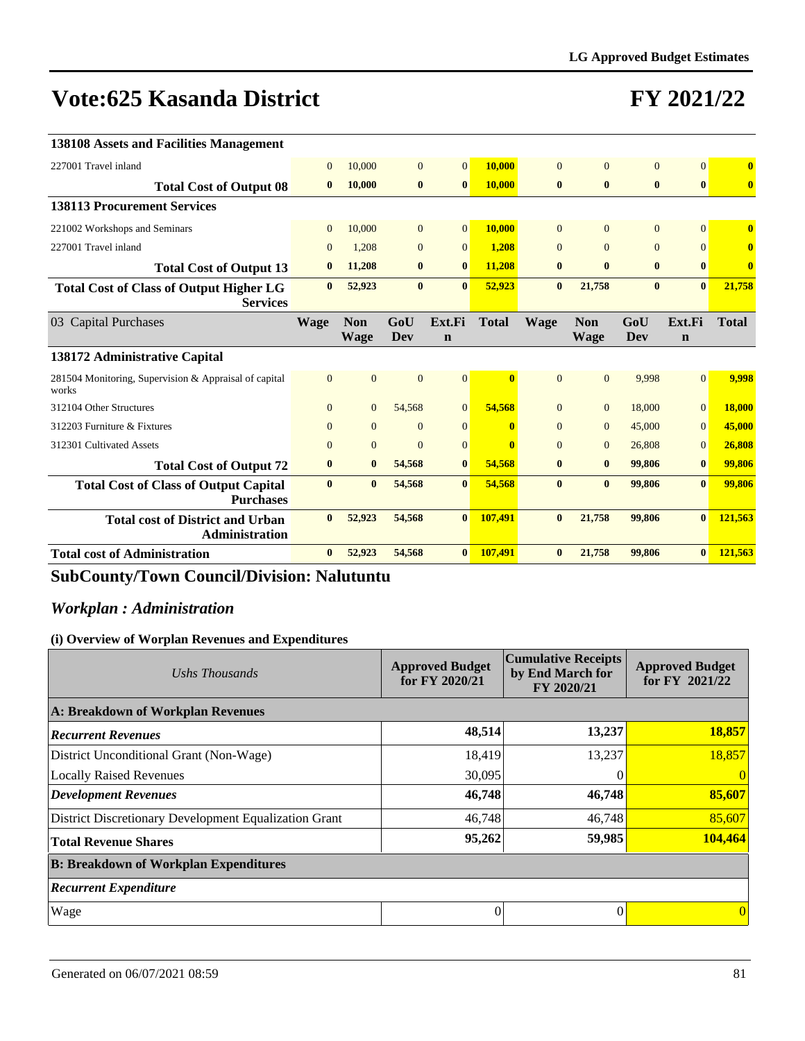# Vote:625 Kasanda District

# FY 2021/22

| | Wage | Non Wage | GoU Dev | Ext.Fin | Total | Wage | Non Wage | GoU Dev | Ext.Fin | Total |
|---|---|---|---|---|---|---|---|---|---|---|
| **138108 Assets and Facilities Management** | | | | | | | | | | |
| 227001 Travel inland | 0 | 10,000 | 0 | 0 | **10,000** | 0 | 0 | 0 | 0 | **0** |
| **Total Cost of Output 08** | **0** | **10,000** | **0** | **0** | **10,000** | **0** | **0** | **0** | **0** | **0** |
| **138113 Procurement Services** | | | | | | | | | | |
| 221002 Workshops and Seminars | 0 | 10,000 | 0 | 0 | **10,000** | 0 | 0 | 0 | 0 | **0** |
| 227001 Travel inland | 0 | 1,208 | 0 | 0 | **1,208** | 0 | 0 | 0 | 0 | **0** |
| **Total Cost of Output 13** | **0** | **11,208** | **0** | **0** | **11,208** | **0** | **0** | **0** | **0** | **0** |
| **Total Cost of Class of Output Higher LG Services** | **0** | **52,923** | **0** | **0** | **52,923** | **0** | **21,758** | **0** | **0** | **21,758** |
| 03 Capital Purchases | **Wage** | **Non Wage** | **GoU Dev** | **Ext.Fin** | **Total** | **Wage** | **Non Wage** | **GoU Dev** | **Ext.Fin** | **Total** |
| **138172 Administrative Capital** | | | | | | | | | | |
| 281504 Monitoring, Supervision & Appraisal of capital works | 0 | 0 | 0 | 0 | **0** | 0 | 0 | 9,998 | 0 | **9,998** |
| 312104 Other Structures | 0 | 0 | 54,568 | 0 | **54,568** | 0 | 0 | 18,000 | 0 | **18,000** |
| 312203 Furniture & Fixtures | 0 | 0 | 0 | 0 | **0** | 0 | 0 | 45,000 | 0 | **45,000** |
| 312301 Cultivated Assets | 0 | 0 | 0 | 0 | **0** | 0 | 0 | 26,808 | 0 | **26,808** |
| **Total Cost of Output 72** | **0** | **0** | **54,568** | **0** | **54,568** | **0** | **0** | **99,806** | **0** | **99,806** |
| **Total Cost of Class of Output Capital Purchases** | **0** | **0** | **54,568** | **0** | **54,568** | **0** | **0** | **99,806** | **0** | **99,806** |
| **Total cost of District and Urban Administration** | **0** | **52,923** | **54,568** | **0** | **107,491** | **0** | **21,758** | **99,806** | **0** | **121,563** |
| **Total cost of Administration** | **0** | **52,923** | **54,568** | **0** | **107,491** | **0** | **21,758** | **99,806** | **0** | **121,563** |

## SubCounty/Town Council/Division: Nalutuntu

### *Workplan : Administration*

#### (i) Overview of Worplan Revenues and Expenditures

| *Ushs Thousands* | Approved Budget for FY 2020/21 | Cumulative Receipts by End March for FY 2020/21 | Approved Budget for FY 2021/22 |
|---|---|---|---|
| **A: Breakdown of Workplan Revenues** | | | |
| ***Recurrent Revenues*** | **48,514** | **13,237** | **18,857** |
| District Unconditional Grant (Non-Wage) | 18,419 | 13,237 | 18,857 |
| Locally Raised Revenues | 30,095 | 0 | 0 |
| ***Development Revenues*** | **46,748** | **46,748** | **85,607** |
| District Discretionary Development Equalization Grant | 46,748 | 46,748 | 85,607 |
| **Total Revenue Shares** | **95,262** | **59,985** | **104,464** |
| **B: Breakdown of Workplan Expenditures** | | | |
| ***Recurrent Expenditure*** | | | |
| Wage | 0 | 0 | 0 |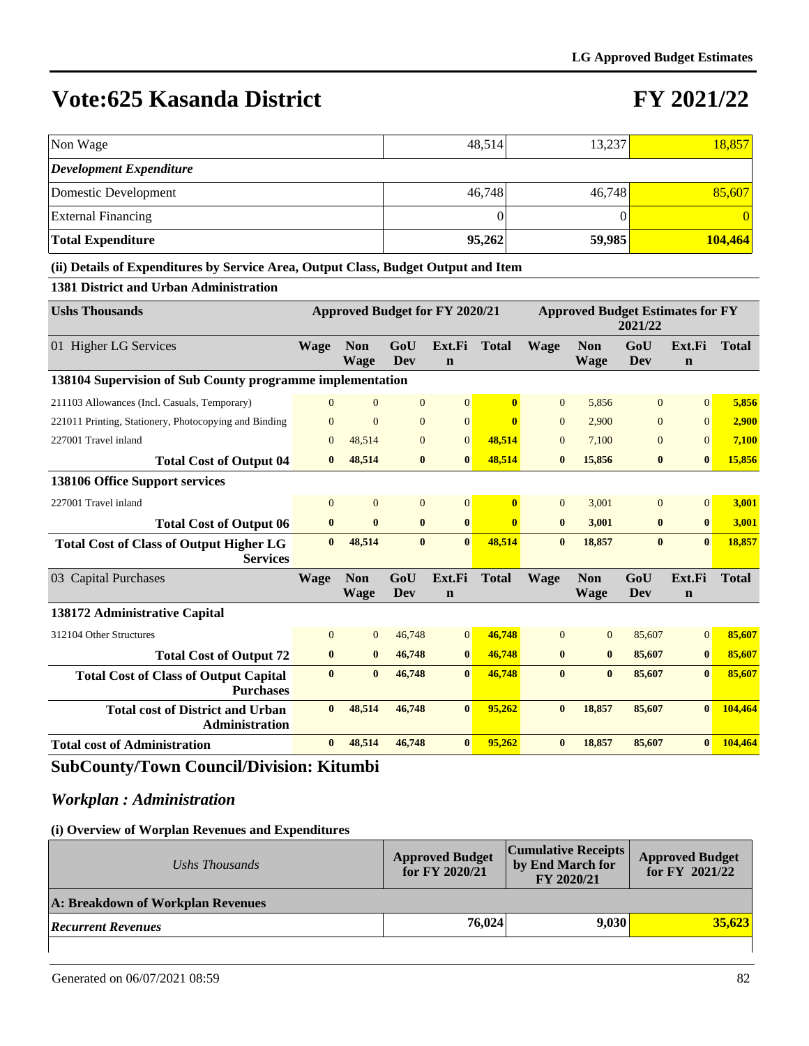# Vote:625 Kasanda District

# FY 2021/22

| | | | |
|---|---|---|---|
| Non Wage | 48,514 | 13,237 | 18,857 |
| ***Development Expenditure*** | | | |
| Domestic Development | 46,748 | 46,748 | 85,607 |
| External Financing | 0 | 0 | 0 |
| **Total Expenditure** | **95,262** | **59,985** | **104,464** |

**(ii) Details of Expenditures by Service Area, Output Class, Budget Output and Item**

**1381 District and Urban Administration**

| Ushs Thousands | Approved Budget for FY 2020/21 | | | | | Approved Budget Estimates for FY 2021/22 | | | | |
|---|---|---|---|---|---|---|---|---|---|---|
| 01 Higher LG Services | **Wage** | **Non Wage** | **GoU Dev** | **Ext.Fin** | **Total** | **Wage** | **Non Wage** | **GoU Dev** | **Ext.Fin** | **Total** |
| **138104 Supervision of Sub County programme implementation** | | | | | | | | | | |
| 211103 Allowances (Incl. Casuals, Temporary) | 0 | 0 | 0 | 0 | **0** | 0 | 5,856 | 0 | 0 | **5,856** |
| 221011 Printing, Stationery, Photocopying and Binding | 0 | 0 | 0 | 0 | **0** | 0 | 2,900 | 0 | 0 | **2,900** |
| 227001 Travel inland | 0 | 48,514 | 0 | 0 | **48,514** | 0 | 7,100 | 0 | 0 | **7,100** |
| **Total Cost of Output 04** | **0** | **48,514** | **0** | **0** | **48,514** | **0** | **15,856** | **0** | **0** | **15,856** |
| **138106 Office Support services** | | | | | | | | | | |
| 227001 Travel inland | 0 | 0 | 0 | 0 | **0** | 0 | 3,001 | 0 | 0 | **3,001** |
| **Total Cost of Output 06** | **0** | **0** | **0** | **0** | **0** | **0** | **3,001** | **0** | **0** | **3,001** |
| **Total Cost of Class of Output Higher LG Services** | **0** | **48,514** | **0** | **0** | **48,514** | **0** | **18,857** | **0** | **0** | **18,857** |
| 03 Capital Purchases | **Wage** | **Non Wage** | **GoU Dev** | **Ext.Fin** | **Total** | **Wage** | **Non Wage** | **GoU Dev** | **Ext.Fin** | **Total** |
| **138172 Administrative Capital** | | | | | | | | | | |
| 312104 Other Structures | 0 | 0 | 46,748 | 0 | **46,748** | 0 | 0 | 85,607 | 0 | **85,607** |
| **Total Cost of Output 72** | **0** | **0** | **46,748** | **0** | **46,748** | **0** | **0** | **85,607** | **0** | **85,607** |
| **Total Cost of Class of Output Capital Purchases** | **0** | **0** | **46,748** | **0** | **46,748** | **0** | **0** | **85,607** | **0** | **85,607** |
| **Total cost of District and Urban Administration** | **0** | **48,514** | **46,748** | **0** | **95,262** | **0** | **18,857** | **85,607** | **0** | **104,464** |
| **Total cost of Administration** | **0** | **48,514** | **46,748** | **0** | **95,262** | **0** | **18,857** | **85,607** | **0** | **104,464** |

## SubCounty/Town Council/Division: Kitumbi

## *Workplan : Administration*

**(i) Overview of Worplan Revenues and Expenditures**

| *Ushs Thousands* | **Approved Budget for FY 2020/21** | **Cumulative Receipts by End March for FY 2020/21** | **Approved Budget for FY 2021/22** |
|---|---|---|---|
| **A: Breakdown of Workplan Revenues** | | | |
| ***Recurrent Revenues*** | **76,024** | **9,030** | **35,623** |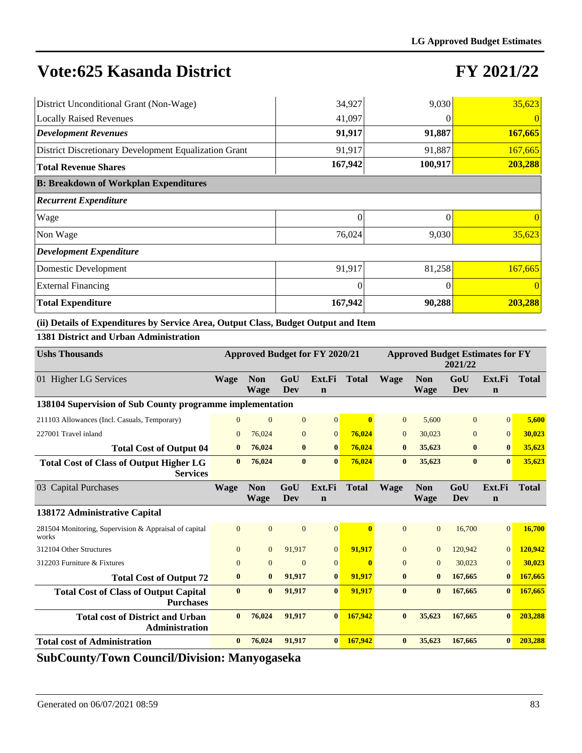# Vote:625 Kasanda District

# FY 2021/22

| | | | |
|---|---|---|---|
| District Unconditional Grant (Non-Wage) | 34,927 | 9,030 | 35,623 |
| Locally Raised Revenues | 41,097 | 0 | 0 |
| ***Development Revenues*** | **91,917** | **91,887** | **167,665** |
| District Discretionary Development Equalization Grant | 91,917 | 91,887 | 167,665 |
| **Total Revenue Shares** | **167,942** | **100,917** | **203,288** |
| **B: Breakdown of Workplan Expenditures** | | | |
| ***Recurrent Expenditure*** | | | |
| Wage | 0 | 0 | 0 |
| Non Wage | 76,024 | 9,030 | 35,623 |
| ***Development Expenditure*** | | | |
| Domestic Development | 91,917 | 81,258 | 167,665 |
| External Financing | 0 | 0 | 0 |
| **Total Expenditure** | **167,942** | **90,288** | **203,288** |

**(ii) Details of Expenditures by Service Area, Output Class, Budget Output and Item**

**1381 District and Urban Administration**

| Ushs Thousands | Approved Budget for FY 2020/21 | | | | | Approved Budget Estimates for FY 2021/22 | | | | |
|---|---|---|---|---|---|---|---|---|---|---|
| 01 Higher LG Services | **Wage** | **Non Wage** | **GoU Dev** | **Ext.Fin** | **Total** | **Wage** | **Non Wage** | **GoU Dev** | **Ext.Fin** | **Total** |
| **138104 Supervision of Sub County programme implementation** | | | | | | | | | | |
| 211103 Allowances (Incl. Casuals, Temporary) | 0 | 0 | 0 | 0 | **0** | 0 | 5,600 | 0 | 0 | **5,600** |
| 227001 Travel inland | 0 | 76,024 | 0 | 0 | **76,024** | 0 | 30,023 | 0 | 0 | **30,023** |
| **Total Cost of Output 04** | **0** | **76,024** | **0** | **0** | **76,024** | **0** | **35,623** | **0** | **0** | **35,623** |
| **Total Cost of Class of Output Higher LG Services** | **0** | **76,024** | **0** | **0** | **76,024** | **0** | **35,623** | **0** | **0** | **35,623** |
| 03 Capital Purchases | **Wage** | **Non Wage** | **GoU Dev** | **Ext.Fin** | **Total** | **Wage** | **Non Wage** | **GoU Dev** | **Ext.Fin** | **Total** |
| **138172 Administrative Capital** | | | | | | | | | | |
| 281504 Monitoring, Supervision & Appraisal of capital works | 0 | 0 | 0 | 0 | **0** | 0 | 0 | 16,700 | 0 | **16,700** |
| 312104 Other Structures | 0 | 0 | 91,917 | 0 | **91,917** | 0 | 0 | 120,942 | 0 | **120,942** |
| 312203 Furniture & Fixtures | 0 | 0 | 0 | 0 | **0** | 0 | 0 | 30,023 | 0 | **30,023** |
| **Total Cost of Output 72** | **0** | **0** | **91,917** | **0** | **91,917** | **0** | **0** | **167,665** | **0** | **167,665** |
| **Total Cost of Class of Output Capital Purchases** | **0** | **0** | **91,917** | **0** | **91,917** | **0** | **0** | **167,665** | **0** | **167,665** |
| **Total cost of District and Urban Administration** | **0** | **76,024** | **91,917** | **0** | **167,942** | **0** | **35,623** | **167,665** | **0** | **203,288** |
| **Total cost of Administration** | **0** | **76,024** | **91,917** | **0** | **167,942** | **0** | **35,623** | **167,665** | **0** | **203,288** |

## SubCounty/Town Council/Division: Manyogaseka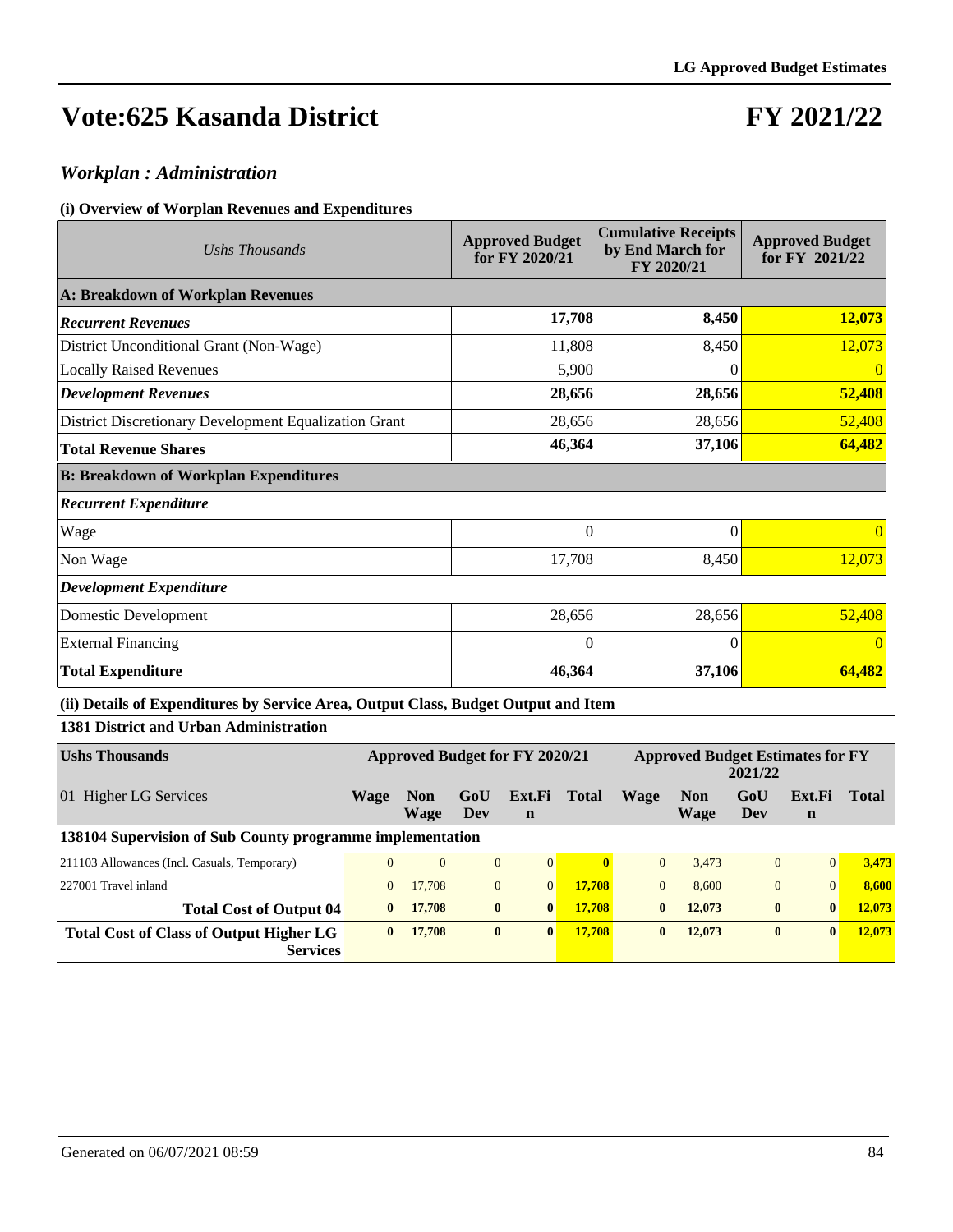# Vote:625 Kasanda District

# FY 2021/22

## *Workplan : Administration*

### (i) Overview of Worplan Revenues and Expenditures

| *Ushs Thousands* | Approved Budget for FY 2020/21 | Cumulative Receipts by End March for FY 2020/21 | Approved Budget for FY 2021/22 |
|---|---|---|---|
| **A: Breakdown of Workplan Revenues** | | | |
| ***Recurrent Revenues*** | **17,708** | **8,450** | **12,073** |
| District Unconditional Grant (Non-Wage) | 11,808 | 8,450 | 12,073 |
| Locally Raised Revenues | 5,900 | 0 | 0 |
| ***Development Revenues*** | **28,656** | **28,656** | **52,408** |
| District Discretionary Development Equalization Grant | 28,656 | 28,656 | 52,408 |
| **Total Revenue Shares** | **46,364** | **37,106** | **64,482** |
| **B: Breakdown of Workplan Expenditures** | | | |
| ***Recurrent Expenditure*** | | | |
| Wage | 0 | 0 | 0 |
| Non Wage | 17,708 | 8,450 | 12,073 |
| ***Development Expenditure*** | | | |
| Domestic Development | 28,656 | 28,656 | 52,408 |
| External Financing | 0 | 0 | 0 |
| **Total Expenditure** | **46,364** | **37,106** | **64,482** |

### (ii) Details of Expenditures by Service Area, Output Class, Budget Output and Item

**1381 District and Urban Administration**

| **Ushs Thousands** | Approved Budget for FY 2020/21 | | | | | Approved Budget Estimates for FY 2021/22 | | | | |
|---|---|---|---|---|---|---|---|---|---|---|
| 01 Higher LG Services | **Wage** | **Non Wage** | **GoU Dev** | **Ext.Fin** | **Total** | **Wage** | **Non Wage** | **GoU Dev** | **Ext.Fin** | **Total** |
| **138104 Supervision of Sub County programme implementation** | | | | | | | | | | |
| 211103 Allowances (Incl. Casuals, Temporary) | 0 | 0 | 0 | 0 | **0** | 0 | 3,473 | 0 | 0 | **3,473** |
| 227001 Travel inland | 0 | 17,708 | 0 | 0 | **17,708** | 0 | 8,600 | 0 | 0 | **8,600** |
| **Total Cost of Output 04** | **0** | **17,708** | **0** | **0** | **17,708** | **0** | **12,073** | **0** | **0** | **12,073** |
| **Total Cost of Class of Output Higher LG Services** | **0** | **17,708** | **0** | **0** | **17,708** | **0** | **12,073** | **0** | **0** | **12,073** |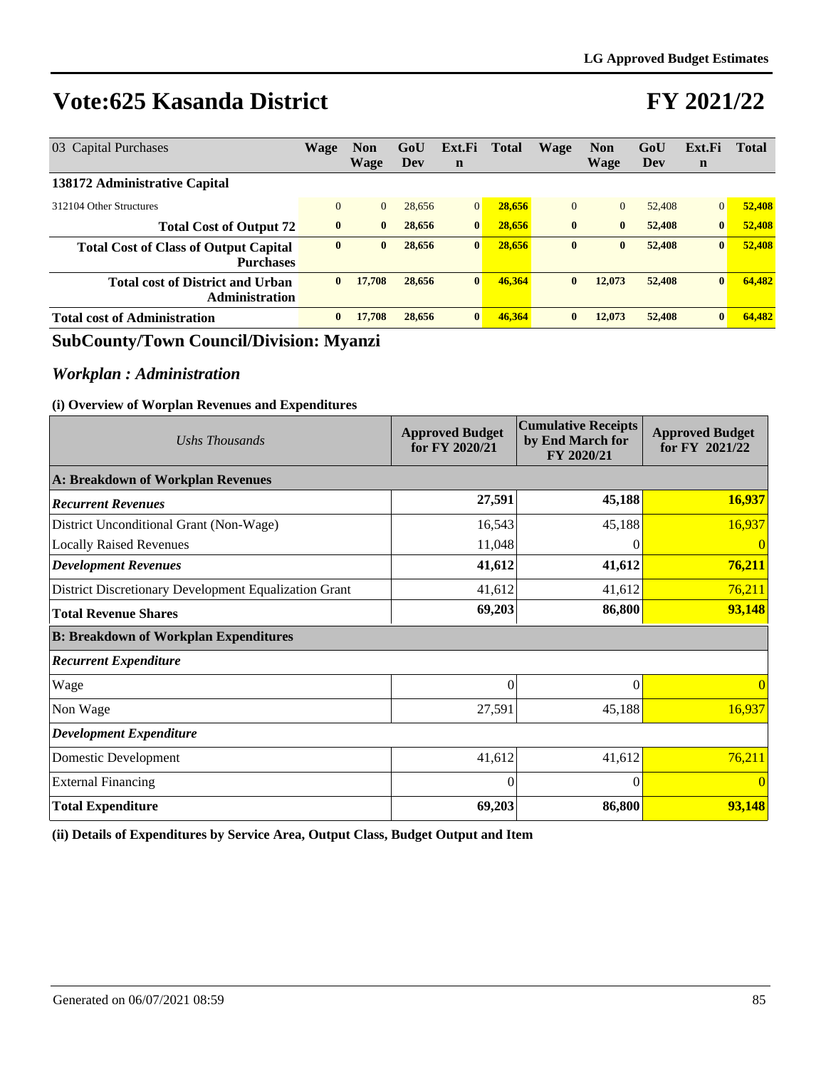# Vote:625 Kasanda District

# FY 2021/22

| 03 Capital Purchases | Wage | Non Wage | GoU Dev | Ext.Fin | Total | Wage | Non Wage | GoU Dev | Ext.Fin | Total |
|---|---|---|---|---|---|---|---|---|---|---|
| **138172 Administrative Capital** | | | | | | | | | | |
| 312104 Other Structures | 0 | 0 | 28,656 | 0 | **28,656** | 0 | 0 | 52,408 | 0 | **52,408** |
| **Total Cost of Output 72** | **0** | **0** | **28,656** | **0** | **28,656** | **0** | **0** | **52,408** | **0** | **52,408** |
| **Total Cost of Class of Output Capital Purchases** | **0** | **0** | **28,656** | **0** | **28,656** | **0** | **0** | **52,408** | **0** | **52,408** |
| **Total cost of District and Urban Administration** | **0** | **17,708** | **28,656** | **0** | **46,364** | **0** | **12,073** | **52,408** | **0** | **64,482** |
| **Total cost of Administration** | **0** | **17,708** | **28,656** | **0** | **46,364** | **0** | **12,073** | **52,408** | **0** | **64,482** |

## SubCounty/Town Council/Division: Myanzi

### *Workplan : Administration*

**(i) Overview of Worplan Revenues and Expenditures**

| *Ushs Thousands* | Approved Budget for FY 2020/21 | Cumulative Receipts by End March for FY 2020/21 | Approved Budget for FY 2021/22 |
|---|---|---|---|
| **A: Breakdown of Workplan Revenues** | | | |
| ***Recurrent Revenues*** | **27,591** | **45,188** | **16,937** |
| District Unconditional Grant (Non-Wage) | 16,543 | 45,188 | 16,937 |
| Locally Raised Revenues | 11,048 | 0 | 0 |
| ***Development Revenues*** | **41,612** | **41,612** | **76,211** |
| District Discretionary Development Equalization Grant | 41,612 | 41,612 | 76,211 |
| **Total Revenue Shares** | **69,203** | **86,800** | **93,148** |
| **B: Breakdown of Workplan Expenditures** | | | |
| ***Recurrent Expenditure*** | | | |
| Wage | 0 | 0 | 0 |
| Non Wage | 27,591 | 45,188 | 16,937 |
| ***Development Expenditure*** | | | |
| Domestic Development | 41,612 | 41,612 | 76,211 |
| External Financing | 0 | 0 | 0 |
| **Total Expenditure** | **69,203** | **86,800** | **93,148** |

**(ii) Details of Expenditures by Service Area, Output Class, Budget Output and Item**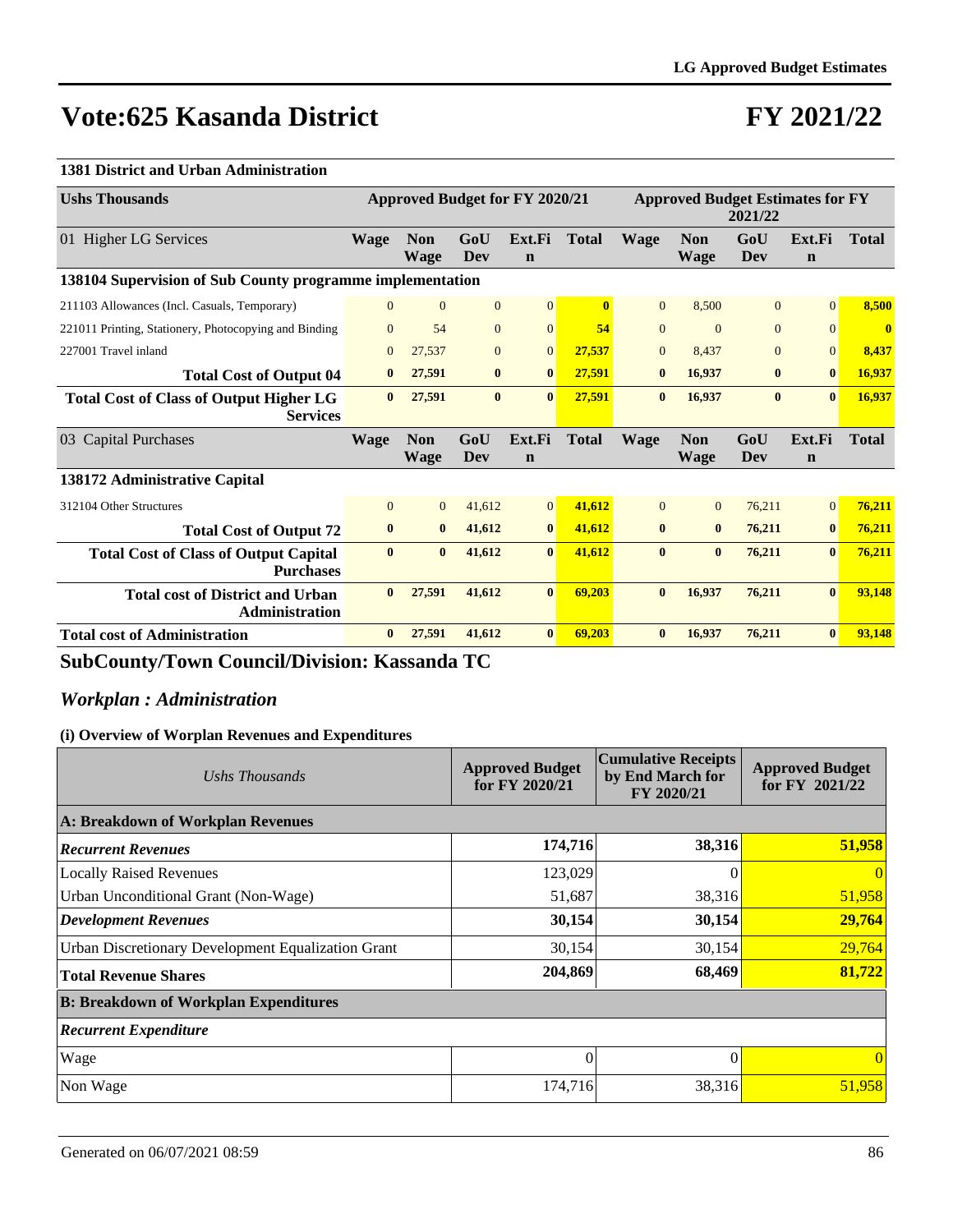# Vote:625 Kasanda District

# FY 2021/22

### 1381 District and Urban Administration

| Ushs Thousands | Approved Budget for FY 2020/21 | | | | | Approved Budget Estimates for FY 2021/22 | | | | |
|---|---|---|---|---|---|---|---|---|---|---|
| 01 Higher LG Services | Wage | Non Wage | GoU Dev | Ext.Fin | Total | Wage | Non Wage | GoU Dev | Ext.Fin | Total |
| **138104 Supervision of Sub County programme implementation** | | | | | | | | | | |
| 211103 Allowances (Incl. Casuals, Temporary) | 0 | 0 | 0 | 0 | **0** | 0 | 8,500 | 0 | 0 | **8,500** |
| 221011 Printing, Stationery, Photocopying and Binding | 0 | 54 | 0 | 0 | **54** | 0 | 0 | 0 | 0 | **0** |
| 227001 Travel inland | 0 | 27,537 | 0 | 0 | **27,537** | 0 | 8,437 | 0 | 0 | **8,437** |
| **Total Cost of Output 04** | **0** | **27,591** | **0** | **0** | **27,591** | **0** | **16,937** | **0** | **0** | **16,937** |
| **Total Cost of Class of Output Higher LG Services** | **0** | **27,591** | **0** | **0** | **27,591** | **0** | **16,937** | **0** | **0** | **16,937** |
| 03 Capital Purchases | Wage | Non Wage | GoU Dev | Ext.Fin | Total | Wage | Non Wage | GoU Dev | Ext.Fin | Total |
| **138172 Administrative Capital** | | | | | | | | | | |
| 312104 Other Structures | 0 | 0 | 41,612 | 0 | **41,612** | 0 | 0 | 76,211 | 0 | **76,211** |
| **Total Cost of Output 72** | **0** | **0** | **41,612** | **0** | **41,612** | **0** | **0** | **76,211** | **0** | **76,211** |
| **Total Cost of Class of Output Capital Purchases** | **0** | **0** | **41,612** | **0** | **41,612** | **0** | **0** | **76,211** | **0** | **76,211** |
| **Total cost of District and Urban Administration** | **0** | **27,591** | **41,612** | **0** | **69,203** | **0** | **16,937** | **76,211** | **0** | **93,148** |
| **Total cost of Administration** | **0** | **27,591** | **41,612** | **0** | **69,203** | **0** | **16,937** | **76,211** | **0** | **93,148** |

## SubCounty/Town Council/Division: Kassanda TC

## *Workplan : Administration*

### (i) Overview of Worplan Revenues and Expenditures

| *Ushs Thousands* | Approved Budget for FY 2020/21 | Cumulative Receipts by End March for FY 2020/21 | Approved Budget for FY 2021/22 |
|---|---|---|---|
| **A: Breakdown of Workplan Revenues** | | | |
| ***Recurrent Revenues*** | **174,716** | **38,316** | **51,958** |
| Locally Raised Revenues | 123,029 | 0 | 0 |
| Urban Unconditional Grant (Non-Wage) | 51,687 | 38,316 | 51,958 |
| ***Development Revenues*** | **30,154** | **30,154** | **29,764** |
| Urban Discretionary Development Equalization Grant | 30,154 | 30,154 | 29,764 |
| **Total Revenue Shares** | **204,869** | **68,469** | **81,722** |
| **B: Breakdown of Workplan Expenditures** | | | |
| ***Recurrent Expenditure*** | | | |
| Wage | 0 | 0 | 0 |
| Non Wage | 174,716 | 38,316 | 51,958 |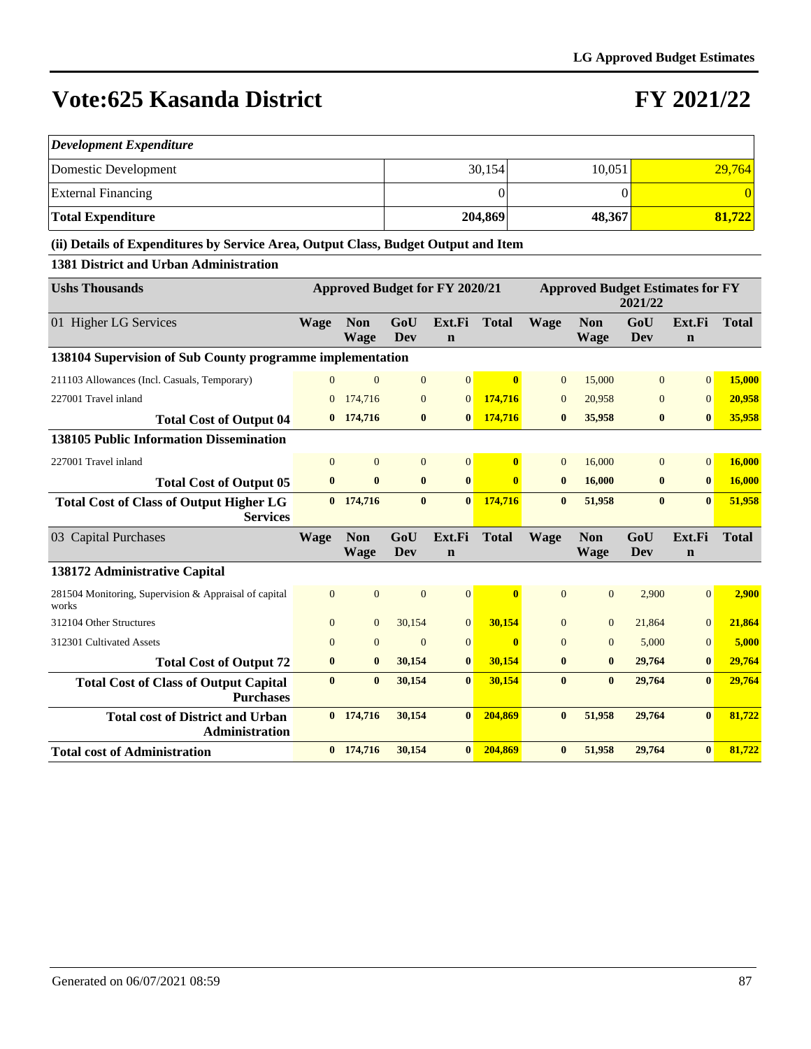# Vote:625 Kasanda District

# FY 2021/22

| *Development Expenditure* | | | |
|---|---|---|---|
| Domestic Development | 30,154 | 10,051 | 29,764 |
| External Financing | 0 | 0 | 0 |
| **Total Expenditure** | **204,869** | **48,367** | **81,722** |

**(ii) Details of Expenditures by Service Area, Output Class, Budget Output and Item**

**1381 District and Urban Administration**

| Ushs Thousands | Approved Budget for FY 2020/21 | | | | | Approved Budget Estimates for FY 2021/22 | | | | |
|---|---|---|---|---|---|---|---|---|---|---|
| 01 Higher LG Services | Wage | Non Wage | GoU Dev | Ext.Fin | Total | Wage | Non Wage | GoU Dev | Ext.Fin | Total |
| **138104 Supervision of Sub County programme implementation** | | | | | | | | | | |
| 211103 Allowances (Incl. Casuals, Temporary) | 0 | 0 | 0 | 0 | 0 | 0 | 15,000 | 0 | 0 | 15,000 |
| 227001 Travel inland | 0 | 174,716 | 0 | 0 | 174,716 | 0 | 20,958 | 0 | 0 | 20,958 |
| **Total Cost of Output 04** | **0** | **174,716** | **0** | **0** | **174,716** | **0** | **35,958** | **0** | **0** | **35,958** |
| **138105 Public Information Dissemination** | | | | | | | | | | |
| 227001 Travel inland | 0 | 0 | 0 | 0 | 0 | 0 | 16,000 | 0 | 0 | 16,000 |
| **Total Cost of Output 05** | **0** | **0** | **0** | **0** | **0** | **0** | **16,000** | **0** | **0** | **16,000** |
| **Total Cost of Class of Output Higher LG Services** | **0** | **174,716** | **0** | **0** | **174,716** | **0** | **51,958** | **0** | **0** | **51,958** |
| 03 Capital Purchases | Wage | Non Wage | GoU Dev | Ext.Fin | Total | Wage | Non Wage | GoU Dev | Ext.Fin | Total |
| **138172 Administrative Capital** | | | | | | | | | | |
| 281504 Monitoring, Supervision & Appraisal of capital works | 0 | 0 | 0 | 0 | 0 | 0 | 0 | 2,900 | 0 | 2,900 |
| 312104 Other Structures | 0 | 0 | 30,154 | 0 | 30,154 | 0 | 0 | 21,864 | 0 | 21,864 |
| 312301 Cultivated Assets | 0 | 0 | 0 | 0 | 0 | 0 | 0 | 5,000 | 0 | 5,000 |
| **Total Cost of Output 72** | **0** | **0** | **30,154** | **0** | **30,154** | **0** | **0** | **29,764** | **0** | **29,764** |
| **Total Cost of Class of Output Capital Purchases** | **0** | **0** | **30,154** | **0** | **30,154** | **0** | **0** | **29,764** | **0** | **29,764** |
| **Total cost of District and Urban Administration** | **0** | **174,716** | **30,154** | **0** | **204,869** | **0** | **51,958** | **29,764** | **0** | **81,722** |
| **Total cost of Administration** | **0** | **174,716** | **30,154** | **0** | **204,869** | **0** | **51,958** | **29,764** | **0** | **81,722** |